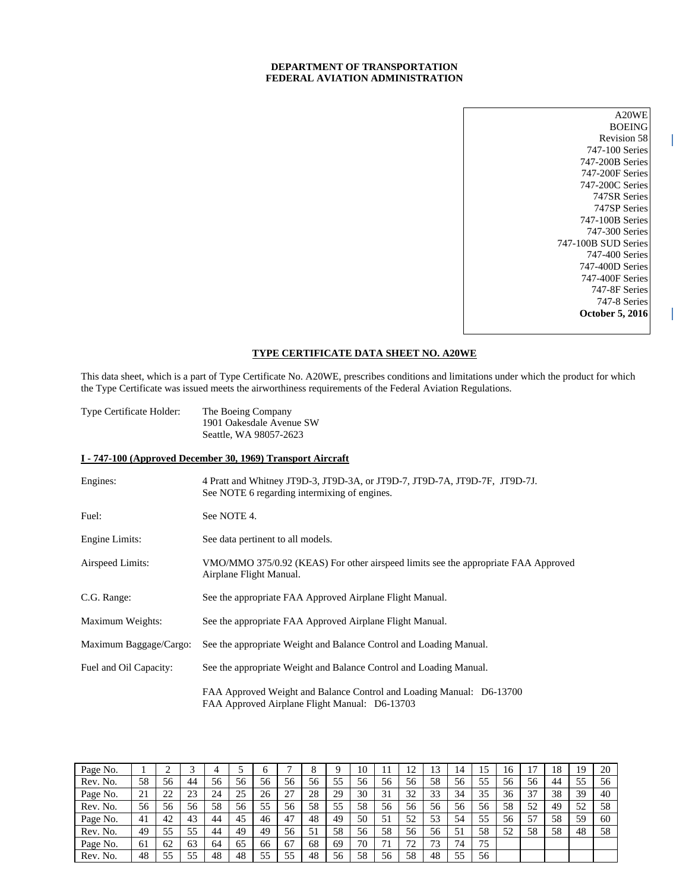**DEPARTMENT OF TRANSPORTATION**
**FEDERAL AVIATION ADMINISTRATION**

A20WE
BOEING
Revision 58
747-100 Series
747-200B Series
747-200F Series
747-200C Series
747SR Series
747SP Series
747-100B Series
747-300 Series
747-100B SUD Series
747-400 Series
747-400D Series
747-400F Series
747-8F Series
747-8 Series
**October 5, 2016**

## TYPE CERTIFICATE DATA SHEET NO. A20WE

This data sheet, which is a part of Type Certificate No. A20WE, prescribes conditions and limitations under which the product for which the Type Certificate was issued meets the airworthiness requirements of the Federal Aviation Regulations.

Type Certificate Holder: The Boeing Company
1901 Oakesdale Avenue SW
Seattle, WA 98057-2623

### I - 747-100 (Approved December 30, 1969) Transport Aircraft

Engines: 4 Pratt and Whitney JT9D-3, JT9D-3A, or JT9D-7, JT9D-7A, JT9D-7F, JT9D-7J. See NOTE 6 regarding intermixing of engines.

Fuel: See NOTE 4.

Engine Limits: See data pertinent to all models.

Airspeed Limits: VMO/MMO 375/0.92 (KEAS) For other airspeed limits see the appropriate FAA Approved Airplane Flight Manual.

C.G. Range: See the appropriate FAA Approved Airplane Flight Manual.

Maximum Weights: See the appropriate FAA Approved Airplane Flight Manual.

Maximum Baggage/Cargo: See the appropriate Weight and Balance Control and Loading Manual.

Fuel and Oil Capacity: See the appropriate Weight and Balance Control and Loading Manual.

FAA Approved Weight and Balance Control and Loading Manual: D6-13700
FAA Approved Airplane Flight Manual: D6-13703

| Page No. | 1 | 2 | 3 | 4 | 5 | 6 | 7 | 8 | 9 | 10 | 11 | 12 | 13 | 14 | 15 | 16 | 17 | 18 | 19 | 20 |
|---|---|---|---|---|---|---|---|---|---|---|---|---|---|---|---|---|---|---|---|---|
| Rev. No. | 58 | 56 | 44 | 56 | 56 | 56 | 56 | 56 | 55 | 56 | 56 | 56 | 58 | 56 | 55 | 56 | 56 | 44 | 55 | 56 |
| Page No. | 21 | 22 | 23 | 24 | 25 | 26 | 27 | 28 | 29 | 30 | 31 | 32 | 33 | 34 | 35 | 36 | 37 | 38 | 39 | 40 |
| Rev. No. | 56 | 56 | 56 | 58 | 56 | 55 | 56 | 58 | 55 | 58 | 56 | 56 | 56 | 56 | 56 | 58 | 52 | 49 | 52 | 58 |
| Page No. | 41 | 42 | 43 | 44 | 45 | 46 | 47 | 48 | 49 | 50 | 51 | 52 | 53 | 54 | 55 | 56 | 57 | 58 | 59 | 60 |
| Rev. No. | 49 | 55 | 55 | 44 | 49 | 49 | 56 | 51 | 58 | 56 | 58 | 56 | 56 | 51 | 58 | 52 | 58 | 58 | 48 | 58 |
| Page No. | 61 | 62 | 63 | 64 | 65 | 66 | 67 | 68 | 69 | 70 | 71 | 72 | 73 | 74 | 75 | | | | | |
| Rev. No. | 48 | 55 | 55 | 48 | 48 | 55 | 55 | 48 | 56 | 58 | 56 | 58 | 48 | 55 | 56 | | | | | |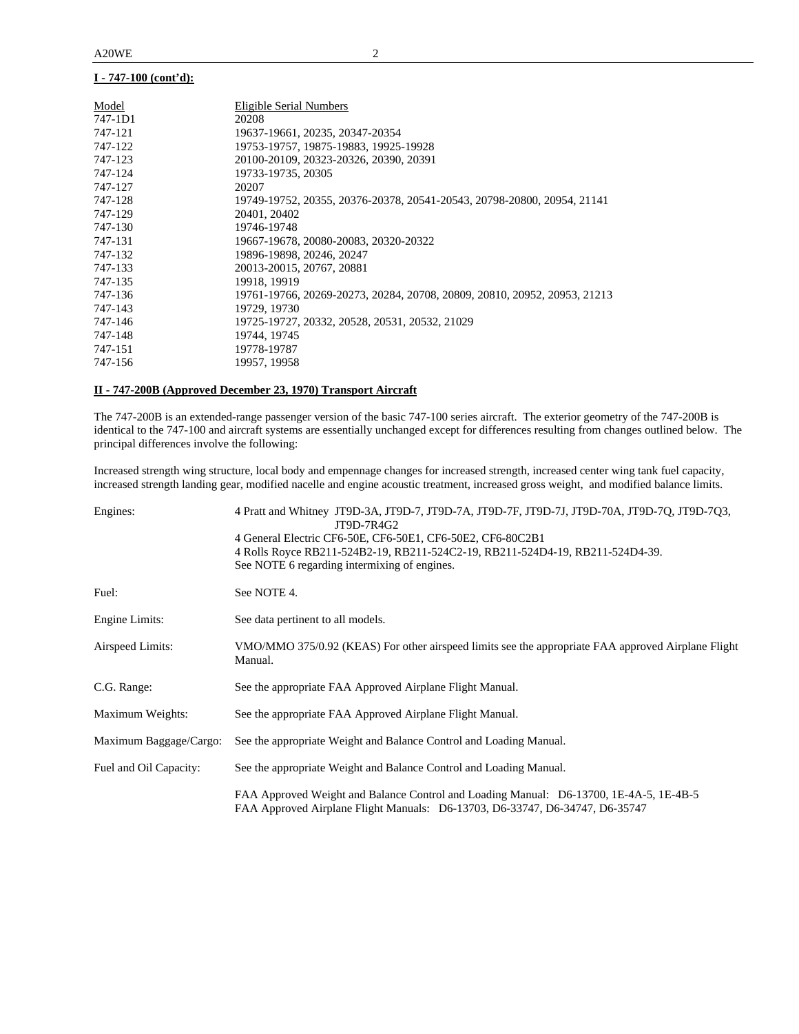**I - 747-100 (cont'd):**

| Model | Eligible Serial Numbers |
|---|---|
| 747-1D1 | 20208 |
| 747-121 | 19637-19661, 20235, 20347-20354 |
| 747-122 | 19753-19757, 19875-19883, 19925-19928 |
| 747-123 | 20100-20109, 20323-20326, 20390, 20391 |
| 747-124 | 19733-19735, 20305 |
| 747-127 | 20207 |
| 747-128 | 19749-19752, 20355, 20376-20378, 20541-20543, 20798-20800, 20954, 21141 |
| 747-129 | 20401, 20402 |
| 747-130 | 19746-19748 |
| 747-131 | 19667-19678, 20080-20083, 20320-20322 |
| 747-132 | 19896-19898, 20246, 20247 |
| 747-133 | 20013-20015, 20767, 20881 |
| 747-135 | 19918, 19919 |
| 747-136 | 19761-19766, 20269-20273, 20284, 20708, 20809, 20810, 20952, 20953, 21213 |
| 747-143 | 19729, 19730 |
| 747-146 | 19725-19727, 20332, 20528, 20531, 20532, 21029 |
| 747-148 | 19744, 19745 |
| 747-151 | 19778-19787 |
| 747-156 | 19957, 19958 |

**II - 747-200B (Approved December 23, 1970) Transport Aircraft**

The 747-200B is an extended-range passenger version of the basic 747-100 series aircraft. The exterior geometry of the 747-200B is identical to the 747-100 and aircraft systems are essentially unchanged except for differences resulting from changes outlined below. The principal differences involve the following:

Increased strength wing structure, local body and empennage changes for increased strength, increased center wing tank fuel capacity, increased strength landing gear, modified nacelle and engine acoustic treatment, increased gross weight, and modified balance limits.

Engines: 4 Pratt and Whitney JT9D-3A, JT9D-7, JT9D-7A, JT9D-7F, JT9D-7J, JT9D-70A, JT9D-7Q, JT9D-7Q3, JT9D-7R4G2
4 General Electric CF6-50E, CF6-50E1, CF6-50E2, CF6-80C2B1
4 Rolls Royce RB211-524B2-19, RB211-524C2-19, RB211-524D4-19, RB211-524D4-39.
See NOTE 6 regarding intermixing of engines.

Fuel: See NOTE 4.

Engine Limits: See data pertinent to all models.

Airspeed Limits: VMO/MMO 375/0.92 (KEAS) For other airspeed limits see the appropriate FAA approved Airplane Flight Manual.

C.G. Range: See the appropriate FAA Approved Airplane Flight Manual.

Maximum Weights: See the appropriate FAA Approved Airplane Flight Manual.

Maximum Baggage/Cargo: See the appropriate Weight and Balance Control and Loading Manual.

Fuel and Oil Capacity: See the appropriate Weight and Balance Control and Loading Manual.

FAA Approved Weight and Balance Control and Loading Manual: D6-13700, 1E-4A-5, 1E-4B-5
FAA Approved Airplane Flight Manuals: D6-13703, D6-33747, D6-34747, D6-35747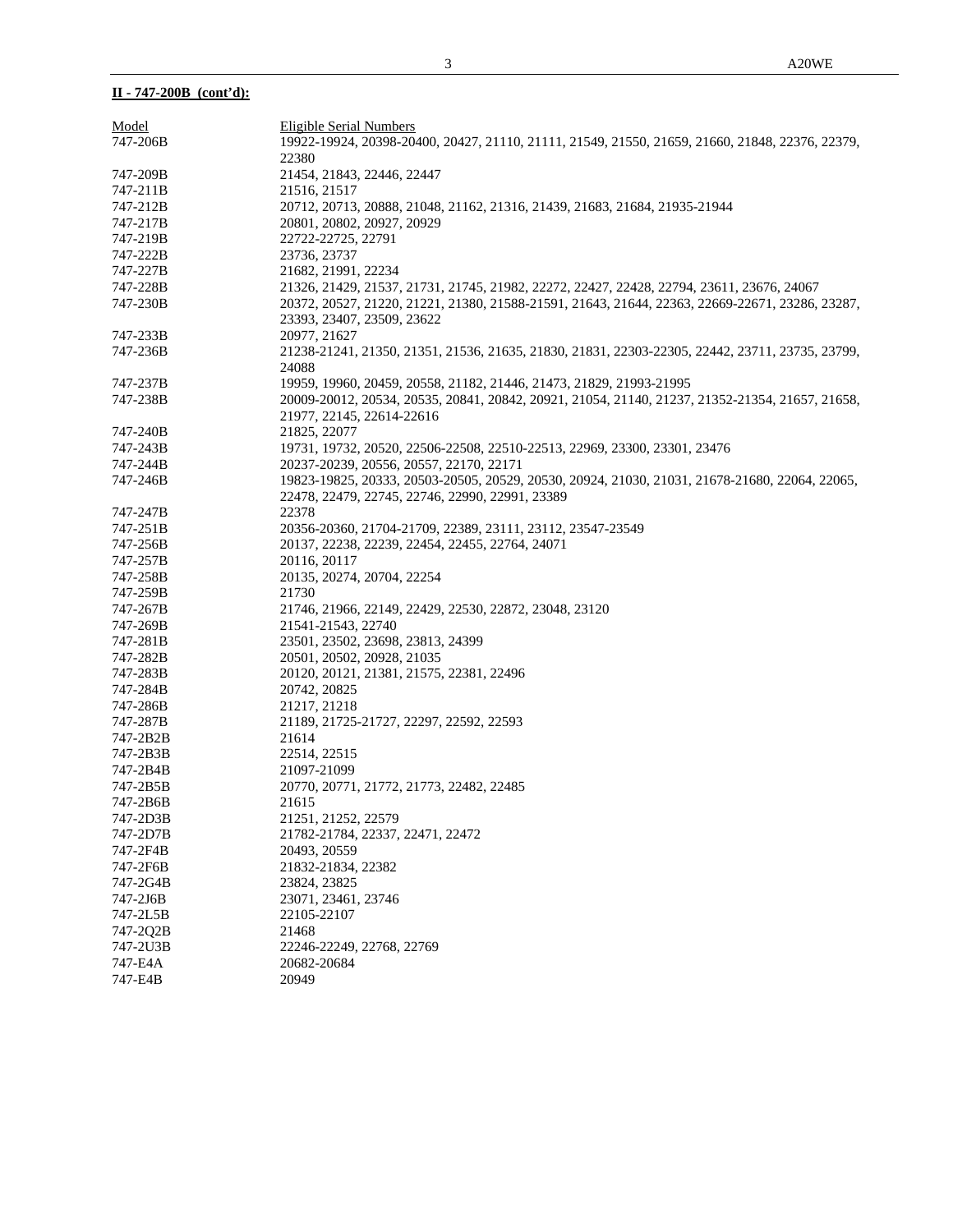**II - 747-200B (cont'd):**

| Model | Eligible Serial Numbers |
|---|---|
| 747-206B | 19922-19924, 20398-20400, 20427, 21110, 21111, 21549, 21550, 21659, 21660, 21848, 22376, 22379, 22380 |
| 747-209B | 21454, 21843, 22446, 22447 |
| 747-211B | 21516, 21517 |
| 747-212B | 20712, 20713, 20888, 21048, 21162, 21316, 21439, 21683, 21684, 21935-21944 |
| 747-217B | 20801, 20802, 20927, 20929 |
| 747-219B | 22722-22725, 22791 |
| 747-222B | 23736, 23737 |
| 747-227B | 21682, 21991, 22234 |
| 747-228B | 21326, 21429, 21537, 21731, 21745, 21982, 22272, 22427, 22428, 22794, 23611, 23676, 24067 |
| 747-230B | 20372, 20527, 21220, 21221, 21380, 21588-21591, 21643, 21644, 22363, 22669-22671, 23286, 23287, 23393, 23407, 23509, 23622 |
| 747-233B | 20977, 21627 |
| 747-236B | 21238-21241, 21350, 21351, 21536, 21635, 21830, 21831, 22303-22305, 22442, 23711, 23735, 23799, 24088 |
| 747-237B | 19959, 19960, 20459, 20558, 21182, 21446, 21473, 21829, 21993-21995 |
| 747-238B | 20009-20012, 20534, 20535, 20841, 20842, 20921, 21054, 21140, 21237, 21352-21354, 21657, 21658, 21977, 22145, 22614-22616 |
| 747-240B | 21825, 22077 |
| 747-243B | 19731, 19732, 20520, 22506-22508, 22510-22513, 22969, 23300, 23301, 23476 |
| 747-244B | 20237-20239, 20556, 20557, 22170, 22171 |
| 747-246B | 19823-19825, 20333, 20503-20505, 20529, 20530, 20924, 21030, 21031, 21678-21680, 22064, 22065, 22478, 22479, 22745, 22746, 22990, 22991, 23389 |
| 747-247B | 22378 |
| 747-251B | 20356-20360, 21704-21709, 22389, 23111, 23112, 23547-23549 |
| 747-256B | 20137, 22238, 22239, 22454, 22455, 22764, 24071 |
| 747-257B | 20116, 20117 |
| 747-258B | 20135, 20274, 20704, 22254 |
| 747-259B | 21730 |
| 747-267B | 21746, 21966, 22149, 22429, 22530, 22872, 23048, 23120 |
| 747-269B | 21541-21543, 22740 |
| 747-281B | 23501, 23502, 23698, 23813, 24399 |
| 747-282B | 20501, 20502, 20928, 21035 |
| 747-283B | 20120, 20121, 21381, 21575, 22381, 22496 |
| 747-284B | 20742, 20825 |
| 747-286B | 21217, 21218 |
| 747-287B | 21189, 21725-21727, 22297, 22592, 22593 |
| 747-2B2B | 21614 |
| 747-2B3B | 22514, 22515 |
| 747-2B4B | 21097-21099 |
| 747-2B5B | 20770, 20771, 21772, 21773, 22482, 22485 |
| 747-2B6B | 21615 |
| 747-2D3B | 21251, 21252, 22579 |
| 747-2D7B | 21782-21784, 22337, 22471, 22472 |
| 747-2F4B | 20493, 20559 |
| 747-2F6B | 21832-21834, 22382 |
| 747-2G4B | 23824, 23825 |
| 747-2J6B | 23071, 23461, 23746 |
| 747-2L5B | 22105-22107 |
| 747-2Q2B | 21468 |
| 747-2U3B | 22246-22249, 22768, 22769 |
| 747-E4A | 20682-20684 |
| 747-E4B | 20949 |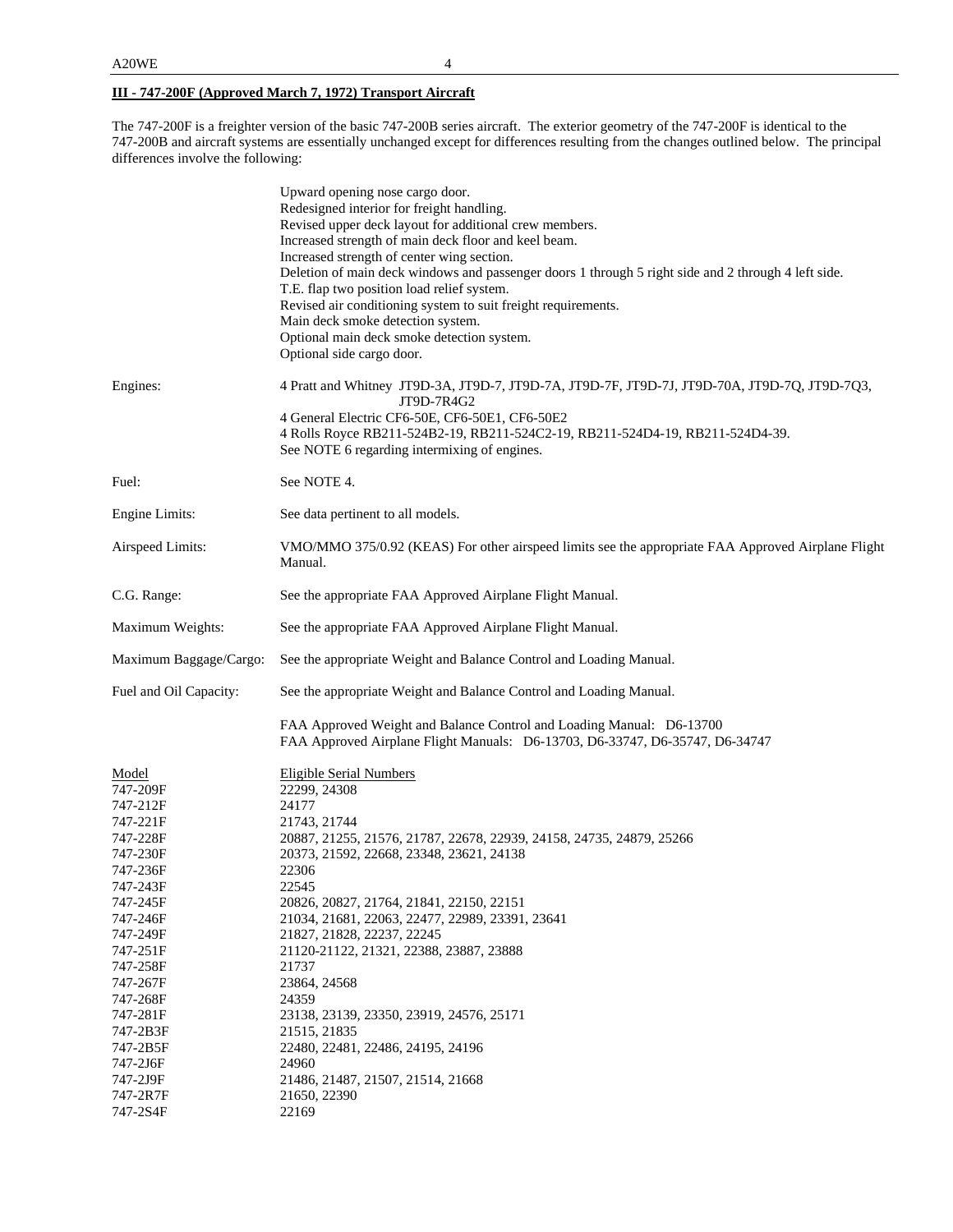## III - 747-200F (Approved March 7, 1972) Transport Aircraft

The 747-200F is a freighter version of the basic 747-200B series aircraft. The exterior geometry of the 747-200F is identical to the 747-200B and aircraft systems are essentially unchanged except for differences resulting from the changes outlined below. The principal differences involve the following:

- Upward opening nose cargo door.
- Redesigned interior for freight handling.
- Revised upper deck layout for additional crew members.
- Increased strength of main deck floor and keel beam.
- Increased strength of center wing section.
- Deletion of main deck windows and passenger doors 1 through 5 right side and 2 through 4 left side.
- T.E. flap two position load relief system.
- Revised air conditioning system to suit freight requirements.
- Main deck smoke detection system.
- Optional main deck smoke detection system.
- Optional side cargo door.

| | |
|---|---|
| Engines: | 4 Pratt and Whitney JT9D-3A, JT9D-7, JT9D-7A, JT9D-7F, JT9D-7J, JT9D-70A, JT9D-7Q, JT9D-7Q3, JT9D-7R4G2<br>4 General Electric CF6-50E, CF6-50E1, CF6-50E2<br>4 Rolls Royce RB211-524B2-19, RB211-524C2-19, RB211-524D4-19, RB211-524D4-39.<br>See NOTE 6 regarding intermixing of engines. |
| Fuel: | See NOTE 4. |
| Engine Limits: | See data pertinent to all models. |
| Airspeed Limits: | VMO/MMO 375/0.92 (KEAS) For other airspeed limits see the appropriate FAA Approved Airplane Flight Manual. |
| C.G. Range: | See the appropriate FAA Approved Airplane Flight Manual. |
| Maximum Weights: | See the appropriate FAA Approved Airplane Flight Manual. |
| Maximum Baggage/Cargo: | See the appropriate Weight and Balance Control and Loading Manual. |
| Fuel and Oil Capacity: | See the appropriate Weight and Balance Control and Loading Manual. |

FAA Approved Weight and Balance Control and Loading Manual: D6-13700
FAA Approved Airplane Flight Manuals: D6-13703, D6-33747, D6-35747, D6-34747

| Model | Eligible Serial Numbers |
|---|---|
| 747-209F | 22299, 24308 |
| 747-212F | 24177 |
| 747-221F | 21743, 21744 |
| 747-228F | 20887, 21255, 21576, 21787, 22678, 22939, 24158, 24735, 24879, 25266 |
| 747-230F | 20373, 21592, 22668, 23348, 23621, 24138 |
| 747-236F | 22306 |
| 747-243F | 22545 |
| 747-245F | 20826, 20827, 21764, 21841, 22150, 22151 |
| 747-246F | 21034, 21681, 22063, 22477, 22989, 23391, 23641 |
| 747-249F | 21827, 21828, 22237, 22245 |
| 747-251F | 21120-21122, 21321, 22388, 23887, 23888 |
| 747-258F | 21737 |
| 747-267F | 23864, 24568 |
| 747-268F | 24359 |
| 747-281F | 23138, 23139, 23350, 23919, 24576, 25171 |
| 747-2B3F | 21515, 21835 |
| 747-2B5F | 22480, 22481, 22486, 24195, 24196 |
| 747-2J6F | 24960 |
| 747-2J9F | 21486, 21487, 21507, 21514, 21668 |
| 747-2R7F | 21650, 22390 |
| 747-2S4F | 22169 |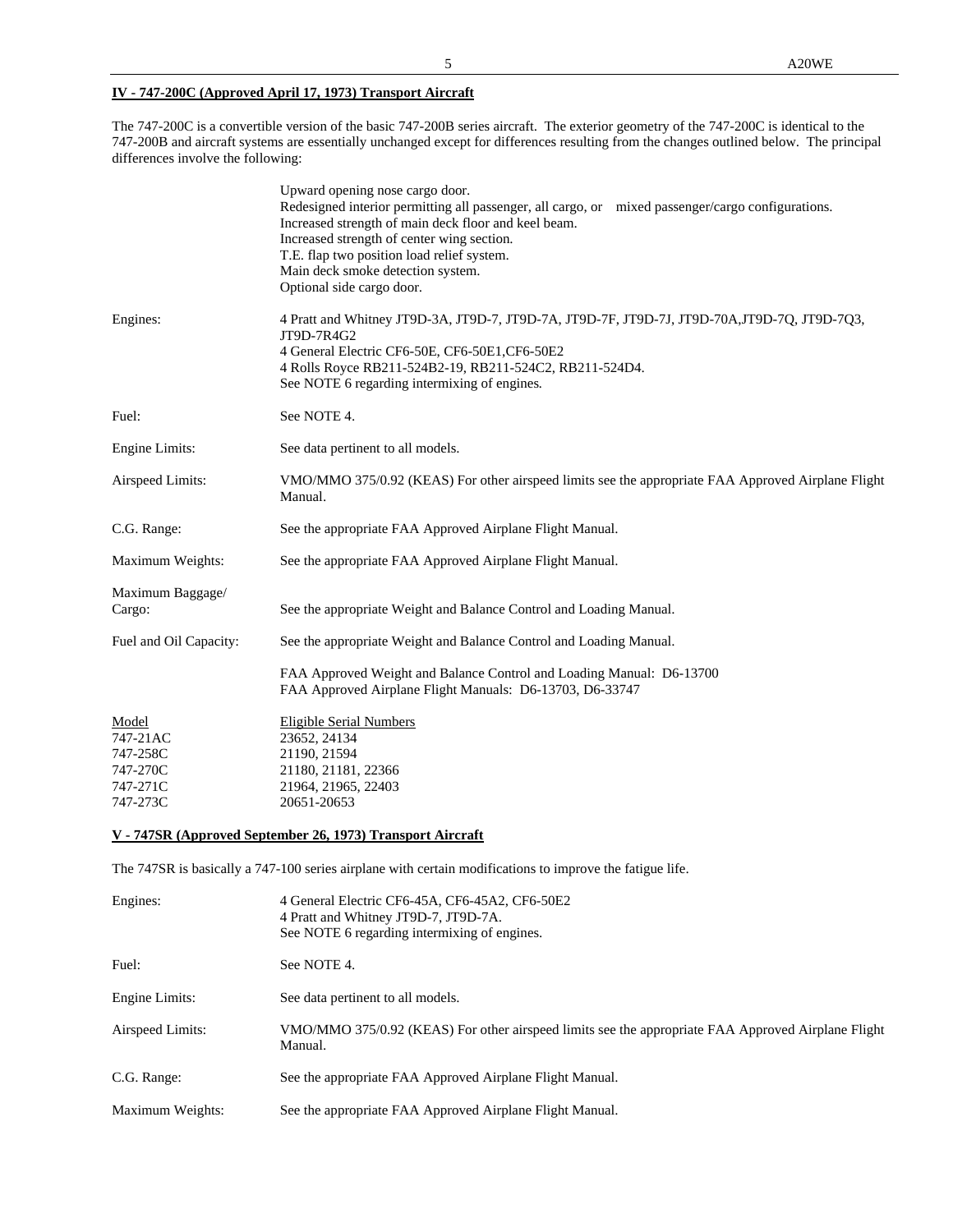**IV - 747-200C (Approved April 17, 1973) Transport Aircraft**

The 747-200C is a convertible version of the basic 747-200B series aircraft. The exterior geometry of the 747-200C is identical to the 747-200B and aircraft systems are essentially unchanged except for differences resulting from the changes outlined below. The principal differences involve the following:

Upward opening nose cargo door.
Redesigned interior permitting all passenger, all cargo, or mixed passenger/cargo configurations.
Increased strength of main deck floor and keel beam.
Increased strength of center wing section.
T.E. flap two position load relief system.
Main deck smoke detection system.
Optional side cargo door.

Engines: 4 Pratt and Whitney JT9D-3A, JT9D-7, JT9D-7A, JT9D-7F, JT9D-7J, JT9D-70A,JT9D-7Q, JT9D-7Q3, JT9D-7R4G2
4 General Electric CF6-50E, CF6-50E1,CF6-50E2
4 Rolls Royce RB211-524B2-19, RB211-524C2, RB211-524D4.
See NOTE 6 regarding intermixing of engines.

Fuel: See NOTE 4.

Engine Limits: See data pertinent to all models.

Airspeed Limits: VMO/MMO 375/0.92 (KEAS) For other airspeed limits see the appropriate FAA Approved Airplane Flight Manual.

C.G. Range: See the appropriate FAA Approved Airplane Flight Manual.

Maximum Weights: See the appropriate FAA Approved Airplane Flight Manual.

Maximum Baggage/ Cargo: See the appropriate Weight and Balance Control and Loading Manual.

Fuel and Oil Capacity: See the appropriate Weight and Balance Control and Loading Manual.

FAA Approved Weight and Balance Control and Loading Manual: D6-13700
FAA Approved Airplane Flight Manuals: D6-13703, D6-33747

| Model | Eligible Serial Numbers |
|---|---|
| 747-21AC | 23652, 24134 |
| 747-258C | 21190, 21594 |
| 747-270C | 21180, 21181, 22366 |
| 747-271C | 21964, 21965, 22403 |
| 747-273C | 20651-20653 |

**V - 747SR (Approved September 26, 1973) Transport Aircraft**

The 747SR is basically a 747-100 series airplane with certain modifications to improve the fatigue life.

Engines: 4 General Electric CF6-45A, CF6-45A2, CF6-50E2
4 Pratt and Whitney JT9D-7, JT9D-7A.
See NOTE 6 regarding intermixing of engines.

Fuel: See NOTE 4.

Engine Limits: See data pertinent to all models.

Airspeed Limits: VMO/MMO 375/0.92 (KEAS) For other airspeed limits see the appropriate FAA Approved Airplane Flight Manual.

C.G. Range: See the appropriate FAA Approved Airplane Flight Manual.

Maximum Weights: See the appropriate FAA Approved Airplane Flight Manual.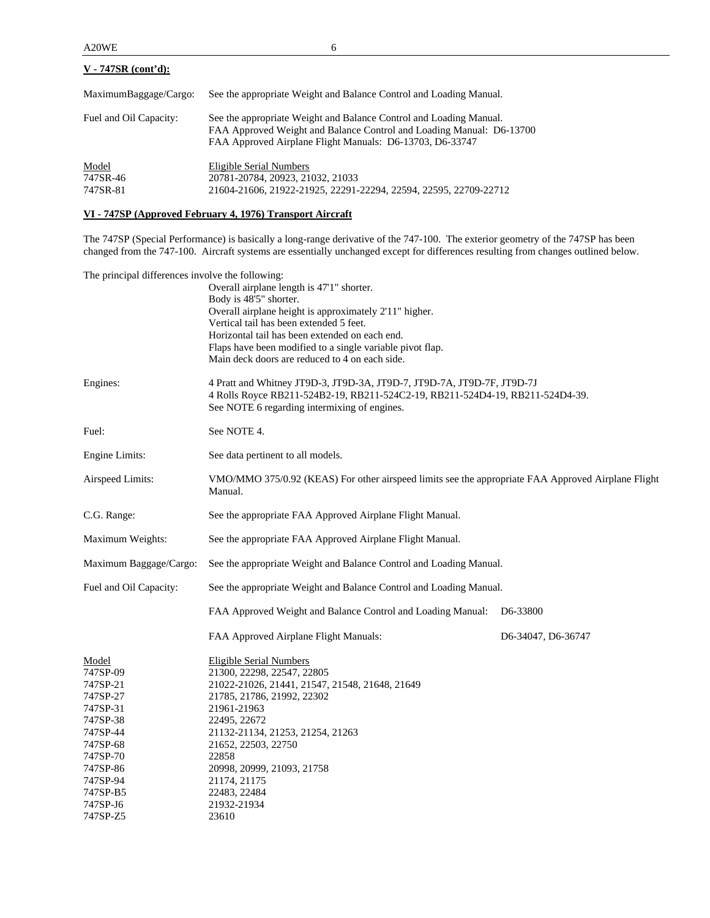**V - 747SR (cont'd):**

MaximumBaggage/Cargo: See the appropriate Weight and Balance Control and Loading Manual.

Fuel and Oil Capacity: See the appropriate Weight and Balance Control and Loading Manual.
FAA Approved Weight and Balance Control and Loading Manual: D6-13700
FAA Approved Airplane Flight Manuals: D6-13703, D6-33747

| Model | Eligible Serial Numbers |
|---|---|
| 747SR-46 | 20781-20784, 20923, 21032, 21033 |
| 747SR-81 | 21604-21606, 21922-21925, 22291-22294, 22594, 22595, 22709-22712 |

**VI - 747SP (Approved February 4, 1976) Transport Aircraft**

The 747SP (Special Performance) is basically a long-range derivative of the 747-100. The exterior geometry of the 747SP has been changed from the 747-100. Aircraft systems are essentially unchanged except for differences resulting from changes outlined below.

The principal differences involve the following:

Overall airplane length is 47'1" shorter.
Body is 48'5" shorter.
Overall airplane height is approximately 2'11" higher.
Vertical tail has been extended 5 feet.
Horizontal tail has been extended on each end.
Flaps have been modified to a single variable pivot flap.
Main deck doors are reduced to 4 on each side.

Engines: 4 Pratt and Whitney JT9D-3, JT9D-3A, JT9D-7, JT9D-7A, JT9D-7F, JT9D-7J
4 Rolls Royce RB211-524B2-19, RB211-524C2-19, RB211-524D4-19, RB211-524D4-39.
See NOTE 6 regarding intermixing of engines.

Fuel: See NOTE 4.

Engine Limits: See data pertinent to all models.

Airspeed Limits: VMO/MMO 375/0.92 (KEAS) For other airspeed limits see the appropriate FAA Approved Airplane Flight Manual.

C.G. Range: See the appropriate FAA Approved Airplane Flight Manual.

Maximum Weights: See the appropriate FAA Approved Airplane Flight Manual.

Maximum Baggage/Cargo: See the appropriate Weight and Balance Control and Loading Manual.

Fuel and Oil Capacity: See the appropriate Weight and Balance Control and Loading Manual.

FAA Approved Weight and Balance Control and Loading Manual: D6-33800

FAA Approved Airplane Flight Manuals: D6-34047, D6-36747

| Model | Eligible Serial Numbers |
|---|---|
| 747SP-09 | 21300, 22298, 22547, 22805 |
| 747SP-21 | 21022-21026, 21441, 21547, 21548, 21648, 21649 |
| 747SP-27 | 21785, 21786, 21992, 22302 |
| 747SP-31 | 21961-21963 |
| 747SP-38 | 22495, 22672 |
| 747SP-44 | 21132-21134, 21253, 21254, 21263 |
| 747SP-68 | 21652, 22503, 22750 |
| 747SP-70 | 22858 |
| 747SP-86 | 20998, 20999, 21093, 21758 |
| 747SP-94 | 21174, 21175 |
| 747SP-B5 | 22483, 22484 |
| 747SP-J6 | 21932-21934 |
| 747SP-Z5 | 23610 |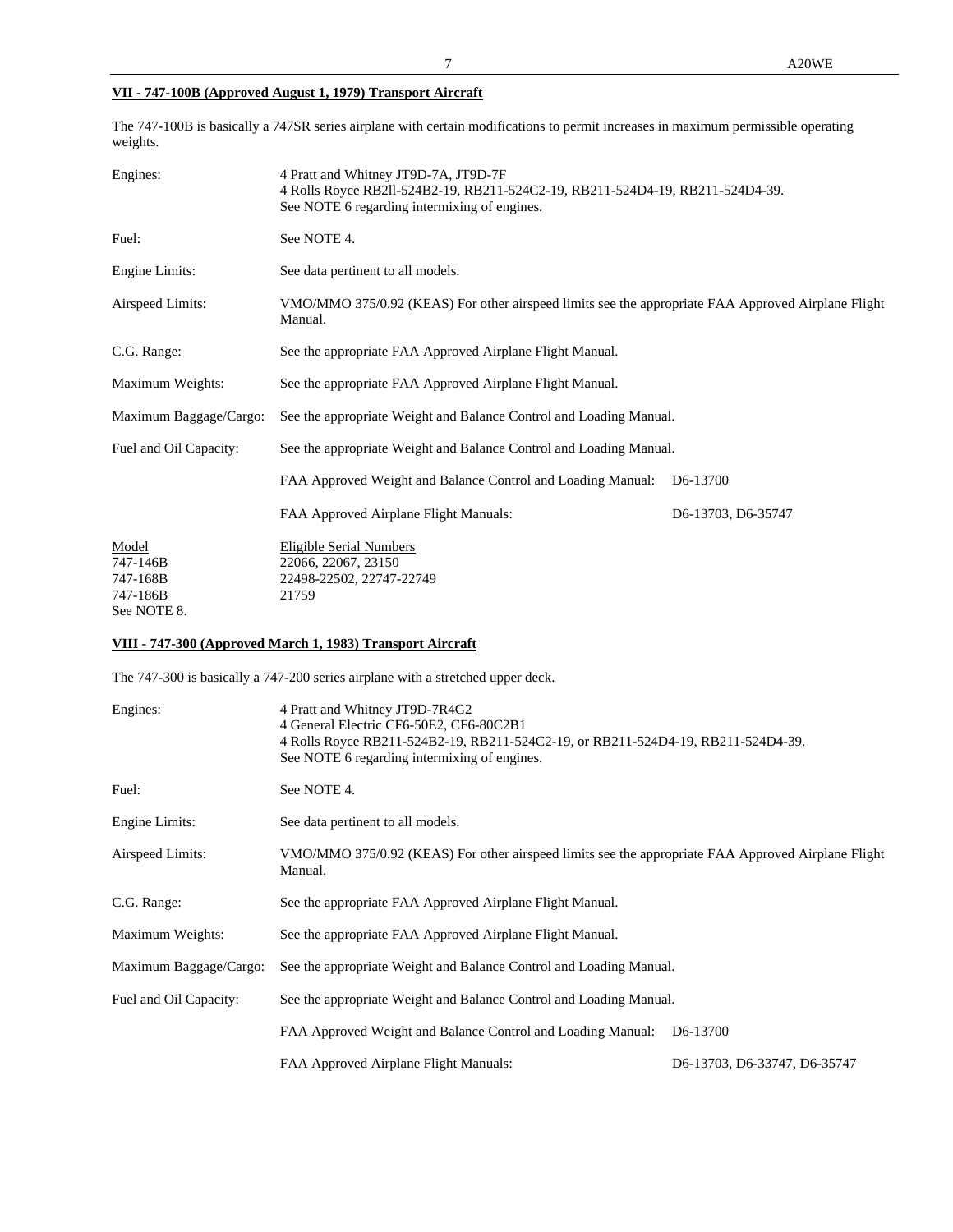**VII - 747-100B (Approved August 1, 1979) Transport Aircraft**

The 747-100B is basically a 747SR series airplane with certain modifications to permit increases in maximum permissible operating weights.

| | |
|---|---|
| Engines: | 4 Pratt and Whitney JT9D-7A, JT9D-7F<br>4 Rolls Royce RB2ll-524B2-19, RB211-524C2-19, RB211-524D4-19, RB211-524D4-39.<br>See NOTE 6 regarding intermixing of engines. |
| Fuel: | See NOTE 4. |
| Engine Limits: | See data pertinent to all models. |
| Airspeed Limits: | VMO/MMO 375/0.92 (KEAS) For other airspeed limits see the appropriate FAA Approved Airplane Flight Manual. |
| C.G. Range: | See the appropriate FAA Approved Airplane Flight Manual. |
| Maximum Weights: | See the appropriate FAA Approved Airplane Flight Manual. |
| Maximum Baggage/Cargo: | See the appropriate Weight and Balance Control and Loading Manual. |
| Fuel and Oil Capacity: | See the appropriate Weight and Balance Control and Loading Manual. |

FAA Approved Weight and Balance Control and Loading Manual: D6-13700

FAA Approved Airplane Flight Manuals: D6-13703, D6-35747

| Model | Eligible Serial Numbers |
|---|---|
| 747-146B | 22066, 22067, 23150 |
| 747-168B | 22498-22502, 22747-22749 |
| 747-186B | 21759 |

See NOTE 8.

**VIII - 747-300 (Approved March 1, 1983) Transport Aircraft**

The 747-300 is basically a 747-200 series airplane with a stretched upper deck.

| | |
|---|---|
| Engines: | 4 Pratt and Whitney JT9D-7R4G2<br>4 General Electric CF6-50E2, CF6-80C2B1<br>4 Rolls Royce RB211-524B2-19, RB211-524C2-19, or RB211-524D4-19, RB211-524D4-39.<br>See NOTE 6 regarding intermixing of engines. |
| Fuel: | See NOTE 4. |
| Engine Limits: | See data pertinent to all models. |
| Airspeed Limits: | VMO/MMO 375/0.92 (KEAS) For other airspeed limits see the appropriate FAA Approved Airplane Flight Manual. |
| C.G. Range: | See the appropriate FAA Approved Airplane Flight Manual. |
| Maximum Weights: | See the appropriate FAA Approved Airplane Flight Manual. |
| Maximum Baggage/Cargo: | See the appropriate Weight and Balance Control and Loading Manual. |
| Fuel and Oil Capacity: | See the appropriate Weight and Balance Control and Loading Manual. |

FAA Approved Weight and Balance Control and Loading Manual: D6-13700

FAA Approved Airplane Flight Manuals: D6-13703, D6-33747, D6-35747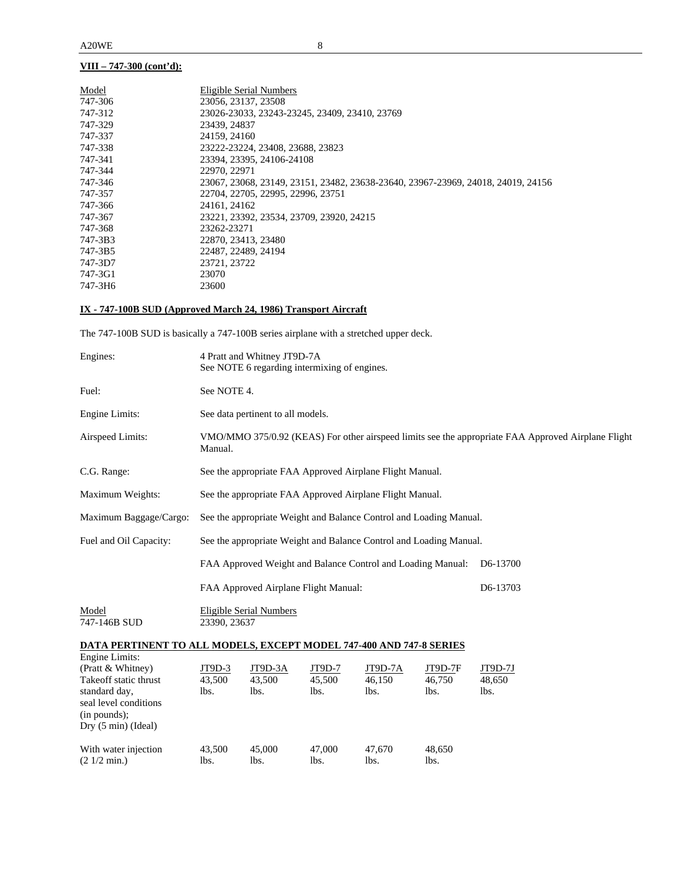**VIII – 747-300 (cont'd):**

| Model | Eligible Serial Numbers |
|---|---|
| 747-306 | 23056, 23137, 23508 |
| 747-312 | 23026-23033, 23243-23245, 23409, 23410, 23769 |
| 747-329 | 23439, 24837 |
| 747-337 | 24159, 24160 |
| 747-338 | 23222-23224, 23408, 23688, 23823 |
| 747-341 | 23394, 23395, 24106-24108 |
| 747-344 | 22970, 22971 |
| 747-346 | 23067, 23068, 23149, 23151, 23482, 23638-23640, 23967-23969, 24018, 24019, 24156 |
| 747-357 | 22704, 22705, 22995, 22996, 23751 |
| 747-366 | 24161, 24162 |
| 747-367 | 23221, 23392, 23534, 23709, 23920, 24215 |
| 747-368 | 23262-23271 |
| 747-3B3 | 22870, 23413, 23480 |
| 747-3B5 | 22487, 22489, 24194 |
| 747-3D7 | 23721, 23722 |
| 747-3G1 | 23070 |
| 747-3H6 | 23600 |

**IX - 747-100B SUD (Approved March 24, 1986) Transport Aircraft**

The 747-100B SUD is basically a 747-100B series airplane with a stretched upper deck.

Engines: 4 Pratt and Whitney JT9D-7A
See NOTE 6 regarding intermixing of engines.

Fuel: See NOTE 4.

Engine Limits: See data pertinent to all models.

Airspeed Limits: VMO/MMO 375/0.92 (KEAS) For other airspeed limits see the appropriate FAA Approved Airplane Flight Manual.

C.G. Range: See the appropriate FAA Approved Airplane Flight Manual.

Maximum Weights: See the appropriate FAA Approved Airplane Flight Manual.

Maximum Baggage/Cargo: See the appropriate Weight and Balance Control and Loading Manual.

Fuel and Oil Capacity: See the appropriate Weight and Balance Control and Loading Manual.

FAA Approved Weight and Balance Control and Loading Manual: D6-13700

FAA Approved Airplane Flight Manual: D6-13703

| Model | Eligible Serial Numbers |
|---|---|
| 747-146B SUD | 23390, 23637 |

**DATA PERTINENT TO ALL MODELS, EXCEPT MODEL 747-400 AND 747-8 SERIES**

Engine Limits:

| (Pratt & Whitney) | JT9D-3 | JT9D-3A | JT9D-7 | JT9D-7A | JT9D-7F | JT9D-7J |
|---|---|---|---|---|---|---|
| Takeoff static thrust standard day, seal level conditions (in pounds); Dry (5 min) (Ideal) | 43,500 lbs. | 43,500 lbs. | 45,500 lbs. | 46,150 lbs. | 46,750 lbs. | 48,650 lbs. |
| With water injection (2 1/2 min.) | 43,500 lbs. | 45,000 lbs. | 47,000 lbs. | 47,670 lbs. | 48,650 lbs. | |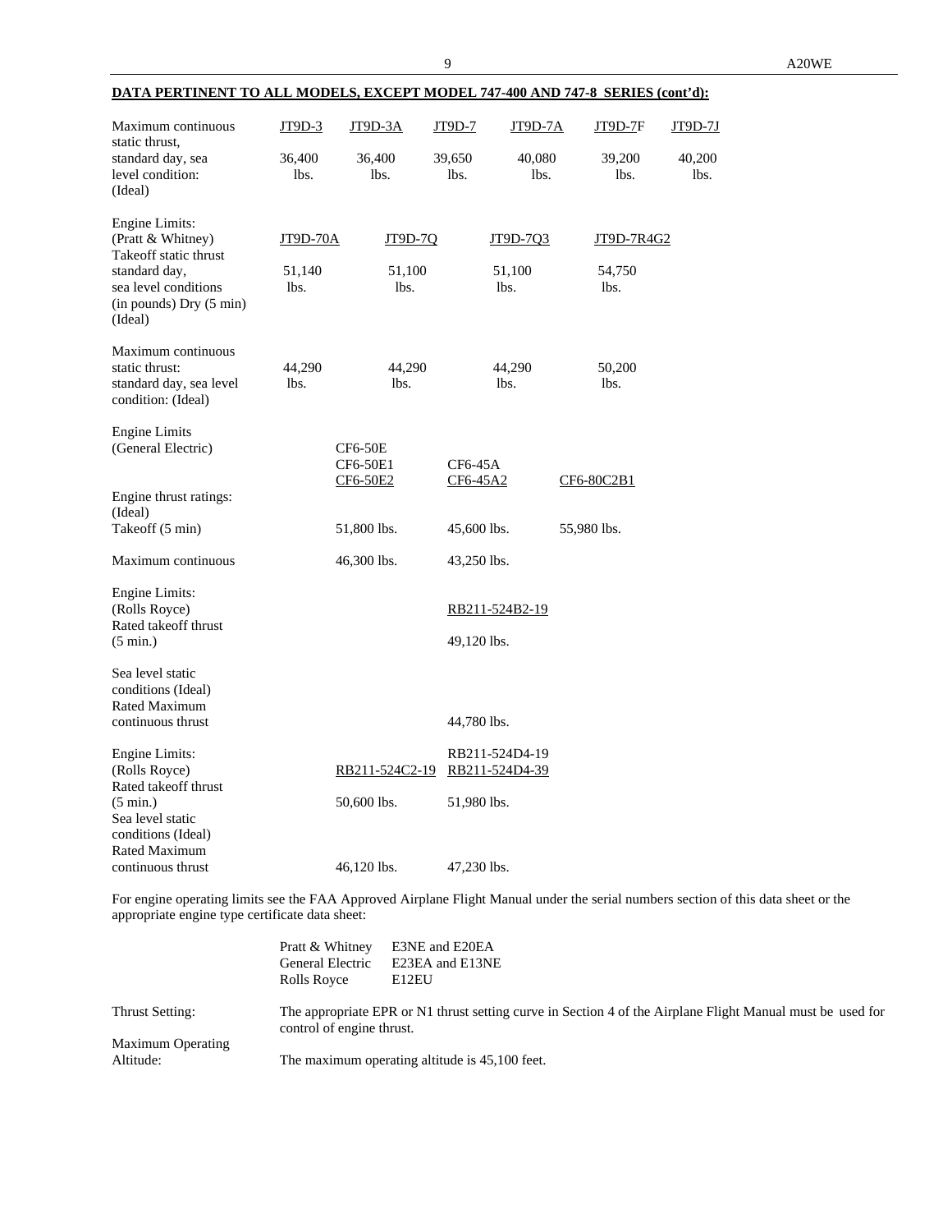**DATA PERTINENT TO ALL MODELS, EXCEPT MODEL 747-400 AND 747-8 SERIES (cont'd):**

| | JT9D-3 | JT9D-3A | JT9D-7 | JT9D-7A | JT9D-7F | JT9D-7J |
|---|---|---|---|---|---|---|
| Maximum continuous static thrust, standard day, sea level condition: (Ideal) | 36,400 lbs. | 36,400 lbs. | 39,650 lbs. | 40,080 lbs. | 39,200 lbs. | 40,200 lbs. |

| Engine Limits: (Pratt & Whitney) | JT9D-70A | JT9D-7Q | JT9D-7Q3 | JT9D-7R4G2 |
|---|---|---|---|---|
| Takeoff static thrust standard day, sea level conditions (in pounds) Dry (5 min) (Ideal) | 51,140 lbs. | 51,100 lbs. | 51,100 lbs. | 54,750 lbs. |
| Maximum continuous static thrust: standard day, sea level condition: (Ideal) | 44,290 lbs. | 44,290 lbs. | 44,290 lbs. | 50,200 lbs. |

| Engine Limits (General Electric) | CF6-50E CF6-50E1 CF6-50E2 | CF6-45A CF6-45A2 | CF6-80C2B1 |
|---|---|---|---|
| Engine thrust ratings: (Ideal) | | | |
| Takeoff (5 min) | 51,800 lbs. | 45,600 lbs. | 55,980 lbs. |
| Maximum continuous | 46,300 lbs. | 43,250 lbs. | |

| Engine Limits: (Rolls Royce) | RB211-524B2-19 |
|---|---|
| Rated takeoff thrust (5 min.) | 49,120 lbs. |
| Sea level static conditions (Ideal) Rated Maximum continuous thrust | 44,780 lbs. |

| Engine Limits: (Rolls Royce) | RB211-524C2-19 | RB211-524D4-19 RB211-524D4-39 |
|---|---|---|
| Rated takeoff thrust (5 min.) | 50,600 lbs. | 51,980 lbs. |
| Sea level static conditions (Ideal) Rated Maximum continuous thrust | 46,120 lbs. | 47,230 lbs. |

For engine operating limits see the FAA Approved Airplane Flight Manual under the serial numbers section of this data sheet or the appropriate engine type certificate data sheet:

| | |
|---|---|
| Pratt & Whitney | E3NE and E20EA |
| General Electric | E23EA and E13NE |
| Rolls Royce | E12EU |

Thrust Setting: The appropriate EPR or N1 thrust setting curve in Section 4 of the Airplane Flight Manual must be used for control of engine thrust.

Maximum Operating Altitude: The maximum operating altitude is 45,100 feet.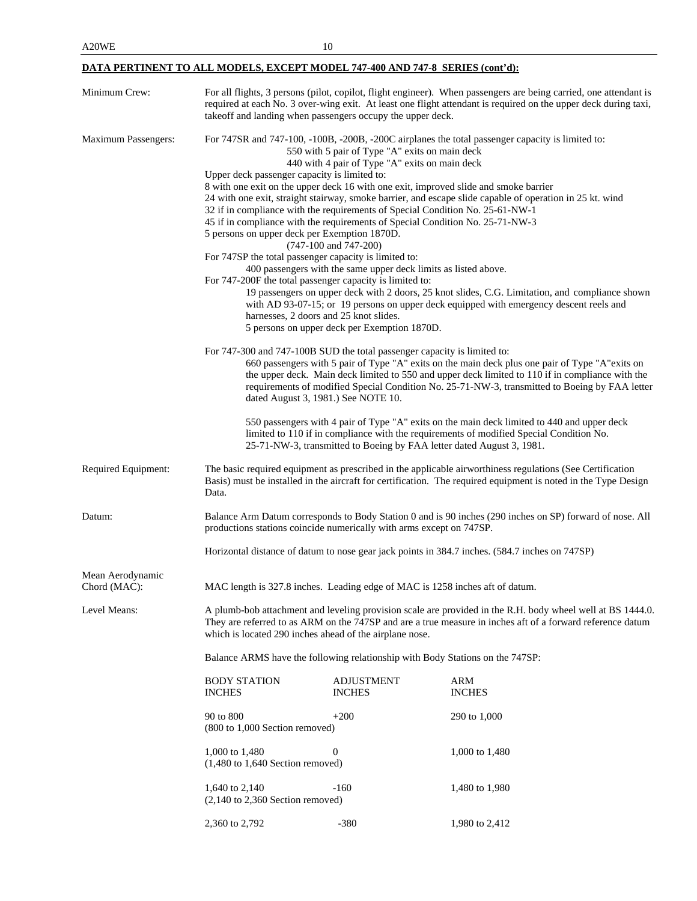**DATA PERTINENT TO ALL MODELS, EXCEPT MODEL 747-400 AND 747-8 SERIES (cont'd):**

Minimum Crew: For all flights, 3 persons (pilot, copilot, flight engineer). When passengers are being carried, one attendant is required at each No. 3 over-wing exit. At least one flight attendant is required on the upper deck during taxi, takeoff and landing when passengers occupy the upper deck.

Maximum Passengers: For 747SR and 747-100, -100B, -200B, -200C airplanes the total passenger capacity is limited to:

550 with 5 pair of Type "A" exits on main deck
440 with 4 pair of Type "A" exits on main deck

Upper deck passenger capacity is limited to:
8 with one exit on the upper deck 16 with one exit, improved slide and smoke barrier
24 with one exit, straight stairway, smoke barrier, and escape slide capable of operation in 25 kt. wind
32 if in compliance with the requirements of Special Condition No. 25-61-NW-1
45 if in compliance with the requirements of Special Condition No. 25-71-NW-3
5 persons on upper deck per Exemption 1870D.
(747-100 and 747-200)

For 747SP the total passenger capacity is limited to:
400 passengers with the same upper deck limits as listed above.

For 747-200F the total passenger capacity is limited to:
19 passengers on upper deck with 2 doors, 25 knot slides, C.G. Limitation, and compliance shown with AD 93-07-15; or 19 persons on upper deck equipped with emergency descent reels and harnesses, 2 doors and 25 knot slides.
5 persons on upper deck per Exemption 1870D.

For 747-300 and 747-100B SUD the total passenger capacity is limited to:
660 passengers with 5 pair of Type "A" exits on the main deck plus one pair of Type "A"exits on the upper deck. Main deck limited to 550 and upper deck limited to 110 if in compliance with the requirements of modified Special Condition No. 25-71-NW-3, transmitted to Boeing by FAA letter dated August 3, 1981.) See NOTE 10.

550 passengers with 4 pair of Type "A" exits on the main deck limited to 440 and upper deck limited to 110 if in compliance with the requirements of modified Special Condition No. 25-71-NW-3, transmitted to Boeing by FAA letter dated August 3, 1981.

Required Equipment: The basic required equipment as prescribed in the applicable airworthiness regulations (See Certification Basis) must be installed in the aircraft for certification. The required equipment is noted in the Type Design Data.

Datum: Balance Arm Datum corresponds to Body Station 0 and is 90 inches (290 inches on SP) forward of nose. All productions stations coincide numerically with arms except on 747SP.

Horizontal distance of datum to nose gear jack points in 384.7 inches. (584.7 inches on 747SP)

Mean Aerodynamic Chord (MAC): MAC length is 327.8 inches. Leading edge of MAC is 1258 inches aft of datum.

Level Means: A plumb-bob attachment and leveling provision scale are provided in the R.H. body wheel well at BS 1444.0. They are referred to as ARM on the 747SP and are a true measure in inches aft of a forward reference datum which is located 290 inches ahead of the airplane nose.

Balance ARMS have the following relationship with Body Stations on the 747SP:

| BODY STATION INCHES | ADJUSTMENT INCHES | ARM INCHES |
|---|---|---|
| 90 to 800 | +200 | 290 to 1,000 |
| (800 to 1,000 Section removed) | | |
| 1,000 to 1,480 | 0 | 1,000 to 1,480 |
| (1,480 to 1,640 Section removed) | | |
| 1,640 to 2,140 | -160 | 1,480 to 1,980 |
| (2,140 to 2,360 Section removed) | | |
| 2,360 to 2,792 | -380 | 1,980 to 2,412 |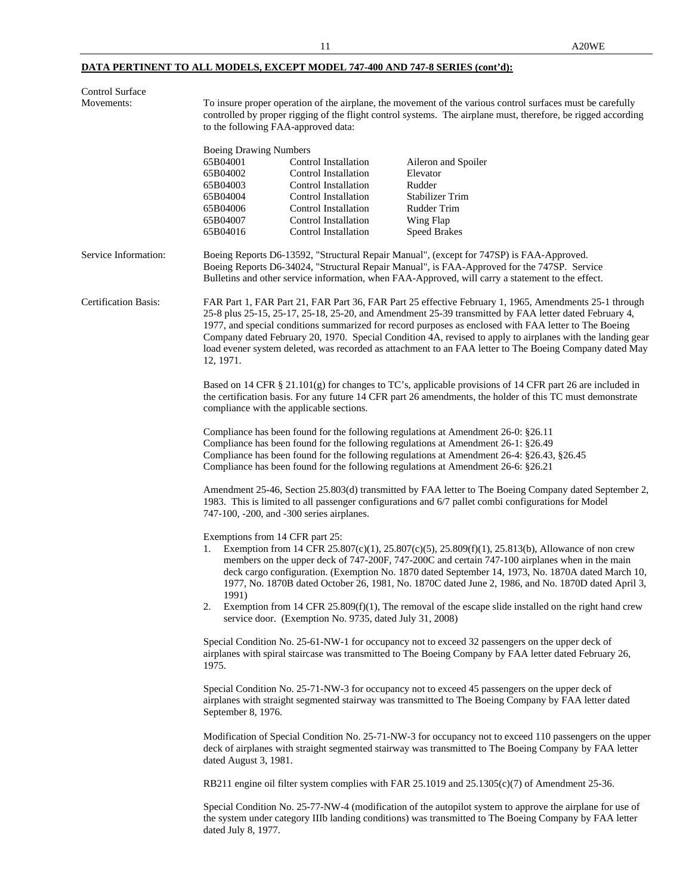**DATA PERTINENT TO ALL MODELS, EXCEPT MODEL 747-400 AND 747-8 SERIES (cont'd):**

Control Surface Movements:

To insure proper operation of the airplane, the movement of the various control surfaces must be carefully controlled by proper rigging of the flight control systems. The airplane must, therefore, be rigged according to the following FAA-approved data:

| Boeing Drawing Numbers | | |
|---|---|---|
| 65B04001 | Control Installation | Aileron and Spoiler |
| 65B04002 | Control Installation | Elevator |
| 65B04003 | Control Installation | Rudder |
| 65B04004 | Control Installation | Stabilizer Trim |
| 65B04006 | Control Installation | Rudder Trim |
| 65B04007 | Control Installation | Wing Flap |
| 65B04016 | Control Installation | Speed Brakes |

Service Information:

Boeing Reports D6-13592, "Structural Repair Manual", (except for 747SP) is FAA-Approved. Boeing Reports D6-34024, "Structural Repair Manual", is FAA-Approved for the 747SP. Service Bulletins and other service information, when FAA-Approved, will carry a statement to the effect.

Certification Basis:

FAR Part 1, FAR Part 21, FAR Part 36, FAR Part 25 effective February 1, 1965, Amendments 25-1 through 25-8 plus 25-15, 25-17, 25-18, 25-20, and Amendment 25-39 transmitted by FAA letter dated February 4, 1977, and special conditions summarized for record purposes as enclosed with FAA letter to The Boeing Company dated February 20, 1970. Special Condition 4A, revised to apply to airplanes with the landing gear load evener system deleted, was recorded as attachment to an FAA letter to The Boeing Company dated May 12, 1971.

Based on 14 CFR § 21.101(g) for changes to TC's, applicable provisions of 14 CFR part 26 are included in the certification basis. For any future 14 CFR part 26 amendments, the holder of this TC must demonstrate compliance with the applicable sections.

Compliance has been found for the following regulations at Amendment 26-0: §26.11
Compliance has been found for the following regulations at Amendment 26-1: §26.49
Compliance has been found for the following regulations at Amendment 26-4: §26.43, §26.45
Compliance has been found for the following regulations at Amendment 26-6: §26.21

Amendment 25-46, Section 25.803(d) transmitted by FAA letter to The Boeing Company dated September 2, 1983. This is limited to all passenger configurations and 6/7 pallet combi configurations for Model 747-100, -200, and -300 series airplanes.

Exemptions from 14 CFR part 25:

1. Exemption from 14 CFR 25.807(c)(1), 25.807(c)(5), 25.809(f)(1), 25.813(b), Allowance of non crew members on the upper deck of 747-200F, 747-200C and certain 747-100 airplanes when in the main deck cargo configuration. (Exemption No. 1870 dated September 14, 1973, No. 1870A dated March 10, 1977, No. 1870B dated October 26, 1981, No. 1870C dated June 2, 1986, and No. 1870D dated April 3, 1991)
2. Exemption from 14 CFR 25.809(f)(1), The removal of the escape slide installed on the right hand crew service door. (Exemption No. 9735, dated July 31, 2008)

Special Condition No. 25-61-NW-1 for occupancy not to exceed 32 passengers on the upper deck of airplanes with spiral staircase was transmitted to The Boeing Company by FAA letter dated February 26, 1975.

Special Condition No. 25-71-NW-3 for occupancy not to exceed 45 passengers on the upper deck of airplanes with straight segmented stairway was transmitted to The Boeing Company by FAA letter dated September 8, 1976.

Modification of Special Condition No. 25-71-NW-3 for occupancy not to exceed 110 passengers on the upper deck of airplanes with straight segmented stairway was transmitted to The Boeing Company by FAA letter dated August 3, 1981.

RB211 engine oil filter system complies with FAR 25.1019 and 25.1305(c)(7) of Amendment 25-36.

Special Condition No. 25-77-NW-4 (modification of the autopilot system to approve the airplane for use of the system under category IIIb landing conditions) was transmitted to The Boeing Company by FAA letter dated July 8, 1977.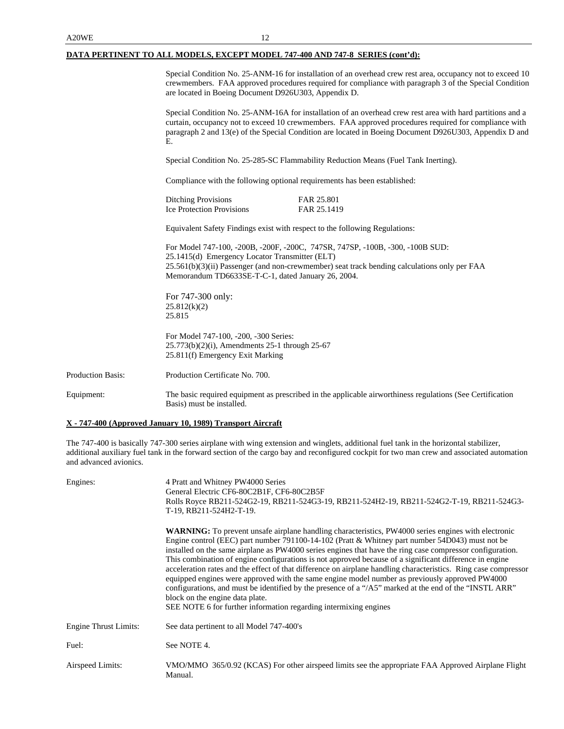**DATA PERTINENT TO ALL MODELS, EXCEPT MODEL 747-400 AND 747-8 SERIES (cont'd):**

Special Condition No. 25-ANM-16 for installation of an overhead crew rest area, occupancy not to exceed 10 crewmembers. FAA approved procedures required for compliance with paragraph 3 of the Special Condition are located in Boeing Document D926U303, Appendix D.

Special Condition No. 25-ANM-16A for installation of an overhead crew rest area with hard partitions and a curtain, occupancy not to exceed 10 crewmembers. FAA approved procedures required for compliance with paragraph 2 and 13(e) of the Special Condition are located in Boeing Document D926U303, Appendix D and E.

Special Condition No. 25-285-SC Flammability Reduction Means (Fuel Tank Inerting).

Compliance with the following optional requirements has been established:

| | |
|---|---|
| Ditching Provisions | FAR 25.801 |
| Ice Protection Provisions | FAR 25.1419 |

Equivalent Safety Findings exist with respect to the following Regulations:

For Model 747-100, -200B, -200F, -200C, 747SR, 747SP, -100B, -300, -100B SUD:
25.1415(d) Emergency Locator Transmitter (ELT)
25.561(b)(3)(ii) Passenger (and non-crewmember) seat track bending calculations only per FAA Memorandum TD6633SE-T-C-1, dated January 26, 2004.

For 747-300 only:
25.812(k)(2)
25.815

For Model 747-100, -200, -300 Series:
25.773(b)(2)(i), Amendments 25-1 through 25-67
25.811(f) Emergency Exit Marking

Production Basis: Production Certificate No. 700.

Equipment: The basic required equipment as prescribed in the applicable airworthiness regulations (See Certification Basis) must be installed.

**X - 747-400 (Approved January 10, 1989) Transport Aircraft**

The 747-400 is basically 747-300 series airplane with wing extension and winglets, additional fuel tank in the horizontal stabilizer, additional auxiliary fuel tank in the forward section of the cargo bay and reconfigured cockpit for two man crew and associated automation and advanced avionics.

Engines: 4 Pratt and Whitney PW4000 Series
General Electric CF6-80C2B1F, CF6-80C2B5F
Rolls Royce RB211-524G2-19, RB211-524G3-19, RB211-524H2-19, RB211-524G2-T-19, RB211-524G3-T-19, RB211-524H2-T-19.

**WARNING:** To prevent unsafe airplane handling characteristics, PW4000 series engines with electronic Engine control (EEC) part number 791100-14-102 (Pratt & Whitney part number 54D043) must not be installed on the same airplane as PW4000 series engines that have the ring case compressor configuration. This combination of engine configurations is not approved because of a significant difference in engine acceleration rates and the effect of that difference on airplane handling characteristics. Ring case compressor equipped engines were approved with the same engine model number as previously approved PW4000 configurations, and must be identified by the presence of a "/A5" marked at the end of the "INSTL ARR" block on the engine data plate.
SEE NOTE 6 for further information regarding intermixing engines

Engine Thrust Limits: See data pertinent to all Model 747-400's

Fuel: See NOTE 4.

Airspeed Limits: VMO/MMO 365/0.92 (KCAS) For other airspeed limits see the appropriate FAA Approved Airplane Flight Manual.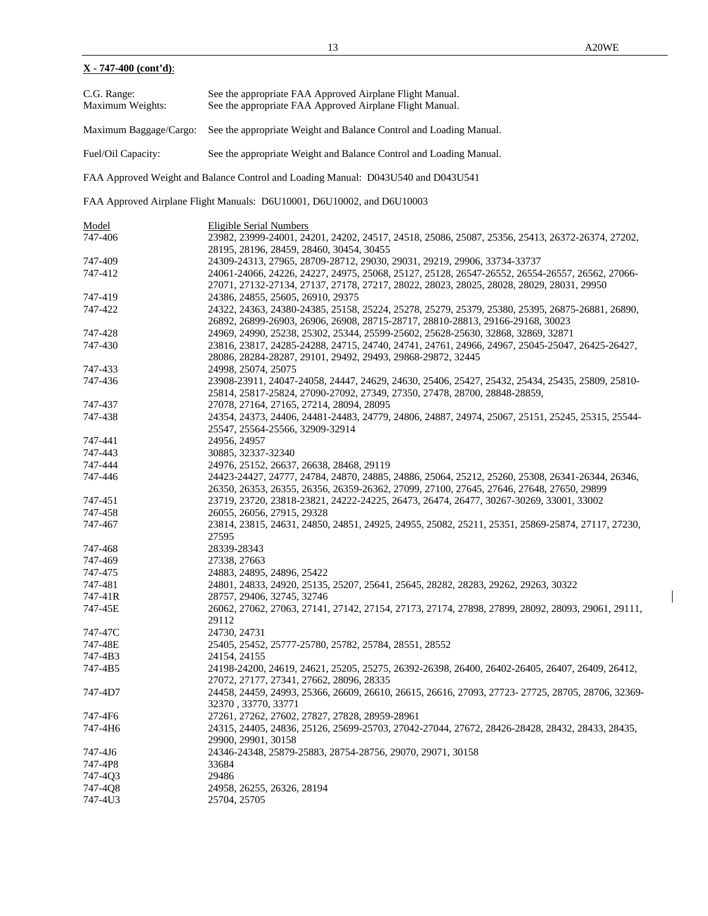**X - 747-400 (cont'd)**:

C.G. Range: See the appropriate FAA Approved Airplane Flight Manual.
Maximum Weights: See the appropriate FAA Approved Airplane Flight Manual.

Maximum Baggage/Cargo: See the appropriate Weight and Balance Control and Loading Manual.

Fuel/Oil Capacity: See the appropriate Weight and Balance Control and Loading Manual.

FAA Approved Weight and Balance Control and Loading Manual: D043U540 and D043U541

FAA Approved Airplane Flight Manuals: D6U10001, D6U10002, and D6U10003

| Model | Eligible Serial Numbers |
|---|---|
| 747-406 | 23982, 23999-24001, 24201, 24202, 24517, 24518, 25086, 25087, 25356, 25413, 26372-26374, 27202, 28195, 28196, 28459, 28460, 30454, 30455 |
| 747-409 | 24309-24313, 27965, 28709-28712, 29030, 29031, 29219, 29906, 33734-33737 |
| 747-412 | 24061-24066, 24226, 24227, 24975, 25068, 25127, 25128, 26547-26552, 26554-26557, 26562, 27066-27071, 27132-27134, 27137, 27178, 27217, 28022, 28023, 28025, 28028, 28029, 28031, 29950 |
| 747-419 | 24386, 24855, 25605, 26910, 29375 |
| 747-422 | 24322, 24363, 24380-24385, 25158, 25224, 25278, 25279, 25379, 25380, 25395, 26875-26881, 26890, 26892, 26899-26903, 26906, 26908, 28715-28717, 28810-28813, 29166-29168, 30023 |
| 747-428 | 24969, 24990, 25238, 25302, 25344, 25599-25602, 25628-25630, 32868, 32869, 32871 |
| 747-430 | 23816, 23817, 24285-24288, 24715, 24740, 24741, 24761, 24966, 24967, 25045-25047, 26425-26427, 28086, 28284-28287, 29101, 29492, 29493, 29868-29872, 32445 |
| 747-433 | 24998, 25074, 25075 |
| 747-436 | 23908-23911, 24047-24058, 24447, 24629, 24630, 25406, 25427, 25432, 25434, 25435, 25809, 25810-25814, 25817-25824, 27090-27092, 27349, 27350, 27478, 28700, 28848-28859, |
| 747-437 | 27078, 27164, 27165, 27214, 28094, 28095 |
| 747-438 | 24354, 24373, 24406, 24481-24483, 24779, 24806, 24887, 24974, 25067, 25151, 25245, 25315, 25544-25547, 25564-25566, 32909-32914 |
| 747-441 | 24956, 24957 |
| 747-443 | 30885, 32337-32340 |
| 747-444 | 24976, 25152, 26637, 26638, 28468, 29119 |
| 747-446 | 24423-24427, 24777, 24784, 24870, 24885, 24886, 25064, 25212, 25260, 25308, 26341-26344, 26346, 26350, 26353, 26355, 26356, 26359-26362, 27099, 27100, 27645, 27646, 27648, 27650, 29899 |
| 747-451 | 23719, 23720, 23818-23821, 24222-24225, 26473, 26474, 26477, 30267-30269, 33001, 33002 |
| 747-458 | 26055, 26056, 27915, 29328 |
| 747-467 | 23814, 23815, 24631, 24850, 24851, 24925, 24955, 25082, 25211, 25351, 25869-25874, 27117, 27230, 27595 |
| 747-468 | 28339-28343 |
| 747-469 | 27338, 27663 |
| 747-475 | 24883, 24895, 24896, 25422 |
| 747-481 | 24801, 24833, 24920, 25135, 25207, 25641, 25645, 28282, 28283, 29262, 29263, 30322 |
| 747-41R | 28757, 29406, 32745, 32746 |
| 747-45E | 26062, 27062, 27063, 27141, 27142, 27154, 27173, 27174, 27898, 27899, 28092, 28093, 29061, 29111, 29112 |
| 747-47C | 24730, 24731 |
| 747-48E | 25405, 25452, 25777-25780, 25782, 25784, 28551, 28552 |
| 747-4B3 | 24154, 24155 |
| 747-4B5 | 24198-24200, 24619, 24621, 25205, 25275, 26392-26398, 26400, 26402-26405, 26407, 26409, 26412, 27072, 27177, 27341, 27662, 28096, 28335 |
| 747-4D7 | 24458, 24459, 24993, 25366, 26609, 26610, 26615, 26616, 27093, 27723- 27725, 28705, 28706, 32369-32370 , 33770, 33771 |
| 747-4F6 | 27261, 27262, 27602, 27827, 27828, 28959-28961 |
| 747-4H6 | 24315, 24405, 24836, 25126, 25699-25703, 27042-27044, 27672, 28426-28428, 28432, 28433, 28435, 29900, 29901, 30158 |
| 747-4J6 | 24346-24348, 25879-25883, 28754-28756, 29070, 29071, 30158 |
| 747-4P8 | 33684 |
| 747-4Q3 | 29486 |
| 747-4Q8 | 24958, 26255, 26326, 28194 |
| 747-4U3 | 25704, 25705 |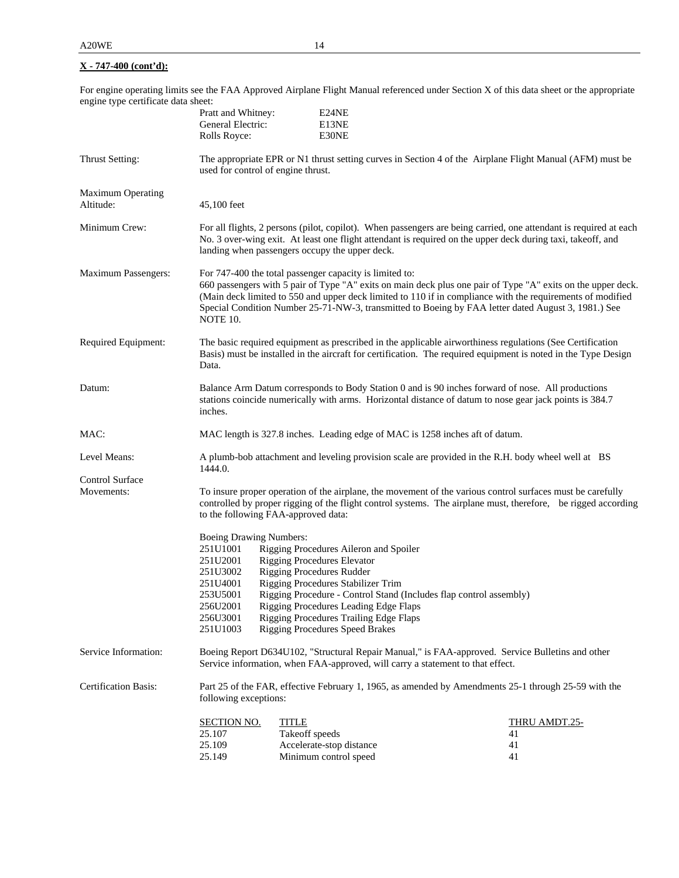**X - 747-400 (cont'd):**

For engine operating limits see the FAA Approved Airplane Flight Manual referenced under Section X of this data sheet or the appropriate engine type certificate data sheet:

| | |
|---|---|
| Pratt and Whitney: | E24NE |
| General Electric: | E13NE |
| Rolls Royce: | E30NE |

Thrust Setting: The appropriate EPR or N1 thrust setting curves in Section 4 of the Airplane Flight Manual (AFM) must be used for control of engine thrust.

Maximum Operating Altitude: 45,100 feet

Minimum Crew: For all flights, 2 persons (pilot, copilot). When passengers are being carried, one attendant is required at each No. 3 over-wing exit. At least one flight attendant is required on the upper deck during taxi, takeoff, and landing when passengers occupy the upper deck.

Maximum Passengers: For 747-400 the total passenger capacity is limited to:
660 passengers with 5 pair of Type "A" exits on main deck plus one pair of Type "A" exits on the upper deck. (Main deck limited to 550 and upper deck limited to 110 if in compliance with the requirements of modified Special Condition Number 25-71-NW-3, transmitted to Boeing by FAA letter dated August 3, 1981.) See NOTE 10.

Required Equipment: The basic required equipment as prescribed in the applicable airworthiness regulations (See Certification Basis) must be installed in the aircraft for certification. The required equipment is noted in the Type Design Data.

Datum: Balance Arm Datum corresponds to Body Station 0 and is 90 inches forward of nose. All productions stations coincide numerically with arms. Horizontal distance of datum to nose gear jack points is 384.7 inches.

MAC: MAC length is 327.8 inches. Leading edge of MAC is 1258 inches aft of datum.

Level Means: A plumb-bob attachment and leveling provision scale are provided in the R.H. body wheel well at BS 1444.0.

Control Surface Movements: To insure proper operation of the airplane, the movement of the various control surfaces must be carefully controlled by proper rigging of the flight control systems. The airplane must, therefore, be rigged according to the following FAA-approved data:

Boeing Drawing Numbers:

| | |
|---|---|
| 251U1001 | Rigging Procedures Aileron and Spoiler |
| 251U2001 | Rigging Procedures Elevator |
| 251U3002 | Rigging Procedures Rudder |
| 251U4001 | Rigging Procedures Stabilizer Trim |
| 253U5001 | Rigging Procedure - Control Stand (Includes flap control assembly) |
| 256U2001 | Rigging Procedures Leading Edge Flaps |
| 256U3001 | Rigging Procedures Trailing Edge Flaps |
| 251U1003 | Rigging Procedures Speed Brakes |

Service Information: Boeing Report D634U102, "Structural Repair Manual," is FAA-approved. Service Bulletins and other Service information, when FAA-approved, will carry a statement to that effect.

Certification Basis: Part 25 of the FAR, effective February 1, 1965, as amended by Amendments 25-1 through 25-59 with the following exceptions:

| SECTION NO. | TITLE | THRU AMDT.25- |
|---|---|---|
| 25.107 | Takeoff speeds | 41 |
| 25.109 | Accelerate-stop distance | 41 |
| 25.149 | Minimum control speed | 41 |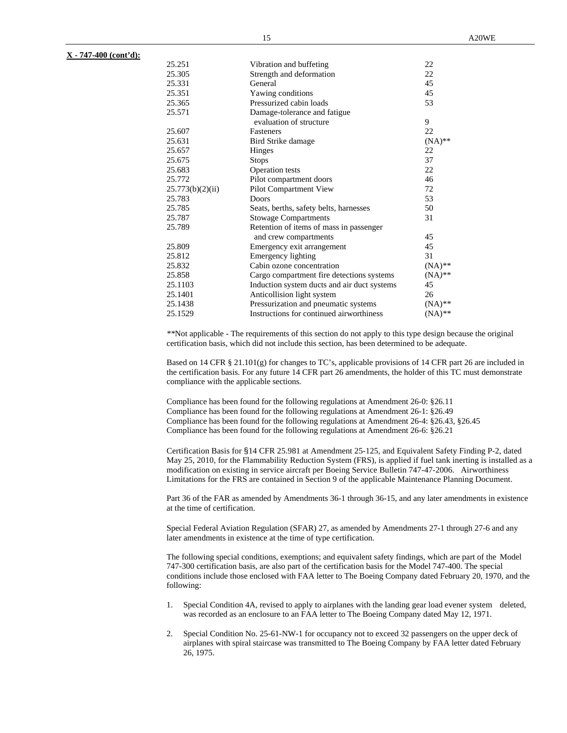**X - 747-400 (cont'd):**

| | | |
|---|---|---|
| 25.251 | Vibration and buffeting | 22 |
| 25.305 | Strength and deformation | 22 |
| 25.331 | General | 45 |
| 25.351 | Yawing conditions | 45 |
| 25.365 | Pressurized cabin loads | 53 |
| 25.571 | Damage-tolerance and fatigue evaluation of structure | 9 |
| 25.607 | Fasteners | 22 |
| 25.631 | Bird Strike damage | (NA)** |
| 25.657 | Hinges | 22 |
| 25.675 | Stops | 37 |
| 25.683 | Operation tests | 22 |
| 25.772 | Pilot compartment doors | 46 |
| 25.773(b)(2)(ii) | Pilot Compartment View | 72 |
| 25.783 | Doors | 53 |
| 25.785 | Seats, berths, safety belts, harnesses | 50 |
| 25.787 | Stowage Compartments | 31 |
| 25.789 | Retention of items of mass in passenger and crew compartments | 45 |
| 25.809 | Emergency exit arrangement | 45 |
| 25.812 | Emergency lighting | 31 |
| 25.832 | Cabin ozone concentration | (NA)** |
| 25.858 | Cargo compartment fire detections systems | (NA)** |
| 25.1103 | Induction system ducts and air duct systems | 45 |
| 25.1401 | Anticollision light system | 26 |
| 25.1438 | Pressurization and pneumatic systems | (NA)** |
| 25.1529 | Instructions for continued airworthiness | (NA)** |

**Not applicable - The requirements of this section do not apply to this type design because the original certification basis, which did not include this section, has been determined to be adequate.

Based on 14 CFR § 21.101(g) for changes to TC's, applicable provisions of 14 CFR part 26 are included in the certification basis. For any future 14 CFR part 26 amendments, the holder of this TC must demonstrate compliance with the applicable sections.

Compliance has been found for the following regulations at Amendment 26-0: §26.11
Compliance has been found for the following regulations at Amendment 26-1: §26.49
Compliance has been found for the following regulations at Amendment 26-4: §26.43, §26.45
Compliance has been found for the following regulations at Amendment 26-6: §26.21

Certification Basis for §14 CFR 25.981 at Amendment 25-125, and Equivalent Safety Finding P-2, dated May 25, 2010, for the Flammability Reduction System (FRS), is applied if fuel tank inerting is installed as a modification on existing in service aircraft per Boeing Service Bulletin 747-47-2006. Airworthiness Limitations for the FRS are contained in Section 9 of the applicable Maintenance Planning Document.

Part 36 of the FAR as amended by Amendments 36-1 through 36-15, and any later amendments in existence at the time of certification.

Special Federal Aviation Regulation (SFAR) 27, as amended by Amendments 27-1 through 27-6 and any later amendments in existence at the time of type certification.

The following special conditions, exemptions; and equivalent safety findings, which are part of the Model 747-300 certification basis, are also part of the certification basis for the Model 747-400. The special conditions include those enclosed with FAA letter to The Boeing Company dated February 20, 1970, and the following:

1. Special Condition 4A, revised to apply to airplanes with the landing gear load evener system deleted, was recorded as an enclosure to an FAA letter to The Boeing Company dated May 12, 1971.

2. Special Condition No. 25-61-NW-1 for occupancy not to exceed 32 passengers on the upper deck of airplanes with spiral staircase was transmitted to The Boeing Company by FAA letter dated February 26, 1975.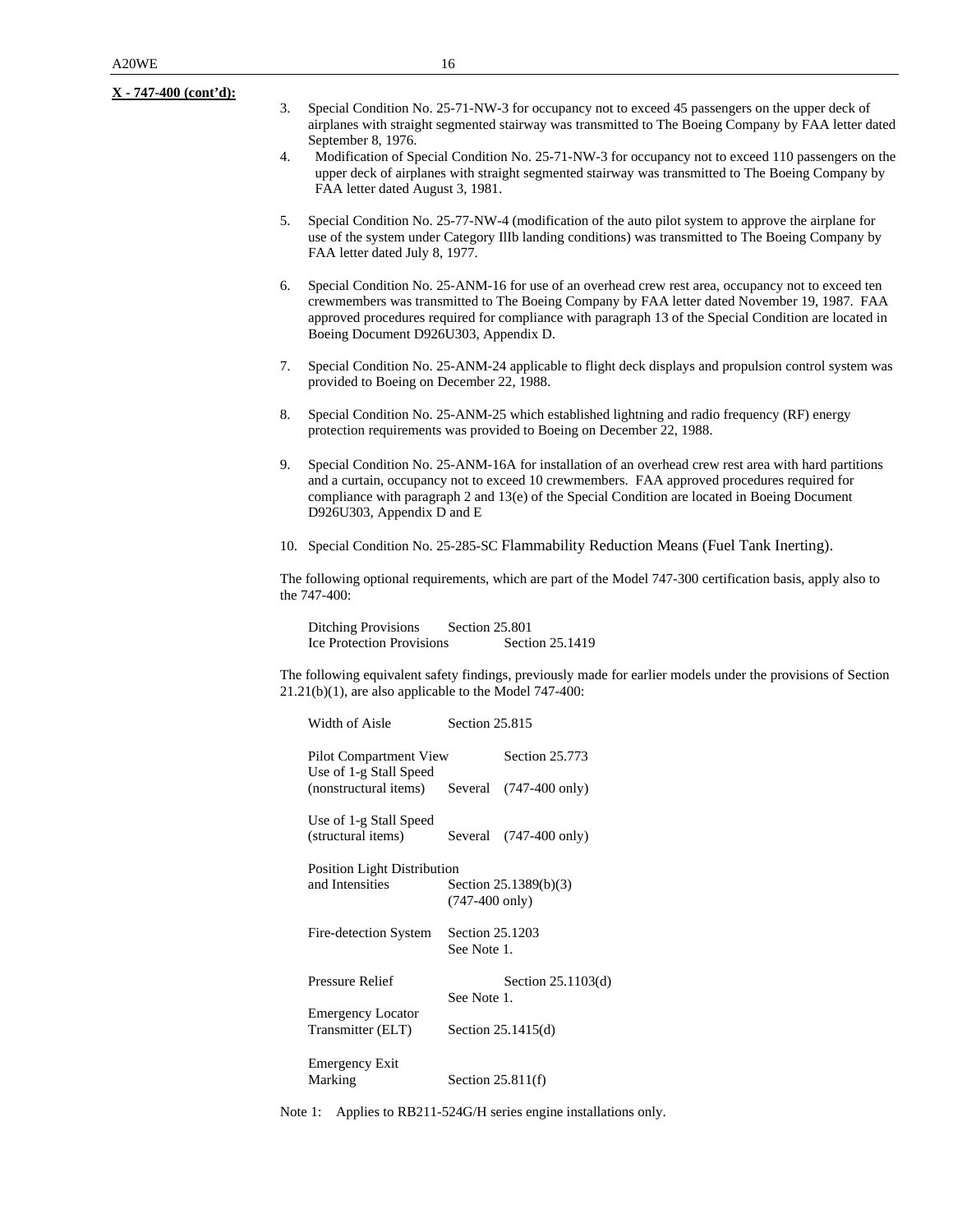**X - 747-400 (cont'd):**

3. Special Condition No. 25-71-NW-3 for occupancy not to exceed 45 passengers on the upper deck of airplanes with straight segmented stairway was transmitted to The Boeing Company by FAA letter dated September 8, 1976.
4. Modification of Special Condition No. 25-71-NW-3 for occupancy not to exceed 110 passengers on the upper deck of airplanes with straight segmented stairway was transmitted to The Boeing Company by FAA letter dated August 3, 1981.
5. Special Condition No. 25-77-NW-4 (modification of the auto pilot system to approve the airplane for use of the system under Category IIIb landing conditions) was transmitted to The Boeing Company by FAA letter dated July 8, 1977.
6. Special Condition No. 25-ANM-16 for use of an overhead crew rest area, occupancy not to exceed ten crewmembers was transmitted to The Boeing Company by FAA letter dated November 19, 1987. FAA approved procedures required for compliance with paragraph 13 of the Special Condition are located in Boeing Document D926U303, Appendix D.
7. Special Condition No. 25-ANM-24 applicable to flight deck displays and propulsion control system was provided to Boeing on December 22, 1988.
8. Special Condition No. 25-ANM-25 which established lightning and radio frequency (RF) energy protection requirements was provided to Boeing on December 22, 1988.
9. Special Condition No. 25-ANM-16A for installation of an overhead crew rest area with hard partitions and a curtain, occupancy not to exceed 10 crewmembers. FAA approved procedures required for compliance with paragraph 2 and 13(e) of the Special Condition are located in Boeing Document D926U303, Appendix D and E
10. Special Condition No. 25-285-SC Flammability Reduction Means (Fuel Tank Inerting).

The following optional requirements, which are part of the Model 747-300 certification basis, apply also to the 747-400:

| | |
|---|---|
| Ditching Provisions | Section 25.801 |
| Ice Protection Provisions | Section 25.1419 |

The following equivalent safety findings, previously made for earlier models under the provisions of Section 21.21(b)(1), are also applicable to the Model 747-400:

| | |
|---|---|
| Width of Aisle | Section 25.815 |
| Pilot Compartment View | Section 25.773 |
| Use of 1-g Stall Speed (nonstructural items) | Several (747-400 only) |
| Use of 1-g Stall Speed (structural items) | Several (747-400 only) |
| Position Light Distribution and Intensities | Section 25.1389(b)(3) (747-400 only) |
| Fire-detection System | Section 25.1203 See Note 1. |
| Pressure Relief | Section 25.1103(d) See Note 1. |
| Emergency Locator Transmitter (ELT) | Section 25.1415(d) |
| Emergency Exit Marking | Section 25.811(f) |

Note 1: Applies to RB211-524G/H series engine installations only.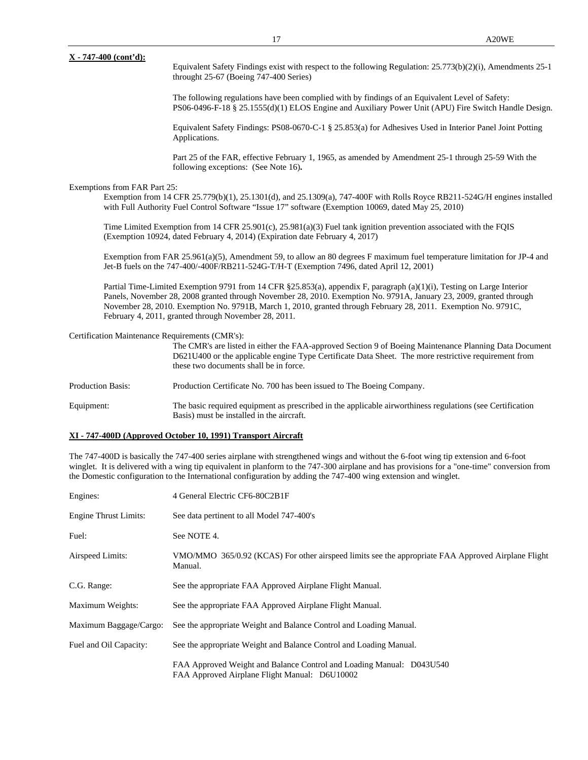**X - 747-400 (cont'd):**

Equivalent Safety Findings exist with respect to the following Regulation: 25.773(b)(2)(i), Amendments 25-1 throught 25-67 (Boeing 747-400 Series)

The following regulations have been complied with by findings of an Equivalent Level of Safety: PS06-0496-F-18 § 25.1555(d)(1) ELOS Engine and Auxiliary Power Unit (APU) Fire Switch Handle Design.

Equivalent Safety Findings: PS08-0670-C-1 § 25.853(a) for Adhesives Used in Interior Panel Joint Potting Applications.

Part 25 of the FAR, effective February 1, 1965, as amended by Amendment 25-1 through 25-59 With the following exceptions: (See Note 16)**.**

Exemptions from FAR Part 25:

Exemption from 14 CFR 25.779(b)(1), 25.1301(d), and 25.1309(a), 747-400F with Rolls Royce RB211-524G/H engines installed with Full Authority Fuel Control Software "Issue 17" software (Exemption 10069, dated May 25, 2010)

Time Limited Exemption from 14 CFR 25.901(c), 25.981(a)(3) Fuel tank ignition prevention associated with the FQIS (Exemption 10924, dated February 4, 2014) (Expiration date February 4, 2017)

Exemption from FAR 25.961(a)(5), Amendment 59, to allow an 80 degrees F maximum fuel temperature limitation for JP-4 and Jet-B fuels on the 747-400/-400F/RB211-524G-T/H-T (Exemption 7496, dated April 12, 2001)

Partial Time-Limited Exemption 9791 from 14 CFR §25.853(a), appendix F, paragraph (a)(1)(i), Testing on Large Interior Panels, November 28, 2008 granted through November 28, 2010. Exemption No. 9791A, January 23, 2009, granted through November 28, 2010. Exemption No. 9791B, March 1, 2010, granted through February 28, 2011. Exemption No. 9791C, February 4, 2011, granted through November 28, 2011.

Certification Maintenance Requirements (CMR's):

The CMR's are listed in either the FAA-approved Section 9 of Boeing Maintenance Planning Data Document D621U400 or the applicable engine Type Certificate Data Sheet. The more restrictive requirement from these two documents shall be in force.

Production Basis: Production Certificate No. 700 has been issued to The Boeing Company.

Equipment: The basic required equipment as prescribed in the applicable airworthiness regulations (see Certification Basis) must be installed in the aircraft.

**XI - 747-400D (Approved October 10, 1991) Transport Aircraft**

The 747-400D is basically the 747-400 series airplane with strengthened wings and without the 6-foot wing tip extension and 6-foot winglet. It is delivered with a wing tip equivalent in planform to the 747-300 airplane and has provisions for a "one-time" conversion from the Domestic configuration to the International configuration by adding the 747-400 wing extension and winglet.

Engines: 4 General Electric CF6-80C2B1F

Engine Thrust Limits: See data pertinent to all Model 747-400's

Fuel: See NOTE 4.

Airspeed Limits: VMO/MMO 365/0.92 (KCAS) For other airspeed limits see the appropriate FAA Approved Airplane Flight Manual.

C.G. Range: See the appropriate FAA Approved Airplane Flight Manual.

Maximum Weights: See the appropriate FAA Approved Airplane Flight Manual.

Maximum Baggage/Cargo: See the appropriate Weight and Balance Control and Loading Manual.

Fuel and Oil Capacity: See the appropriate Weight and Balance Control and Loading Manual.

FAA Approved Weight and Balance Control and Loading Manual: D043U540
FAA Approved Airplane Flight Manual: D6U10002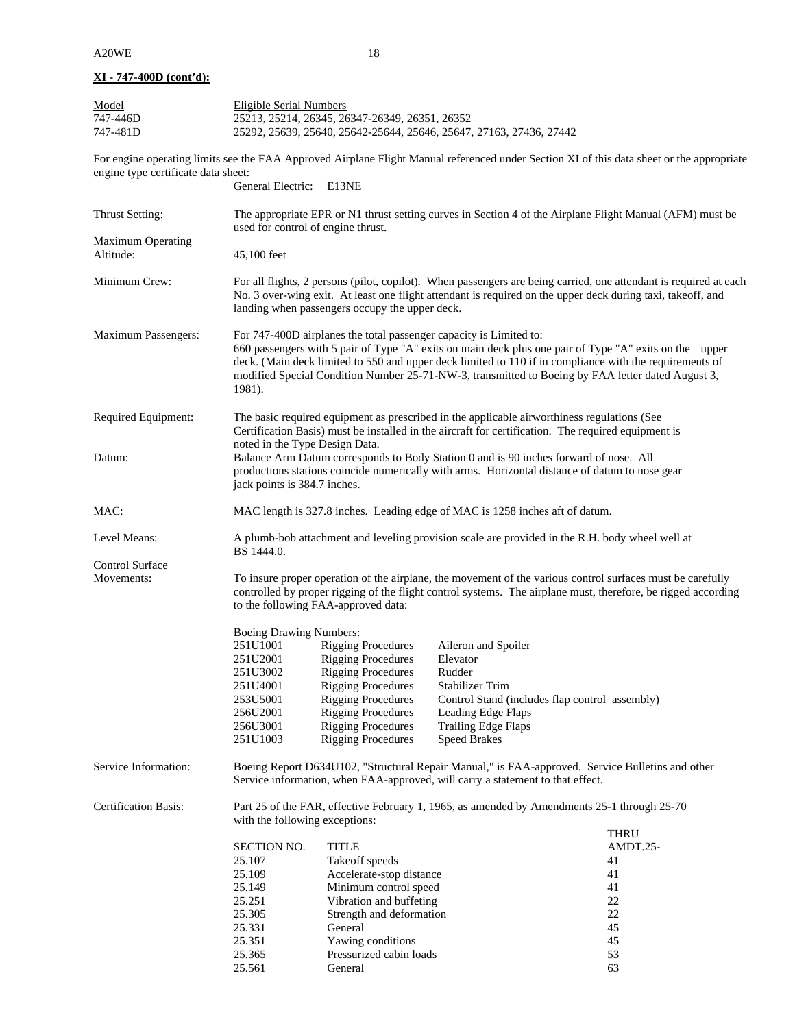**XI - 747-400D (cont'd):**

| Model | Eligible Serial Numbers |
|---|---|
| 747-446D | 25213, 25214, 26345, 26347-26349, 26351, 26352 |
| 747-481D | 25292, 25639, 25640, 25642-25644, 25646, 25647, 27163, 27436, 27442 |

For engine operating limits see the FAA Approved Airplane Flight Manual referenced under Section XI of this data sheet or the appropriate engine type certificate data sheet:

General Electric: E13NE

Thrust Setting: The appropriate EPR or N1 thrust setting curves in Section 4 of the Airplane Flight Manual (AFM) must be used for control of engine thrust.

Maximum Operating Altitude: 45,100 feet

Minimum Crew: For all flights, 2 persons (pilot, copilot). When passengers are being carried, one attendant is required at each No. 3 over-wing exit. At least one flight attendant is required on the upper deck during taxi, takeoff, and landing when passengers occupy the upper deck.

Maximum Passengers: For 747-400D airplanes the total passenger capacity is Limited to: 660 passengers with 5 pair of Type "A" exits on main deck plus one pair of Type "A" exits on the upper deck. (Main deck limited to 550 and upper deck limited to 110 if in compliance with the requirements of modified Special Condition Number 25-71-NW-3, transmitted to Boeing by FAA letter dated August 3, 1981).

Required Equipment: The basic required equipment as prescribed in the applicable airworthiness regulations (See Certification Basis) must be installed in the aircraft for certification. The required equipment is noted in the Type Design Data.

Datum: Balance Arm Datum corresponds to Body Station 0 and is 90 inches forward of nose. All productions stations coincide numerically with arms. Horizontal distance of datum to nose gear jack points is 384.7 inches.

MAC: MAC length is 327.8 inches. Leading edge of MAC is 1258 inches aft of datum.

Level Means: A plumb-bob attachment and leveling provision scale are provided in the R.H. body wheel well at BS 1444.0.

Control Surface Movements: To insure proper operation of the airplane, the movement of the various control surfaces must be carefully controlled by proper rigging of the flight control systems. The airplane must, therefore, be rigged according to the following FAA-approved data:

Boeing Drawing Numbers:

| | | |
|---|---|---|
| 251U1001 | Rigging Procedures | Aileron and Spoiler |
| 251U2001 | Rigging Procedures | Elevator |
| 251U3002 | Rigging Procedures | Rudder |
| 251U4001 | Rigging Procedures | Stabilizer Trim |
| 253U5001 | Rigging Procedures | Control Stand (includes flap control assembly) |
| 256U2001 | Rigging Procedures | Leading Edge Flaps |
| 256U3001 | Rigging Procedures | Trailing Edge Flaps |
| 251U1003 | Rigging Procedures | Speed Brakes |

Service Information: Boeing Report D634U102, "Structural Repair Manual," is FAA-approved. Service Bulletins and other Service information, when FAA-approved, will carry a statement to that effect.

Certification Basis: Part 25 of the FAR, effective February 1, 1965, as amended by Amendments 25-1 through 25-70 with the following exceptions:

| SECTION NO. | TITLE | THRU AMDT.25- |
|---|---|---|
| 25.107 | Takeoff speeds | 41 |
| 25.109 | Accelerate-stop distance | 41 |
| 25.149 | Minimum control speed | 41 |
| 25.251 | Vibration and buffeting | 22 |
| 25.305 | Strength and deformation | 22 |
| 25.331 | General | 45 |
| 25.351 | Yawing conditions | 45 |
| 25.365 | Pressurized cabin loads | 53 |
| 25.561 | General | 63 |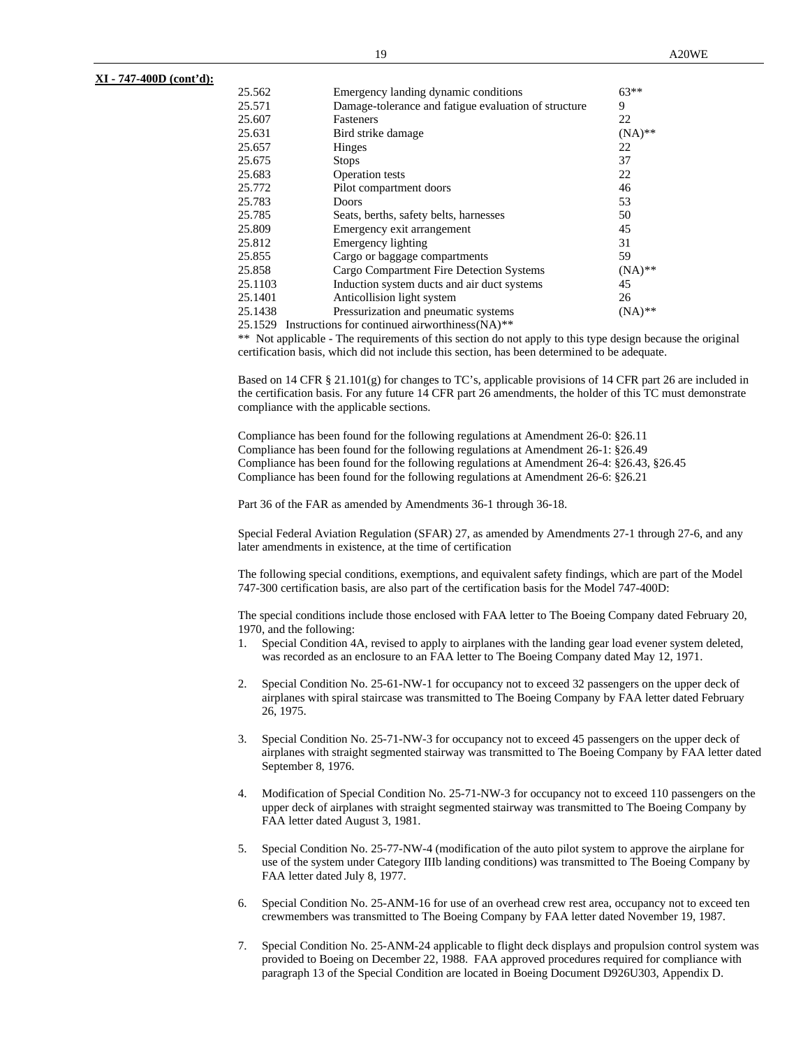**XI - 747-400D (cont'd):**

| | | |
|---|---|---|
| 25.562 | Emergency landing dynamic conditions | 63** |
| 25.571 | Damage-tolerance and fatigue evaluation of structure | 9 |
| 25.607 | Fasteners | 22 |
| 25.631 | Bird strike damage | (NA)** |
| 25.657 | Hinges | 22 |
| 25.675 | Stops | 37 |
| 25.683 | Operation tests | 22 |
| 25.772 | Pilot compartment doors | 46 |
| 25.783 | Doors | 53 |
| 25.785 | Seats, berths, safety belts, harnesses | 50 |
| 25.809 | Emergency exit arrangement | 45 |
| 25.812 | Emergency lighting | 31 |
| 25.855 | Cargo or baggage compartments | 59 |
| 25.858 | Cargo Compartment Fire Detection Systems | (NA)** |
| 25.1103 | Induction system ducts and air duct systems | 45 |
| 25.1401 | Anticollision light system | 26 |
| 25.1438 | Pressurization and pneumatic systems | (NA)** |

25.1529 Instructions for continued airworthiness(NA)**

** Not applicable - The requirements of this section do not apply to this type design because the original certification basis, which did not include this section, has been determined to be adequate.

Based on 14 CFR § 21.101(g) for changes to TC's, applicable provisions of 14 CFR part 26 are included in the certification basis. For any future 14 CFR part 26 amendments, the holder of this TC must demonstrate compliance with the applicable sections.

Compliance has been found for the following regulations at Amendment 26-0: §26.11
Compliance has been found for the following regulations at Amendment 26-1: §26.49
Compliance has been found for the following regulations at Amendment 26-4: §26.43, §26.45
Compliance has been found for the following regulations at Amendment 26-6: §26.21

Part 36 of the FAR as amended by Amendments 36-1 through 36-18.

Special Federal Aviation Regulation (SFAR) 27, as amended by Amendments 27-1 through 27-6, and any later amendments in existence, at the time of certification

The following special conditions, exemptions, and equivalent safety findings, which are part of the Model 747-300 certification basis, are also part of the certification basis for the Model 747-400D:

The special conditions include those enclosed with FAA letter to The Boeing Company dated February 20, 1970, and the following:

1. Special Condition 4A, revised to apply to airplanes with the landing gear load evener system deleted, was recorded as an enclosure to an FAA letter to The Boeing Company dated May 12, 1971.

2. Special Condition No. 25-61-NW-1 for occupancy not to exceed 32 passengers on the upper deck of airplanes with spiral staircase was transmitted to The Boeing Company by FAA letter dated February 26, 1975.

3. Special Condition No. 25-71-NW-3 for occupancy not to exceed 45 passengers on the upper deck of airplanes with straight segmented stairway was transmitted to The Boeing Company by FAA letter dated September 8, 1976.

4. Modification of Special Condition No. 25-71-NW-3 for occupancy not to exceed 110 passengers on the upper deck of airplanes with straight segmented stairway was transmitted to The Boeing Company by FAA letter dated August 3, 1981.

5. Special Condition No. 25-77-NW-4 (modification of the auto pilot system to approve the airplane for use of the system under Category IIIb landing conditions) was transmitted to The Boeing Company by FAA letter dated July 8, 1977.

6. Special Condition No. 25-ANM-16 for use of an overhead crew rest area, occupancy not to exceed ten crewmembers was transmitted to The Boeing Company by FAA letter dated November 19, 1987.

7. Special Condition No. 25-ANM-24 applicable to flight deck displays and propulsion control system was provided to Boeing on December 22, 1988. FAA approved procedures required for compliance with paragraph 13 of the Special Condition are located in Boeing Document D926U303, Appendix D.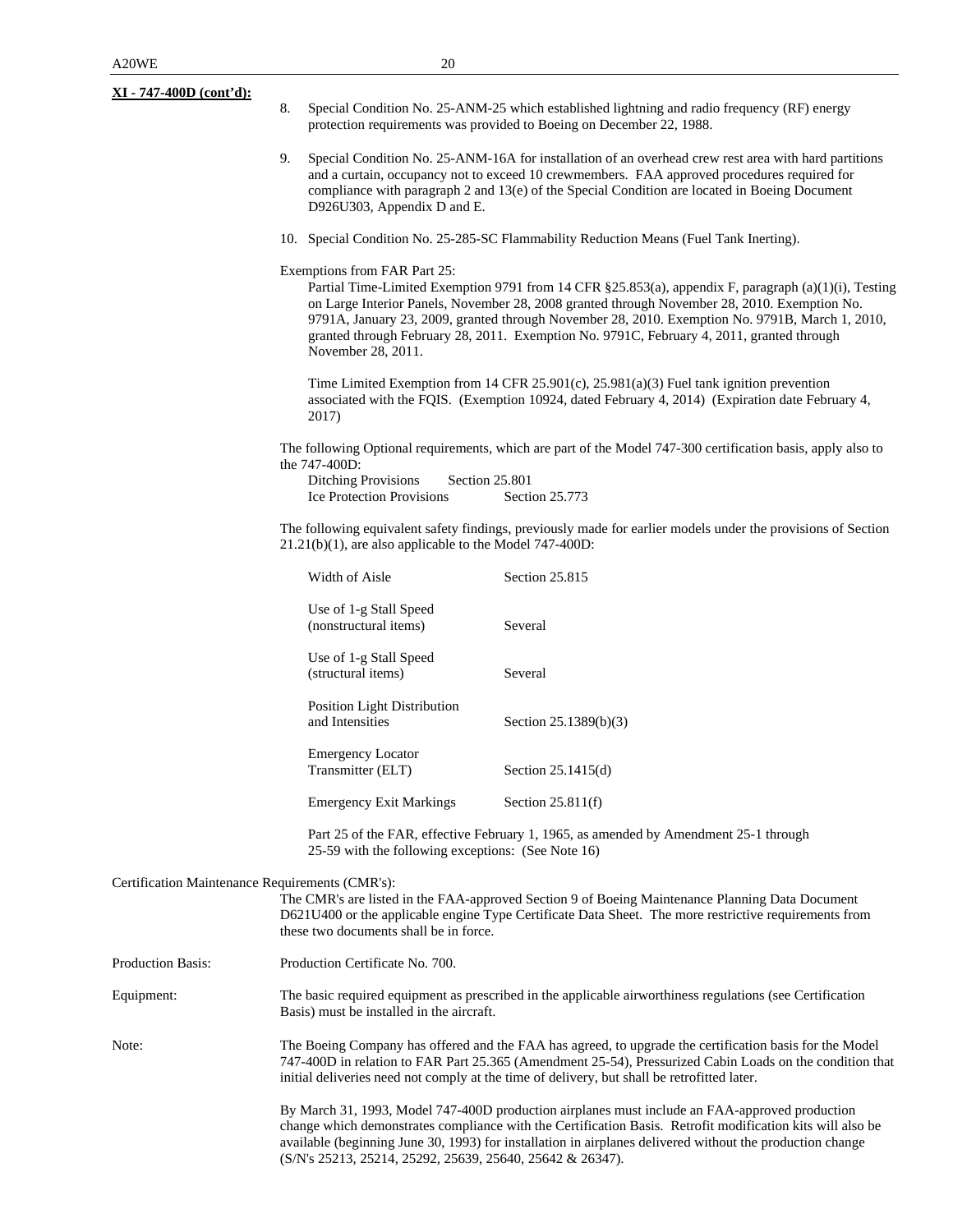**XI - 747-400D (cont'd):**

8. Special Condition No. 25-ANM-25 which established lightning and radio frequency (RF) energy protection requirements was provided to Boeing on December 22, 1988.

9. Special Condition No. 25-ANM-16A for installation of an overhead crew rest area with hard partitions and a curtain, occupancy not to exceed 10 crewmembers. FAA approved procedures required for compliance with paragraph 2 and 13(e) of the Special Condition are located in Boeing Document D926U303, Appendix D and E.

10. Special Condition No. 25-285-SC Flammability Reduction Means (Fuel Tank Inerting).

Exemptions from FAR Part 25:

Partial Time-Limited Exemption 9791 from 14 CFR §25.853(a), appendix F, paragraph (a)(1)(i), Testing on Large Interior Panels, November 28, 2008 granted through November 28, 2010. Exemption No. 9791A, January 23, 2009, granted through November 28, 2010. Exemption No. 9791B, March 1, 2010, granted through February 28, 2011. Exemption No. 9791C, February 4, 2011, granted through November 28, 2011.

Time Limited Exemption from 14 CFR 25.901(c), 25.981(a)(3) Fuel tank ignition prevention associated with the FQIS. (Exemption 10924, dated February 4, 2014) (Expiration date February 4, 2017)

The following Optional requirements, which are part of the Model 747-300 certification basis, apply also to the 747-400D:

| | |
|---|---|
| Ditching Provisions | Section 25.801 |
| Ice Protection Provisions | Section 25.773 |

The following equivalent safety findings, previously made for earlier models under the provisions of Section 21.21(b)(1), are also applicable to the Model 747-400D:

| | |
|---|---|
| Width of Aisle | Section 25.815 |
| Use of 1-g Stall Speed (nonstructural items) | Several |
| Use of 1-g Stall Speed (structural items) | Several |
| Position Light Distribution and Intensities | Section 25.1389(b)(3) |
| Emergency Locator Transmitter (ELT) | Section 25.1415(d) |
| Emergency Exit Markings | Section 25.811(f) |

Part 25 of the FAR, effective February 1, 1965, as amended by Amendment 25-1 through 25-59 with the following exceptions: (See Note 16)

Certification Maintenance Requirements (CMR's):

The CMR's are listed in the FAA-approved Section 9 of Boeing Maintenance Planning Data Document D621U400 or the applicable engine Type Certificate Data Sheet. The more restrictive requirements from these two documents shall be in force.

Production Basis: Production Certificate No. 700.

Equipment: The basic required equipment as prescribed in the applicable airworthiness regulations (see Certification Basis) must be installed in the aircraft.

Note: The Boeing Company has offered and the FAA has agreed, to upgrade the certification basis for the Model 747-400D in relation to FAR Part 25.365 (Amendment 25-54), Pressurized Cabin Loads on the condition that initial deliveries need not comply at the time of delivery, but shall be retrofitted later.

By March 31, 1993, Model 747-400D production airplanes must include an FAA-approved production change which demonstrates compliance with the Certification Basis. Retrofit modification kits will also be available (beginning June 30, 1993) for installation in airplanes delivered without the production change (S/N's 25213, 25214, 25292, 25639, 25640, 25642 & 26347).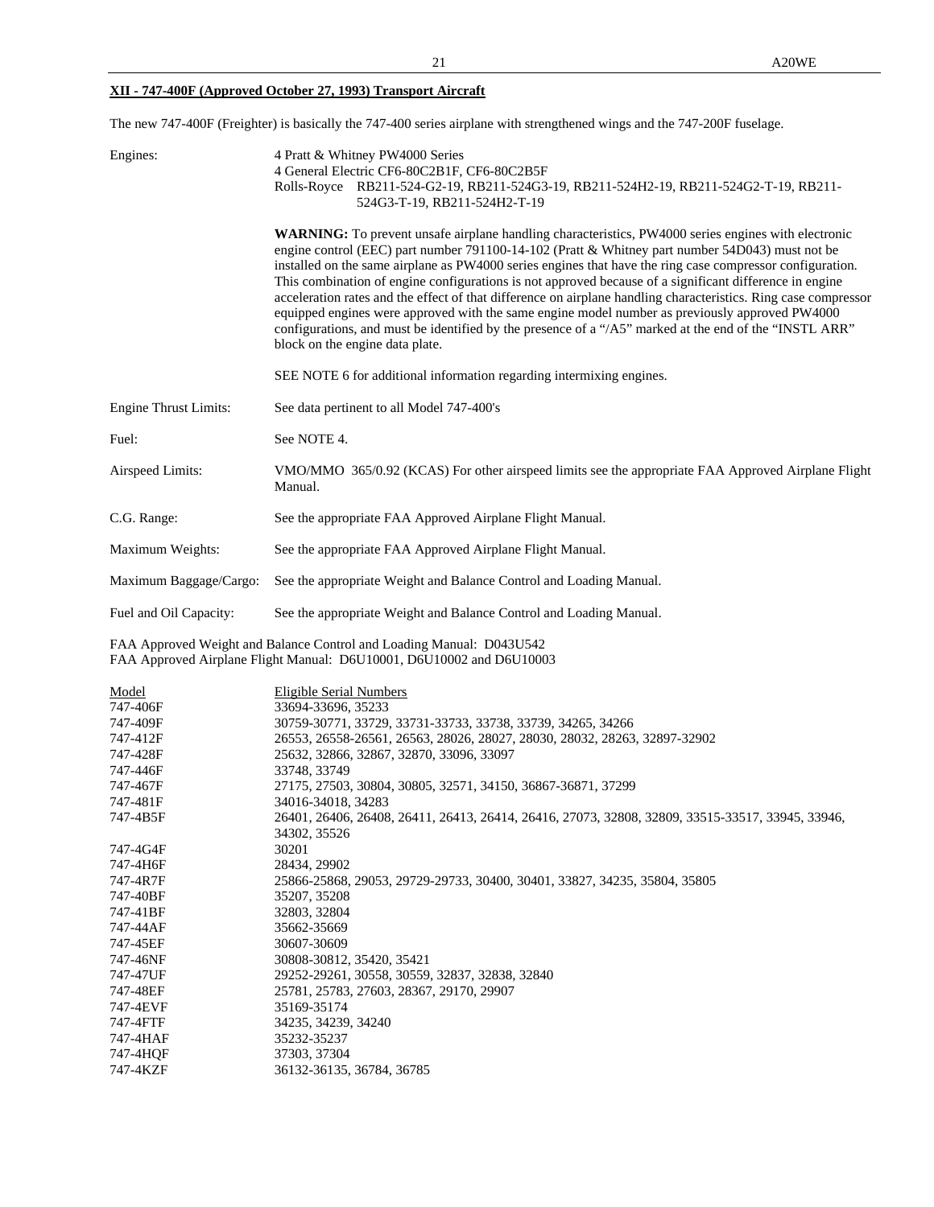**XII - 747-400F (Approved October 27, 1993) Transport Aircraft**

The new 747-400F (Freighter) is basically the 747-400 series airplane with strengthened wings and the 747-200F fuselage.

| | |
|---|---|
| Engines: | 4 Pratt & Whitney PW4000 Series<br>4 General Electric CF6-80C2B1F, CF6-80C2B5F<br>Rolls-Royce RB211-524-G2-19, RB211-524G3-19, RB211-524H2-19, RB211-524G2-T-19, RB211-524G3-T-19, RB211-524H2-T-19 |
| | **WARNING:** To prevent unsafe airplane handling characteristics, PW4000 series engines with electronic engine control (EEC) part number 791100-14-102 (Pratt & Whitney part number 54D043) must not be installed on the same airplane as PW4000 series engines that have the ring case compressor configuration. This combination of engine configurations is not approved because of a significant difference in engine acceleration rates and the effect of that difference on airplane handling characteristics. Ring case compressor equipped engines were approved with the same engine model number as previously approved PW4000 configurations, and must be identified by the presence of a "/A5" marked at the end of the "INSTL ARR" block on the engine data plate. |
| | SEE NOTE 6 for additional information regarding intermixing engines. |
| Engine Thrust Limits: | See data pertinent to all Model 747-400's |
| Fuel: | See NOTE 4. |
| Airspeed Limits: | VMO/MMO 365/0.92 (KCAS) For other airspeed limits see the appropriate FAA Approved Airplane Flight Manual. |
| C.G. Range: | See the appropriate FAA Approved Airplane Flight Manual. |
| Maximum Weights: | See the appropriate FAA Approved Airplane Flight Manual. |
| Maximum Baggage/Cargo: | See the appropriate Weight and Balance Control and Loading Manual. |
| Fuel and Oil Capacity: | See the appropriate Weight and Balance Control and Loading Manual. |

FAA Approved Weight and Balance Control and Loading Manual: D043U542
FAA Approved Airplane Flight Manual: D6U10001, D6U10002 and D6U10003

| Model | Eligible Serial Numbers |
|---|---|
| 747-406F | 33694-33696, 35233 |
| 747-409F | 30759-30771, 33729, 33731-33733, 33738, 33739, 34265, 34266 |
| 747-412F | 26553, 26558-26561, 26563, 28026, 28027, 28030, 28032, 28263, 32897-32902 |
| 747-428F | 25632, 32866, 32867, 32870, 33096, 33097 |
| 747-446F | 33748, 33749 |
| 747-467F | 27175, 27503, 30804, 30805, 32571, 34150, 36867-36871, 37299 |
| 747-481F | 34016-34018, 34283 |
| 747-4B5F | 26401, 26406, 26408, 26411, 26413, 26414, 26416, 27073, 32808, 32809, 33515-33517, 33945, 33946, 34302, 35526 |
| 747-4G4F | 30201 |
| 747-4H6F | 28434, 29902 |
| 747-4R7F | 25866-25868, 29053, 29729-29733, 30400, 30401, 33827, 34235, 35804, 35805 |
| 747-40BF | 35207, 35208 |
| 747-41BF | 32803, 32804 |
| 747-44AF | 35662-35669 |
| 747-45EF | 30607-30609 |
| 747-46NF | 30808-30812, 35420, 35421 |
| 747-47UF | 29252-29261, 30558, 30559, 32837, 32838, 32840 |
| 747-48EF | 25781, 25783, 27603, 28367, 29170, 29907 |
| 747-4EVF | 35169-35174 |
| 747-4FTF | 34235, 34239, 34240 |
| 747-4HAF | 35232-35237 |
| 747-4HQF | 37303, 37304 |
| 747-4KZF | 36132-36135, 36784, 36785 |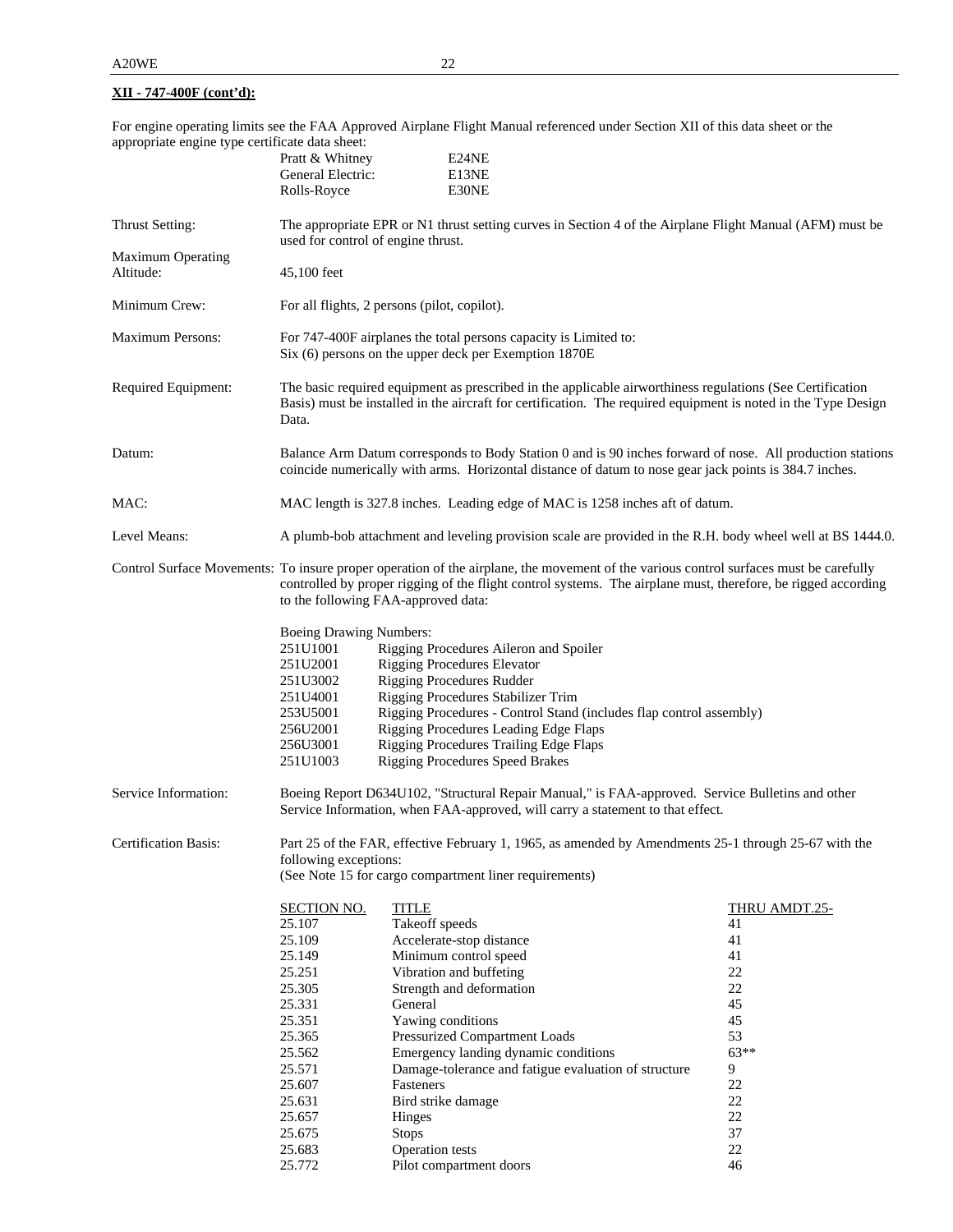**XII - 747-400F (cont'd):**

For engine operating limits see the FAA Approved Airplane Flight Manual referenced under Section XII of this data sheet or the appropriate engine type certificate data sheet:

| | |
|---|---|
| Pratt & Whitney | E24NE |
| General Electric: | E13NE |
| Rolls-Royce | E30NE |

**Thrust Setting:** The appropriate EPR or N1 thrust setting curves in Section 4 of the Airplane Flight Manual (AFM) must be used for control of engine thrust.

**Maximum Operating Altitude:** 45,100 feet

**Minimum Crew:** For all flights, 2 persons (pilot, copilot).

**Maximum Persons:** For 747-400F airplanes the total persons capacity is Limited to: Six (6) persons on the upper deck per Exemption 1870E

**Required Equipment:** The basic required equipment as prescribed in the applicable airworthiness regulations (See Certification Basis) must be installed in the aircraft for certification. The required equipment is noted in the Type Design Data.

**Datum:** Balance Arm Datum corresponds to Body Station 0 and is 90 inches forward of nose. All production stations coincide numerically with arms. Horizontal distance of datum to nose gear jack points is 384.7 inches.

**MAC:** MAC length is 327.8 inches. Leading edge of MAC is 1258 inches aft of datum.

**Level Means:** A plumb-bob attachment and leveling provision scale are provided in the R.H. body wheel well at BS 1444.0.

**Control Surface Movements:** To insure proper operation of the airplane, the movement of the various control surfaces must be carefully controlled by proper rigging of the flight control systems. The airplane must, therefore, be rigged according to the following FAA-approved data:

Boeing Drawing Numbers:

| | |
|---|---|
| 251U1001 | Rigging Procedures Aileron and Spoiler |
| 251U2001 | Rigging Procedures Elevator |
| 251U3002 | Rigging Procedures Rudder |
| 251U4001 | Rigging Procedures Stabilizer Trim |
| 253U5001 | Rigging Procedures - Control Stand (includes flap control assembly) |
| 256U2001 | Rigging Procedures Leading Edge Flaps |
| 256U3001 | Rigging Procedures Trailing Edge Flaps |
| 251U1003 | Rigging Procedures Speed Brakes |

**Service Information:** Boeing Report D634U102, "Structural Repair Manual," is FAA-approved. Service Bulletins and other Service Information, when FAA-approved, will carry a statement to that effect.

**Certification Basis:** Part 25 of the FAR, effective February 1, 1965, as amended by Amendments 25-1 through 25-67 with the following exceptions:
(See Note 15 for cargo compartment liner requirements)

| SECTION NO. | TITLE | THRU AMDT.25- |
|---|---|---|
| 25.107 | Takeoff speeds | 41 |
| 25.109 | Accelerate-stop distance | 41 |
| 25.149 | Minimum control speed | 41 |
| 25.251 | Vibration and buffeting | 22 |
| 25.305 | Strength and deformation | 22 |
| 25.331 | General | 45 |
| 25.351 | Yawing conditions | 45 |
| 25.365 | Pressurized Compartment Loads | 53 |
| 25.562 | Emergency landing dynamic conditions | 63** |
| 25.571 | Damage-tolerance and fatigue evaluation of structure | 9 |
| 25.607 | Fasteners | 22 |
| 25.631 | Bird strike damage | 22 |
| 25.657 | Hinges | 22 |
| 25.675 | Stops | 37 |
| 25.683 | Operation tests | 22 |
| 25.772 | Pilot compartment doors | 46 |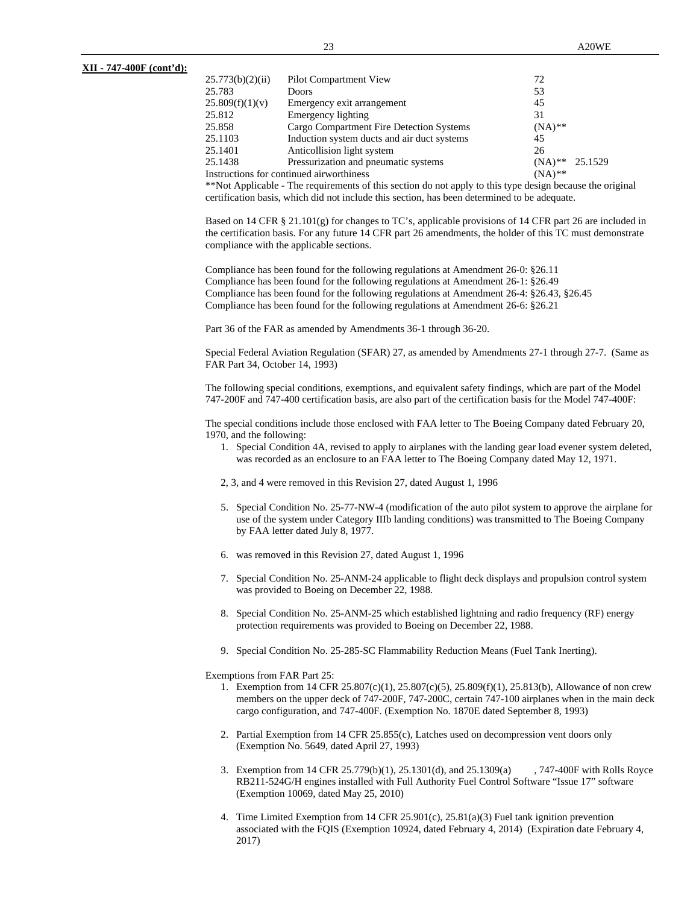**XII - 747-400F (cont'd):**

| | | | |
|---|---|---|---|
| 25.773(b)(2)(ii) | Pilot Compartment View | 72 | |
| 25.783 | Doors | 53 | |
| 25.809(f)(1)(v) | Emergency exit arrangement | 45 | |
| 25.812 | Emergency lighting | 31 | |
| 25.858 | Cargo Compartment Fire Detection Systems | (NA)** | |
| 25.1103 | Induction system ducts and air duct systems | 45 | |
| 25.1401 | Anticollision light system | 26 | |
| 25.1438 | Pressurization and pneumatic systems | (NA)** | 25.1529 |
| Instructions for continued airworthiness | | (NA)** | |

**Not Applicable - The requirements of this section do not apply to this type design because the original certification basis, which did not include this section, has been determined to be adequate.

Based on 14 CFR § 21.101(g) for changes to TC's, applicable provisions of 14 CFR part 26 are included in the certification basis. For any future 14 CFR part 26 amendments, the holder of this TC must demonstrate compliance with the applicable sections.

Compliance has been found for the following regulations at Amendment 26-0: §26.11
Compliance has been found for the following regulations at Amendment 26-1: §26.49
Compliance has been found for the following regulations at Amendment 26-4: §26.43, §26.45
Compliance has been found for the following regulations at Amendment 26-6: §26.21

Part 36 of the FAR as amended by Amendments 36-1 through 36-20.

Special Federal Aviation Regulation (SFAR) 27, as amended by Amendments 27-1 through 27-7. (Same as FAR Part 34, October 14, 1993)

The following special conditions, exemptions, and equivalent safety findings, which are part of the Model 747-200F and 747-400 certification basis, are also part of the certification basis for the Model 747-400F:

The special conditions include those enclosed with FAA letter to The Boeing Company dated February 20, 1970, and the following:

1. Special Condition 4A, revised to apply to airplanes with the landing gear load evener system deleted, was recorded as an enclosure to an FAA letter to The Boeing Company dated May 12, 1971.

2, 3, and 4 were removed in this Revision 27, dated August 1, 1996

5. Special Condition No. 25-77-NW-4 (modification of the auto pilot system to approve the airplane for use of the system under Category IIIb landing conditions) was transmitted to The Boeing Company by FAA letter dated July 8, 1977.

6. was removed in this Revision 27, dated August 1, 1996

7. Special Condition No. 25-ANM-24 applicable to flight deck displays and propulsion control system was provided to Boeing on December 22, 1988.

8. Special Condition No. 25-ANM-25 which established lightning and radio frequency (RF) energy protection requirements was provided to Boeing on December 22, 1988.

9. Special Condition No. 25-285-SC Flammability Reduction Means (Fuel Tank Inerting).

Exemptions from FAR Part 25:

1. Exemption from 14 CFR 25.807(c)(1), 25.807(c)(5), 25.809(f)(1), 25.813(b), Allowance of non crew members on the upper deck of 747-200F, 747-200C, certain 747-100 airplanes when in the main deck cargo configuration, and 747-400F. (Exemption No. 1870E dated September 8, 1993)

2. Partial Exemption from 14 CFR 25.855(c), Latches used on decompression vent doors only (Exemption No. 5649, dated April 27, 1993)

3. Exemption from 14 CFR 25.779(b)(1), 25.1301(d), and 25.1309(a) , 747-400F with Rolls Royce RB211-524G/H engines installed with Full Authority Fuel Control Software "Issue 17" software (Exemption 10069, dated May 25, 2010)

4. Time Limited Exemption from 14 CFR 25.901(c), 25.81(a)(3) Fuel tank ignition prevention associated with the FQIS (Exemption 10924, dated February 4, 2014) (Expiration date February 4, 2017)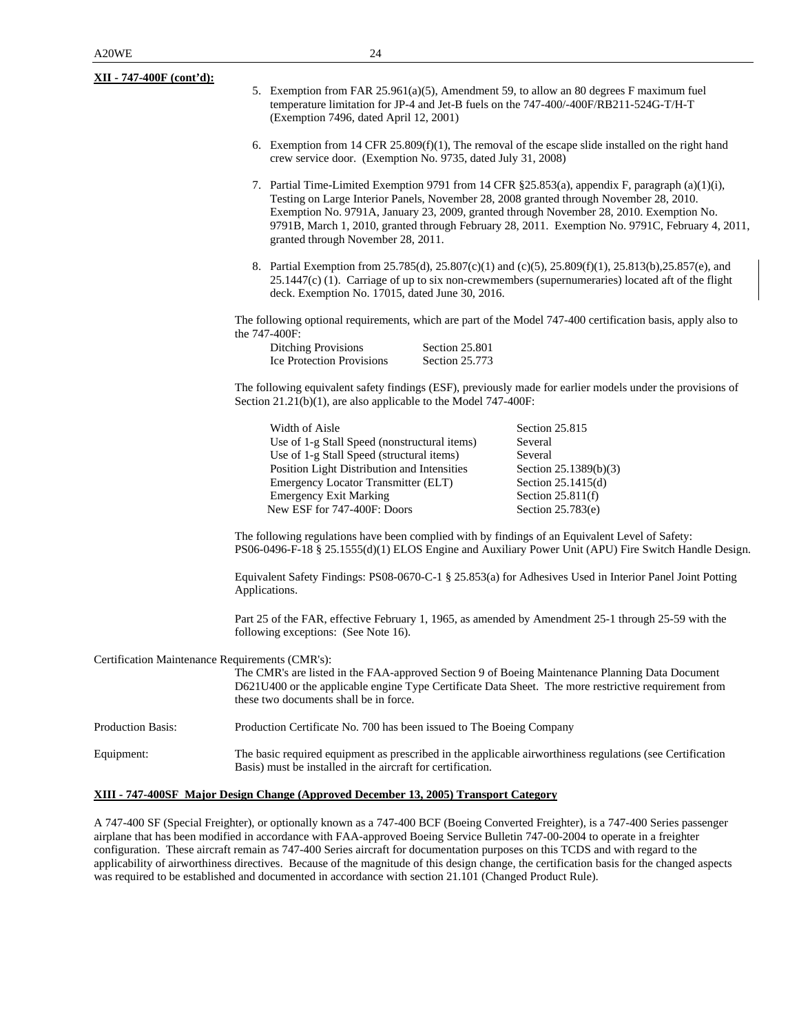**XII - 747-400F (cont'd):**

5. Exemption from FAR 25.961(a)(5), Amendment 59, to allow an 80 degrees F maximum fuel temperature limitation for JP-4 and Jet-B fuels on the 747-400/-400F/RB211-524G-T/H-T (Exemption 7496, dated April 12, 2001)

6. Exemption from 14 CFR 25.809(f)(1), The removal of the escape slide installed on the right hand crew service door. (Exemption No. 9735, dated July 31, 2008)

7. Partial Time-Limited Exemption 9791 from 14 CFR §25.853(a), appendix F, paragraph (a)(1)(i), Testing on Large Interior Panels, November 28, 2008 granted through November 28, 2010. Exemption No. 9791A, January 23, 2009, granted through November 28, 2010. Exemption No. 9791B, March 1, 2010, granted through February 28, 2011. Exemption No. 9791C, February 4, 2011, granted through November 28, 2011.

8. Partial Exemption from 25.785(d), 25.807(c)(1) and (c)(5), 25.809(f)(1), 25.813(b),25.857(e), and 25.1447(c) (1). Carriage of up to six non-crewmembers (supernumeraries) located aft of the flight deck. Exemption No. 17015, dated June 30, 2016.

The following optional requirements, which are part of the Model 747-400 certification basis, apply also to the 747-400F:

| | |
|---|---|
| Ditching Provisions | Section 25.801 |
| Ice Protection Provisions | Section 25.773 |

The following equivalent safety findings (ESF), previously made for earlier models under the provisions of Section 21.21(b)(1), are also applicable to the Model 747-400F:

| | |
|---|---|
| Width of Aisle | Section 25.815 |
| Use of 1-g Stall Speed (nonstructural items) | Several |
| Use of 1-g Stall Speed (structural items) | Several |
| Position Light Distribution and Intensities | Section 25.1389(b)(3) |
| Emergency Locator Transmitter (ELT) | Section 25.1415(d) |
| Emergency Exit Marking | Section 25.811(f) |
| New ESF for 747-400F: Doors | Section 25.783(e) |

The following regulations have been complied with by findings of an Equivalent Level of Safety: PS06-0496-F-18 § 25.1555(d)(1) ELOS Engine and Auxiliary Power Unit (APU) Fire Switch Handle Design.

Equivalent Safety Findings: PS08-0670-C-1 § 25.853(a) for Adhesives Used in Interior Panel Joint Potting Applications.

Part 25 of the FAR, effective February 1, 1965, as amended by Amendment 25-1 through 25-59 with the following exceptions: (See Note 16).

Certification Maintenance Requirements (CMR's):
The CMR's are listed in the FAA-approved Section 9 of Boeing Maintenance Planning Data Document D621U400 or the applicable engine Type Certificate Data Sheet. The more restrictive requirement from these two documents shall be in force.

Production Basis: Production Certificate No. 700 has been issued to The Boeing Company

Equipment: The basic required equipment as prescribed in the applicable airworthiness regulations (see Certification Basis) must be installed in the aircraft for certification.

**XIII - 747-400SF Major Design Change (Approved December 13, 2005) Transport Category**

A 747-400 SF (Special Freighter), or optionally known as a 747-400 BCF (Boeing Converted Freighter), is a 747-400 Series passenger airplane that has been modified in accordance with FAA-approved Boeing Service Bulletin 747-00-2004 to operate in a freighter configuration. These aircraft remain as 747-400 Series aircraft for documentation purposes on this TCDS and with regard to the applicability of airworthiness directives. Because of the magnitude of this design change, the certification basis for the changed aspects was required to be established and documented in accordance with section 21.101 (Changed Product Rule).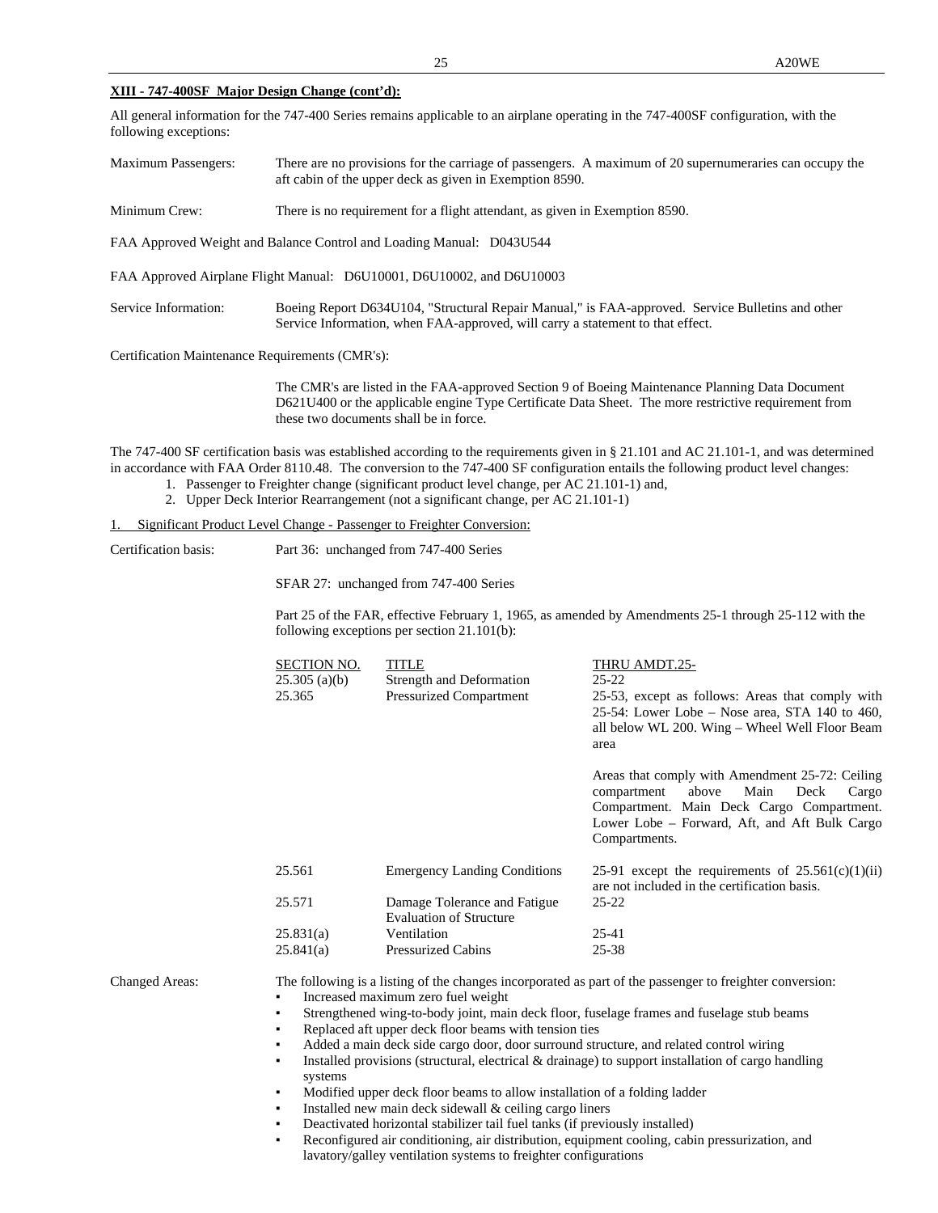**XIII - 747-400SF Major Design Change (cont'd):**

All general information for the 747-400 Series remains applicable to an airplane operating in the 747-400SF configuration, with the following exceptions:

Maximum Passengers: There are no provisions for the carriage of passengers. A maximum of 20 supernumeraries can occupy the aft cabin of the upper deck as given in Exemption 8590.

Minimum Crew: There is no requirement for a flight attendant, as given in Exemption 8590.

FAA Approved Weight and Balance Control and Loading Manual: D043U544

FAA Approved Airplane Flight Manual: D6U10001, D6U10002, and D6U10003

Service Information: Boeing Report D634U104, "Structural Repair Manual," is FAA-approved. Service Bulletins and other Service Information, when FAA-approved, will carry a statement to that effect.

Certification Maintenance Requirements (CMR's):

The CMR's are listed in the FAA-approved Section 9 of Boeing Maintenance Planning Data Document D621U400 or the applicable engine Type Certificate Data Sheet. The more restrictive requirement from these two documents shall be in force.

The 747-400 SF certification basis was established according to the requirements given in § 21.101 and AC 21.101-1, and was determined in accordance with FAA Order 8110.48. The conversion to the 747-400 SF configuration entails the following product level changes:

1. Passenger to Freighter change (significant product level change, per AC 21.101-1) and,
2. Upper Deck Interior Rearrangement (not a significant change, per AC 21.101-1)

1. Significant Product Level Change - Passenger to Freighter Conversion:

Certification basis: Part 36: unchanged from 747-400 Series

SFAR 27: unchanged from 747-400 Series

Part 25 of the FAR, effective February 1, 1965, as amended by Amendments 25-1 through 25-112 with the following exceptions per section 21.101(b):

| SECTION NO. | TITLE | THRU AMDT.25- |
|---|---|---|
| 25.305 (a)(b) | Strength and Deformation | 25-22 |
| 25.365 | Pressurized Compartment | 25-53, except as follows: Areas that comply with 25-54: Lower Lobe – Nose area, STA 140 to 460, all below WL 200. Wing – Wheel Well Floor Beam area<br><br>Areas that comply with Amendment 25-72: Ceiling compartment above Main Deck Cargo Compartment. Main Deck Cargo Compartment. Lower Lobe – Forward, Aft, and Aft Bulk Cargo Compartments. |
| 25.561 | Emergency Landing Conditions | 25-91 except the requirements of 25.561(c)(1)(ii) are not included in the certification basis. |
| 25.571 | Damage Tolerance and Fatigue Evaluation of Structure | 25-22 |
| 25.831(a) | Ventilation | 25-41 |
| 25.841(a) | Pressurized Cabins | 25-38 |

Changed Areas: The following is a listing of the changes incorporated as part of the passenger to freighter conversion:

- Increased maximum zero fuel weight
- Strengthened wing-to-body joint, main deck floor, fuselage frames and fuselage stub beams
- Replaced aft upper deck floor beams with tension ties
- Added a main deck side cargo door, door surround structure, and related control wiring
- Installed provisions (structural, electrical & drainage) to support installation of cargo handling systems
- Modified upper deck floor beams to allow installation of a folding ladder
- Installed new main deck sidewall & ceiling cargo liners
- Deactivated horizontal stabilizer tail fuel tanks (if previously installed)
- Reconfigured air conditioning, air distribution, equipment cooling, cabin pressurization, and lavatory/galley ventilation systems to freighter configurations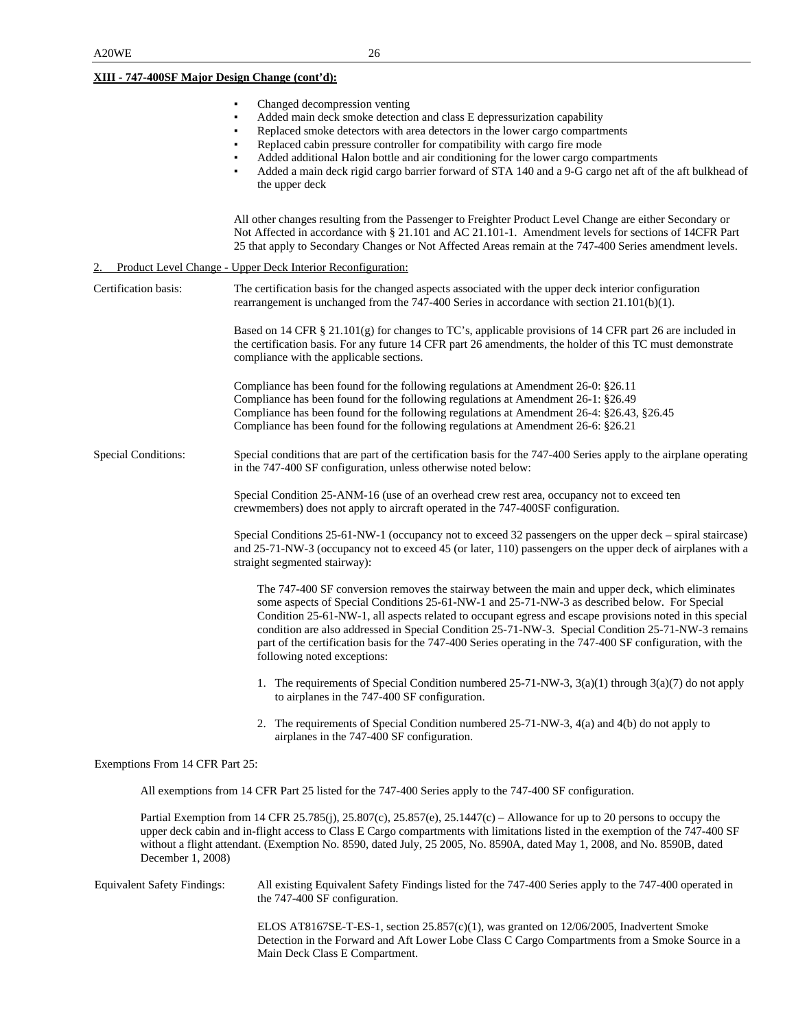**XIII - 747-400SF Major Design Change (cont'd):**

- Changed decompression venting
- Added main deck smoke detection and class E depressurization capability
- Replaced smoke detectors with area detectors in the lower cargo compartments
- Replaced cabin pressure controller for compatibility with cargo fire mode
- Added additional Halon bottle and air conditioning for the lower cargo compartments
- Added a main deck rigid cargo barrier forward of STA 140 and a 9-G cargo net aft of the aft bulkhead of the upper deck

All other changes resulting from the Passenger to Freighter Product Level Change are either Secondary or Not Affected in accordance with § 21.101 and AC 21.101-1. Amendment levels for sections of 14CFR Part 25 that apply to Secondary Changes or Not Affected Areas remain at the 747-400 Series amendment levels.

2. Product Level Change - Upper Deck Interior Reconfiguration:

Certification basis: The certification basis for the changed aspects associated with the upper deck interior configuration rearrangement is unchanged from the 747-400 Series in accordance with section 21.101(b)(1).

Based on 14 CFR § 21.101(g) for changes to TC's, applicable provisions of 14 CFR part 26 are included in the certification basis. For any future 14 CFR part 26 amendments, the holder of this TC must demonstrate compliance with the applicable sections.

Compliance has been found for the following regulations at Amendment 26-0: §26.11
Compliance has been found for the following regulations at Amendment 26-1: §26.49
Compliance has been found for the following regulations at Amendment 26-4: §26.43, §26.45
Compliance has been found for the following regulations at Amendment 26-6: §26.21

Special Conditions: Special conditions that are part of the certification basis for the 747-400 Series apply to the airplane operating in the 747-400 SF configuration, unless otherwise noted below:

Special Condition 25-ANM-16 (use of an overhead crew rest area, occupancy not to exceed ten crewmembers) does not apply to aircraft operated in the 747-400SF configuration.

Special Conditions 25-61-NW-1 (occupancy not to exceed 32 passengers on the upper deck – spiral staircase) and 25-71-NW-3 (occupancy not to exceed 45 (or later, 110) passengers on the upper deck of airplanes with a straight segmented stairway):

The 747-400 SF conversion removes the stairway between the main and upper deck, which eliminates some aspects of Special Conditions 25-61-NW-1 and 25-71-NW-3 as described below. For Special Condition 25-61-NW-1, all aspects related to occupant egress and escape provisions noted in this special condition are also addressed in Special Condition 25-71-NW-3. Special Condition 25-71-NW-3 remains part of the certification basis for the 747-400 Series operating in the 747-400 SF configuration, with the following noted exceptions:

1. The requirements of Special Condition numbered 25-71-NW-3, 3(a)(1) through 3(a)(7) do not apply to airplanes in the 747-400 SF configuration.
2. The requirements of Special Condition numbered 25-71-NW-3, 4(a) and 4(b) do not apply to airplanes in the 747-400 SF configuration.

Exemptions From 14 CFR Part 25:

All exemptions from 14 CFR Part 25 listed for the 747-400 Series apply to the 747-400 SF configuration.

Partial Exemption from 14 CFR 25.785(j), 25.807(c), 25.857(e), 25.1447(c) – Allowance for up to 20 persons to occupy the upper deck cabin and in-flight access to Class E Cargo compartments with limitations listed in the exemption of the 747-400 SF without a flight attendant. (Exemption No. 8590, dated July, 25 2005, No. 8590A, dated May 1, 2008, and No. 8590B, dated December 1, 2008)

Equivalent Safety Findings: All existing Equivalent Safety Findings listed for the 747-400 Series apply to the 747-400 operated in the 747-400 SF configuration.

ELOS AT8167SE-T-ES-1, section 25.857(c)(1), was granted on 12/06/2005, Inadvertent Smoke Detection in the Forward and Aft Lower Lobe Class C Cargo Compartments from a Smoke Source in a Main Deck Class E Compartment.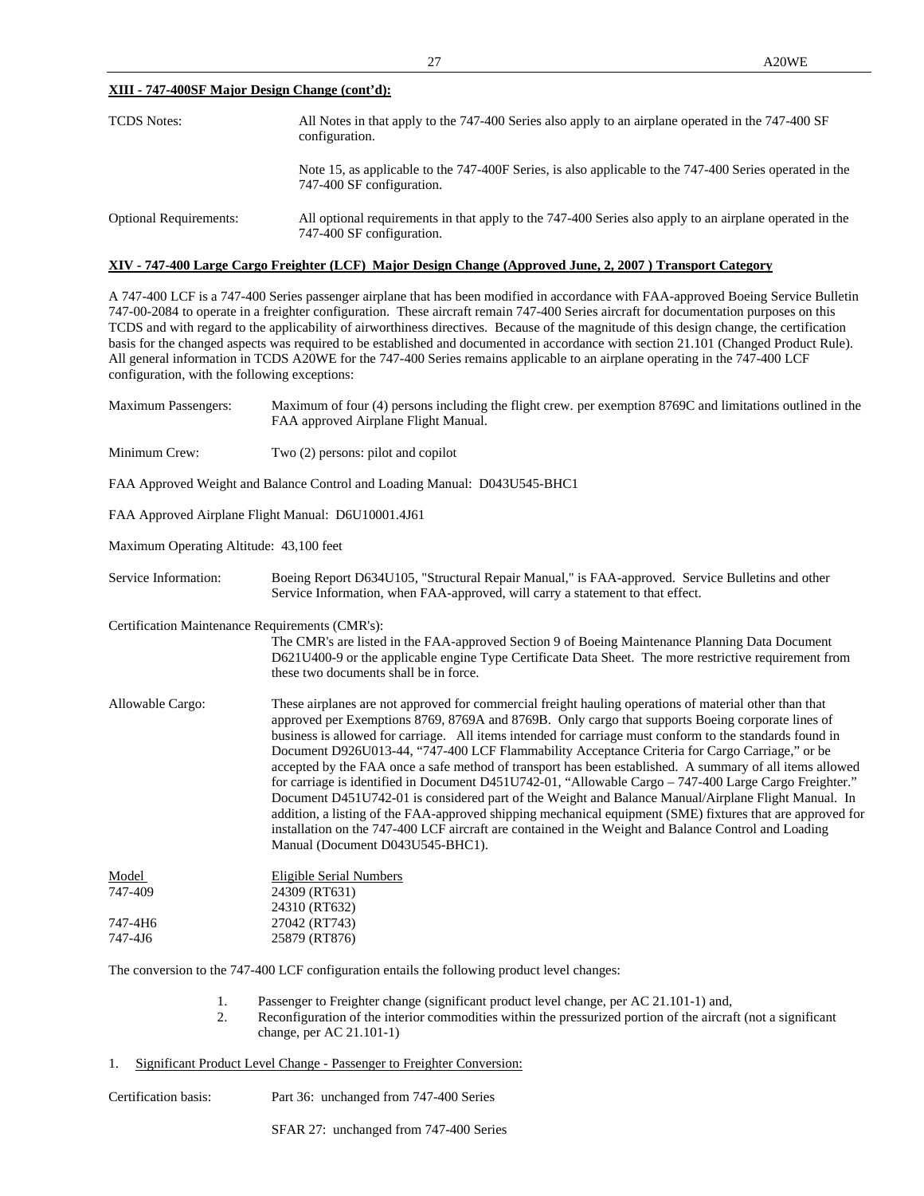**XIII - 747-400SF Major Design Change (cont'd):**

| | |
|---|---|
| TCDS Notes: | All Notes in that apply to the 747-400 Series also apply to an airplane operated in the 747-400 SF configuration. |
| | Note 15, as applicable to the 747-400F Series, is also applicable to the 747-400 Series operated in the 747-400 SF configuration. |
| Optional Requirements: | All optional requirements in that apply to the 747-400 Series also apply to an airplane operated in the 747-400 SF configuration. |

**XIV - 747-400 Large Cargo Freighter (LCF) Major Design Change (Approved June, 2, 2007 ) Transport Category**

A 747-400 LCF is a 747-400 Series passenger airplane that has been modified in accordance with FAA-approved Boeing Service Bulletin 747-00-2084 to operate in a freighter configuration. These aircraft remain 747-400 Series aircraft for documentation purposes on this TCDS and with regard to the applicability of airworthiness directives. Because of the magnitude of this design change, the certification basis for the changed aspects was required to be established and documented in accordance with section 21.101 (Changed Product Rule). All general information in TCDS A20WE for the 747-400 Series remains applicable to an airplane operating in the 747-400 LCF configuration, with the following exceptions:

| | |
|---|---|
| Maximum Passengers: | Maximum of four (4) persons including the flight crew. per exemption 8769C and limitations outlined in the FAA approved Airplane Flight Manual. |
| Minimum Crew: | Two (2) persons: pilot and copilot |

FAA Approved Weight and Balance Control and Loading Manual: D043U545-BHC1

FAA Approved Airplane Flight Manual: D6U10001.4J61

Maximum Operating Altitude: 43,100 feet

| | |
|---|---|
| Service Information: | Boeing Report D634U105, "Structural Repair Manual," is FAA-approved. Service Bulletins and other Service Information, when FAA-approved, will carry a statement to that effect. |

Certification Maintenance Requirements (CMR's):

The CMR's are listed in the FAA-approved Section 9 of Boeing Maintenance Planning Data Document D621U400-9 or the applicable engine Type Certificate Data Sheet. The more restrictive requirement from these two documents shall be in force.

| | |
|---|---|
| Allowable Cargo: | These airplanes are not approved for commercial freight hauling operations of material other than that approved per Exemptions 8769, 8769A and 8769B. Only cargo that supports Boeing corporate lines of business is allowed for carriage. All items intended for carriage must conform to the standards found in Document D926U013-44, "747-400 LCF Flammability Acceptance Criteria for Cargo Carriage," or be accepted by the FAA once a safe method of transport has been established. A summary of all items allowed for carriage is identified in Document D451U742-01, "Allowable Cargo – 747-400 Large Cargo Freighter." Document D451U742-01 is considered part of the Weight and Balance Manual/Airplane Flight Manual. In addition, a listing of the FAA-approved shipping mechanical equipment (SME) fixtures that are approved for installation on the 747-400 LCF aircraft are contained in the Weight and Balance Control and Loading Manual (Document D043U545-BHC1). |

| Model | Eligible Serial Numbers |
|---|---|
| 747-409 | 24309 (RT631) |
| | 24310 (RT632) |
| 747-4H6 | 27042 (RT743) |
| 747-4J6 | 25879 (RT876) |

The conversion to the 747-400 LCF configuration entails the following product level changes:

1. Passenger to Freighter change (significant product level change, per AC 21.101-1) and,
2. Reconfiguration of the interior commodities within the pressurized portion of the aircraft (not a significant change, per AC 21.101-1)

1. Significant Product Level Change - Passenger to Freighter Conversion:

| | |
|---|---|
| Certification basis: | Part 36: unchanged from 747-400 Series |
| | SFAR 27: unchanged from 747-400 Series |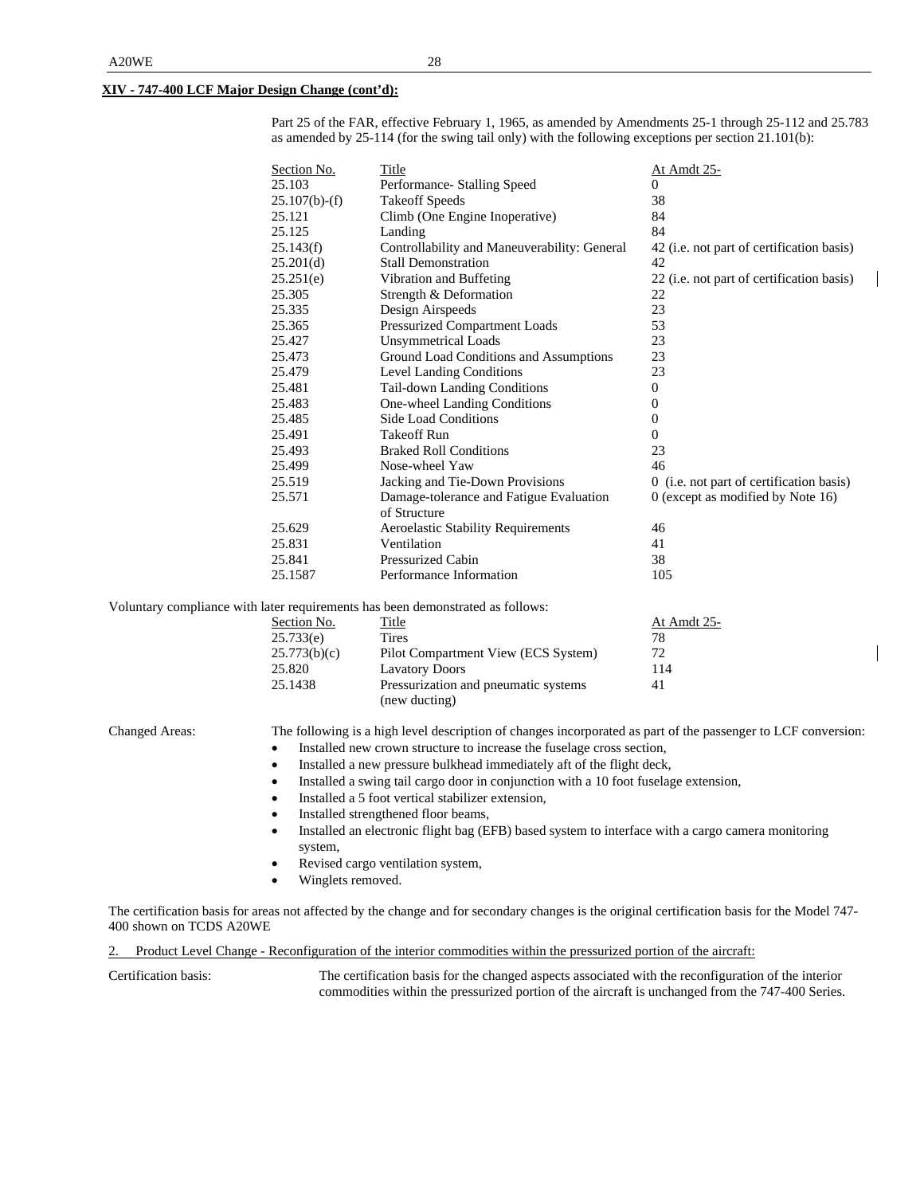**XIV - 747-400 LCF Major Design Change (cont'd):**

Part 25 of the FAR, effective February 1, 1965, as amended by Amendments 25-1 through 25-112 and 25.783 as amended by 25-114 (for the swing tail only) with the following exceptions per section 21.101(b):

| Section No. | Title | At Amdt 25- |
|---|---|---|
| 25.103 | Performance- Stalling Speed | 0 |
| 25.107(b)-(f) | Takeoff Speeds | 38 |
| 25.121 | Climb (One Engine Inoperative) | 84 |
| 25.125 | Landing | 84 |
| 25.143(f) | Controllability and Maneuverability: General | 42 (i.e. not part of certification basis) |
| 25.201(d) | Stall Demonstration | 42 |
| 25.251(e) | Vibration and Buffeting | 22 (i.e. not part of certification basis) |
| 25.305 | Strength & Deformation | 22 |
| 25.335 | Design Airspeeds | 23 |
| 25.365 | Pressurized Compartment Loads | 53 |
| 25.427 | Unsymmetrical Loads | 23 |
| 25.473 | Ground Load Conditions and Assumptions | 23 |
| 25.479 | Level Landing Conditions | 23 |
| 25.481 | Tail-down Landing Conditions | 0 |
| 25.483 | One-wheel Landing Conditions | 0 |
| 25.485 | Side Load Conditions | 0 |
| 25.491 | Takeoff Run | 0 |
| 25.493 | Braked Roll Conditions | 23 |
| 25.499 | Nose-wheel Yaw | 46 |
| 25.519 | Jacking and Tie-Down Provisions | 0 (i.e. not part of certification basis) |
| 25.571 | Damage-tolerance and Fatigue Evaluation of Structure | 0 (except as modified by Note 16) |
| 25.629 | Aeroelastic Stability Requirements | 46 |
| 25.831 | Ventilation | 41 |
| 25.841 | Pressurized Cabin | 38 |
| 25.1587 | Performance Information | 105 |

Voluntary compliance with later requirements has been demonstrated as follows:

| Section No. | Title | At Amdt 25- |
|---|---|---|
| 25.733(e) | Tires | 78 |
| 25.773(b)(c) | Pilot Compartment View (ECS System) | 72 |
| 25.820 | Lavatory Doors | 114 |
| 25.1438 | Pressurization and pneumatic systems (new ducting) | 41 |

Changed Areas: The following is a high level description of changes incorporated as part of the passenger to LCF conversion:

- Installed new crown structure to increase the fuselage cross section,
- Installed a new pressure bulkhead immediately aft of the flight deck,
- Installed a swing tail cargo door in conjunction with a 10 foot fuselage extension,
- Installed a 5 foot vertical stabilizer extension,
- Installed strengthened floor beams,
- Installed an electronic flight bag (EFB) based system to interface with a cargo camera monitoring system,
- Revised cargo ventilation system,
- Winglets removed.

The certification basis for areas not affected by the change and for secondary changes is the original certification basis for the Model 747-400 shown on TCDS A20WE

2. Product Level Change - Reconfiguration of the interior commodities within the pressurized portion of the aircraft:

Certification basis: The certification basis for the changed aspects associated with the reconfiguration of the interior commodities within the pressurized portion of the aircraft is unchanged from the 747-400 Series.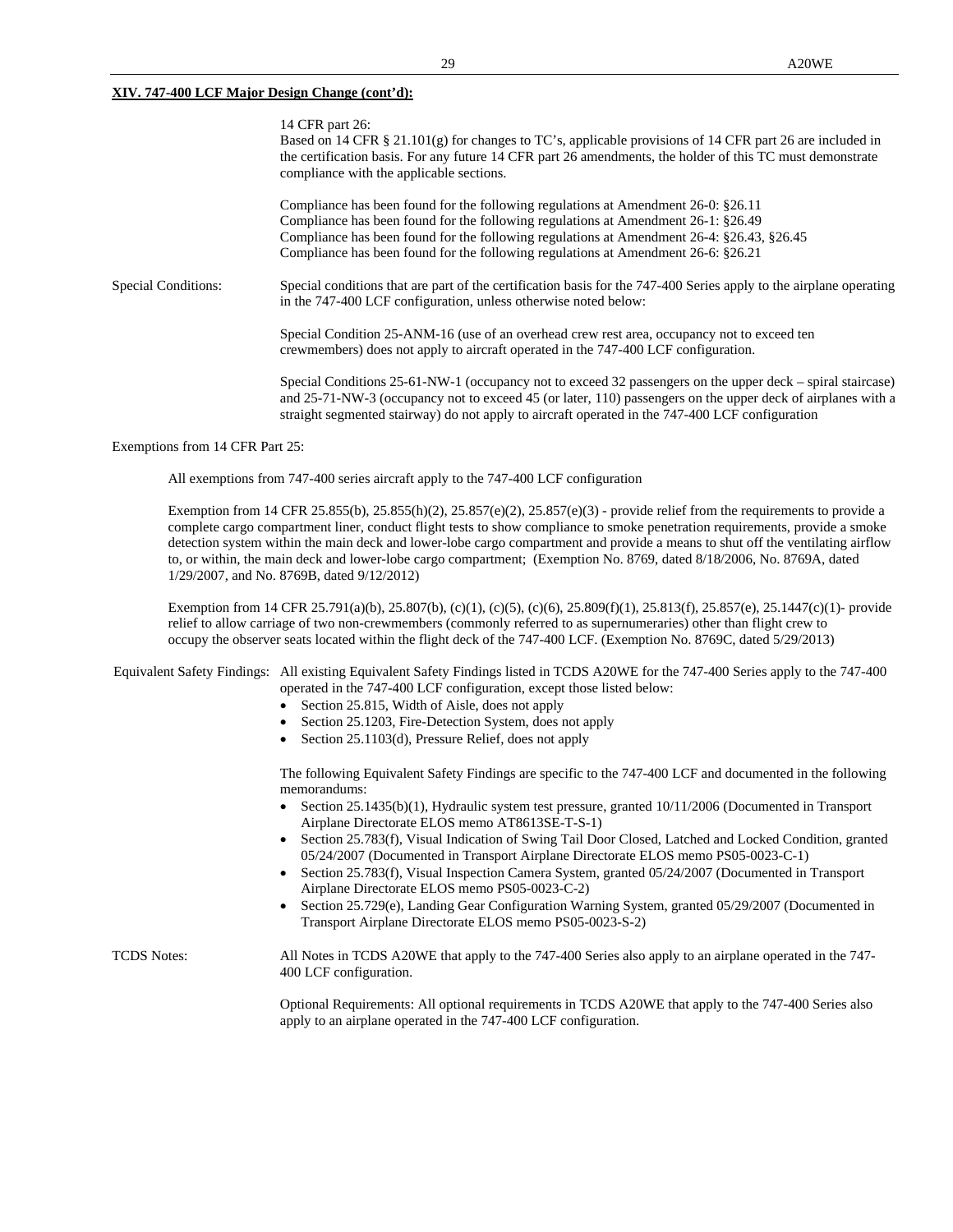**XIV. 747-400 LCF Major Design Change (cont'd):**

14 CFR part 26:
Based on 14 CFR § 21.101(g) for changes to TC's, applicable provisions of 14 CFR part 26 are included in the certification basis. For any future 14 CFR part 26 amendments, the holder of this TC must demonstrate compliance with the applicable sections.

Compliance has been found for the following regulations at Amendment 26-0: §26.11
Compliance has been found for the following regulations at Amendment 26-1: §26.49
Compliance has been found for the following regulations at Amendment 26-4: §26.43, §26.45
Compliance has been found for the following regulations at Amendment 26-6: §26.21

Special Conditions: Special conditions that are part of the certification basis for the 747-400 Series apply to the airplane operating in the 747-400 LCF configuration, unless otherwise noted below:

Special Condition 25-ANM-16 (use of an overhead crew rest area, occupancy not to exceed ten crewmembers) does not apply to aircraft operated in the 747-400 LCF configuration.

Special Conditions 25-61-NW-1 (occupancy not to exceed 32 passengers on the upper deck – spiral staircase) and 25-71-NW-3 (occupancy not to exceed 45 (or later, 110) passengers on the upper deck of airplanes with a straight segmented stairway) do not apply to aircraft operated in the 747-400 LCF configuration

Exemptions from 14 CFR Part 25:

All exemptions from 747-400 series aircraft apply to the 747-400 LCF configuration

Exemption from 14 CFR 25.855(b), 25.855(h)(2), 25.857(e)(2), 25.857(e)(3) - provide relief from the requirements to provide a complete cargo compartment liner, conduct flight tests to show compliance to smoke penetration requirements, provide a smoke detection system within the main deck and lower-lobe cargo compartment and provide a means to shut off the ventilating airflow to, or within, the main deck and lower-lobe cargo compartment; (Exemption No. 8769, dated 8/18/2006, No. 8769A, dated 1/29/2007, and No. 8769B, dated 9/12/2012)

Exemption from 14 CFR 25.791(a)(b), 25.807(b), (c)(1), (c)(5), (c)(6), 25.809(f)(1), 25.813(f), 25.857(e), 25.1447(c)(1)- provide relief to allow carriage of two non-crewmembers (commonly referred to as supernumeraries) other than flight crew to occupy the observer seats located within the flight deck of the 747-400 LCF. (Exemption No. 8769C, dated 5/29/2013)

Equivalent Safety Findings: All existing Equivalent Safety Findings listed in TCDS A20WE for the 747-400 Series apply to the 747-400 operated in the 747-400 LCF configuration, except those listed below:

- Section 25.815, Width of Aisle, does not apply
- Section 25.1203, Fire-Detection System, does not apply
- Section 25.1103(d), Pressure Relief, does not apply

The following Equivalent Safety Findings are specific to the 747-400 LCF and documented in the following memorandums:

- Section 25.1435(b)(1), Hydraulic system test pressure, granted 10/11/2006 (Documented in Transport Airplane Directorate ELOS memo AT8613SE-T-S-1)
- Section 25.783(f), Visual Indication of Swing Tail Door Closed, Latched and Locked Condition, granted 05/24/2007 (Documented in Transport Airplane Directorate ELOS memo PS05-0023-C-1)
- Section 25.783(f), Visual Inspection Camera System, granted 05/24/2007 (Documented in Transport Airplane Directorate ELOS memo PS05-0023-C-2)
- Section 25.729(e), Landing Gear Configuration Warning System, granted 05/29/2007 (Documented in Transport Airplane Directorate ELOS memo PS05-0023-S-2)

TCDS Notes: All Notes in TCDS A20WE that apply to the 747-400 Series also apply to an airplane operated in the 747-400 LCF configuration.

Optional Requirements: All optional requirements in TCDS A20WE that apply to the 747-400 Series also apply to an airplane operated in the 747-400 LCF configuration.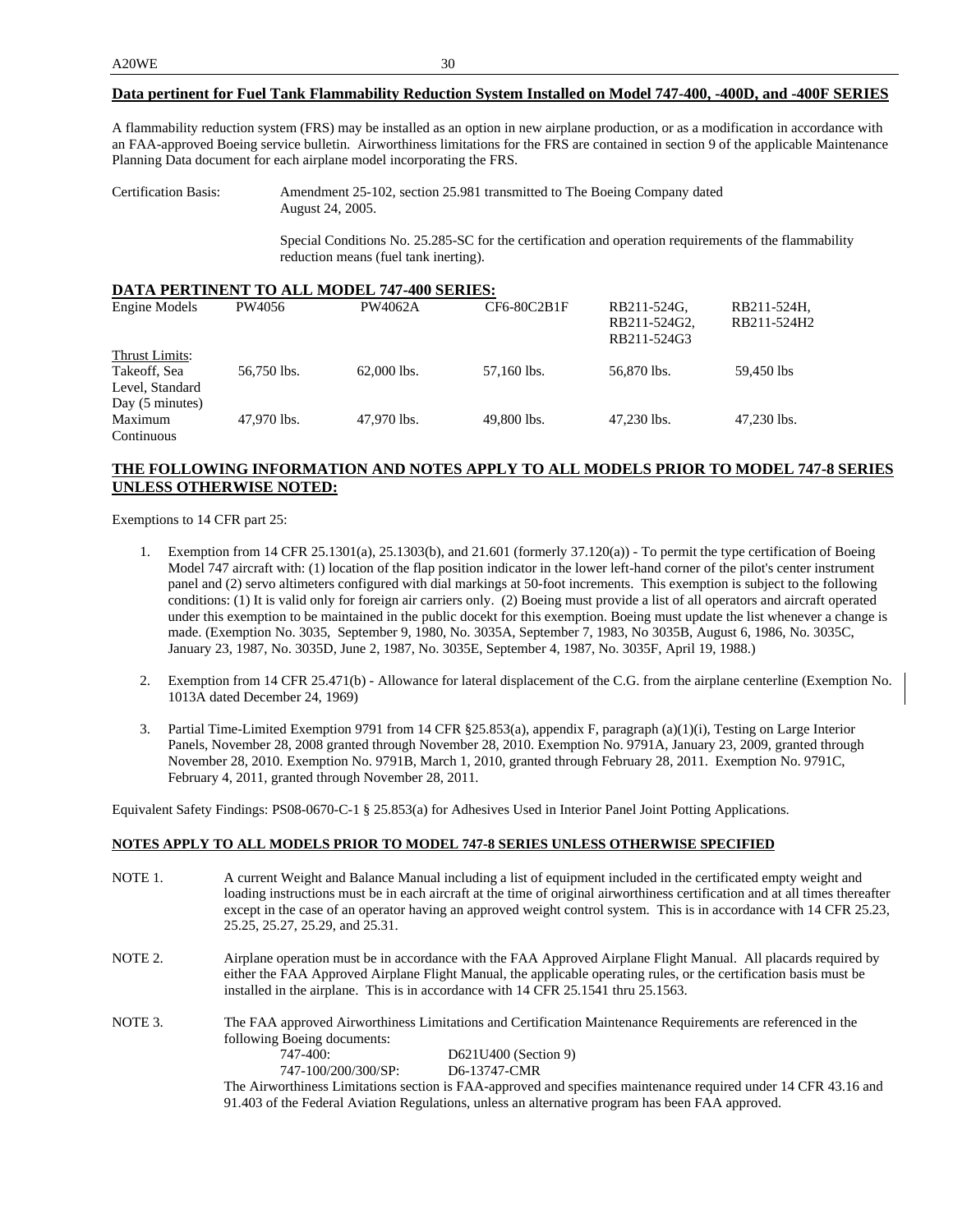**Data pertinent for Fuel Tank Flammability Reduction System Installed on Model 747-400, -400D, and -400F SERIES**

A flammability reduction system (FRS) may be installed as an option in new airplane production, or as a modification in accordance with an FAA-approved Boeing service bulletin. Airworthiness limitations for the FRS are contained in section 9 of the applicable Maintenance Planning Data document for each airplane model incorporating the FRS.

Certification Basis: Amendment 25-102, section 25.981 transmitted to The Boeing Company dated August 24, 2005.

Special Conditions No. 25.285-SC for the certification and operation requirements of the flammability reduction means (fuel tank inerting).

**DATA PERTINENT TO ALL MODEL 747-400 SERIES:**

| Engine Models | PW4056 | PW4062A | CF6-80C2B1F | RB211-524G, RB211-524G2, RB211-524G3 | RB211-524H, RB211-524H2 |
|---|---|---|---|---|---|
| Thrust Limits: | | | | | |
| Takeoff, Sea Level, Standard Day (5 minutes) | 56,750 lbs. | 62,000 lbs. | 57,160 lbs. | 56,870 lbs. | 59,450 lbs |
| Maximum Continuous | 47,970 lbs. | 47,970 lbs. | 49,800 lbs. | 47,230 lbs. | 47,230 lbs. |

**THE FOLLOWING INFORMATION AND NOTES APPLY TO ALL MODELS PRIOR TO MODEL 747-8 SERIES UNLESS OTHERWISE NOTED:**

Exemptions to 14 CFR part 25:

1. Exemption from 14 CFR 25.1301(a), 25.1303(b), and 21.601 (formerly 37.120(a)) - To permit the type certification of Boeing Model 747 aircraft with: (1) location of the flap position indicator in the lower left-hand corner of the pilot's center instrument panel and (2) servo altimeters configured with dial markings at 50-foot increments. This exemption is subject to the following conditions: (1) It is valid only for foreign air carriers only. (2) Boeing must provide a list of all operators and aircraft operated under this exemption to be maintained in the public docekt for this exemption. Boeing must update the list whenever a change is made. (Exemption No. 3035, September 9, 1980, No. 3035A, September 7, 1983, No 3035B, August 6, 1986, No. 3035C, January 23, 1987, No. 3035D, June 2, 1987, No. 3035E, September 4, 1987, No. 3035F, April 19, 1988.)

2. Exemption from 14 CFR 25.471(b) - Allowance for lateral displacement of the C.G. from the airplane centerline (Exemption No. 1013A dated December 24, 1969)

3. Partial Time-Limited Exemption 9791 from 14 CFR §25.853(a), appendix F, paragraph (a)(1)(i), Testing on Large Interior Panels, November 28, 2008 granted through November 28, 2010. Exemption No. 9791A, January 23, 2009, granted through November 28, 2010. Exemption No. 9791B, March 1, 2010, granted through February 28, 2011. Exemption No. 9791C, February 4, 2011, granted through November 28, 2011.

Equivalent Safety Findings: PS08-0670-C-1 § 25.853(a) for Adhesives Used in Interior Panel Joint Potting Applications.

**NOTES APPLY TO ALL MODELS PRIOR TO MODEL 747-8 SERIES UNLESS OTHERWISE SPECIFIED**

NOTE 1. A current Weight and Balance Manual including a list of equipment included in the certificated empty weight and loading instructions must be in each aircraft at the time of original airworthiness certification and at all times thereafter except in the case of an operator having an approved weight control system. This is in accordance with 14 CFR 25.23, 25.25, 25.27, 25.29, and 25.31.

NOTE 2. Airplane operation must be in accordance with the FAA Approved Airplane Flight Manual. All placards required by either the FAA Approved Airplane Flight Manual, the applicable operating rules, or the certification basis must be installed in the airplane. This is in accordance with 14 CFR 25.1541 thru 25.1563.

NOTE 3. The FAA approved Airworthiness Limitations and Certification Maintenance Requirements are referenced in the following Boeing documents:

| | |
|---|---|
| 747-400: | D621U400 (Section 9) |
| 747-100/200/300/SP: | D6-13747-CMR |

The Airworthiness Limitations section is FAA-approved and specifies maintenance required under 14 CFR 43.16 and 91.403 of the Federal Aviation Regulations, unless an alternative program has been FAA approved.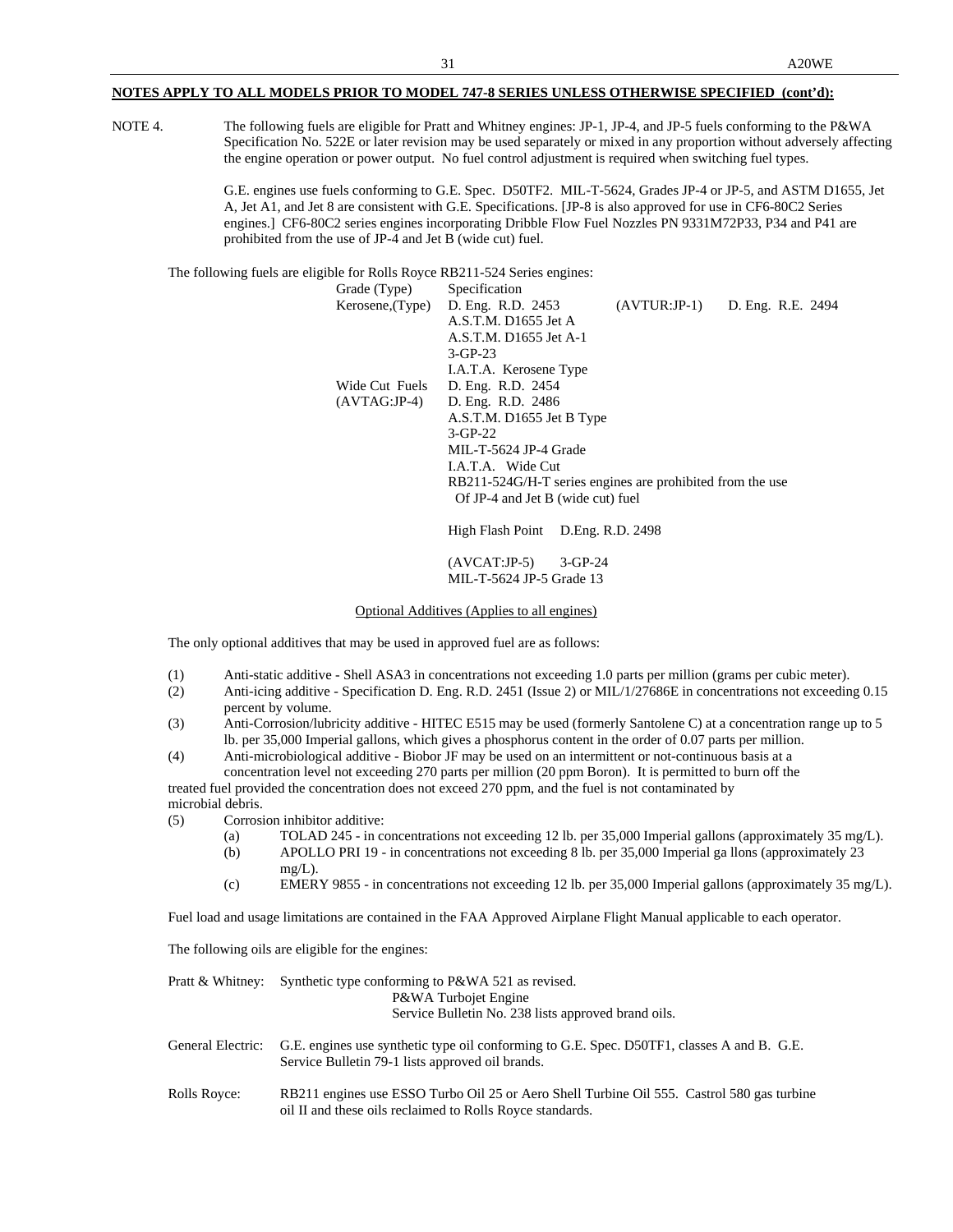**NOTES APPLY TO ALL MODELS PRIOR TO MODEL 747-8 SERIES UNLESS OTHERWISE SPECIFIED (cont'd):**

NOTE 4. The following fuels are eligible for Pratt and Whitney engines: JP-1, JP-4, and JP-5 fuels conforming to the P&WA Specification No. 522E or later revision may be used separately or mixed in any proportion without adversely affecting the engine operation or power output. No fuel control adjustment is required when switching fuel types.

G.E. engines use fuels conforming to G.E. Spec. D50TF2. MIL-T-5624, Grades JP-4 or JP-5, and ASTM D1655, Jet A, Jet A1, and Jet 8 are consistent with G.E. Specifications. [JP-8 is also approved for use in CF6-80C2 Series engines.] CF6-80C2 series engines incorporating Dribble Flow Fuel Nozzles PN 9331M72P33, P34 and P41 are prohibited from the use of JP-4 and Jet B (wide cut) fuel.

The following fuels are eligible for Rolls Royce RB211-524 Series engines:

| Grade (Type) | Specification | | |
|---|---|---|---|
| Kerosene,(Type) | D. Eng. R.D. 2453 | (AVTUR:JP-1) | D. Eng. R.E. 2494 |
| | A.S.T.M. D1655 Jet A | | |
| | A.S.T.M. D1655 Jet A-1 | | |
| | 3-GP-23 | | |
| | I.A.T.A. Kerosene Type | | |
| Wide Cut Fuels | D. Eng. R.D. 2454 | | |
| (AVTAG:JP-4) | D. Eng. R.D. 2486 | | |
| | A.S.T.M. D1655 Jet B Type | | |
| | 3-GP-22 | | |
| | MIL-T-5624 JP-4 Grade | | |
| | I.A.T.A. Wide Cut | | |
| | RB211-524G/H-T series engines are prohibited from the use Of JP-4 and Jet B (wide cut) fuel | | |
| | High Flash Point D.Eng. R.D. 2498 | | |
| | (AVCAT:JP-5) 3-GP-24 | | |
| | MIL-T-5624 JP-5 Grade 13 | | |

Optional Additives (Applies to all engines)

The only optional additives that may be used in approved fuel are as follows:

(1) Anti-static additive - Shell ASA3 in concentrations not exceeding 1.0 parts per million (grams per cubic meter).

(2) Anti-icing additive - Specification D. Eng. R.D. 2451 (Issue 2) or MIL/1/27686E in concentrations not exceeding 0.15 percent by volume.

(3) Anti-Corrosion/lubricity additive - HITEC E515 may be used (formerly Santolene C) at a concentration range up to 5 lb. per 35,000 Imperial gallons, which gives a phosphorus content in the order of 0.07 parts per million.

(4) Anti-microbiological additive - Biobor JF may be used on an intermittent or not-continuous basis at a concentration level not exceeding 270 parts per million (20 ppm Boron). It is permitted to burn off the treated fuel provided the concentration does not exceed 270 ppm, and the fuel is not contaminated by microbial debris.

(5) Corrosion inhibitor additive:
   - (a) TOLAD 245 - in concentrations not exceeding 12 lb. per 35,000 Imperial gallons (approximately 35 mg/L).
   - (b) APOLLO PRI 19 - in concentrations not exceeding 8 lb. per 35,000 Imperial ga llons (approximately 23 mg/L).
   - (c) EMERY 9855 - in concentrations not exceeding 12 lb. per 35,000 Imperial gallons (approximately 35 mg/L).

Fuel load and usage limitations are contained in the FAA Approved Airplane Flight Manual applicable to each operator.

The following oils are eligible for the engines:

Pratt & Whitney: Synthetic type conforming to P&WA 521 as revised. P&WA Turbojet Engine Service Bulletin No. 238 lists approved brand oils.

General Electric: G.E. engines use synthetic type oil conforming to G.E. Spec. D50TF1, classes A and B. G.E. Service Bulletin 79-1 lists approved oil brands.

Rolls Royce: RB211 engines use ESSO Turbo Oil 25 or Aero Shell Turbine Oil 555. Castrol 580 gas turbine oil II and these oils reclaimed to Rolls Royce standards.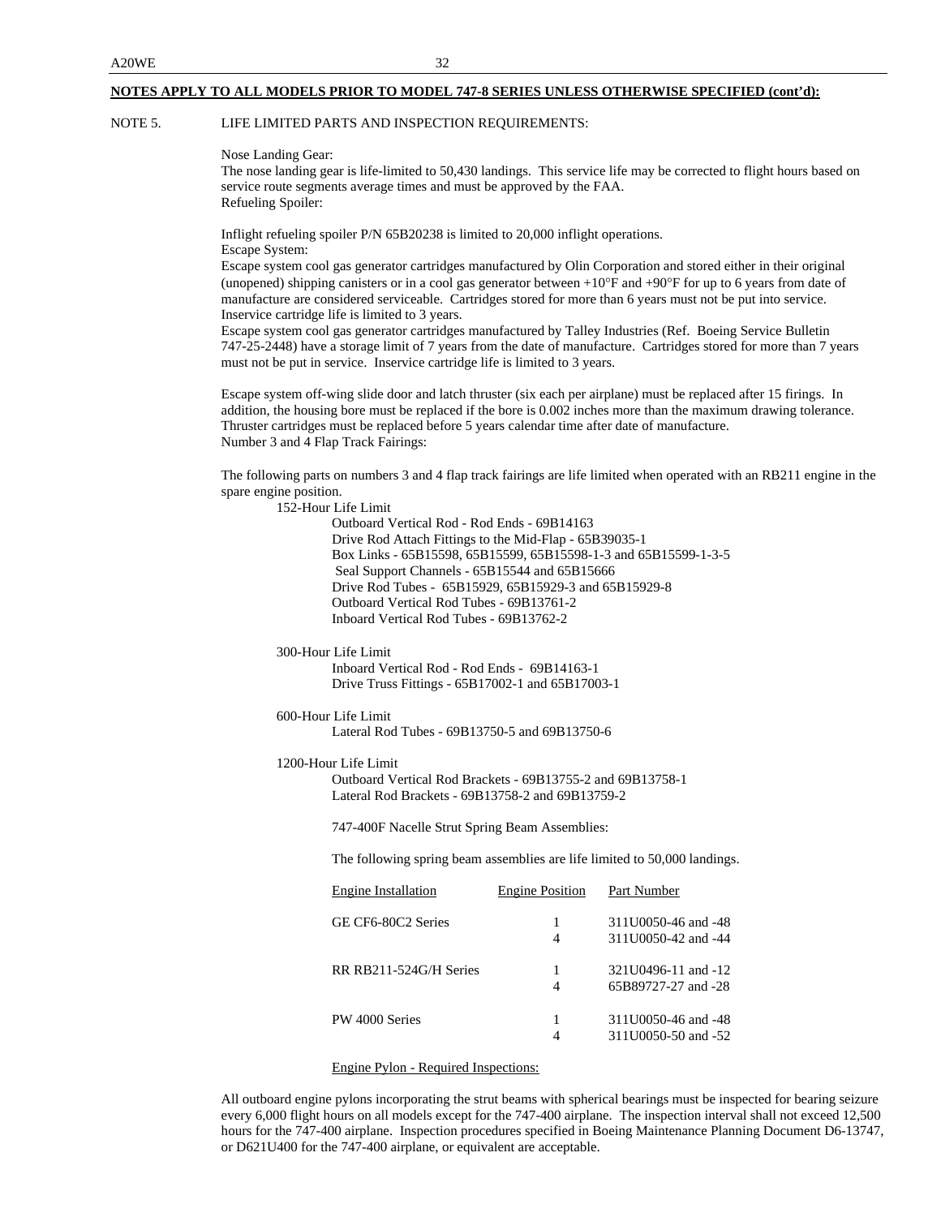**NOTES APPLY TO ALL MODELS PRIOR TO MODEL 747-8 SERIES UNLESS OTHERWISE SPECIFIED (cont'd):**

NOTE 5. LIFE LIMITED PARTS AND INSPECTION REQUIREMENTS:

Nose Landing Gear:
The nose landing gear is life-limited to 50,430 landings. This service life may be corrected to flight hours based on service route segments average times and must be approved by the FAA.
Refueling Spoiler:

Inflight refueling spoiler P/N 65B20238 is limited to 20,000 inflight operations.
Escape System:
Escape system cool gas generator cartridges manufactured by Olin Corporation and stored either in their original (unopened) shipping canisters or in a cool gas generator between +10°F and +90°F for up to 6 years from date of manufacture are considered serviceable. Cartridges stored for more than 6 years must not be put into service. Inservice cartridge life is limited to 3 years.
Escape system cool gas generator cartridges manufactured by Talley Industries (Ref. Boeing Service Bulletin 747-25-2448) have a storage limit of 7 years from the date of manufacture. Cartridges stored for more than 7 years must not be put in service. Inservice cartridge life is limited to 3 years.

Escape system off-wing slide door and latch thruster (six each per airplane) must be replaced after 15 firings. In addition, the housing bore must be replaced if the bore is 0.002 inches more than the maximum drawing tolerance. Thruster cartridges must be replaced before 5 years calendar time after date of manufacture.
Number 3 and 4 Flap Track Fairings:

The following parts on numbers 3 and 4 flap track fairings are life limited when operated with an RB211 engine in the spare engine position.

152-Hour Life Limit
- Outboard Vertical Rod - Rod Ends - 69B14163
- Drive Rod Attach Fittings to the Mid-Flap - 65B39035-1
- Box Links - 65B15598, 65B15599, 65B15598-1-3 and 65B15599-1-3-5
- Seal Support Channels - 65B15544 and 65B15666
- Drive Rod Tubes - 65B15929, 65B15929-3 and 65B15929-8
- Outboard Vertical Rod Tubes - 69B13761-2
- Inboard Vertical Rod Tubes - 69B13762-2

300-Hour Life Limit
- Inboard Vertical Rod - Rod Ends - 69B14163-1
- Drive Truss Fittings - 65B17002-1 and 65B17003-1

600-Hour Life Limit
- Lateral Rod Tubes - 69B13750-5 and 69B13750-6

1200-Hour Life Limit
- Outboard Vertical Rod Brackets - 69B13755-2 and 69B13758-1
- Lateral Rod Brackets - 69B13758-2 and 69B13759-2

747-400F Nacelle Strut Spring Beam Assemblies:

The following spring beam assemblies are life limited to 50,000 landings.

| Engine Installation | Engine Position | Part Number |
|---|---|---|
| GE CF6-80C2 Series | 1 | 311U0050-46 and -48 |
| | 4 | 311U0050-42 and -44 |
| RR RB211-524G/H Series | 1 | 321U0496-11 and -12 |
| | 4 | 65B89727-27 and -28 |
| PW 4000 Series | 1 | 311U0050-46 and -48 |
| | 4 | 311U0050-50 and -52 |

Engine Pylon - Required Inspections:

All outboard engine pylons incorporating the strut beams with spherical bearings must be inspected for bearing seizure every 6,000 flight hours on all models except for the 747-400 airplane. The inspection interval shall not exceed 12,500 hours for the 747-400 airplane. Inspection procedures specified in Boeing Maintenance Planning Document D6-13747, or D621U400 for the 747-400 airplane, or equivalent are acceptable.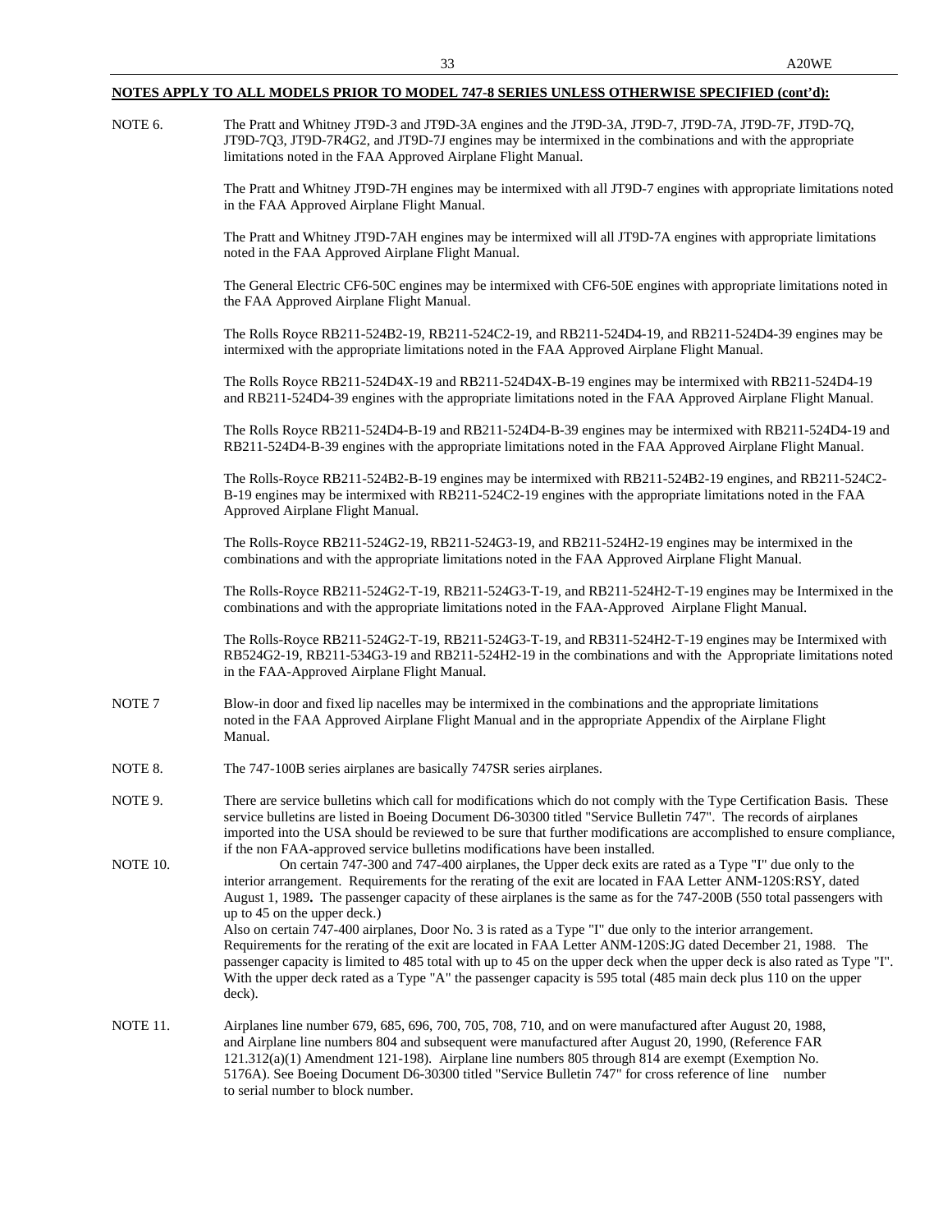**NOTES APPLY TO ALL MODELS PRIOR TO MODEL 747-8 SERIES UNLESS OTHERWISE SPECIFIED (cont'd):**

NOTE 6. The Pratt and Whitney JT9D-3 and JT9D-3A engines and the JT9D-3A, JT9D-7, JT9D-7A, JT9D-7F, JT9D-7Q, JT9D-7Q3, JT9D-7R4G2, and JT9D-7J engines may be intermixed in the combinations and with the appropriate limitations noted in the FAA Approved Airplane Flight Manual.

The Pratt and Whitney JT9D-7H engines may be intermixed with all JT9D-7 engines with appropriate limitations noted in the FAA Approved Airplane Flight Manual.

The Pratt and Whitney JT9D-7AH engines may be intermixed will all JT9D-7A engines with appropriate limitations noted in the FAA Approved Airplane Flight Manual.

The General Electric CF6-50C engines may be intermixed with CF6-50E engines with appropriate limitations noted in the FAA Approved Airplane Flight Manual.

The Rolls Royce RB211-524B2-19, RB211-524C2-19, and RB211-524D4-19, and RB211-524D4-39 engines may be intermixed with the appropriate limitations noted in the FAA Approved Airplane Flight Manual.

The Rolls Royce RB211-524D4X-19 and RB211-524D4X-B-19 engines may be intermixed with RB211-524D4-19 and RB211-524D4-39 engines with the appropriate limitations noted in the FAA Approved Airplane Flight Manual.

The Rolls Royce RB211-524D4-B-19 and RB211-524D4-B-39 engines may be intermixed with RB211-524D4-19 and RB211-524D4-B-39 engines with the appropriate limitations noted in the FAA Approved Airplane Flight Manual.

The Rolls-Royce RB211-524B2-B-19 engines may be intermixed with RB211-524B2-19 engines, and RB211-524C2-B-19 engines may be intermixed with RB211-524C2-19 engines with the appropriate limitations noted in the FAA Approved Airplane Flight Manual.

The Rolls-Royce RB211-524G2-19, RB211-524G3-19, and RB211-524H2-19 engines may be intermixed in the combinations and with the appropriate limitations noted in the FAA Approved Airplane Flight Manual.

The Rolls-Royce RB211-524G2-T-19, RB211-524G3-T-19, and RB211-524H2-T-19 engines may be Intermixed in the combinations and with the appropriate limitations noted in the FAA-Approved Airplane Flight Manual.

The Rolls-Royce RB211-524G2-T-19, RB211-524G3-T-19, and RB311-524H2-T-19 engines may be Intermixed with RB524G2-19, RB211-534G3-19 and RB211-524H2-19 in the combinations and with the Appropriate limitations noted in the FAA-Approved Airplane Flight Manual.

NOTE 7 Blow-in door and fixed lip nacelles may be intermixed in the combinations and the appropriate limitations noted in the FAA Approved Airplane Flight Manual and in the appropriate Appendix of the Airplane Flight Manual.

NOTE 8. The 747-100B series airplanes are basically 747SR series airplanes.

NOTE 9. There are service bulletins which call for modifications which do not comply with the Type Certification Basis. These service bulletins are listed in Boeing Document D6-30300 titled "Service Bulletin 747". The records of airplanes imported into the USA should be reviewed to be sure that further modifications are accomplished to ensure compliance, if the non FAA-approved service bulletins modifications have been installed.

NOTE 10. On certain 747-300 and 747-400 airplanes, the Upper deck exits are rated as a Type "I" due only to the interior arrangement. Requirements for the rerating of the exit are located in FAA Letter ANM-120S:RSY, dated August 1, 1989**.** The passenger capacity of these airplanes is the same as for the 747-200B (550 total passengers with up to 45 on the upper deck.)
Also on certain 747-400 airplanes, Door No. 3 is rated as a Type "I" due only to the interior arrangement. Requirements for the rerating of the exit are located in FAA Letter ANM-120S:JG dated December 21, 1988. The passenger capacity is limited to 485 total with up to 45 on the upper deck when the upper deck is also rated as Type "I". With the upper deck rated as a Type "A" the passenger capacity is 595 total (485 main deck plus 110 on the upper deck).

NOTE 11. Airplanes line number 679, 685, 696, 700, 705, 708, 710, and on were manufactured after August 20, 1988, and Airplane line numbers 804 and subsequent were manufactured after August 20, 1990, (Reference FAR 121.312(a)(1) Amendment 121-198). Airplane line numbers 805 through 814 are exempt (Exemption No. 5176A). See Boeing Document D6-30300 titled "Service Bulletin 747" for cross reference of line number to serial number to block number.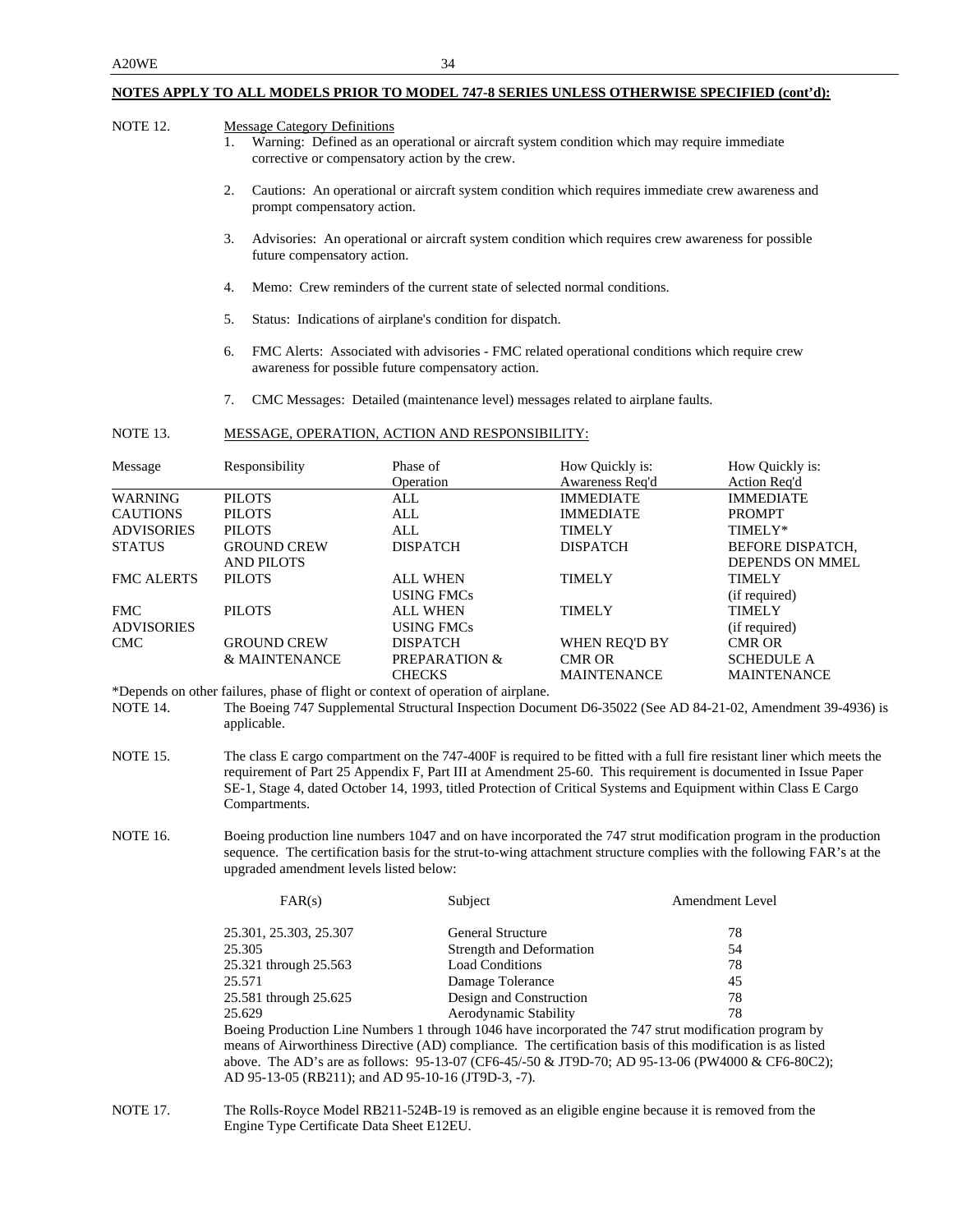**NOTES APPLY TO ALL MODELS PRIOR TO MODEL 747-8 SERIES UNLESS OTHERWISE SPECIFIED (cont'd):**

NOTE 12. Message Category Definitions

1. Warning: Defined as an operational or aircraft system condition which may require immediate corrective or compensatory action by the crew.

2. Cautions: An operational or aircraft system condition which requires immediate crew awareness and prompt compensatory action.

3. Advisories: An operational or aircraft system condition which requires crew awareness for possible future compensatory action.

4. Memo: Crew reminders of the current state of selected normal conditions.

5. Status: Indications of airplane's condition for dispatch.

6. FMC Alerts: Associated with advisories - FMC related operational conditions which require crew awareness for possible future compensatory action.

7. CMC Messages: Detailed (maintenance level) messages related to airplane faults.

NOTE 13. MESSAGE, OPERATION, ACTION AND RESPONSIBILITY:

| Message | Responsibility | Phase of Operation | How Quickly is: Awareness Req'd | How Quickly is: Action Req'd |
|---|---|---|---|---|
| WARNING | PILOTS | ALL | IMMEDIATE | IMMEDIATE |
| CAUTIONS | PILOTS | ALL | IMMEDIATE | PROMPT |
| ADVISORIES | PILOTS | ALL | TIMELY | TIMELY* |
| STATUS | GROUND CREW AND PILOTS | DISPATCH | DISPATCH | BEFORE DISPATCH, DEPENDS ON MMEL |
| FMC ALERTS | PILOTS | ALL WHEN USING FMCs | TIMELY | TIMELY (if required) |
| FMC ADVISORIES | PILOTS | ALL WHEN USING FMCs | TIMELY | TIMELY (if required) |
| CMC | GROUND CREW & MAINTENANCE | DISPATCH PREPARATION & CHECKS | WHEN REQ'D BY CMR OR MAINTENANCE | CMR OR SCHEDULE A MAINTENANCE |

*Depends on other failures, phase of flight or context of operation of airplane.

NOTE 14. The Boeing 747 Supplemental Structural Inspection Document D6-35022 (See AD 84-21-02, Amendment 39-4936) is applicable.

NOTE 15. The class E cargo compartment on the 747-400F is required to be fitted with a full fire resistant liner which meets the requirement of Part 25 Appendix F, Part III at Amendment 25-60. This requirement is documented in Issue Paper SE-1, Stage 4, dated October 14, 1993, titled Protection of Critical Systems and Equipment within Class E Cargo Compartments.

NOTE 16. Boeing production line numbers 1047 and on have incorporated the 747 strut modification program in the production sequence. The certification basis for the strut-to-wing attachment structure complies with the following FAR's at the upgraded amendment levels listed below:

| FAR(s) | Subject | Amendment Level |
|---|---|---|
| 25.301, 25.303, 25.307 | General Structure | 78 |
| 25.305 | Strength and Deformation | 54 |
| 25.321 through 25.563 | Load Conditions | 78 |
| 25.571 | Damage Tolerance | 45 |
| 25.581 through 25.625 | Design and Construction | 78 |
| 25.629 | Aerodynamic Stability | 78 |

Boeing Production Line Numbers 1 through 1046 have incorporated the 747 strut modification program by means of Airworthiness Directive (AD) compliance. The certification basis of this modification is as listed above. The AD's are as follows: 95-13-07 (CF6-45/-50 & JT9D-70; AD 95-13-06 (PW4000 & CF6-80C2); AD 95-13-05 (RB211); and AD 95-10-16 (JT9D-3, -7).

NOTE 17. The Rolls-Royce Model RB211-524B-19 is removed as an eligible engine because it is removed from the Engine Type Certificate Data Sheet E12EU.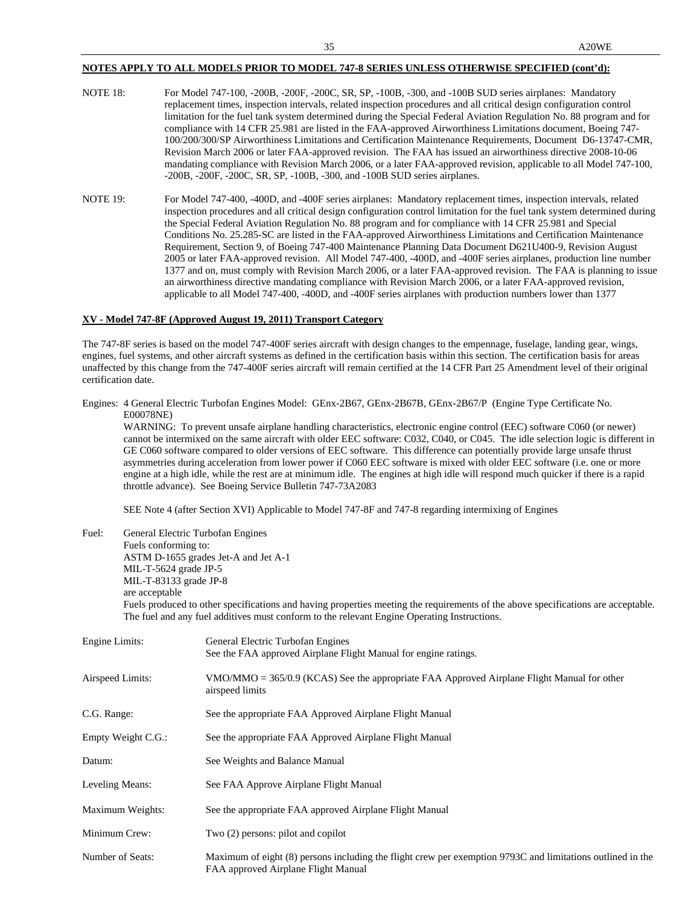**NOTES APPLY TO ALL MODELS PRIOR TO MODEL 747-8 SERIES UNLESS OTHERWISE SPECIFIED (cont'd):**

NOTE 18: For Model 747-100, -200B, -200F, -200C, SR, SP, -100B, -300, and -100B SUD series airplanes: Mandatory replacement times, inspection intervals, related inspection procedures and all critical design configuration control limitation for the fuel tank system determined during the Special Federal Aviation Regulation No. 88 program and for compliance with 14 CFR 25.981 are listed in the FAA-approved Airworthiness Limitations document, Boeing 747-100/200/300/SP Airworthiness Limitations and Certification Maintenance Requirements, Document D6-13747-CMR, Revision March 2006 or later FAA-approved revision. The FAA has issued an airworthiness directive 2008-10-06 mandating compliance with Revision March 2006, or a later FAA-approved revision, applicable to all Model 747-100, -200B, -200F, -200C, SR, SP, -100B, -300, and -100B SUD series airplanes.

NOTE 19: For Model 747-400, -400D, and -400F series airplanes: Mandatory replacement times, inspection intervals, related inspection procedures and all critical design configuration control limitation for the fuel tank system determined during the Special Federal Aviation Regulation No. 88 program and for compliance with 14 CFR 25.981 and Special Conditions No. 25.285-SC are listed in the FAA-approved Airworthiness Limitations and Certification Maintenance Requirement, Section 9, of Boeing 747-400 Maintenance Planning Data Document D621U400-9, Revision August 2005 or later FAA-approved revision. All Model 747-400, -400D, and -400F series airplanes, production line number 1377 and on, must comply with Revision March 2006, or a later FAA-approved revision. The FAA is planning to issue an airworthiness directive mandating compliance with Revision March 2006, or a later FAA-approved revision, applicable to all Model 747-400, -400D, and -400F series airplanes with production numbers lower than 1377

## XV - Model 747-8F (Approved August 19, 2011) Transport Category

The 747-8F series is based on the model 747-400F series aircraft with design changes to the empennage, fuselage, landing gear, wings, engines, fuel systems, and other aircraft systems as defined in the certification basis within this section. The certification basis for areas unaffected by this change from the 747-400F series aircraft will remain certified at the 14 CFR Part 25 Amendment level of their original certification date.

Engines: 4 General Electric Turbofan Engines Model: GEnx-2B67, GEnx-2B67B, GEnx-2B67/P (Engine Type Certificate No. E00078NE)

WARNING: To prevent unsafe airplane handling characteristics, electronic engine control (EEC) software C060 (or newer) cannot be intermixed on the same aircraft with older EEC software: C032, C040, or C045. The idle selection logic is different in GE C060 software compared to older versions of EEC software. This difference can potentially provide large unsafe thrust asymmetries during acceleration from lower power if C060 EEC software is mixed with older EEC software (i.e. one or more engine at a high idle, while the rest are at minimum idle. The engines at high idle will respond much quicker if there is a rapid throttle advance). See Boeing Service Bulletin 747-73A2083

SEE Note 4 (after Section XVI) Applicable to Model 747-8F and 747-8 regarding intermixing of Engines

Fuel: General Electric Turbofan Engines
Fuels conforming to:
ASTM D-1655 grades Jet-A and Jet A-1
MIL-T-5624 grade JP-5
MIL-T-83133 grade JP-8
are acceptable
Fuels produced to other specifications and having properties meeting the requirements of the above specifications are acceptable. The fuel and any fuel additives must conform to the relevant Engine Operating Instructions.

Engine Limits: General Electric Turbofan Engines
See the FAA approved Airplane Flight Manual for engine ratings.

Airspeed Limits: VMO/MMO = 365/0.9 (KCAS) See the appropriate FAA Approved Airplane Flight Manual for other airspeed limits

C.G. Range: See the appropriate FAA Approved Airplane Flight Manual

Empty Weight C.G.: See the appropriate FAA Approved Airplane Flight Manual

Datum: See Weights and Balance Manual

Leveling Means: See FAA Approve Airplane Flight Manual

Maximum Weights: See the appropriate FAA approved Airplane Flight Manual

Minimum Crew: Two (2) persons: pilot and copilot

Number of Seats: Maximum of eight (8) persons including the flight crew per exemption 9793C and limitations outlined in the FAA approved Airplane Flight Manual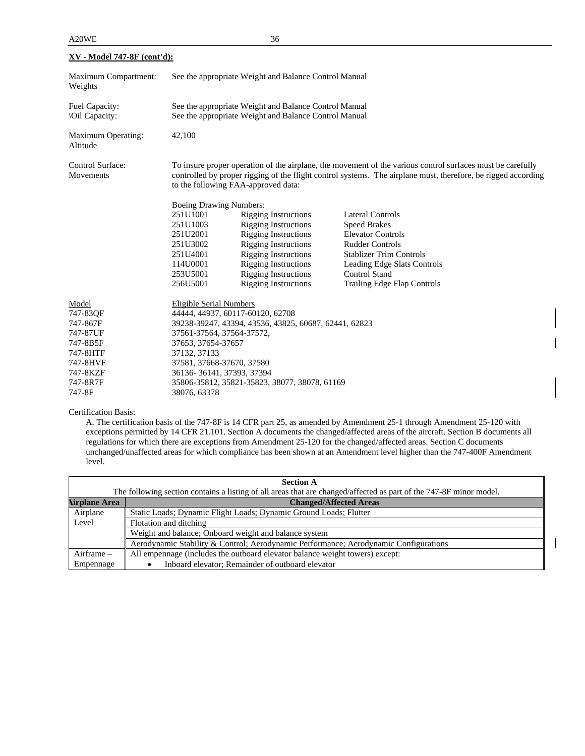**XV - Model 747-8F (cont'd):**

| | |
|---|---|
| Maximum Compartment: Weights | See the appropriate Weight and Balance Control Manual |
| Fuel Capacity: | See the appropriate Weight and Balance Control Manual |
| \Oil Capacity: | See the appropriate Weight and Balance Control Manual |
| Maximum Operating: Altitude | 42,100 |
| Control Surface: Movements | To insure proper operation of the airplane, the movement of the various control surfaces must be carefully controlled by proper rigging of the flight control systems. The airplane must, therefore, be rigged according to the following FAA-approved data: |

Boeing Drawing Numbers:

| | | |
|---|---|---|
| 251U1001 | Rigging Instructions | Lateral Controls |
| 251U1003 | Rigging Instructions | Speed Brakes |
| 251U2001 | Rigging Instructions | Elevator Controls |
| 251U3002 | Rigging Instructions | Rudder Controls |
| 251U4001 | Rigging Instructions | Stablizer Trim Controls |
| 114U0001 | Rigging Instructions | Leading Edge Slats Controls |
| 253U5001 | Rigging Instructions | Control Stand |
| 256U5001 | Rigging Instructions | Trailing Edge Flap Controls |

| Model | Eligible Serial Numbers |
|---|---|
| 747-83QF | 44444, 44937, 60117-60120, 62708 |
| 747-867F | 39238-39247, 43394, 43536, 43825, 60687, 62441, 62823 |
| 747-87UF | 37561-37564, 37564-37572, |
| 747-8B5F | 37653, 37654-37657 |
| 747-8HTF | 37132, 37133 |
| 747-8HVF | 37581, 37668-37670, 37580 |
| 747-8KZF | 36136- 36141, 37393, 37394 |
| 747-8R7F | 35806-35812, 35821-35823, 38077, 38078, 61169 |
| 747-8F | 38076, 63378 |

Certification Basis:

A. The certification basis of the 747-8F is 14 CFR part 25, as amended by Amendment 25-1 through Amendment 25-120 with exceptions permitted by 14 CFR 21.101. Section A documents the changed/affected areas of the aircraft. Section B documents all regulations for which there are exceptions from Amendment 25-120 for the changed/affected areas. Section C documents unchanged/unaffected areas for which compliance has been shown at an Amendment level higher than the 747-400F Amendment level.

| **Section A** The following section contains a listing of all areas that are changed/affected as part of the 747-8F minor model. | |
|---|---|
| **Airplane Area** | **Changed/Affected Areas** |
| Airplane Level | Static Loads; Dynamic Flight Loads; Dynamic Ground Loads; Flutter |
| | Flotation and ditching |
| | Weight and balance; Onboard weight and balance system |
| | Aerodynamic Stability & Control; Aerodynamic Performance; Aerodynamic Configurations |
| Airframe – Empennage | All empennage (includes the outboard elevator balance weight towers) except: • Inboard elevator; Remainder of outboard elevator |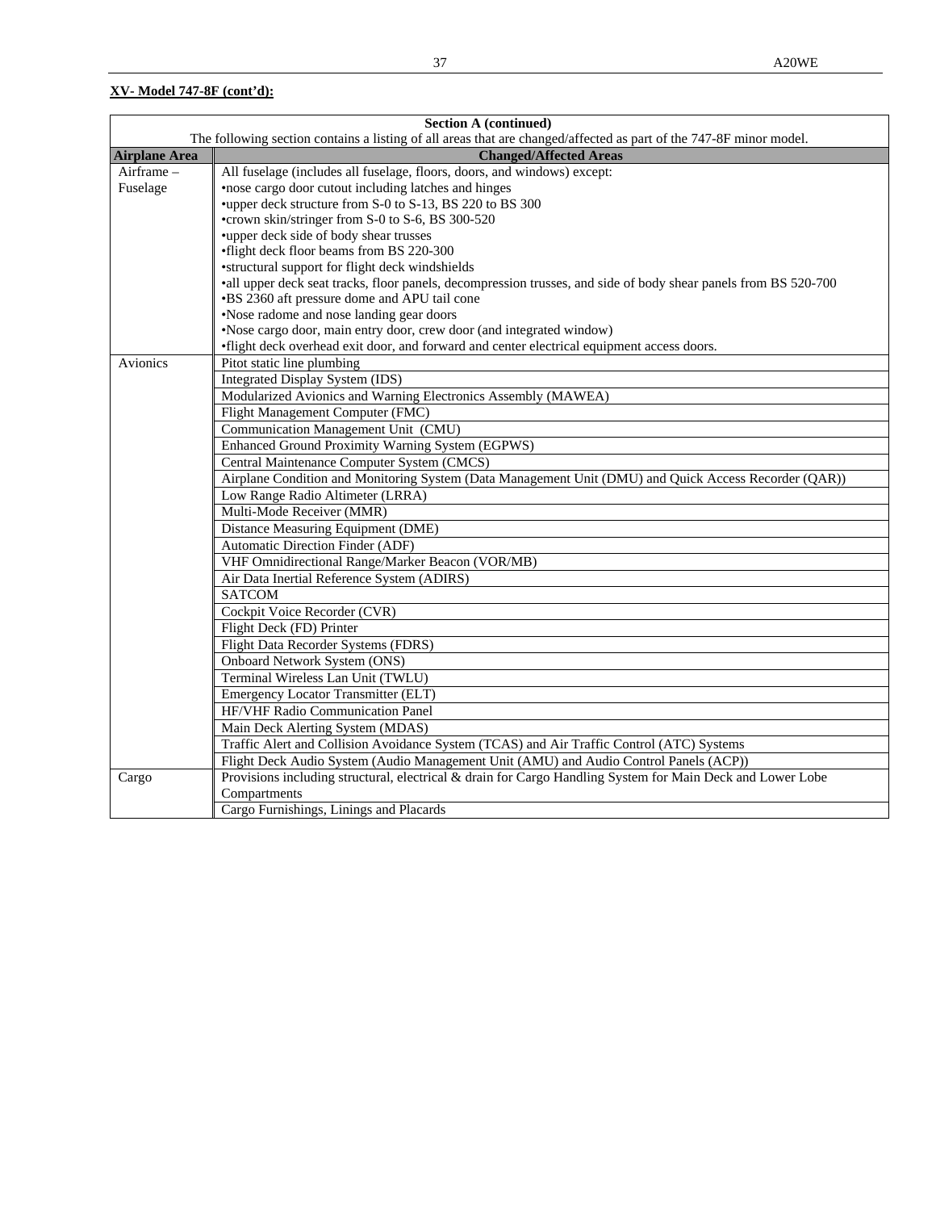**XV- Model 747-8F (cont'd):**

| Section A (continued)<br>The following section contains a listing of all areas that are changed/affected as part of the 747-8F minor model. | |
|---|---|
| **Airplane Area** | **Changed/Affected Areas** |
| Airframe – Fuselage | All fuselage (includes all fuselage, floors, doors, and windows) except:<br>•nose cargo door cutout including latches and hinges<br>•upper deck structure from S-0 to S-13, BS 220 to BS 300<br>•crown skin/stringer from S-0 to S-6, BS 300-520<br>•upper deck side of body shear trusses<br>•flight deck floor beams from BS 220-300<br>•structural support for flight deck windshields<br>•all upper deck seat tracks, floor panels, decompression trusses, and side of body shear panels from BS 520-700<br>•BS 2360 aft pressure dome and APU tail cone<br>•Nose radome and nose landing gear doors<br>•Nose cargo door, main entry door, crew door (and integrated window)<br>•flight deck overhead exit door, and forward and center electrical equipment access doors. |
| Avionics | Pitot static line plumbing |
| | Integrated Display System (IDS) |
| | Modularized Avionics and Warning Electronics Assembly (MAWEA) |
| | Flight Management Computer (FMC) |
| | Communication Management Unit (CMU) |
| | Enhanced Ground Proximity Warning System (EGPWS) |
| | Central Maintenance Computer System (CMCS) |
| | Airplane Condition and Monitoring System (Data Management Unit (DMU) and Quick Access Recorder (QAR)) |
| | Low Range Radio Altimeter (LRRA) |
| | Multi-Mode Receiver (MMR) |
| | Distance Measuring Equipment (DME) |
| | Automatic Direction Finder (ADF) |
| | VHF Omnidirectional Range/Marker Beacon (VOR/MB) |
| | Air Data Inertial Reference System (ADIRS) |
| | SATCOM |
| | Cockpit Voice Recorder (CVR) |
| | Flight Deck (FD) Printer |
| | Flight Data Recorder Systems (FDRS) |
| | Onboard Network System (ONS) |
| | Terminal Wireless Lan Unit (TWLU) |
| | Emergency Locator Transmitter (ELT) |
| | HF/VHF Radio Communication Panel |
| | Main Deck Alerting System (MDAS) |
| | Traffic Alert and Collision Avoidance System (TCAS) and Air Traffic Control (ATC) Systems |
| | Flight Deck Audio System (Audio Management Unit (AMU) and Audio Control Panels (ACP)) |
| Cargo | Provisions including structural, electrical & drain for Cargo Handling System for Main Deck and Lower Lobe Compartments |
| | Cargo Furnishings, Linings and Placards |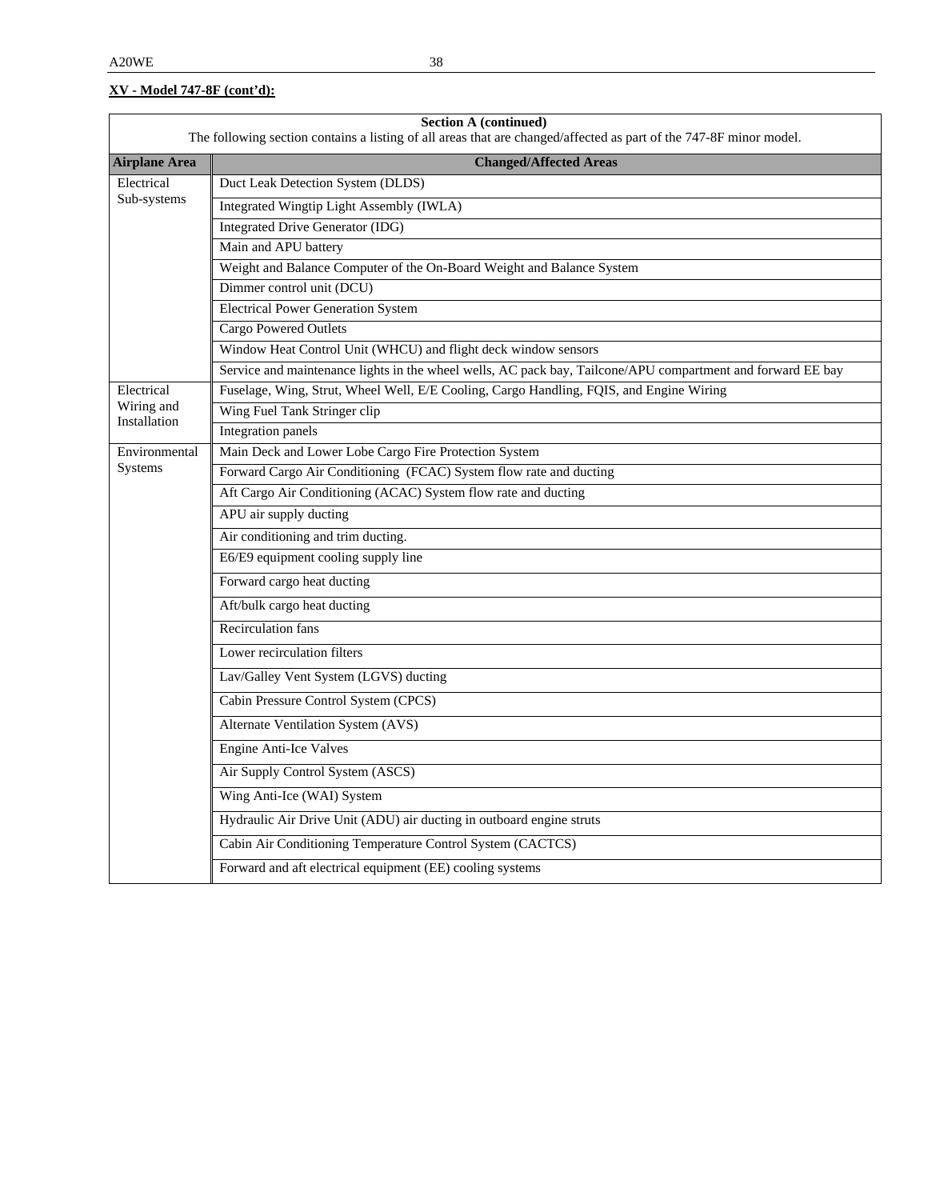**XV - Model 747-8F (cont'd):**

| Section A (continued)<br>The following section contains a listing of all areas that are changed/affected as part of the 747-8F minor model. | |
|---|---|
| **Airplane Area** | **Changed/Affected Areas** |
| Electrical Sub-systems | Duct Leak Detection System (DLDS) |
| | Integrated Wingtip Light Assembly (IWLA) |
| | Integrated Drive Generator (IDG) |
| | Main and APU battery |
| | Weight and Balance Computer of the On-Board Weight and Balance System |
| | Dimmer control unit (DCU) |
| | Electrical Power Generation System |
| | Cargo Powered Outlets |
| | Window Heat Control Unit (WHCU) and flight deck window sensors |
| | Service and maintenance lights in the wheel wells, AC pack bay, Tailcone/APU compartment and forward EE bay |
| Electrical Wiring and Installation | Fuselage, Wing, Strut, Wheel Well, E/E Cooling, Cargo Handling, FQIS, and Engine Wiring |
| | Wing Fuel Tank Stringer clip |
| | Integration panels |
| Environmental Systems | Main Deck and Lower Lobe Cargo Fire Protection System |
| | Forward Cargo Air Conditioning (FCAC) System flow rate and ducting |
| | Aft Cargo Air Conditioning (ACAC) System flow rate and ducting |
| | APU air supply ducting |
| | Air conditioning and trim ducting. |
| | E6/E9 equipment cooling supply line |
| | Forward cargo heat ducting |
| | Aft/bulk cargo heat ducting |
| | Recirculation fans |
| | Lower recirculation filters |
| | Lav/Galley Vent System (LGVS) ducting |
| | Cabin Pressure Control System (CPCS) |
| | Alternate Ventilation System (AVS) |
| | Engine Anti-Ice Valves |
| | Air Supply Control System (ASCS) |
| | Wing Anti-Ice (WAI) System |
| | Hydraulic Air Drive Unit (ADU) air ducting in outboard engine struts |
| | Cabin Air Conditioning Temperature Control System (CACTCS) |
| | Forward and aft electrical equipment (EE) cooling systems |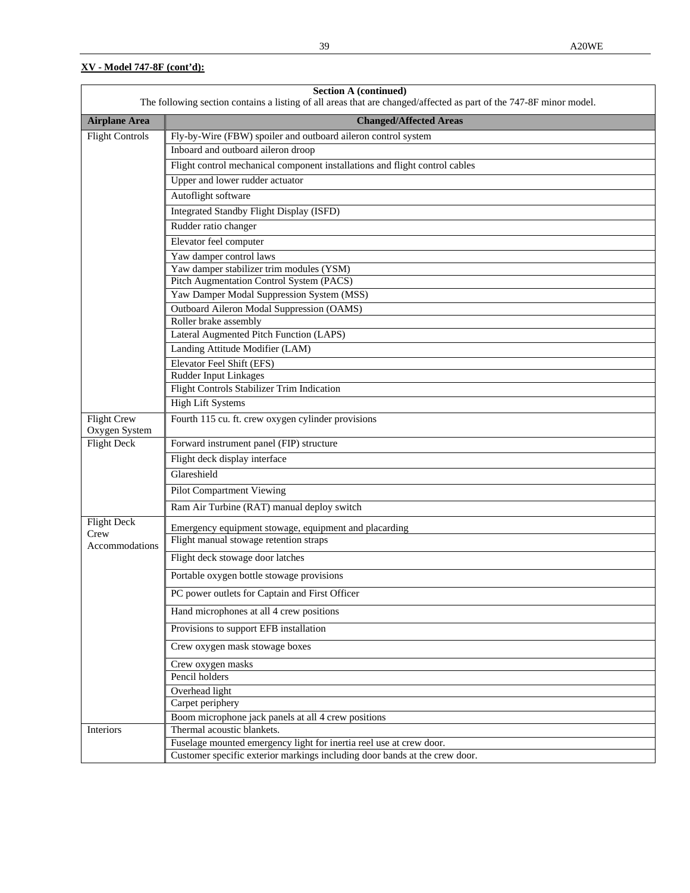**XV - Model 747-8F (cont'd):**

| Section A (continued)<br>The following section contains a listing of all areas that are changed/affected as part of the 747-8F minor model. | |
|---|---|
| **Airplane Area** | **Changed/Affected Areas** |
| Flight Controls | Fly-by-Wire (FBW) spoiler and outboard aileron control system |
| | Inboard and outboard aileron droop |
| | Flight control mechanical component installations and flight control cables |
| | Upper and lower rudder actuator |
| | Autoflight software |
| | Integrated Standby Flight Display (ISFD) |
| | Rudder ratio changer |
| | Elevator feel computer |
| | Yaw damper control laws |
| | Yaw damper stabilizer trim modules (YSM) |
| | Pitch Augmentation Control System (PACS) |
| | Yaw Damper Modal Suppression System (MSS) |
| | Outboard Aileron Modal Suppression (OAMS) |
| | Roller brake assembly |
| | Lateral Augmented Pitch Function (LAPS) |
| | Landing Attitude Modifier (LAM) |
| | Elevator Feel Shift (EFS) |
| | Rudder Input Linkages |
| | Flight Controls Stabilizer Trim Indication |
| | High Lift Systems |
| Flight Crew Oxygen System | Fourth 115 cu. ft. crew oxygen cylinder provisions |
| Flight Deck | Forward instrument panel (FIP) structure |
| | Flight deck display interface |
| | Glareshield |
| | Pilot Compartment Viewing |
| | Ram Air Turbine (RAT) manual deploy switch |
| Flight Deck Crew Accommodations | Emergency equipment stowage, equipment and placarding |
| | Flight manual stowage retention straps |
| | Flight deck stowage door latches |
| | Portable oxygen bottle stowage provisions |
| | PC power outlets for Captain and First Officer |
| | Hand microphones at all 4 crew positions |
| | Provisions to support EFB installation |
| | Crew oxygen mask stowage boxes |
| | Crew oxygen masks |
| | Pencil holders |
| | Overhead light |
| | Carpet periphery |
| | Boom microphone jack panels at all 4 crew positions |
| Interiors | Thermal acoustic blankets. |
| | Fuselage mounted emergency light for inertia reel use at crew door. |
| | Customer specific exterior markings including door bands at the crew door. |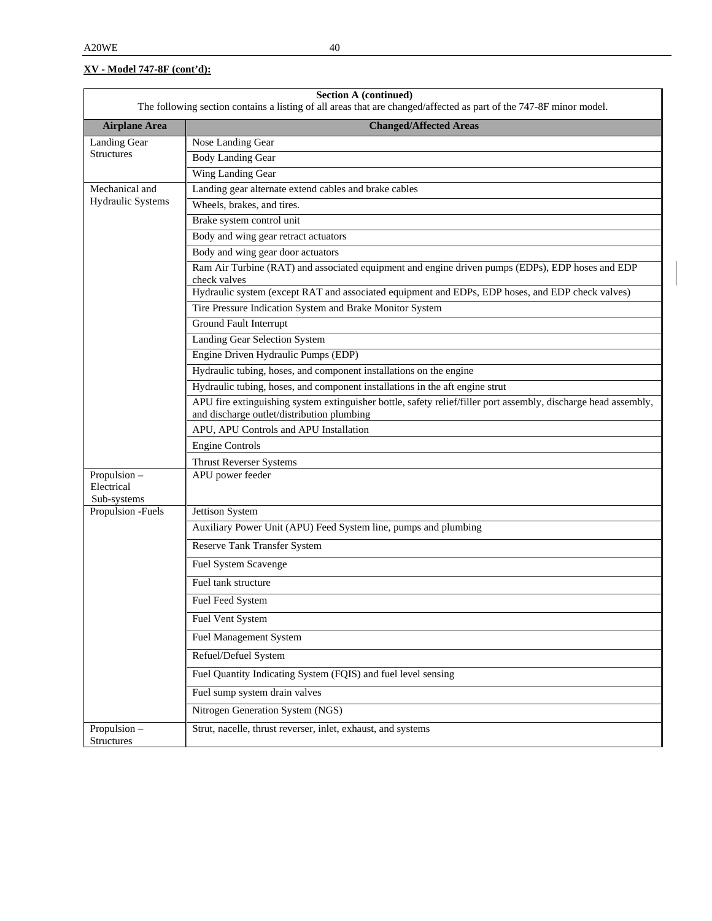**XV - Model 747-8F (cont'd):**

| Section A (continued) The following section contains a listing of all areas that are changed/affected as part of the 747-8F minor model. | |
|---|---|
| **Airplane Area** | **Changed/Affected Areas** |
| Landing Gear Structures | Nose Landing Gear |
| | Body Landing Gear |
| | Wing Landing Gear |
| Mechanical and Hydraulic Systems | Landing gear alternate extend cables and brake cables |
| | Wheels, brakes, and tires. |
| | Brake system control unit |
| | Body and wing gear retract actuators |
| | Body and wing gear door actuators |
| | Ram Air Turbine (RAT) and associated equipment and engine driven pumps (EDPs), EDP hoses and EDP check valves |
| | Hydraulic system (except RAT and associated equipment and EDPs, EDP hoses, and EDP check valves) |
| | Tire Pressure Indication System and Brake Monitor System |
| | Ground Fault Interrupt |
| | Landing Gear Selection System |
| | Engine Driven Hydraulic Pumps (EDP) |
| | Hydraulic tubing, hoses, and component installations on the engine |
| | Hydraulic tubing, hoses, and component installations in the aft engine strut |
| | APU fire extinguishing system extinguisher bottle, safety relief/filler port assembly, discharge head assembly, and discharge outlet/distribution plumbing |
| | APU, APU Controls and APU Installation |
| | Engine Controls |
| | Thrust Reverser Systems |
| Propulsion – Electrical Sub-systems | APU power feeder |
| Propulsion -Fuels | Jettison System |
| | Auxiliary Power Unit (APU) Feed System line, pumps and plumbing |
| | Reserve Tank Transfer System |
| | Fuel System Scavenge |
| | Fuel tank structure |
| | Fuel Feed System |
| | Fuel Vent System |
| | Fuel Management System |
| | Refuel/Defuel System |
| | Fuel Quantity Indicating System (FQIS) and fuel level sensing |
| | Fuel sump system drain valves |
| | Nitrogen Generation System (NGS) |
| Propulsion – Structures | Strut, nacelle, thrust reverser, inlet, exhaust, and systems |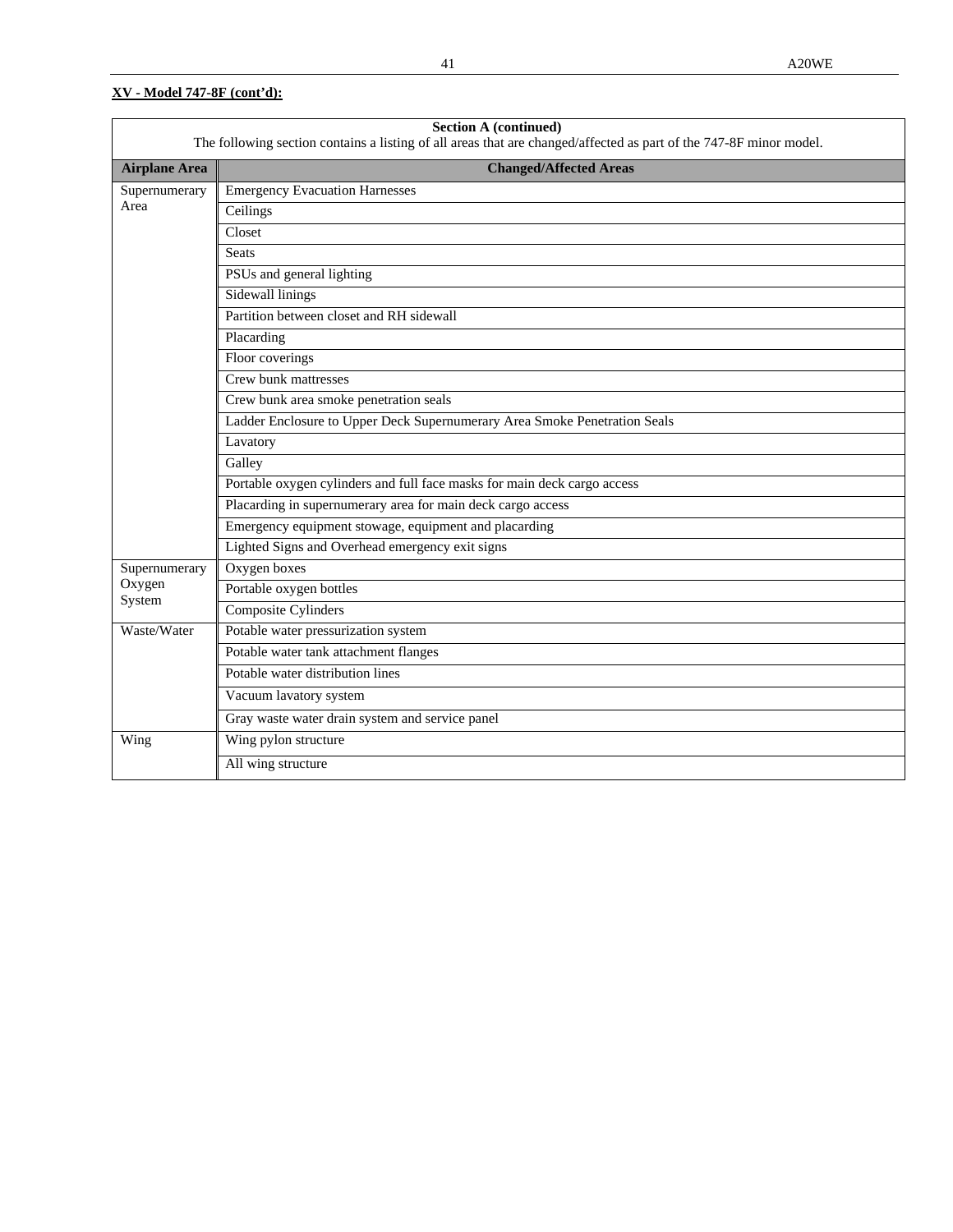**XV - Model 747-8F (cont'd):**

| Section A (continued)<br>The following section contains a listing of all areas that are changed/affected as part of the 747-8F minor model. | |
|---|---|
| **Airplane Area** | **Changed/Affected Areas** |
| Supernumerary Area | Emergency Evacuation Harnesses |
| | Ceilings |
| | Closet |
| | Seats |
| | PSUs and general lighting |
| | Sidewall linings |
| | Partition between closet and RH sidewall |
| | Placarding |
| | Floor coverings |
| | Crew bunk mattresses |
| | Crew bunk area smoke penetration seals |
| | Ladder Enclosure to Upper Deck Supernumerary Area Smoke Penetration Seals |
| | Lavatory |
| | Galley |
| | Portable oxygen cylinders and full face masks for main deck cargo access |
| | Placarding in supernumerary area for main deck cargo access |
| | Emergency equipment stowage, equipment and placarding |
| | Lighted Signs and Overhead emergency exit signs |
| Supernumerary Oxygen System | Oxygen boxes |
| | Portable oxygen bottles |
| | Composite Cylinders |
| Waste/Water | Potable water pressurization system |
| | Potable water tank attachment flanges |
| | Potable water distribution lines |
| | Vacuum lavatory system |
| | Gray waste water drain system and service panel |
| Wing | Wing pylon structure |
| | All wing structure |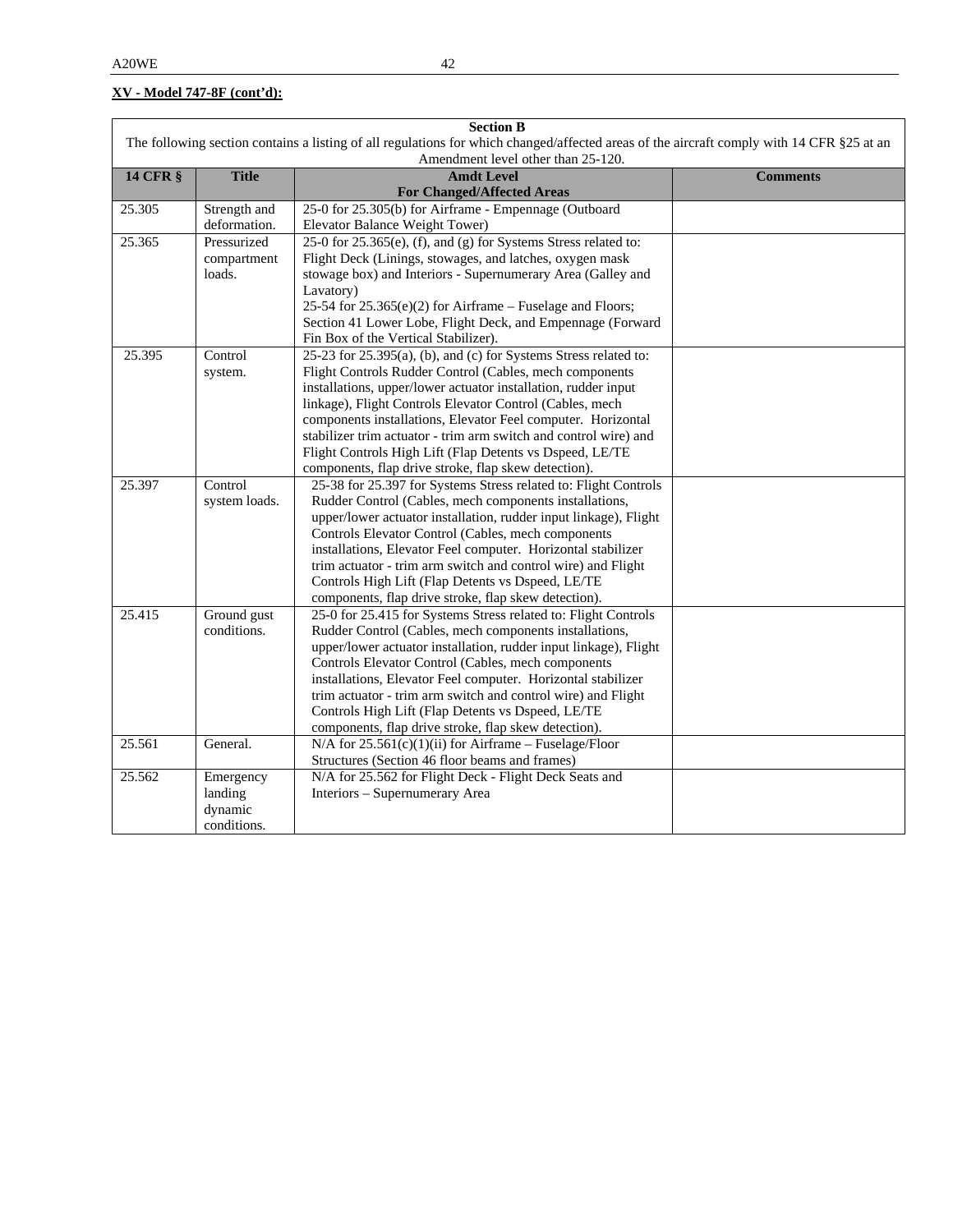**XV - Model 747-8F (cont'd):**

**Section B**

The following section contains a listing of all regulations for which changed/affected areas of the aircraft comply with 14 CFR §25 at an Amendment level other than 25-120.

| 14 CFR § | Title | Amdt Level For Changed/Affected Areas | Comments |
|---|---|---|---|
| 25.305 | Strength and deformation. | 25-0 for 25.305(b) for Airframe - Empennage (Outboard Elevator Balance Weight Tower) | |
| 25.365 | Pressurized compartment loads. | 25-0 for 25.365(e), (f), and (g) for Systems Stress related to: Flight Deck (Linings, stowages, and latches, oxygen mask stowage box) and Interiors - Supernumerary Area (Galley and Lavatory)<br>25-54 for 25.365(e)(2) for Airframe – Fuselage and Floors; Section 41 Lower Lobe, Flight Deck, and Empennage (Forward Fin Box of the Vertical Stabilizer). | |
| 25.395 | Control system. | 25-23 for 25.395(a), (b), and (c) for Systems Stress related to: Flight Controls Rudder Control (Cables, mech components installations, upper/lower actuator installation, rudder input linkage), Flight Controls Elevator Control (Cables, mech components installations, Elevator Feel computer. Horizontal stabilizer trim actuator - trim arm switch and control wire) and Flight Controls High Lift (Flap Detents vs Dspeed, LE/TE components, flap drive stroke, flap skew detection). | |
| 25.397 | Control system loads. | 25-38 for 25.397 for Systems Stress related to: Flight Controls Rudder Control (Cables, mech components installations, upper/lower actuator installation, rudder input linkage), Flight Controls Elevator Control (Cables, mech components installations, Elevator Feel computer. Horizontal stabilizer trim actuator - trim arm switch and control wire) and Flight Controls High Lift (Flap Detents vs Dspeed, LE/TE components, flap drive stroke, flap skew detection). | |
| 25.415 | Ground gust conditions. | 25-0 for 25.415 for Systems Stress related to: Flight Controls Rudder Control (Cables, mech components installations, upper/lower actuator installation, rudder input linkage), Flight Controls Elevator Control (Cables, mech components installations, Elevator Feel computer. Horizontal stabilizer trim actuator - trim arm switch and control wire) and Flight Controls High Lift (Flap Detents vs Dspeed, LE/TE components, flap drive stroke, flap skew detection). | |
| 25.561 | General. | N/A for 25.561(c)(1)(ii) for Airframe – Fuselage/Floor Structures (Section 46 floor beams and frames) | |
| 25.562 | Emergency landing dynamic conditions. | N/A for 25.562 for Flight Deck - Flight Deck Seats and Interiors – Supernumerary Area | |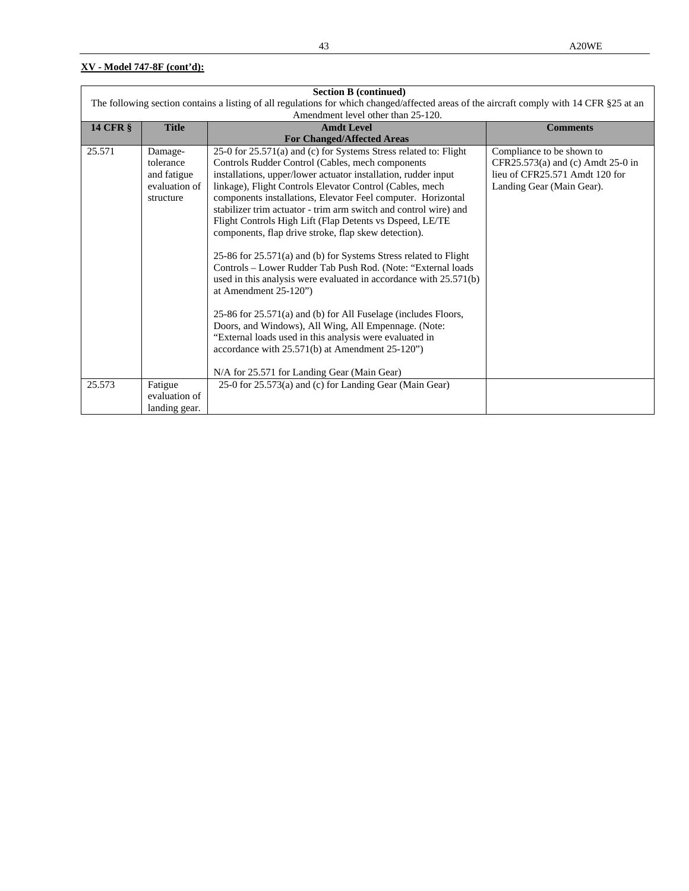**XV - Model 747-8F (cont'd):**

| Section B (continued)<br>The following section contains a listing of all regulations for which changed/affected areas of the aircraft comply with 14 CFR §25 at an Amendment level other than 25-120. | | | |
|---|---|---|---|
| **14 CFR §** | **Title** | **Amdt Level For Changed/Affected Areas** | **Comments** |
| 25.571 | Damage-tolerance and fatigue evaluation of structure | 25-0 for 25.571(a) and (c) for Systems Stress related to: Flight Controls Rudder Control (Cables, mech components installations, upper/lower actuator installation, rudder input linkage), Flight Controls Elevator Control (Cables, mech components installations, Elevator Feel computer. Horizontal stabilizer trim actuator - trim arm switch and control wire) and Flight Controls High Lift (Flap Detents vs Dspeed, LE/TE components, flap drive stroke, flap skew detection).<br><br>25-86 for 25.571(a) and (b) for Systems Stress related to Flight Controls – Lower Rudder Tab Push Rod. (Note: "External loads used in this analysis were evaluated in accordance with 25.571(b) at Amendment 25-120")<br><br>25-86 for 25.571(a) and (b) for All Fuselage (includes Floors, Doors, and Windows), All Wing, All Empennage. (Note: "External loads used in this analysis were evaluated in accordance with 25.571(b) at Amendment 25-120")<br><br>N/A for 25.571 for Landing Gear (Main Gear) | Compliance to be shown to CFR25.573(a) and (c) Amdt 25-0 in lieu of CFR25.571 Amdt 120 for Landing Gear (Main Gear). |
| 25.573 | Fatigue evaluation of landing gear. | 25-0 for 25.573(a) and (c) for Landing Gear (Main Gear) | |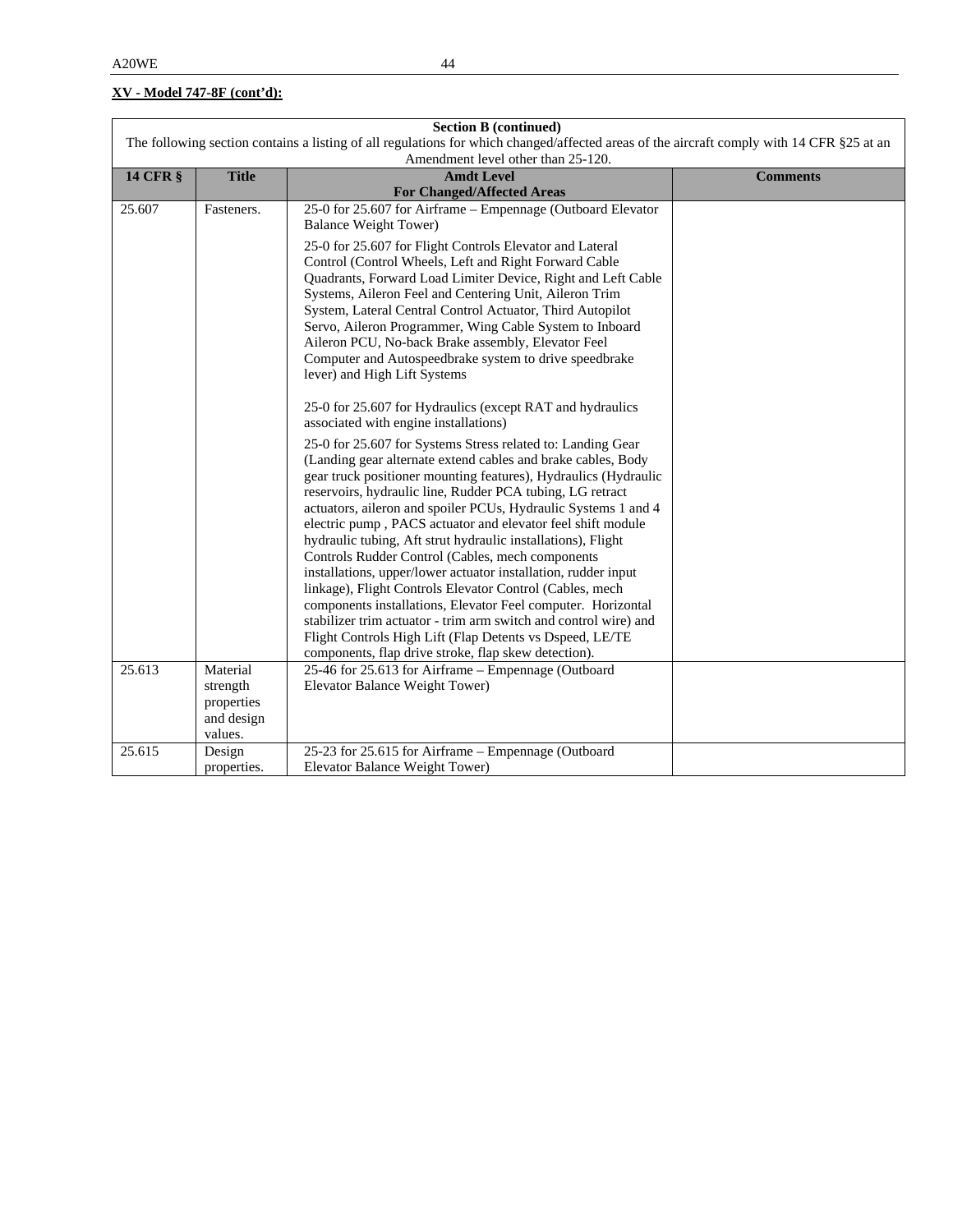**XV - Model 747-8F (cont'd):**

| **Section B (continued)**<br>The following section contains a listing of all regulations for which changed/affected areas of the aircraft comply with 14 CFR §25 at an Amendment level other than 25-120. | | | |
|---|---|---|---|
| **14 CFR §** | **Title** | **Amdt Level For Changed/Affected Areas** | **Comments** |
| 25.607 | Fasteners. | 25-0 for 25.607 for Airframe – Empennage (Outboard Elevator Balance Weight Tower)<br><br>25-0 for 25.607 for Flight Controls Elevator and Lateral Control (Control Wheels, Left and Right Forward Cable Quadrants, Forward Load Limiter Device, Right and Left Cable Systems, Aileron Feel and Centering Unit, Aileron Trim System, Lateral Central Control Actuator, Third Autopilot Servo, Aileron Programmer, Wing Cable System to Inboard Aileron PCU, No-back Brake assembly, Elevator Feel Computer and Autospeedbrake system to drive speedbrake lever) and High Lift Systems<br><br>25-0 for 25.607 for Hydraulics (except RAT and hydraulics associated with engine installations)<br><br>25-0 for 25.607 for Systems Stress related to: Landing Gear (Landing gear alternate extend cables and brake cables, Body gear truck positioner mounting features), Hydraulics (Hydraulic reservoirs, hydraulic line, Rudder PCA tubing, LG retract actuators, aileron and spoiler PCUs, Hydraulic Systems 1 and 4 electric pump , PACS actuator and elevator feel shift module hydraulic tubing, Aft strut hydraulic installations), Flight Controls Rudder Control (Cables, mech components installations, upper/lower actuator installation, rudder input linkage), Flight Controls Elevator Control (Cables, mech components installations, Elevator Feel computer. Horizontal stabilizer trim actuator - trim arm switch and control wire) and Flight Controls High Lift (Flap Detents vs Dspeed, LE/TE components, flap drive stroke, flap skew detection). | |
| 25.613 | Material strength properties and design values. | 25-46 for 25.613 for Airframe – Empennage (Outboard Elevator Balance Weight Tower) | |
| 25.615 | Design properties. | 25-23 for 25.615 for Airframe – Empennage (Outboard Elevator Balance Weight Tower) | |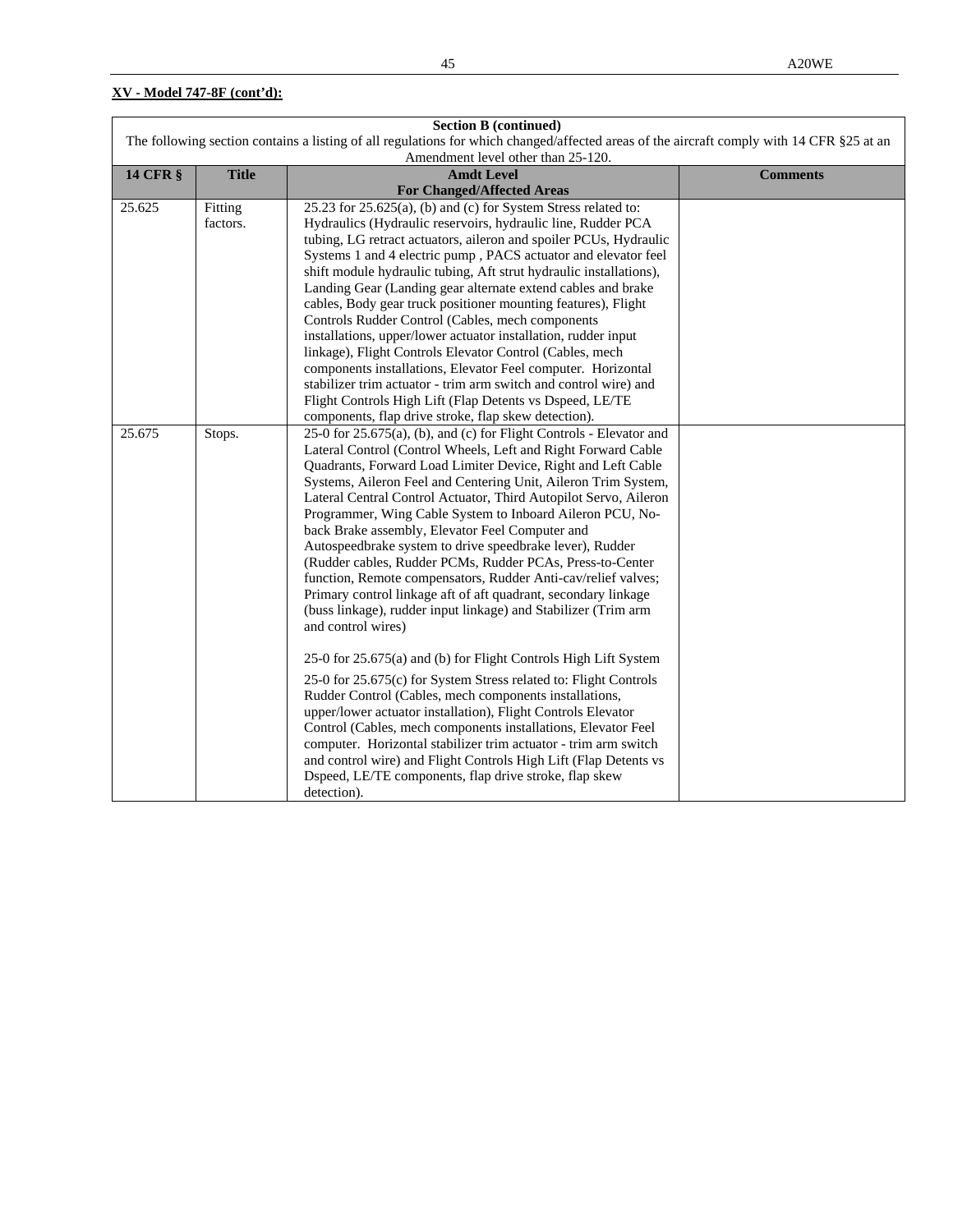**XV - Model 747-8F (cont'd):**

| Section B (continued) The following section contains a listing of all regulations for which changed/affected areas of the aircraft comply with 14 CFR §25 at an Amendment level other than 25-120. | | | |
|---|---|---|---|
| **14 CFR §** | **Title** | **Amdt Level For Changed/Affected Areas** | **Comments** |
| 25.625 | Fitting factors. | 25.23 for 25.625(a), (b) and (c) for System Stress related to: Hydraulics (Hydraulic reservoirs, hydraulic line, Rudder PCA tubing, LG retract actuators, aileron and spoiler PCUs, Hydraulic Systems 1 and 4 electric pump , PACS actuator and elevator feel shift module hydraulic tubing, Aft strut hydraulic installations), Landing Gear (Landing gear alternate extend cables and brake cables, Body gear truck positioner mounting features), Flight Controls Rudder Control (Cables, mech components installations, upper/lower actuator installation, rudder input linkage), Flight Controls Elevator Control (Cables, mech components installations, Elevator Feel computer. Horizontal stabilizer trim actuator - trim arm switch and control wire) and Flight Controls High Lift (Flap Detents vs Dspeed, LE/TE components, flap drive stroke, flap skew detection). | |
| 25.675 | Stops. | 25-0 for 25.675(a), (b), and (c) for Flight Controls - Elevator and Lateral Control (Control Wheels, Left and Right Forward Cable Quadrants, Forward Load Limiter Device, Right and Left Cable Systems, Aileron Feel and Centering Unit, Aileron Trim System, Lateral Central Control Actuator, Third Autopilot Servo, Aileron Programmer, Wing Cable System to Inboard Aileron PCU, No-back Brake assembly, Elevator Feel Computer and Autospeedbrake system to drive speedbrake lever), Rudder (Rudder cables, Rudder PCMs, Rudder PCAs, Press-to-Center function, Remote compensators, Rudder Anti-cav/relief valves; Primary control linkage aft of aft quadrant, secondary linkage (buss linkage), rudder input linkage) and Stabilizer (Trim arm and control wires)<br><br>25-0 for 25.675(a) and (b) for Flight Controls High Lift System<br><br>25-0 for 25.675(c) for System Stress related to: Flight Controls Rudder Control (Cables, mech components installations, upper/lower actuator installation), Flight Controls Elevator Control (Cables, mech components installations, Elevator Feel computer. Horizontal stabilizer trim actuator - trim arm switch and control wire) and Flight Controls High Lift (Flap Detents vs Dspeed, LE/TE components, flap drive stroke, flap skew detection). | |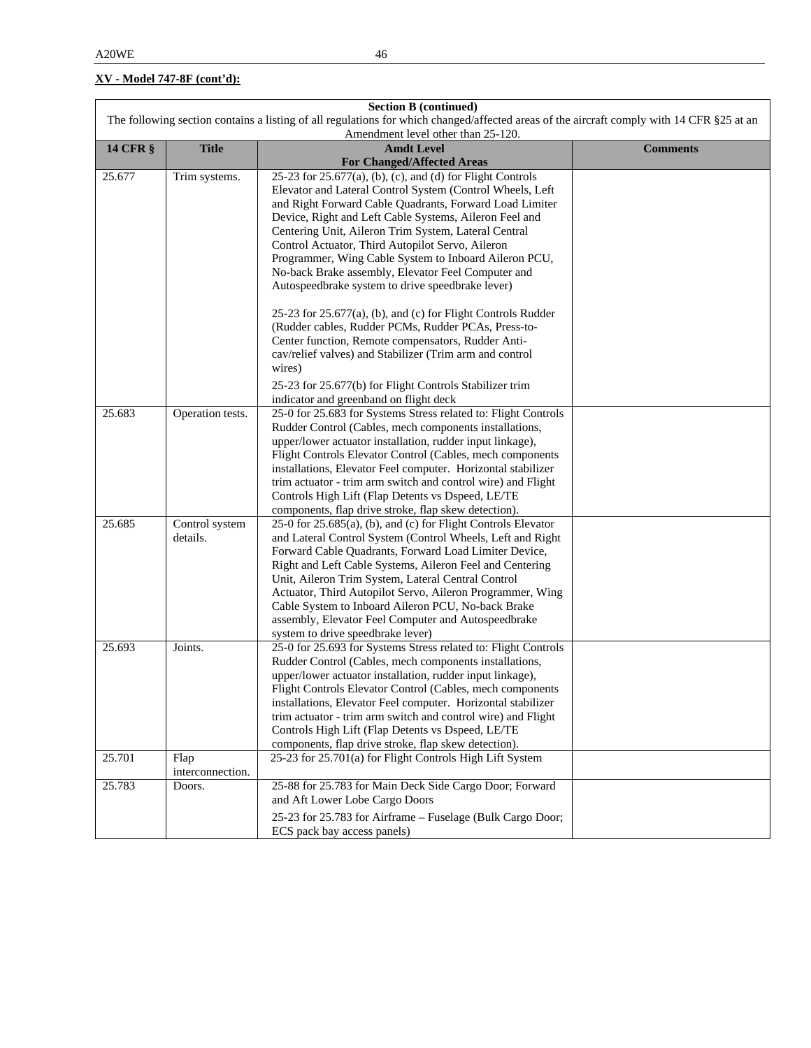**XV - Model 747-8F (cont'd):**

| Section B (continued) The following section contains a listing of all regulations for which changed/affected areas of the aircraft comply with 14 CFR §25 at an Amendment level other than 25-120. | | | |
|---|---|---|---|
| **14 CFR §** | **Title** | **Amdt Level For Changed/Affected Areas** | **Comments** |
| 25.677 | Trim systems. | 25-23 for 25.677(a), (b), (c), and (d) for Flight Controls Elevator and Lateral Control System (Control Wheels, Left and Right Forward Cable Quadrants, Forward Load Limiter Device, Right and Left Cable Systems, Aileron Feel and Centering Unit, Aileron Trim System, Lateral Central Control Actuator, Third Autopilot Servo, Aileron Programmer, Wing Cable System to Inboard Aileron PCU, No-back Brake assembly, Elevator Feel Computer and Autospeedbrake system to drive speedbrake lever)<br><br>25-23 for 25.677(a), (b), and (c) for Flight Controls Rudder (Rudder cables, Rudder PCMs, Rudder PCAs, Press-to-Center function, Remote compensators, Rudder Anti-cav/relief valves) and Stabilizer (Trim arm and control wires)<br><br>25-23 for 25.677(b) for Flight Controls Stabilizer trim indicator and greenband on flight deck | |
| 25.683 | Operation tests. | 25-0 for 25.683 for Systems Stress related to: Flight Controls Rudder Control (Cables, mech components installations, upper/lower actuator installation, rudder input linkage), Flight Controls Elevator Control (Cables, mech components installations, Elevator Feel computer. Horizontal stabilizer trim actuator - trim arm switch and control wire) and Flight Controls High Lift (Flap Detents vs Dspeed, LE/TE components, flap drive stroke, flap skew detection). | |
| 25.685 | Control system details. | 25-0 for 25.685(a), (b), and (c) for Flight Controls Elevator and Lateral Control System (Control Wheels, Left and Right Forward Cable Quadrants, Forward Load Limiter Device, Right and Left Cable Systems, Aileron Feel and Centering Unit, Aileron Trim System, Lateral Central Control Actuator, Third Autopilot Servo, Aileron Programmer, Wing Cable System to Inboard Aileron PCU, No-back Brake assembly, Elevator Feel Computer and Autospeedbrake system to drive speedbrake lever) | |
| 25.693 | Joints. | 25-0 for 25.693 for Systems Stress related to: Flight Controls Rudder Control (Cables, mech components installations, upper/lower actuator installation, rudder input linkage), Flight Controls Elevator Control (Cables, mech components installations, Elevator Feel computer. Horizontal stabilizer trim actuator - trim arm switch and control wire) and Flight Controls High Lift (Flap Detents vs Dspeed, LE/TE components, flap drive stroke, flap skew detection). | |
| 25.701 | Flap interconnection. | 25-23 for 25.701(a) for Flight Controls High Lift System | |
| 25.783 | Doors. | 25-88 for 25.783 for Main Deck Side Cargo Door; Forward and Aft Lower Lobe Cargo Doors<br><br>25-23 for 25.783 for Airframe – Fuselage (Bulk Cargo Door; ECS pack bay access panels) | |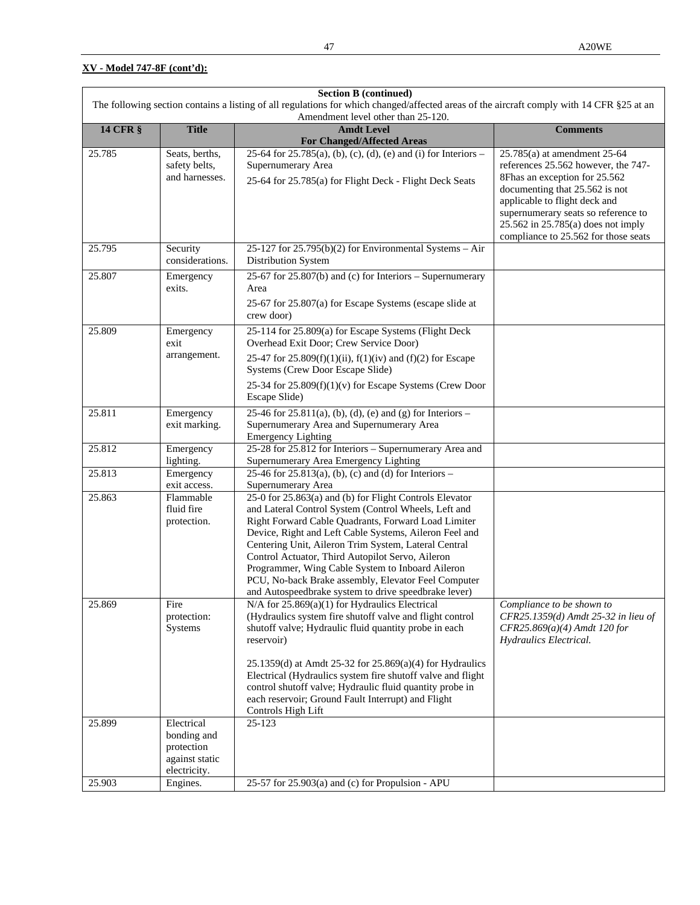**XV - Model 747-8F (cont'd):**

| Section B (continued)<br>The following section contains a listing of all regulations for which changed/affected areas of the aircraft comply with 14 CFR §25 at an Amendment level other than 25-120. | | | |
|---|---|---|---|
| **14 CFR §** | **Title** | **Amdt Level<br>For Changed/Affected Areas** | **Comments** |
| 25.785 | Seats, berths, safety belts, and harnesses. | 25-64 for 25.785(a), (b), (c), (d), (e) and (i) for Interiors – Supernumerary Area<br><br>25-64 for 25.785(a) for Flight Deck - Flight Deck Seats | 25.785(a) at amendment 25-64 references 25.562 however, the 747-8Fhas an exception for 25.562 documenting that 25.562 is not applicable to flight deck and supernumerary seats so reference to 25.562 in 25.785(a) does not imply compliance to 25.562 for those seats |
| 25.795 | Security considerations. | 25-127 for 25.795(b)(2) for Environmental Systems – Air Distribution System | |
| 25.807 | Emergency exits. | 25-67 for 25.807(b) and (c) for Interiors – Supernumerary Area<br><br>25-67 for 25.807(a) for Escape Systems (escape slide at crew door) | |
| 25.809 | Emergency exit arrangement. | 25-114 for 25.809(a) for Escape Systems (Flight Deck Overhead Exit Door; Crew Service Door)<br><br>25-47 for 25.809(f)(1)(ii), f(1)(iv) and (f)(2) for Escape Systems (Crew Door Escape Slide)<br><br>25-34 for 25.809(f)(1)(v) for Escape Systems (Crew Door Escape Slide) | |
| 25.811 | Emergency exit marking. | 25-46 for 25.811(a), (b), (d), (e) and (g) for Interiors – Supernumerary Area and Supernumerary Area Emergency Lighting | |
| 25.812 | Emergency lighting. | 25-28 for 25.812 for Interiors – Supernumerary Area and Supernumerary Area Emergency Lighting | |
| 25.813 | Emergency exit access. | 25-46 for 25.813(a), (b), (c) and (d) for Interiors – Supernumerary Area | |
| 25.863 | Flammable fluid fire protection. | 25-0 for 25.863(a) and (b) for Flight Controls Elevator and Lateral Control System (Control Wheels, Left and Right Forward Cable Quadrants, Forward Load Limiter Device, Right and Left Cable Systems, Aileron Feel and Centering Unit, Aileron Trim System, Lateral Central Control Actuator, Third Autopilot Servo, Aileron Programmer, Wing Cable System to Inboard Aileron PCU, No-back Brake assembly, Elevator Feel Computer and Autospeedbrake system to drive speedbrake lever) | |
| 25.869 | Fire protection: Systems | N/A for 25.869(a)(1) for Hydraulics Electrical (Hydraulics system fire shutoff valve and flight control shutoff valve; Hydraulic fluid quantity probe in each reservoir)<br><br>25.1359(d) at Amdt 25-32 for 25.869(a)(4) for Hydraulics Electrical (Hydraulics system fire shutoff valve and flight control shutoff valve; Hydraulic fluid quantity probe in each reservoir; Ground Fault Interrupt) and Flight Controls High Lift | *Compliance to be shown to CFR25.1359(d) Amdt 25-32 in lieu of CFR25.869(a)(4) Amdt 120 for Hydraulics Electrical.* |
| 25.899 | Electrical bonding and protection against static electricity. | 25-123 | |
| 25.903 | Engines. | 25-57 for 25.903(a) and (c) for Propulsion - APU | |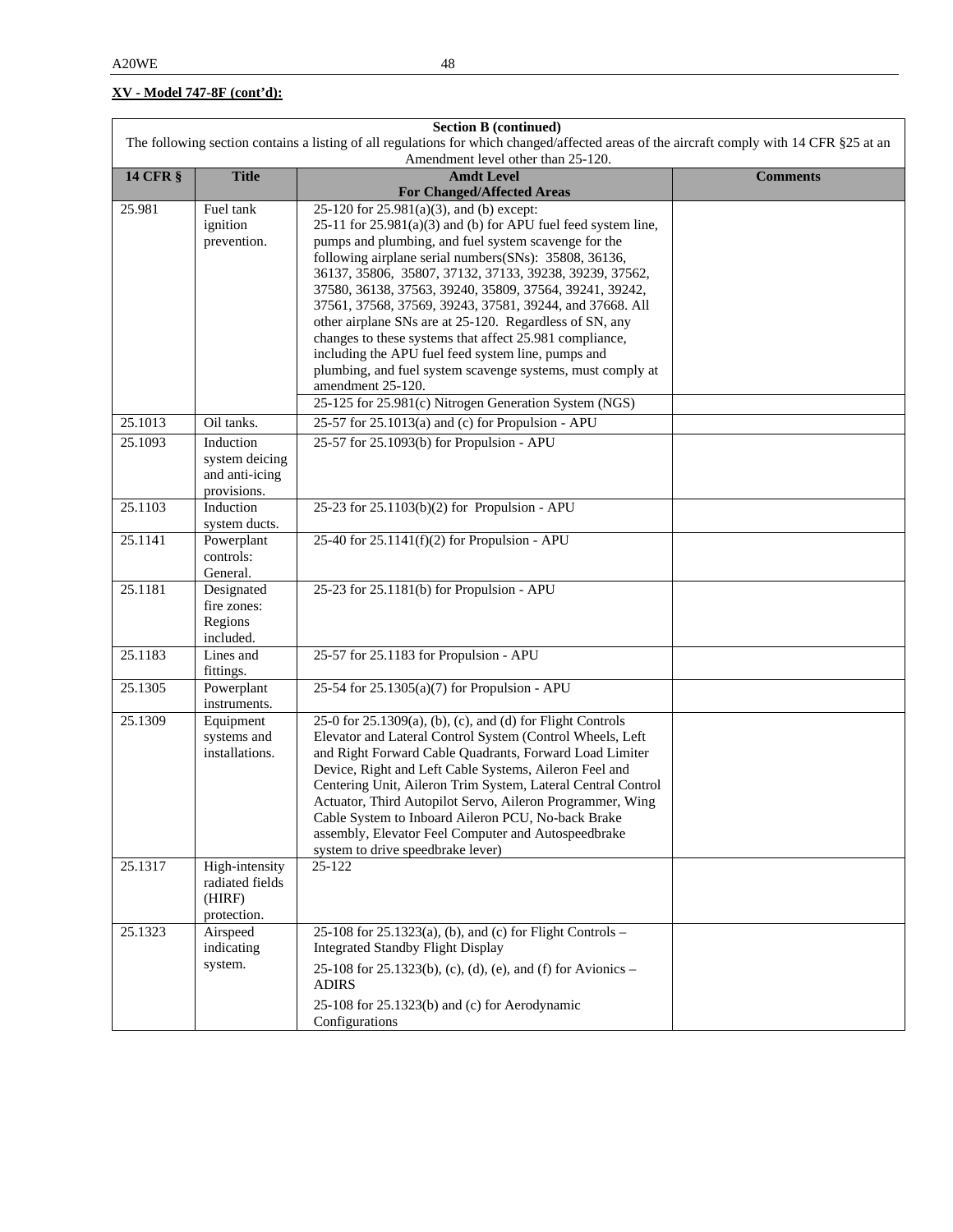**XV - Model 747-8F (cont'd):**

| Section B (continued) The following section contains a listing of all regulations for which changed/affected areas of the aircraft comply with 14 CFR §25 at an Amendment level other than 25-120. | | | |
|---|---|---|---|
| **14 CFR §** | **Title** | **Amdt Level For Changed/Affected Areas** | **Comments** |
| 25.981 | Fuel tank ignition prevention. | 25-120 for 25.981(a)(3), and (b) except: 25-11 for 25.981(a)(3) and (b) for APU fuel feed system line, pumps and plumbing, and fuel system scavenge for the following airplane serial numbers(SNs): 35808, 36136, 36137, 35806, 35807, 37132, 37133, 39238, 39239, 37562, 37580, 36138, 37563, 39240, 35809, 37564, 39241, 39242, 37561, 37568, 37569, 39243, 37581, 39244, and 37668. All other airplane SNs are at 25-120. Regardless of SN, any changes to these systems that affect 25.981 compliance, including the APU fuel feed system line, pumps and plumbing, and fuel system scavenge systems, must comply at amendment 25-120. | |
| | | 25-125 for 25.981(c) Nitrogen Generation System (NGS) | |
| 25.1013 | Oil tanks. | 25-57 for 25.1013(a) and (c) for Propulsion - APU | |
| 25.1093 | Induction system deicing and anti-icing provisions. | 25-57 for 25.1093(b) for Propulsion - APU | |
| 25.1103 | Induction system ducts. | 25-23 for 25.1103(b)(2) for Propulsion - APU | |
| 25.1141 | Powerplant controls: General. | 25-40 for 25.1141(f)(2) for Propulsion - APU | |
| 25.1181 | Designated fire zones: Regions included. | 25-23 for 25.1181(b) for Propulsion - APU | |
| 25.1183 | Lines and fittings. | 25-57 for 25.1183 for Propulsion - APU | |
| 25.1305 | Powerplant instruments. | 25-54 for 25.1305(a)(7) for Propulsion - APU | |
| 25.1309 | Equipment systems and installations. | 25-0 for 25.1309(a), (b), (c), and (d) for Flight Controls Elevator and Lateral Control System (Control Wheels, Left and Right Forward Cable Quadrants, Forward Load Limiter Device, Right and Left Cable Systems, Aileron Feel and Centering Unit, Aileron Trim System, Lateral Central Control Actuator, Third Autopilot Servo, Aileron Programmer, Wing Cable System to Inboard Aileron PCU, No-back Brake assembly, Elevator Feel Computer and Autospeedbrake system to drive speedbrake lever) | |
| 25.1317 | High-intensity radiated fields (HIRF) protection. | 25-122 | |
| 25.1323 | Airspeed indicating system. | 25-108 for 25.1323(a), (b), and (c) for Flight Controls – Integrated Standby Flight Display<br>25-108 for 25.1323(b), (c), (d), (e), and (f) for Avionics – ADIRS<br>25-108 for 25.1323(b) and (c) for Aerodynamic Configurations | |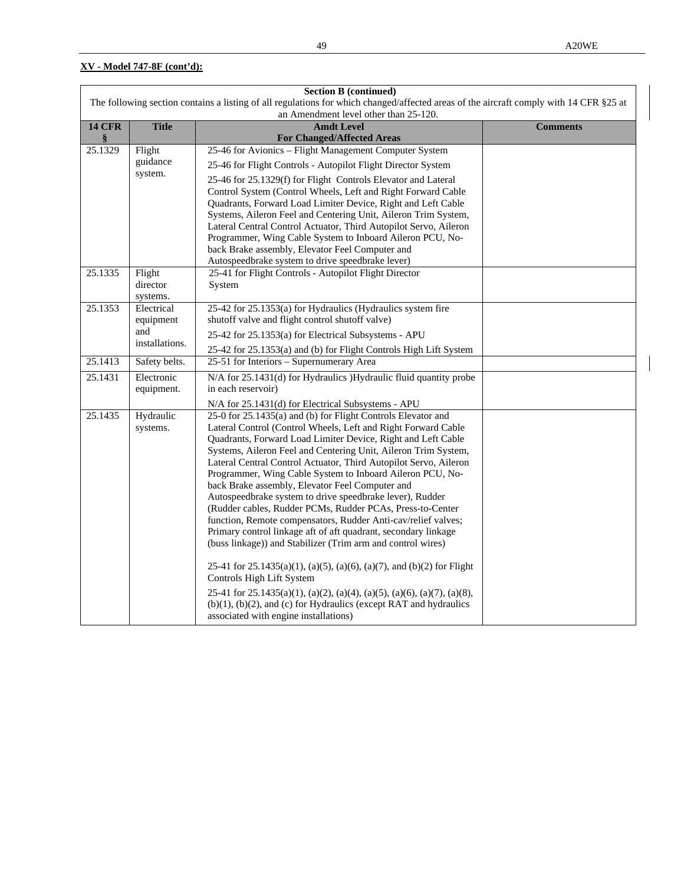**XV - Model 747-8F (cont'd):**

| Section B (continued) | | | |
|---|---|---|---|
| The following section contains a listing of all regulations for which changed/affected areas of the aircraft comply with 14 CFR §25 at an Amendment level other than 25-120. | | | |
| **14 CFR §** | **Title** | **Amdt Level For Changed/Affected Areas** | **Comments** |
| 25.1329 | Flight guidance system. | 25-46 for Avionics – Flight Management Computer System<br><br>25-46 for Flight Controls - Autopilot Flight Director System<br><br>25-46 for 25.1329(f) for Flight Controls Elevator and Lateral Control System (Control Wheels, Left and Right Forward Cable Quadrants, Forward Load Limiter Device, Right and Left Cable Systems, Aileron Feel and Centering Unit, Aileron Trim System, Lateral Central Control Actuator, Third Autopilot Servo, Aileron Programmer, Wing Cable System to Inboard Aileron PCU, No-back Brake assembly, Elevator Feel Computer and Autospeedbrake system to drive speedbrake lever) | |
| 25.1335 | Flight director systems. | 25-41 for Flight Controls - Autopilot Flight Director System | |
| 25.1353 | Electrical equipment and installations. | 25-42 for 25.1353(a) for Hydraulics (Hydraulics system fire shutoff valve and flight control shutoff valve)<br><br>25-42 for 25.1353(a) for Electrical Subsystems - APU<br><br>25-42 for 25.1353(a) and (b) for Flight Controls High Lift System | |
| 25.1413 | Safety belts. | 25-51 for Interiors – Supernumerary Area | |
| 25.1431 | Electronic equipment. | N/A for 25.1431(d) for Hydraulics )Hydraulic fluid quantity probe in each reservoir)<br><br>N/A for 25.1431(d) for Electrical Subsystems - APU | |
| 25.1435 | Hydraulic systems. | 25-0 for 25.1435(a) and (b) for Flight Controls Elevator and Lateral Control (Control Wheels, Left and Right Forward Cable Quadrants, Forward Load Limiter Device, Right and Left Cable Systems, Aileron Feel and Centering Unit, Aileron Trim System, Lateral Central Control Actuator, Third Autopilot Servo, Aileron Programmer, Wing Cable System to Inboard Aileron PCU, No-back Brake assembly, Elevator Feel Computer and Autospeedbrake system to drive speedbrake lever), Rudder (Rudder cables, Rudder PCMs, Rudder PCAs, Press-to-Center function, Remote compensators, Rudder Anti-cav/relief valves; Primary control linkage aft of aft quadrant, secondary linkage (buss linkage)) and Stabilizer (Trim arm and control wires)<br><br>25-41 for 25.1435(a)(1), (a)(5), (a)(6), (a)(7), and (b)(2) for Flight Controls High Lift System<br><br>25-41 for 25.1435(a)(1), (a)(2), (a)(4), (a)(5), (a)(6), (a)(7), (a)(8), (b)(1), (b)(2), and (c) for Hydraulics (except RAT and hydraulics associated with engine installations) | |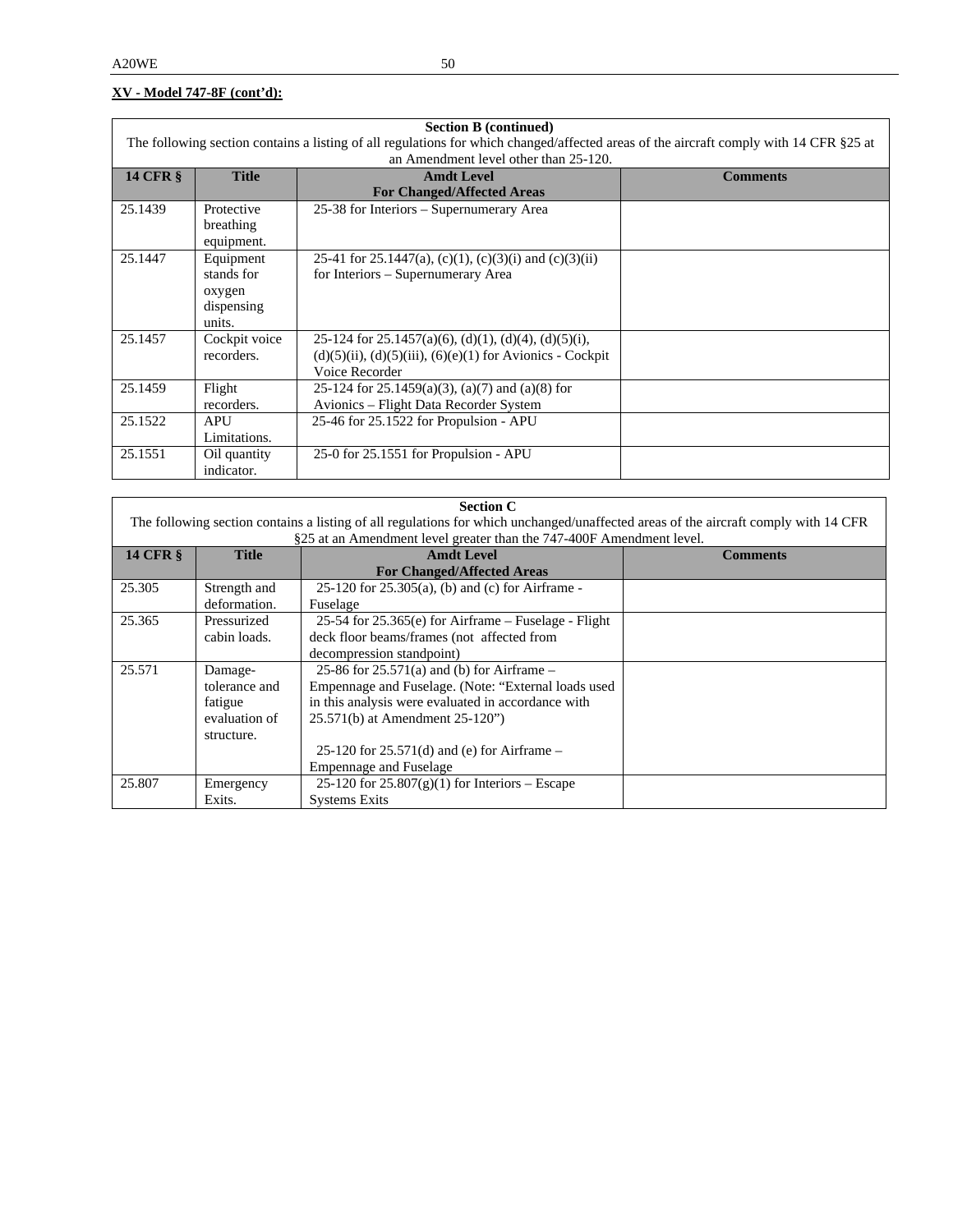**XV - Model 747-8F (cont'd):**

| Section B (continued)<br>The following section contains a listing of all regulations for which changed/affected areas of the aircraft comply with 14 CFR §25 at an Amendment level other than 25-120. | | | |
|---|---|---|---|
| **14 CFR §** | **Title** | **Amdt Level For Changed/Affected Areas** | **Comments** |
| 25.1439 | Protective breathing equipment. | 25-38 for Interiors – Supernumerary Area | |
| 25.1447 | Equipment stands for oxygen dispensing units. | 25-41 for 25.1447(a), (c)(1), (c)(3)(i) and (c)(3)(ii) for Interiors – Supernumerary Area | |
| 25.1457 | Cockpit voice recorders. | 25-124 for 25.1457(a)(6), (d)(1), (d)(4), (d)(5)(i), (d)(5)(ii), (d)(5)(iii), (6)(e)(1) for Avionics - Cockpit Voice Recorder | |
| 25.1459 | Flight recorders. | 25-124 for 25.1459(a)(3), (a)(7) and (a)(8) for Avionics – Flight Data Recorder System | |
| 25.1522 | APU Limitations. | 25-46 for 25.1522 for Propulsion - APU | |
| 25.1551 | Oil quantity indicator. | 25-0 for 25.1551 for Propulsion - APU | |

| Section C<br>The following section contains a listing of all regulations for which unchanged/unaffected areas of the aircraft comply with 14 CFR §25 at an Amendment level greater than the 747-400F Amendment level. | | | |
|---|---|---|---|
| **14 CFR §** | **Title** | **Amdt Level For Changed/Affected Areas** | **Comments** |
| 25.305 | Strength and deformation. | 25-120 for 25.305(a), (b) and (c) for Airframe - Fuselage | |
| 25.365 | Pressurized cabin loads. | 25-54 for 25.365(e) for Airframe – Fuselage - Flight deck floor beams/frames (not affected from decompression standpoint) | |
| 25.571 | Damage-tolerance and fatigue evaluation of structure. | 25-86 for 25.571(a) and (b) for Airframe – Empennage and Fuselage. (Note: "External loads used in this analysis were evaluated in accordance with 25.571(b) at Amendment 25-120")<br><br>25-120 for 25.571(d) and (e) for Airframe – Empennage and Fuselage | |
| 25.807 | Emergency Exits. | 25-120 for 25.807(g)(1) for Interiors – Escape Systems Exits | |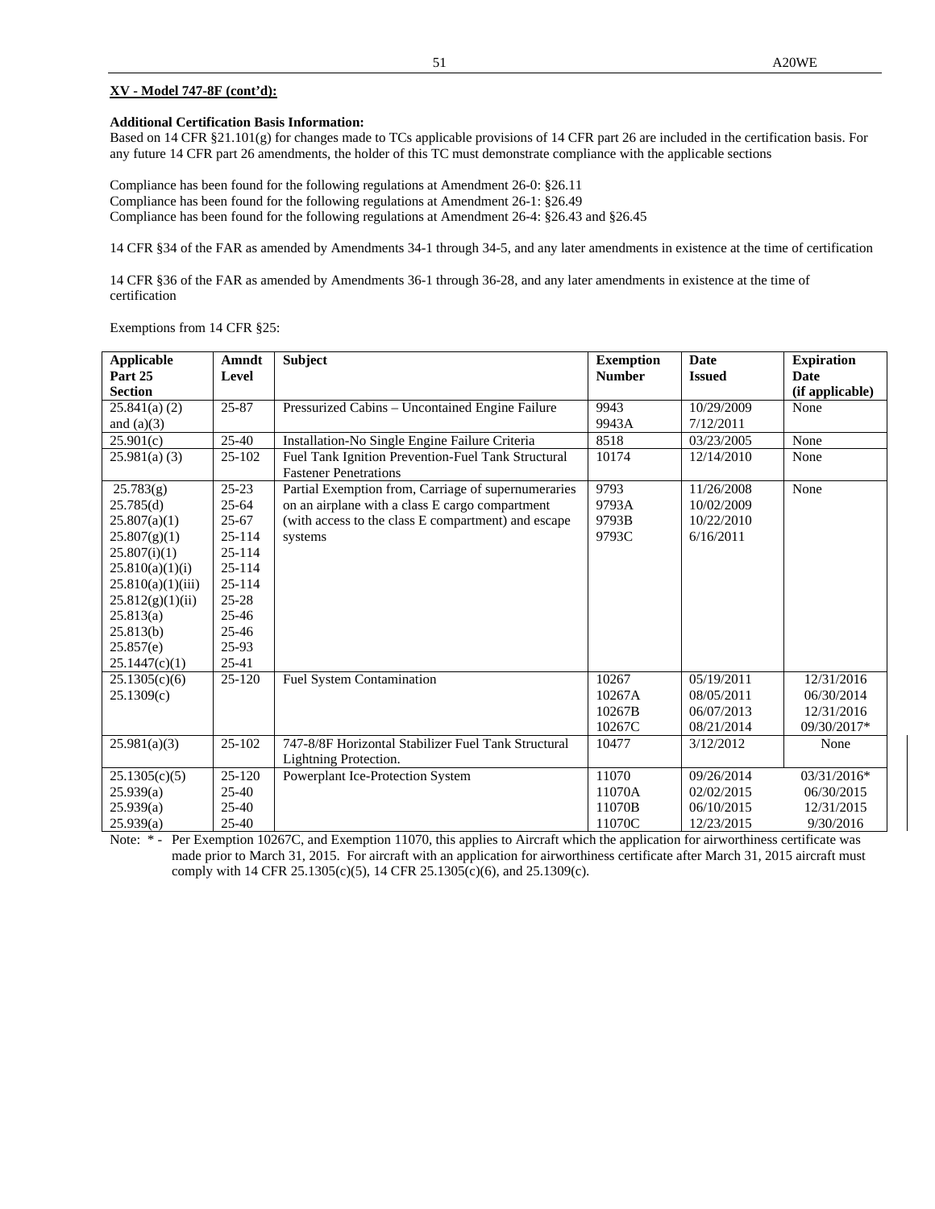**XV - Model 747-8F (cont'd):**

**Additional Certification Basis Information:**
Based on 14 CFR §21.101(g) for changes made to TCs applicable provisions of 14 CFR part 26 are included in the certification basis. For any future 14 CFR part 26 amendments, the holder of this TC must demonstrate compliance with the applicable sections

Compliance has been found for the following regulations at Amendment 26-0: §26.11
Compliance has been found for the following regulations at Amendment 26-1: §26.49
Compliance has been found for the following regulations at Amendment 26-4: §26.43 and §26.45

14 CFR §34 of the FAR as amended by Amendments 34-1 through 34-5, and any later amendments in existence at the time of certification

14 CFR §36 of the FAR as amended by Amendments 36-1 through 36-28, and any later amendments in existence at the time of certification

Exemptions from 14 CFR §25:

| Applicable Part 25 Section | Amndt Level | Subject | Exemption Number | Date Issued | Expiration Date (if applicable) |
|---|---|---|---|---|---|
| 25.841(a) (2) and (a)(3) | 25-87 | Pressurized Cabins – Uncontained Engine Failure | 9943<br>9943A | 10/29/2009<br>7/12/2011 | None |
| 25.901(c) | 25-40 | Installation-No Single Engine Failure Criteria | 8518 | 03/23/2005 | None |
| 25.981(a) (3) | 25-102 | Fuel Tank Ignition Prevention-Fuel Tank Structural Fastener Penetrations | 10174 | 12/14/2010 | None |
| 25.783(g)<br>25.785(d)<br>25.807(a)(1)<br>25.807(g)(1)<br>25.807(i)(1)<br>25.810(a)(1)(i)<br>25.810(a)(1)(iii)<br>25.812(g)(1)(ii)<br>25.813(a)<br>25.813(b)<br>25.857(e)<br>25.1447(c)(1) | 25-23<br>25-64<br>25-67<br>25-114<br>25-114<br>25-114<br>25-114<br>25-28<br>25-46<br>25-46<br>25-93<br>25-41 | Partial Exemption from, Carriage of supernumeraries on an airplane with a class E cargo compartment (with access to the class E compartment) and escape systems | 9793<br>9793A<br>9793B<br>9793C | 11/26/2008<br>10/02/2009<br>10/22/2010<br>6/16/2011 | None |
| 25.1305(c)(6)<br>25.1309(c) | 25-120 | Fuel System Contamination | 10267<br>10267A<br>10267B<br>10267C | 05/19/2011<br>08/05/2011<br>06/07/2013<br>08/21/2014 | 12/31/2016<br>06/30/2014<br>12/31/2016<br>09/30/2017* |
| 25.981(a)(3) | 25-102 | 747-8/8F Horizontal Stabilizer Fuel Tank Structural Lightning Protection. | 10477 | 3/12/2012 | None |
| 25.1305(c)(5)<br>25.939(a)<br>25.939(a)<br>25.939(a) | 25-120<br>25-40<br>25-40<br>25-40 | Powerplant Ice-Protection System | 11070<br>11070A<br>11070B<br>11070C | 09/26/2014<br>02/02/2015<br>06/10/2015<br>12/23/2015 | 03/31/2016*<br>06/30/2015<br>12/31/2015<br>9/30/2016 |

Note: * - Per Exemption 10267C, and Exemption 11070, this applies to Aircraft which the application for airworthiness certificate was made prior to March 31, 2015. For aircraft with an application for airworthiness certificate after March 31, 2015 aircraft must comply with 14 CFR 25.1305(c)(5), 14 CFR 25.1305(c)(6), and 25.1309(c).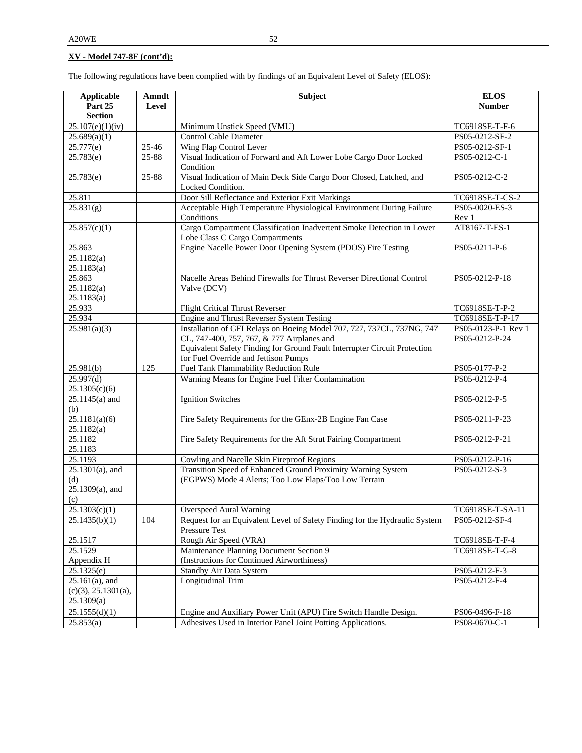**XV - Model 747-8F (cont'd):**

The following regulations have been complied with by findings of an Equivalent Level of Safety (ELOS):

| Applicable Part 25 Section | Amndt Level | Subject | ELOS Number |
|---|---|---|---|
| 25.107(e)(1)(iv) | | Minimum Unstick Speed (VMU) | TC6918SE-T-F-6 |
| 25.689(a)(1) | | Control Cable Diameter | PS05-0212-SF-2 |
| 25.777(e) | 25-46 | Wing Flap Control Lever | PS05-0212-SF-1 |
| 25.783(e) | 25-88 | Visual Indication of Forward and Aft Lower Lobe Cargo Door Locked Condition | PS05-0212-C-1 |
| 25.783(e) | 25-88 | Visual Indication of Main Deck Side Cargo Door Closed, Latched, and Locked Condition. | PS05-0212-C-2 |
| 25.811 | | Door Sill Reflectance and Exterior Exit Markings | TC6918SE-T-CS-2 |
| 25.831(g) | | Acceptable High Temperature Physiological Environment During Failure Conditions | PS05-0020-ES-3 Rev 1 |
| 25.857(c)(1) | | Cargo Compartment Classification Inadvertent Smoke Detection in Lower Lobe Class C Cargo Compartments | AT8167-T-ES-1 |
| 25.863<br>25.1182(a)<br>25.1183(a) | | Engine Nacelle Power Door Opening System (PDOS) Fire Testing | PS05-0211-P-6 |
| 25.863<br>25.1182(a)<br>25.1183(a) | | Nacelle Areas Behind Firewalls for Thrust Reverser Directional Control Valve (DCV) | PS05-0212-P-18 |
| 25.933 | | Flight Critical Thrust Reverser | TC6918SE-T-P-2 |
| 25.934 | | Engine and Thrust Reverser System Testing | TC6918SE-T-P-17 |
| 25.981(a)(3) | | Installation of GFI Relays on Boeing Model 707, 727, 737CL, 737NG, 747 CL, 747-400, 757, 767, & 777 Airplanes and<br>Equivalent Safety Finding for Ground Fault Interrupter Circuit Protection for Fuel Override and Jettison Pumps | PS05-0123-P-1 Rev 1<br>PS05-0212-P-24 |
| 25.981(b) | 125 | Fuel Tank Flammability Reduction Rule | PS05-0177-P-2 |
| 25.997(d)<br>25.1305(c)(6) | | Warning Means for Engine Fuel Filter Contamination | PS05-0212-P-4 |
| 25.1145(a) and (b) | | Ignition Switches | PS05-0212-P-5 |
| 25.1181(a)(6)<br>25.1182(a) | | Fire Safety Requirements for the GEnx-2B Engine Fan Case | PS05-0211-P-23 |
| 25.1182<br>25.1183 | | Fire Safety Requirements for the Aft Strut Fairing Compartment | PS05-0212-P-21 |
| 25.1193 | | Cowling and Nacelle Skin Fireproof Regions | PS05-0212-P-16 |
| 25.1301(a), and (d)<br>25.1309(a), and (c) | | Transition Speed of Enhanced Ground Proximity Warning System (EGPWS) Mode 4 Alerts; Too Low Flaps/Too Low Terrain | PS05-0212-S-3 |
| 25.1303(c)(1) | | Overspeed Aural Warning | TC6918SE-T-SA-11 |
| 25.1435(b)(1) | 104 | Request for an Equivalent Level of Safety Finding for the Hydraulic System Pressure Test | PS05-0212-SF-4 |
| 25.1517 | | Rough Air Speed (VRA) | TC6918SE-T-F-4 |
| 25.1529<br>Appendix H | | Maintenance Planning Document Section 9<br>(Instructions for Continued Airworthiness) | TC6918SE-T-G-8 |
| 25.1325(e) | | Standby Air Data System | PS05-0212-F-3 |
| 25.161(a), and (c)(3), 25.1301(a), 25.1309(a) | | Longitudinal Trim | PS05-0212-F-4 |
| 25.1555(d)(1) | | Engine and Auxiliary Power Unit (APU) Fire Switch Handle Design. | PS06-0496-F-18 |
| 25.853(a) | | Adhesives Used in Interior Panel Joint Potting Applications. | PS08-0670-C-1 |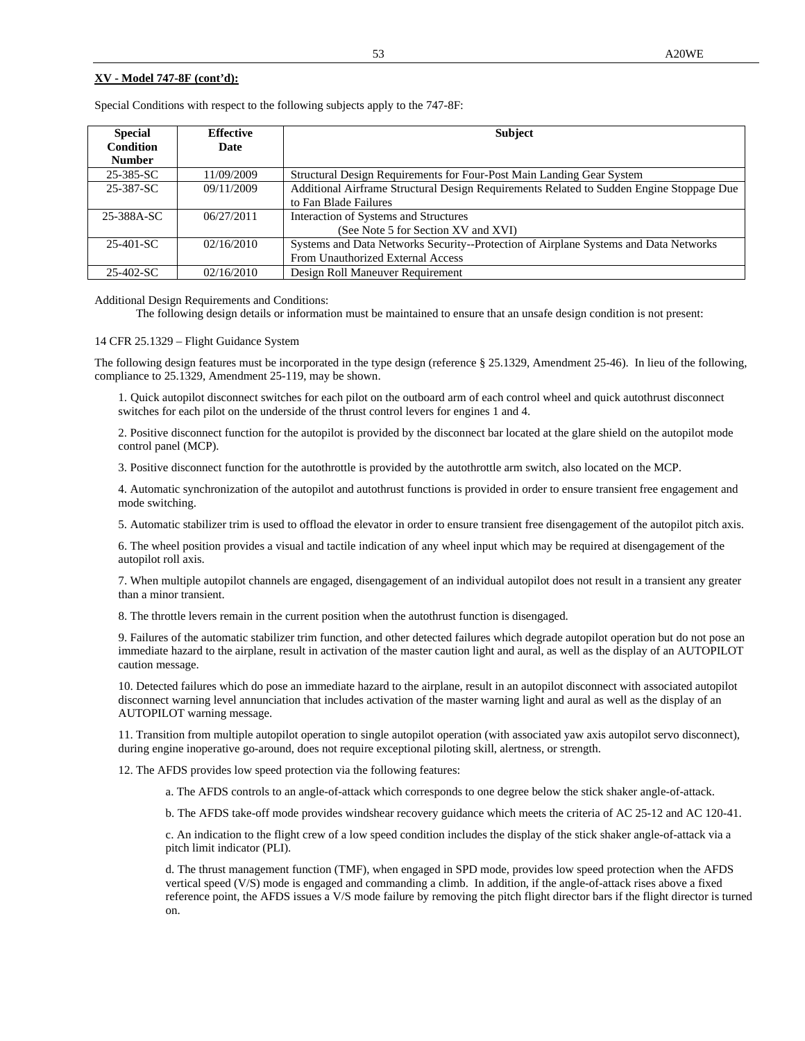**XV - Model 747-8F (cont'd):**

Special Conditions with respect to the following subjects apply to the 747-8F:

| Special Condition Number | Effective Date | Subject |
|---|---|---|
| 25-385-SC | 11/09/2009 | Structural Design Requirements for Four-Post Main Landing Gear System |
| 25-387-SC | 09/11/2009 | Additional Airframe Structural Design Requirements Related to Sudden Engine Stoppage Due to Fan Blade Failures |
| 25-388A-SC | 06/27/2011 | Interaction of Systems and Structures (See Note 5 for Section XV and XVI) |
| 25-401-SC | 02/16/2010 | Systems and Data Networks Security--Protection of Airplane Systems and Data Networks From Unauthorized External Access |
| 25-402-SC | 02/16/2010 | Design Roll Maneuver Requirement |

Additional Design Requirements and Conditions:

The following design details or information must be maintained to ensure that an unsafe design condition is not present:

14 CFR 25.1329 – Flight Guidance System

The following design features must be incorporated in the type design (reference § 25.1329, Amendment 25-46). In lieu of the following, compliance to 25.1329, Amendment 25-119, may be shown.

1. Quick autopilot disconnect switches for each pilot on the outboard arm of each control wheel and quick autothrust disconnect switches for each pilot on the underside of the thrust control levers for engines 1 and 4.

2. Positive disconnect function for the autopilot is provided by the disconnect bar located at the glare shield on the autopilot mode control panel (MCP).

3. Positive disconnect function for the autothrottle is provided by the autothrottle arm switch, also located on the MCP.

4. Automatic synchronization of the autopilot and autothrust functions is provided in order to ensure transient free engagement and mode switching.

5. Automatic stabilizer trim is used to offload the elevator in order to ensure transient free disengagement of the autopilot pitch axis.

6. The wheel position provides a visual and tactile indication of any wheel input which may be required at disengagement of the autopilot roll axis.

7. When multiple autopilot channels are engaged, disengagement of an individual autopilot does not result in a transient any greater than a minor transient.

8. The throttle levers remain in the current position when the autothrust function is disengaged.

9. Failures of the automatic stabilizer trim function, and other detected failures which degrade autopilot operation but do not pose an immediate hazard to the airplane, result in activation of the master caution light and aural, as well as the display of an AUTOPILOT caution message.

10. Detected failures which do pose an immediate hazard to the airplane, result in an autopilot disconnect with associated autopilot disconnect warning level annunciation that includes activation of the master warning light and aural as well as the display of an AUTOPILOT warning message.

11. Transition from multiple autopilot operation to single autopilot operation (with associated yaw axis autopilot servo disconnect), during engine inoperative go-around, does not require exceptional piloting skill, alertness, or strength.

12. The AFDS provides low speed protection via the following features:

   a. The AFDS controls to an angle-of-attack which corresponds to one degree below the stick shaker angle-of-attack.

   b. The AFDS take-off mode provides windshear recovery guidance which meets the criteria of AC 25-12 and AC 120-41.

   c. An indication to the flight crew of a low speed condition includes the display of the stick shaker angle-of-attack via a pitch limit indicator (PLI).

   d. The thrust management function (TMF), when engaged in SPD mode, provides low speed protection when the AFDS vertical speed (V/S) mode is engaged and commanding a climb. In addition, if the angle-of-attack rises above a fixed reference point, the AFDS issues a V/S mode failure by removing the pitch flight director bars if the flight director is turned on.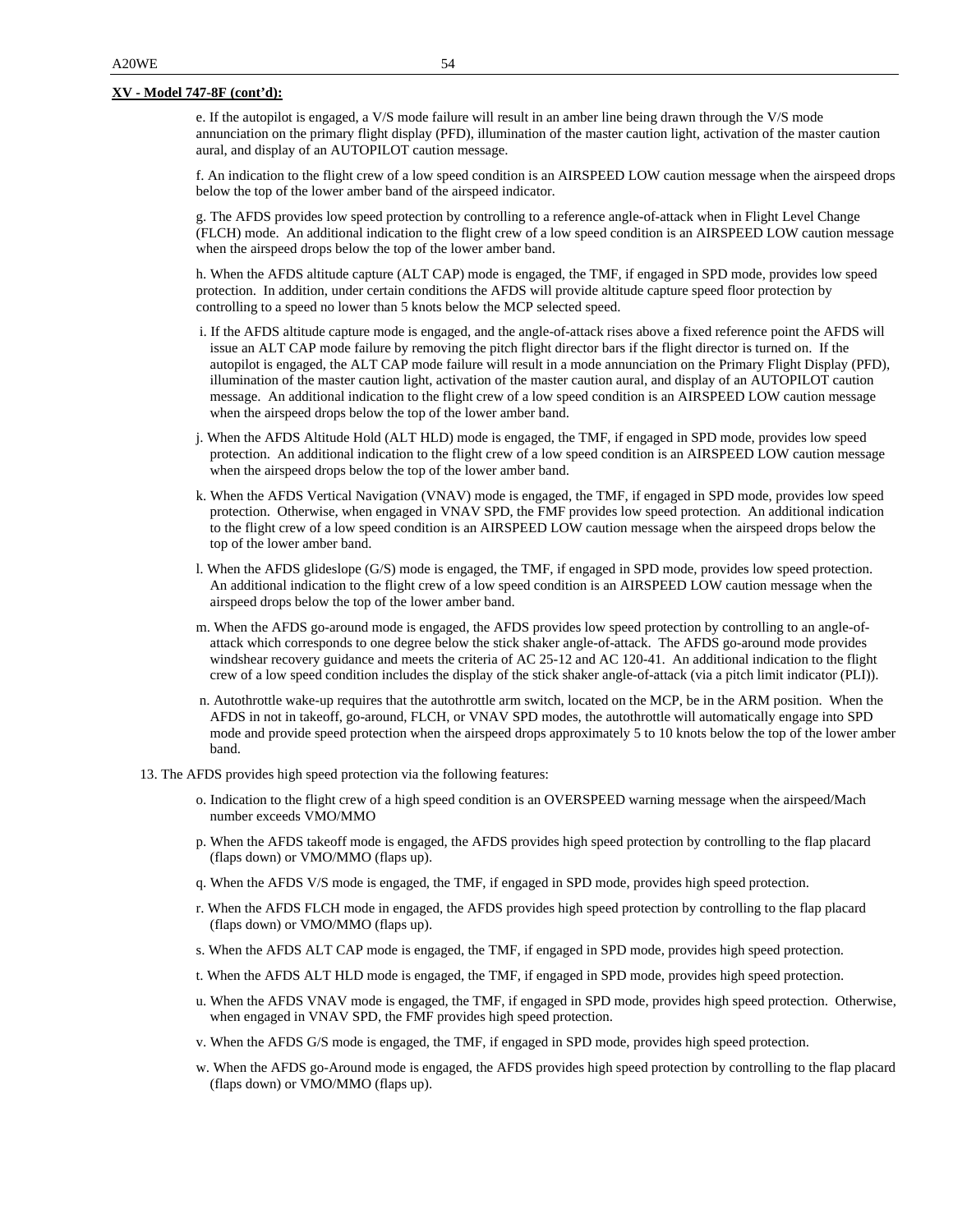**XV - Model 747-8F (cont'd):**

e. If the autopilot is engaged, a V/S mode failure will result in an amber line being drawn through the V/S mode annunciation on the primary flight display (PFD), illumination of the master caution light, activation of the master caution aural, and display of an AUTOPILOT caution message.

f. An indication to the flight crew of a low speed condition is an AIRSPEED LOW caution message when the airspeed drops below the top of the lower amber band of the airspeed indicator.

g. The AFDS provides low speed protection by controlling to a reference angle-of-attack when in Flight Level Change (FLCH) mode. An additional indication to the flight crew of a low speed condition is an AIRSPEED LOW caution message when the airspeed drops below the top of the lower amber band.

h. When the AFDS altitude capture (ALT CAP) mode is engaged, the TMF, if engaged in SPD mode, provides low speed protection. In addition, under certain conditions the AFDS will provide altitude capture speed floor protection by controlling to a speed no lower than 5 knots below the MCP selected speed.

i. If the AFDS altitude capture mode is engaged, and the angle-of-attack rises above a fixed reference point the AFDS will issue an ALT CAP mode failure by removing the pitch flight director bars if the flight director is turned on. If the autopilot is engaged, the ALT CAP mode failure will result in a mode annunciation on the Primary Flight Display (PFD), illumination of the master caution light, activation of the master caution aural, and display of an AUTOPILOT caution message. An additional indication to the flight crew of a low speed condition is an AIRSPEED LOW caution message when the airspeed drops below the top of the lower amber band.

j. When the AFDS Altitude Hold (ALT HLD) mode is engaged, the TMF, if engaged in SPD mode, provides low speed protection. An additional indication to the flight crew of a low speed condition is an AIRSPEED LOW caution message when the airspeed drops below the top of the lower amber band.

k. When the AFDS Vertical Navigation (VNAV) mode is engaged, the TMF, if engaged in SPD mode, provides low speed protection. Otherwise, when engaged in VNAV SPD, the FMF provides low speed protection. An additional indication to the flight crew of a low speed condition is an AIRSPEED LOW caution message when the airspeed drops below the top of the lower amber band.

l. When the AFDS glideslope (G/S) mode is engaged, the TMF, if engaged in SPD mode, provides low speed protection. An additional indication to the flight crew of a low speed condition is an AIRSPEED LOW caution message when the airspeed drops below the top of the lower amber band.

m. When the AFDS go-around mode is engaged, the AFDS provides low speed protection by controlling to an angle-of-attack which corresponds to one degree below the stick shaker angle-of-attack. The AFDS go-around mode provides windshear recovery guidance and meets the criteria of AC 25-12 and AC 120-41. An additional indication to the flight crew of a low speed condition includes the display of the stick shaker angle-of-attack (via a pitch limit indicator (PLI)).

n. Autothrottle wake-up requires that the autothrottle arm switch, located on the MCP, be in the ARM position. When the AFDS in not in takeoff, go-around, FLCH, or VNAV SPD modes, the autothrottle will automatically engage into SPD mode and provide speed protection when the airspeed drops approximately 5 to 10 knots below the top of the lower amber band.

13. The AFDS provides high speed protection via the following features:

o. Indication to the flight crew of a high speed condition is an OVERSPEED warning message when the airspeed/Mach number exceeds VMO/MMO

p. When the AFDS takeoff mode is engaged, the AFDS provides high speed protection by controlling to the flap placard (flaps down) or VMO/MMO (flaps up).

q. When the AFDS V/S mode is engaged, the TMF, if engaged in SPD mode, provides high speed protection.

r. When the AFDS FLCH mode in engaged, the AFDS provides high speed protection by controlling to the flap placard (flaps down) or VMO/MMO (flaps up).

s. When the AFDS ALT CAP mode is engaged, the TMF, if engaged in SPD mode, provides high speed protection.

t. When the AFDS ALT HLD mode is engaged, the TMF, if engaged in SPD mode, provides high speed protection.

u. When the AFDS VNAV mode is engaged, the TMF, if engaged in SPD mode, provides high speed protection. Otherwise, when engaged in VNAV SPD, the FMF provides high speed protection.

v. When the AFDS G/S mode is engaged, the TMF, if engaged in SPD mode, provides high speed protection.

w. When the AFDS go-Around mode is engaged, the AFDS provides high speed protection by controlling to the flap placard (flaps down) or VMO/MMO (flaps up).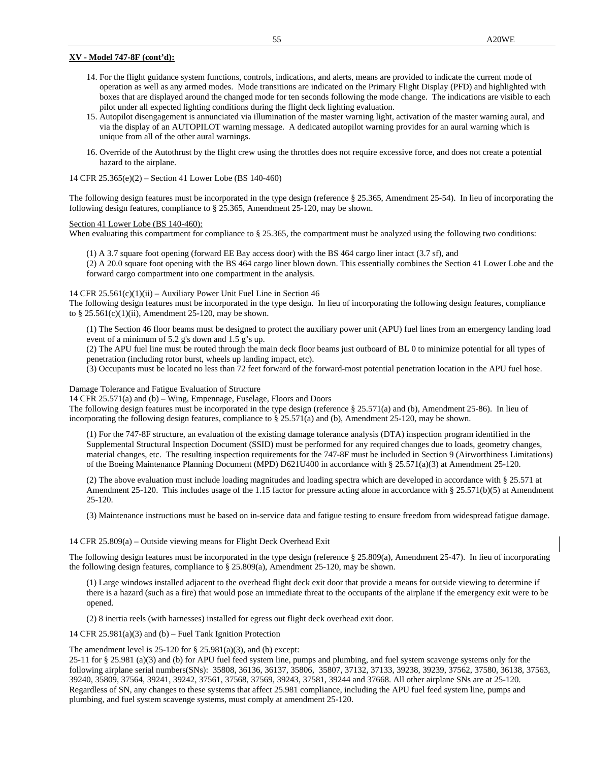**XV - Model 747-8F (cont'd):**

14. For the flight guidance system functions, controls, indications, and alerts, means are provided to indicate the current mode of operation as well as any armed modes. Mode transitions are indicated on the Primary Flight Display (PFD) and highlighted with boxes that are displayed around the changed mode for ten seconds following the mode change. The indications are visible to each pilot under all expected lighting conditions during the flight deck lighting evaluation.
15. Autopilot disengagement is annunciated via illumination of the master warning light, activation of the master warning aural, and via the display of an AUTOPILOT warning message. A dedicated autopilot warning provides for an aural warning which is unique from all of the other aural warnings.
16. Override of the Autothrust by the flight crew using the throttles does not require excessive force, and does not create a potential hazard to the airplane.

14 CFR 25.365(e)(2) – Section 41 Lower Lobe (BS 140-460)

The following design features must be incorporated in the type design (reference § 25.365, Amendment 25-54). In lieu of incorporating the following design features, compliance to § 25.365, Amendment 25-120, may be shown.

Section 41 Lower Lobe (BS 140-460):
When evaluating this compartment for compliance to § 25.365, the compartment must be analyzed using the following two conditions:

(1) A 3.7 square foot opening (forward EE Bay access door) with the BS 464 cargo liner intact (3.7 sf), and
(2) A 20.0 square foot opening with the BS 464 cargo liner blown down. This essentially combines the Section 41 Lower Lobe and the forward cargo compartment into one compartment in the analysis.

14 CFR 25.561(c)(1)(ii) – Auxiliary Power Unit Fuel Line in Section 46
The following design features must be incorporated in the type design. In lieu of incorporating the following design features, compliance to § 25.561(c)(1)(ii), Amendment 25-120, may be shown.

(1) The Section 46 floor beams must be designed to protect the auxiliary power unit (APU) fuel lines from an emergency landing load event of a minimum of 5.2 g's down and 1.5 g's up.
(2) The APU fuel line must be routed through the main deck floor beams just outboard of BL 0 to minimize potential for all types of penetration (including rotor burst, wheels up landing impact, etc).
(3) Occupants must be located no less than 72 feet forward of the forward-most potential penetration location in the APU fuel hose.

Damage Tolerance and Fatigue Evaluation of Structure
14 CFR 25.571(a) and (b) – Wing, Empennage, Fuselage, Floors and Doors
The following design features must be incorporated in the type design (reference § 25.571(a) and (b), Amendment 25-86). In lieu of incorporating the following design features, compliance to § 25.571(a) and (b), Amendment 25-120, may be shown.

(1) For the 747-8F structure, an evaluation of the existing damage tolerance analysis (DTA) inspection program identified in the Supplemental Structural Inspection Document (SSID) must be performed for any required changes due to loads, geometry changes, material changes, etc. The resulting inspection requirements for the 747-8F must be included in Section 9 (Airworthiness Limitations) of the Boeing Maintenance Planning Document (MPD) D621U400 in accordance with § 25.571(a)(3) at Amendment 25-120.

(2) The above evaluation must include loading magnitudes and loading spectra which are developed in accordance with § 25.571 at Amendment 25-120. This includes usage of the 1.15 factor for pressure acting alone in accordance with § 25.571(b)(5) at Amendment 25-120.

(3) Maintenance instructions must be based on in-service data and fatigue testing to ensure freedom from widespread fatigue damage.

14 CFR 25.809(a) – Outside viewing means for Flight Deck Overhead Exit

The following design features must be incorporated in the type design (reference § 25.809(a), Amendment 25-47). In lieu of incorporating the following design features, compliance to § 25.809(a), Amendment 25-120, may be shown.

(1) Large windows installed adjacent to the overhead flight deck exit door that provide a means for outside viewing to determine if there is a hazard (such as a fire) that would pose an immediate threat to the occupants of the airplane if the emergency exit were to be opened.

(2) 8 inertia reels (with harnesses) installed for egress out flight deck overhead exit door.

14 CFR 25.981(a)(3) and (b) – Fuel Tank Ignition Protection

The amendment level is 25-120 for § 25.981(a)(3), and (b) except:
25-11 for § 25.981 (a)(3) and (b) for APU fuel feed system line, pumps and plumbing, and fuel system scavenge systems only for the following airplane serial numbers(SNs): 35808, 36136, 36137, 35806, 35807, 37132, 37133, 39238, 39239, 37562, 37580, 36138, 37563, 39240, 35809, 37564, 39241, 39242, 37561, 37568, 37569, 39243, 37581, 39244 and 37668. All other airplane SNs are at 25-120. Regardless of SN, any changes to these systems that affect 25.981 compliance, including the APU fuel feed system line, pumps and plumbing, and fuel system scavenge systems, must comply at amendment 25-120.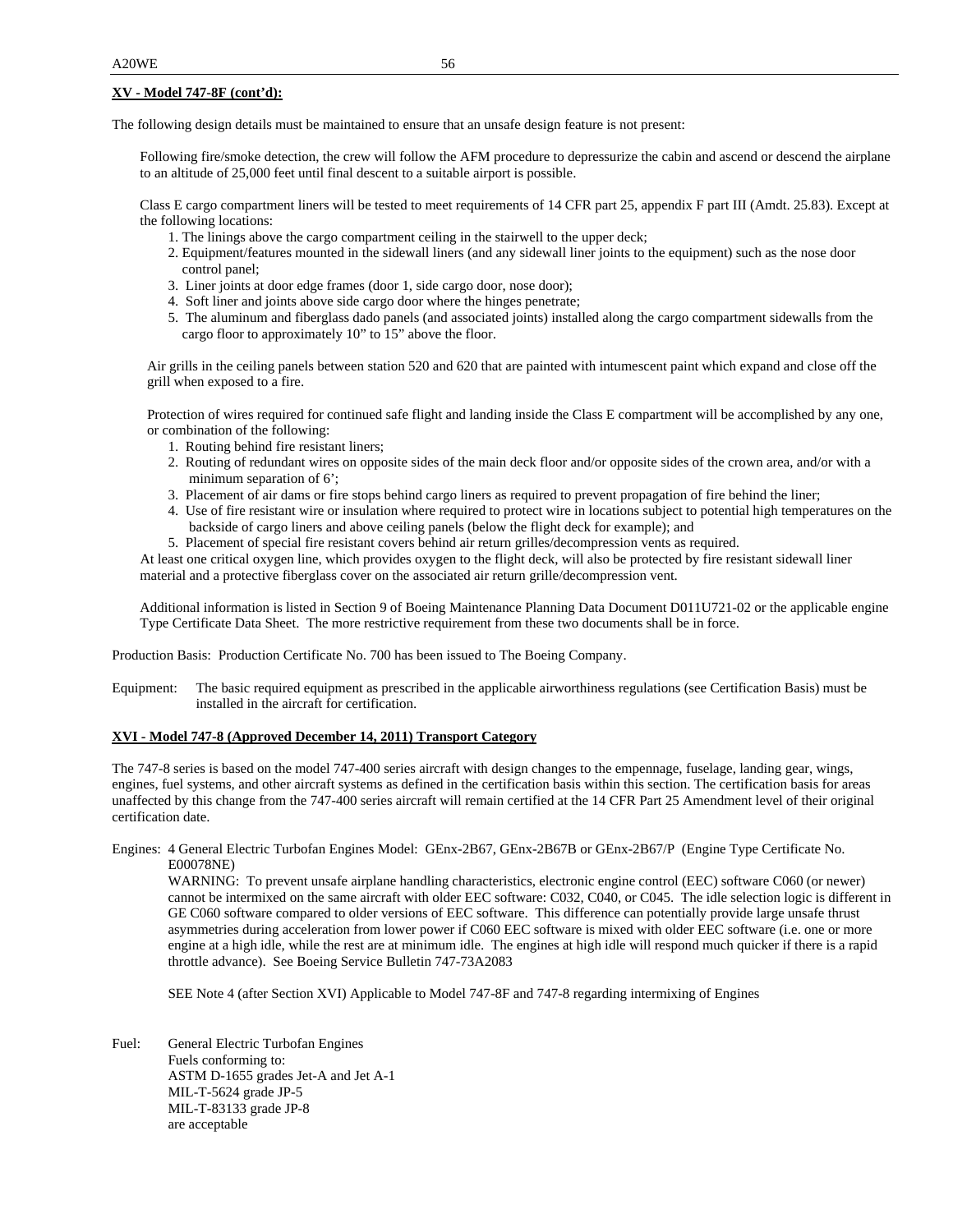**XV - Model 747-8F (cont'd):**

The following design details must be maintained to ensure that an unsafe design feature is not present:

Following fire/smoke detection, the crew will follow the AFM procedure to depressurize the cabin and ascend or descend the airplane to an altitude of 25,000 feet until final descent to a suitable airport is possible.

Class E cargo compartment liners will be tested to meet requirements of 14 CFR part 25, appendix F part III (Amdt. 25.83). Except at the following locations:

1. The linings above the cargo compartment ceiling in the stairwell to the upper deck;
2. Equipment/features mounted in the sidewall liners (and any sidewall liner joints to the equipment) such as the nose door control panel;
3. Liner joints at door edge frames (door 1, side cargo door, nose door);
4. Soft liner and joints above side cargo door where the hinges penetrate;
5. The aluminum and fiberglass dado panels (and associated joints) installed along the cargo compartment sidewalls from the cargo floor to approximately 10" to 15" above the floor.

Air grills in the ceiling panels between station 520 and 620 that are painted with intumescent paint which expand and close off the grill when exposed to a fire.

Protection of wires required for continued safe flight and landing inside the Class E compartment will be accomplished by any one, or combination of the following:

1. Routing behind fire resistant liners;
2. Routing of redundant wires on opposite sides of the main deck floor and/or opposite sides of the crown area, and/or with a minimum separation of 6';
3. Placement of air dams or fire stops behind cargo liners as required to prevent propagation of fire behind the liner;
4. Use of fire resistant wire or insulation where required to protect wire in locations subject to potential high temperatures on the backside of cargo liners and above ceiling panels (below the flight deck for example); and
5. Placement of special fire resistant covers behind air return grilles/decompression vents as required.

At least one critical oxygen line, which provides oxygen to the flight deck, will also be protected by fire resistant sidewall liner material and a protective fiberglass cover on the associated air return grille/decompression vent.

Additional information is listed in Section 9 of Boeing Maintenance Planning Data Document D011U721-02 or the applicable engine Type Certificate Data Sheet. The more restrictive requirement from these two documents shall be in force.

Production Basis: Production Certificate No. 700 has been issued to The Boeing Company.

Equipment: The basic required equipment as prescribed in the applicable airworthiness regulations (see Certification Basis) must be installed in the aircraft for certification.

**XVI - Model 747-8 (Approved December 14, 2011) Transport Category**

The 747-8 series is based on the model 747-400 series aircraft with design changes to the empennage, fuselage, landing gear, wings, engines, fuel systems, and other aircraft systems as defined in the certification basis within this section. The certification basis for areas unaffected by this change from the 747-400 series aircraft will remain certified at the 14 CFR Part 25 Amendment level of their original certification date.

Engines: 4 General Electric Turbofan Engines Model: GEnx-2B67, GEnx-2B67B or GEnx-2B67/P (Engine Type Certificate No. E00078NE)

WARNING: To prevent unsafe airplane handling characteristics, electronic engine control (EEC) software C060 (or newer) cannot be intermixed on the same aircraft with older EEC software: C032, C040, or C045. The idle selection logic is different in GE C060 software compared to older versions of EEC software. This difference can potentially provide large unsafe thrust asymmetries during acceleration from lower power if C060 EEC software is mixed with older EEC software (i.e. one or more engine at a high idle, while the rest are at minimum idle. The engines at high idle will respond much quicker if there is a rapid throttle advance). See Boeing Service Bulletin 747-73A2083

SEE Note 4 (after Section XVI) Applicable to Model 747-8F and 747-8 regarding intermixing of Engines

Fuel: General Electric Turbofan Engines
Fuels conforming to:
ASTM D-1655 grades Jet-A and Jet A-1
MIL-T-5624 grade JP-5
MIL-T-83133 grade JP-8
are acceptable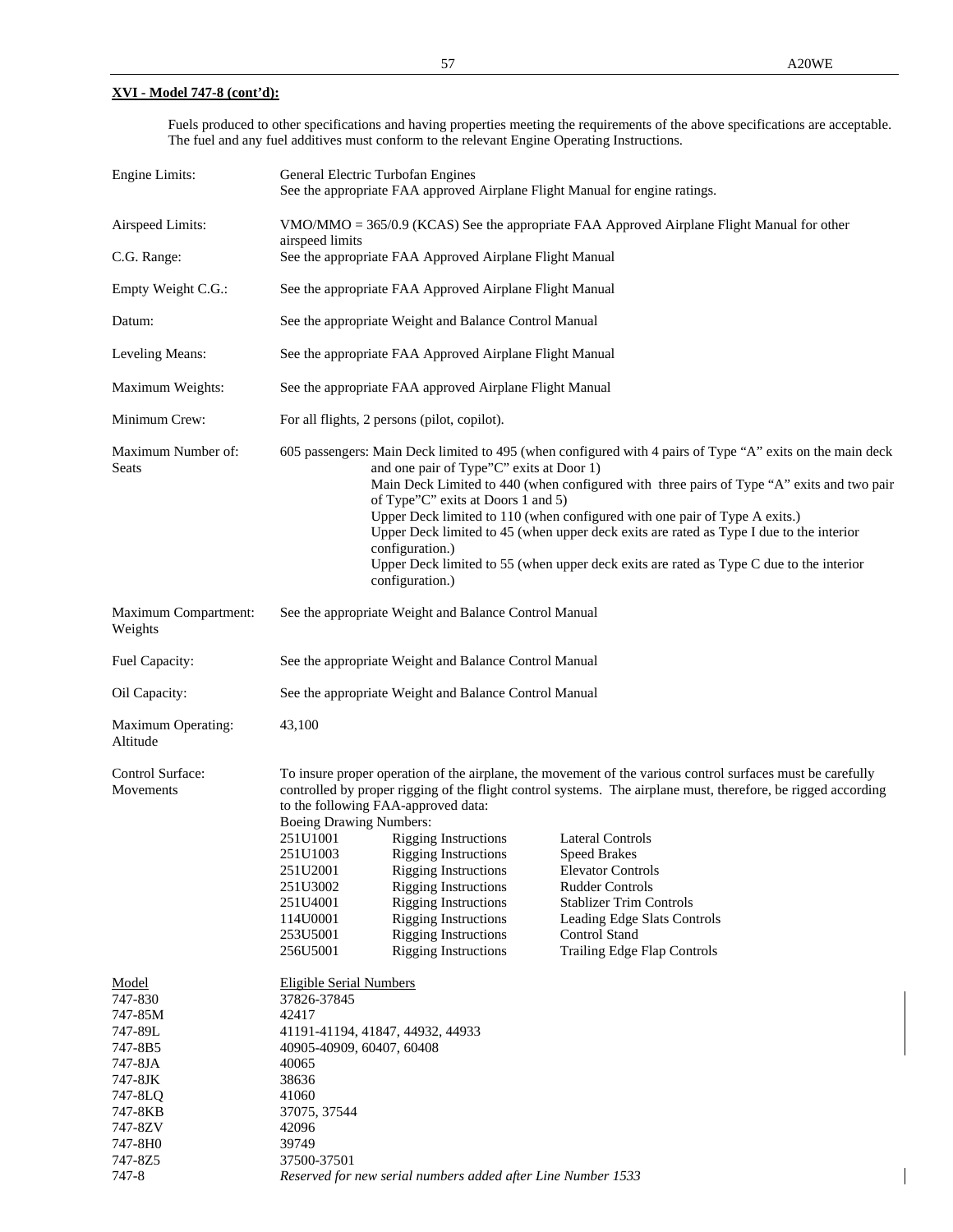**XVI - Model 747-8 (cont'd):**

Fuels produced to other specifications and having properties meeting the requirements of the above specifications are acceptable. The fuel and any fuel additives must conform to the relevant Engine Operating Instructions.

| | |
|---|---|
| Engine Limits: | General Electric Turbofan Engines<br>See the appropriate FAA approved Airplane Flight Manual for engine ratings. |
| Airspeed Limits: | VMO/MMO = 365/0.9 (KCAS) See the appropriate FAA Approved Airplane Flight Manual for other airspeed limits |
| C.G. Range: | See the appropriate FAA Approved Airplane Flight Manual |
| Empty Weight C.G.: | See the appropriate FAA Approved Airplane Flight Manual |
| Datum: | See the appropriate Weight and Balance Control Manual |
| Leveling Means: | See the appropriate FAA Approved Airplane Flight Manual |
| Maximum Weights: | See the appropriate FAA approved Airplane Flight Manual |
| Minimum Crew: | For all flights, 2 persons (pilot, copilot). |
| Maximum Number of: Seats | 605 passengers: Main Deck limited to 495 (when configured with 4 pairs of Type "A" exits on the main deck and one pair of Type"C" exits at Door 1)<br>Main Deck Limited to 440 (when configured with three pairs of Type "A" exits and two pair of Type"C" exits at Doors 1 and 5)<br>Upper Deck limited to 110 (when configured with one pair of Type A exits.)<br>Upper Deck limited to 45 (when upper deck exits are rated as Type I due to the interior configuration.)<br>Upper Deck limited to 55 (when upper deck exits are rated as Type C due to the interior configuration.) |
| Maximum Compartment: Weights | See the appropriate Weight and Balance Control Manual |
| Fuel Capacity: | See the appropriate Weight and Balance Control Manual |
| Oil Capacity: | See the appropriate Weight and Balance Control Manual |
| Maximum Operating: Altitude | 43,100 |
| Control Surface: Movements | To insure proper operation of the airplane, the movement of the various control surfaces must be carefully controlled by proper rigging of the flight control systems. The airplane must, therefore, be rigged according to the following FAA-approved data: |

Boeing Drawing Numbers:

| | | |
|---|---|---|
| 251U1001 | Rigging Instructions | Lateral Controls |
| 251U1003 | Rigging Instructions | Speed Brakes |
| 251U2001 | Rigging Instructions | Elevator Controls |
| 251U3002 | Rigging Instructions | Rudder Controls |
| 251U4001 | Rigging Instructions | Stablizer Trim Controls |
| 114U0001 | Rigging Instructions | Leading Edge Slats Controls |
| 253U5001 | Rigging Instructions | Control Stand |
| 256U5001 | Rigging Instructions | Trailing Edge Flap Controls |

| Model | Eligible Serial Numbers |
|---|---|
| 747-830 | 37826-37845 |
| 747-85M | 42417 |
| 747-89L | 41191-41194, 41847, 44932, 44933 |
| 747-8B5 | 40905-40909, 60407, 60408 |
| 747-8JA | 40065 |
| 747-8JK | 38636 |
| 747-8LQ | 41060 |
| 747-8KB | 37075, 37544 |
| 747-8ZV | 42096 |
| 747-8H0 | 39749 |
| 747-8Z5 | 37500-37501 |
| 747-8 | *Reserved for new serial numbers added after Line Number 1533* |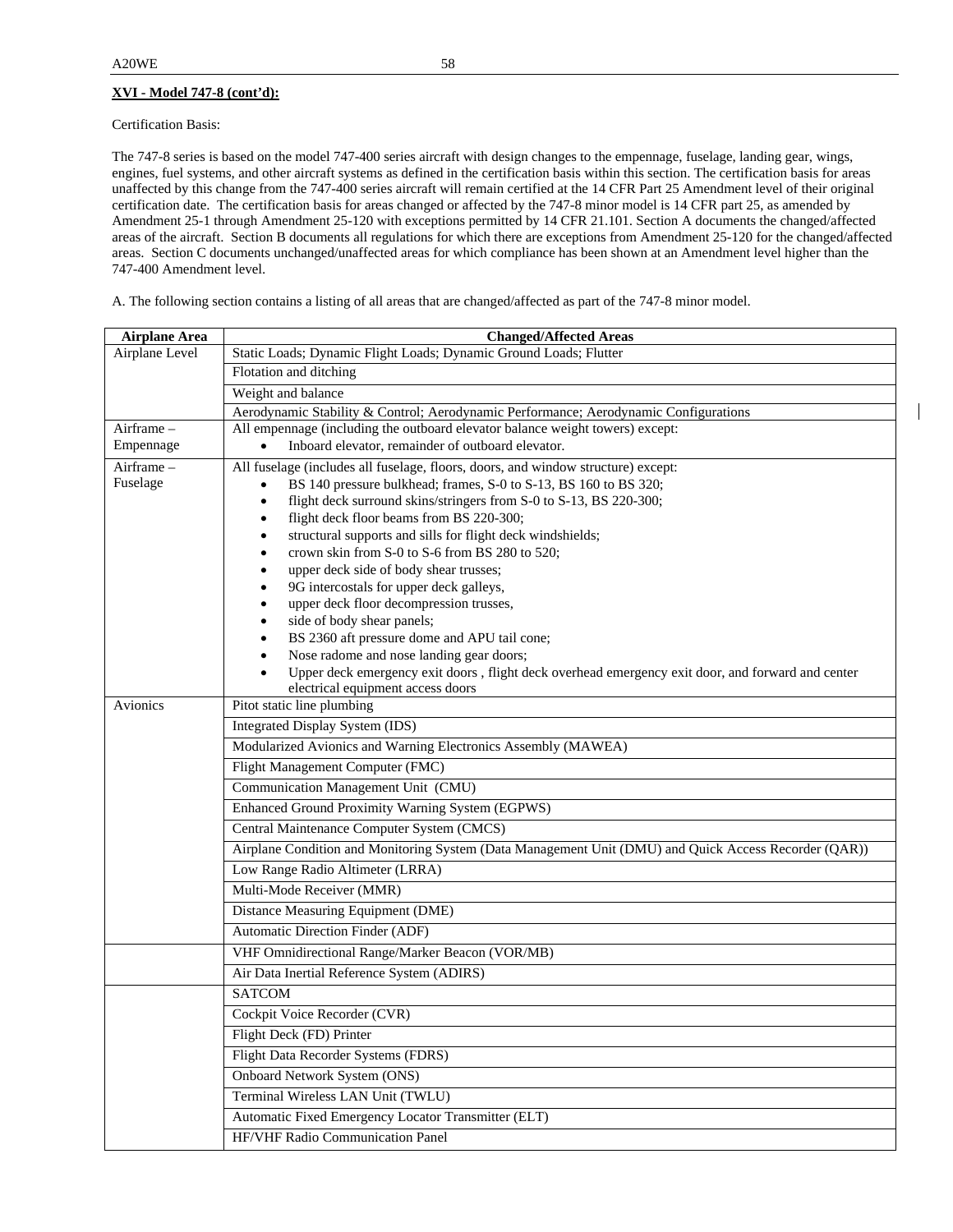**XVI - Model 747-8 (cont'd):**

Certification Basis:

The 747-8 series is based on the model 747-400 series aircraft with design changes to the empennage, fuselage, landing gear, wings, engines, fuel systems, and other aircraft systems as defined in the certification basis within this section. The certification basis for areas unaffected by this change from the 747-400 series aircraft will remain certified at the 14 CFR Part 25 Amendment level of their original certification date. The certification basis for areas changed or affected by the 747-8 minor model is 14 CFR part 25, as amended by Amendment 25-1 through Amendment 25-120 with exceptions permitted by 14 CFR 21.101. Section A documents the changed/affected areas of the aircraft. Section B documents all regulations for which there are exceptions from Amendment 25-120 for the changed/affected areas. Section C documents unchanged/unaffected areas for which compliance has been shown at an Amendment level higher than the 747-400 Amendment level.

A. The following section contains a listing of all areas that are changed/affected as part of the 747-8 minor model.

| Airplane Area | Changed/Affected Areas |
|---|---|
| Airplane Level | Static Loads; Dynamic Flight Loads; Dynamic Ground Loads; Flutter |
| | Flotation and ditching |
| | Weight and balance |
| | Aerodynamic Stability & Control; Aerodynamic Performance; Aerodynamic Configurations |
| Airframe – Empennage | All empennage (including the outboard elevator balance weight towers) except:<br>• Inboard elevator, remainder of outboard elevator. |
| Airframe – Fuselage | All fuselage (includes all fuselage, floors, doors, and window structure) except:<br>• BS 140 pressure bulkhead; frames, S-0 to S-13, BS 160 to BS 320;<br>• flight deck surround skins/stringers from S-0 to S-13, BS 220-300;<br>• flight deck floor beams from BS 220-300;<br>• structural supports and sills for flight deck windshields;<br>• crown skin from S-0 to S-6 from BS 280 to 520;<br>• upper deck side of body shear trusses;<br>• 9G intercostals for upper deck galleys,<br>• upper deck floor decompression trusses,<br>• side of body shear panels;<br>• BS 2360 aft pressure dome and APU tail cone;<br>• Nose radome and nose landing gear doors;<br>• Upper deck emergency exit doors , flight deck overhead emergency exit door, and forward and center electrical equipment access doors |
| Avionics | Pitot static line plumbing |
| | Integrated Display System (IDS) |
| | Modularized Avionics and Warning Electronics Assembly (MAWEA) |
| | Flight Management Computer (FMC) |
| | Communication Management Unit (CMU) |
| | Enhanced Ground Proximity Warning System (EGPWS) |
| | Central Maintenance Computer System (CMCS) |
| | Airplane Condition and Monitoring System (Data Management Unit (DMU) and Quick Access Recorder (QAR)) |
| | Low Range Radio Altimeter (LRRA) |
| | Multi-Mode Receiver (MMR) |
| | Distance Measuring Equipment (DME) |
| | Automatic Direction Finder (ADF) |
| | VHF Omnidirectional Range/Marker Beacon (VOR/MB) |
| | Air Data Inertial Reference System (ADIRS) |
| | SATCOM |
| | Cockpit Voice Recorder (CVR) |
| | Flight Deck (FD) Printer |
| | Flight Data Recorder Systems (FDRS) |
| | Onboard Network System (ONS) |
| | Terminal Wireless LAN Unit (TWLU) |
| | Automatic Fixed Emergency Locator Transmitter (ELT) |
| | HF/VHF Radio Communication Panel |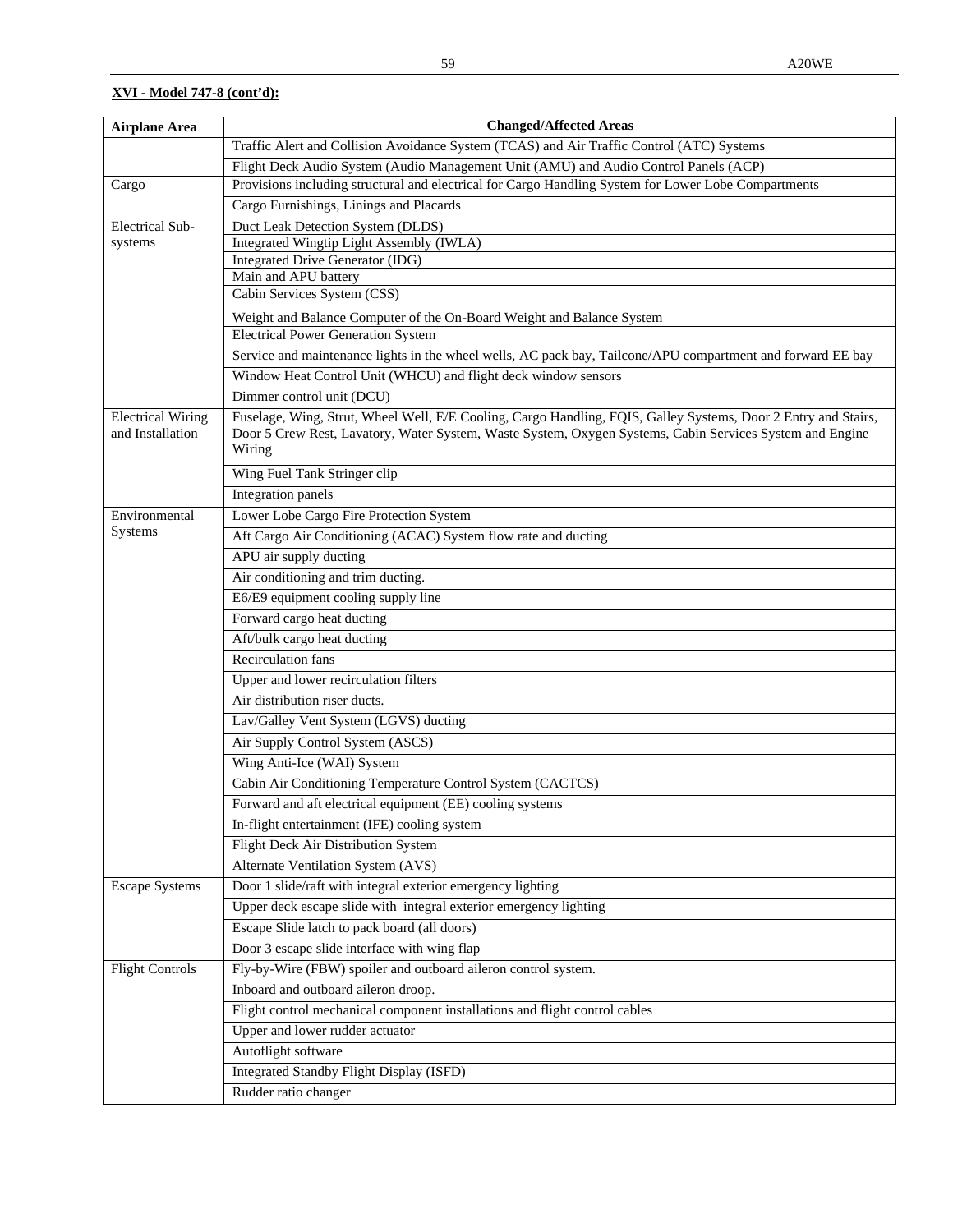**XVI - Model 747-8 (cont'd):**

| Airplane Area | Changed/Affected Areas |
|---|---|
| | Traffic Alert and Collision Avoidance System (TCAS) and Air Traffic Control (ATC) Systems |
| | Flight Deck Audio System (Audio Management Unit (AMU) and Audio Control Panels (ACP) |
| Cargo | Provisions including structural and electrical for Cargo Handling System for Lower Lobe Compartments |
| | Cargo Furnishings, Linings and Placards |
| Electrical Sub-systems | Duct Leak Detection System (DLDS) |
| | Integrated Wingtip Light Assembly (IWLA) |
| | Integrated Drive Generator (IDG) |
| | Main and APU battery |
| | Cabin Services System (CSS) |
| | Weight and Balance Computer of the On-Board Weight and Balance System |
| | Electrical Power Generation System |
| | Service and maintenance lights in the wheel wells, AC pack bay, Tailcone/APU compartment and forward EE bay |
| | Window Heat Control Unit (WHCU) and flight deck window sensors |
| | Dimmer control unit (DCU) |
| Electrical Wiring and Installation | Fuselage, Wing, Strut, Wheel Well, E/E Cooling, Cargo Handling, FQIS, Galley Systems, Door 2 Entry and Stairs, Door 5 Crew Rest, Lavatory, Water System, Waste System, Oxygen Systems, Cabin Services System and Engine Wiring |
| | Wing Fuel Tank Stringer clip |
| | Integration panels |
| Environmental Systems | Lower Lobe Cargo Fire Protection System |
| | Aft Cargo Air Conditioning (ACAC) System flow rate and ducting |
| | APU air supply ducting |
| | Air conditioning and trim ducting. |
| | E6/E9 equipment cooling supply line |
| | Forward cargo heat ducting |
| | Aft/bulk cargo heat ducting |
| | Recirculation fans |
| | Upper and lower recirculation filters |
| | Air distribution riser ducts. |
| | Lav/Galley Vent System (LGVS) ducting |
| | Air Supply Control System (ASCS) |
| | Wing Anti-Ice (WAI) System |
| | Cabin Air Conditioning Temperature Control System (CACTCS) |
| | Forward and aft electrical equipment (EE) cooling systems |
| | In-flight entertainment (IFE) cooling system |
| | Flight Deck Air Distribution System |
| | Alternate Ventilation System (AVS) |
| Escape Systems | Door 1 slide/raft with integral exterior emergency lighting |
| | Upper deck escape slide with integral exterior emergency lighting |
| | Escape Slide latch to pack board (all doors) |
| | Door 3 escape slide interface with wing flap |
| Flight Controls | Fly-by-Wire (FBW) spoiler and outboard aileron control system. |
| | Inboard and outboard aileron droop. |
| | Flight control mechanical component installations and flight control cables |
| | Upper and lower rudder actuator |
| | Autoflight software |
| | Integrated Standby Flight Display (ISFD) |
| | Rudder ratio changer |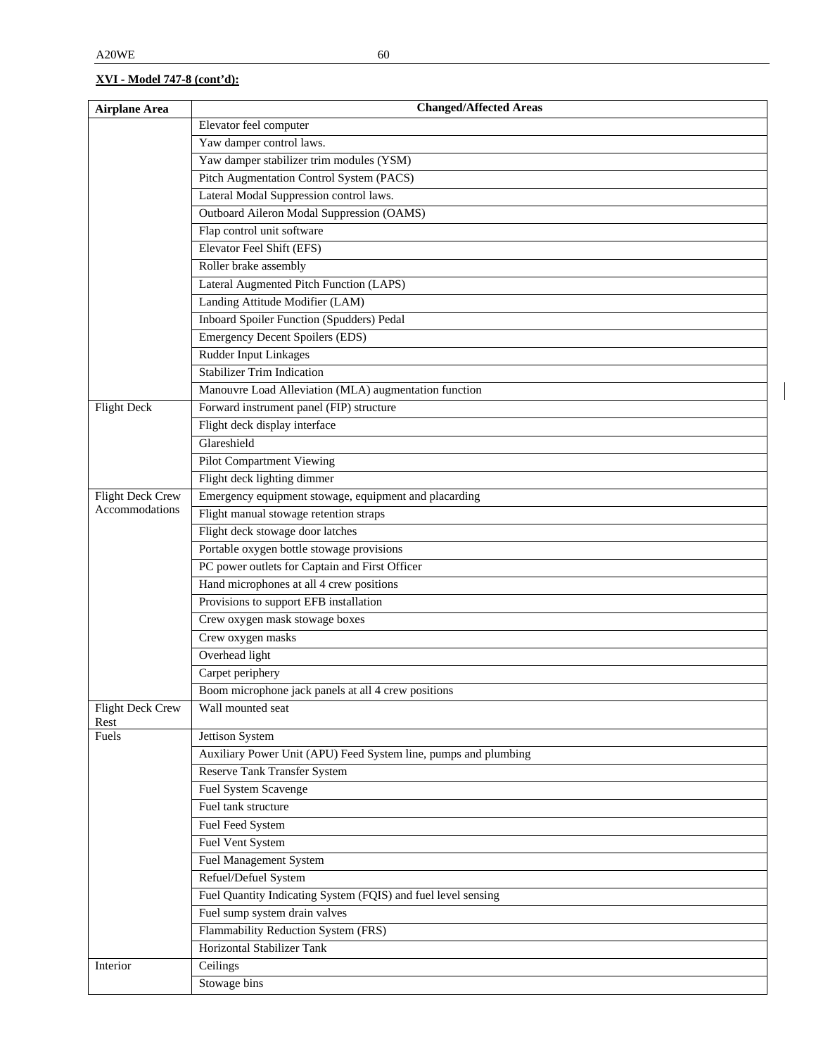**XVI - Model 747-8 (cont'd):**

| Airplane Area | Changed/Affected Areas |
|---|---|
| | Elevator feel computer |
| | Yaw damper control laws. |
| | Yaw damper stabilizer trim modules (YSM) |
| | Pitch Augmentation Control System (PACS) |
| | Lateral Modal Suppression control laws. |
| | Outboard Aileron Modal Suppression (OAMS) |
| | Flap control unit software |
| | Elevator Feel Shift (EFS) |
| | Roller brake assembly |
| | Lateral Augmented Pitch Function (LAPS) |
| | Landing Attitude Modifier (LAM) |
| | Inboard Spoiler Function (Spudders) Pedal |
| | Emergency Decent Spoilers (EDS) |
| | Rudder Input Linkages |
| | Stabilizer Trim Indication |
| | Manouvre Load Alleviation (MLA) augmentation function |
| Flight Deck | Forward instrument panel (FIP) structure |
| | Flight deck display interface |
| | Glareshield |
| | Pilot Compartment Viewing |
| | Flight deck lighting dimmer |
| Flight Deck Crew Accommodations | Emergency equipment stowage, equipment and placarding |
| | Flight manual stowage retention straps |
| | Flight deck stowage door latches |
| | Portable oxygen bottle stowage provisions |
| | PC power outlets for Captain and First Officer |
| | Hand microphones at all 4 crew positions |
| | Provisions to support EFB installation |
| | Crew oxygen mask stowage boxes |
| | Crew oxygen masks |
| | Overhead light |
| | Carpet periphery |
| | Boom microphone jack panels at all 4 crew positions |
| Flight Deck Crew Rest | Wall mounted seat |
| Fuels | Jettison System |
| | Auxiliary Power Unit (APU) Feed System line, pumps and plumbing |
| | Reserve Tank Transfer System |
| | Fuel System Scavenge |
| | Fuel tank structure |
| | Fuel Feed System |
| | Fuel Vent System |
| | Fuel Management System |
| | Refuel/Defuel System |
| | Fuel Quantity Indicating System (FQIS) and fuel level sensing |
| | Fuel sump system drain valves |
| | Flammability Reduction System (FRS) |
| | Horizontal Stabilizer Tank |
| Interior | Ceilings |
| | Stowage bins |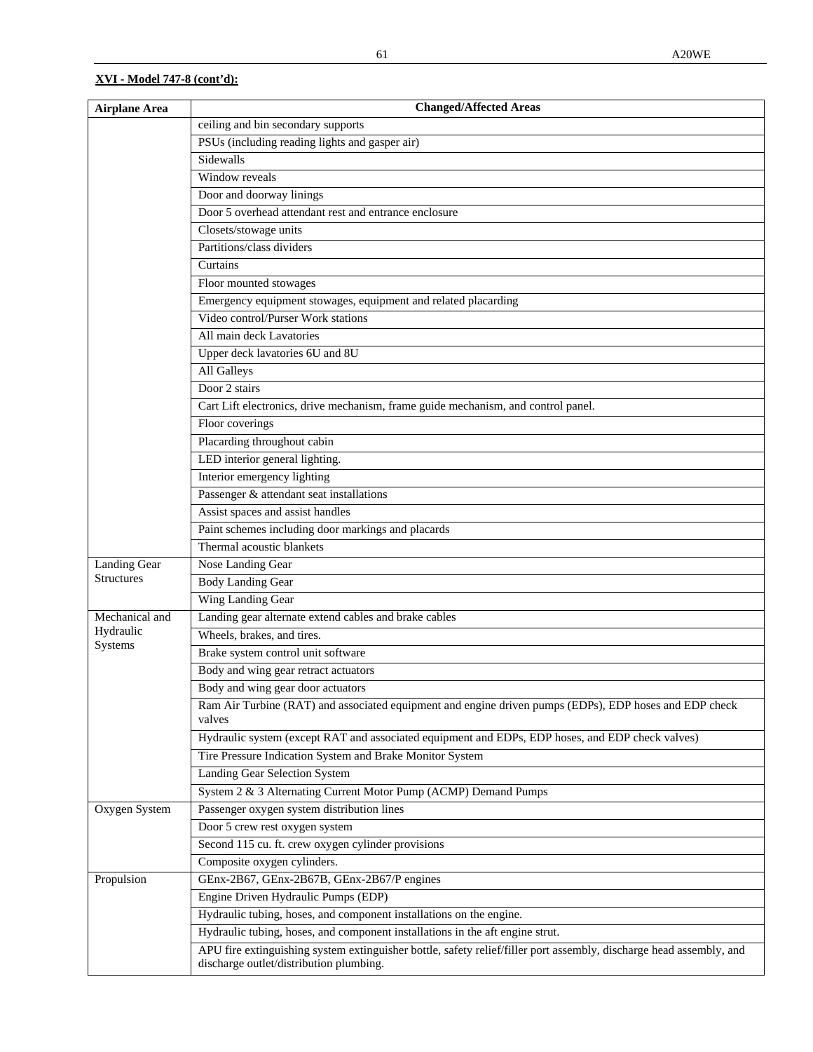**XVI - Model 747-8 (cont'd):**

| Airplane Area | Changed/Affected Areas |
|---|---|
| | ceiling and bin secondary supports |
| | PSUs (including reading lights and gasper air) |
| | Sidewalls |
| | Window reveals |
| | Door and doorway linings |
| | Door 5 overhead attendant rest and entrance enclosure |
| | Closets/stowage units |
| | Partitions/class dividers |
| | Curtains |
| | Floor mounted stowages |
| | Emergency equipment stowages, equipment and related placarding |
| | Video control/Purser Work stations |
| | All main deck Lavatories |
| | Upper deck lavatories 6U and 8U |
| | All Galleys |
| | Door 2 stairs |
| | Cart Lift electronics, drive mechanism, frame guide mechanism, and control panel. |
| | Floor coverings |
| | Placarding throughout cabin |
| | LED interior general lighting. |
| | Interior emergency lighting |
| | Passenger & attendant seat installations |
| | Assist spaces and assist handles |
| | Paint schemes including door markings and placards |
| | Thermal acoustic blankets |
| Landing Gear Structures | Nose Landing Gear |
| | Body Landing Gear |
| | Wing Landing Gear |
| Mechanical and Hydraulic Systems | Landing gear alternate extend cables and brake cables |
| | Wheels, brakes, and tires. |
| | Brake system control unit software |
| | Body and wing gear retract actuators |
| | Body and wing gear door actuators |
| | Ram Air Turbine (RAT) and associated equipment and engine driven pumps (EDPs), EDP hoses and EDP check valves |
| | Hydraulic system (except RAT and associated equipment and EDPs, EDP hoses, and EDP check valves) |
| | Tire Pressure Indication System and Brake Monitor System |
| | Landing Gear Selection System |
| | System 2 & 3 Alternating Current Motor Pump (ACMP) Demand Pumps |
| Oxygen System | Passenger oxygen system distribution lines |
| | Door 5 crew rest oxygen system |
| | Second 115 cu. ft. crew oxygen cylinder provisions |
| | Composite oxygen cylinders. |
| Propulsion | GEnx-2B67, GEnx-2B67B, GEnx-2B67/P engines |
| | Engine Driven Hydraulic Pumps (EDP) |
| | Hydraulic tubing, hoses, and component installations on the engine. |
| | Hydraulic tubing, hoses, and component installations in the aft engine strut. |
| | APU fire extinguishing system extinguisher bottle, safety relief/filler port assembly, discharge head assembly, and discharge outlet/distribution plumbing. |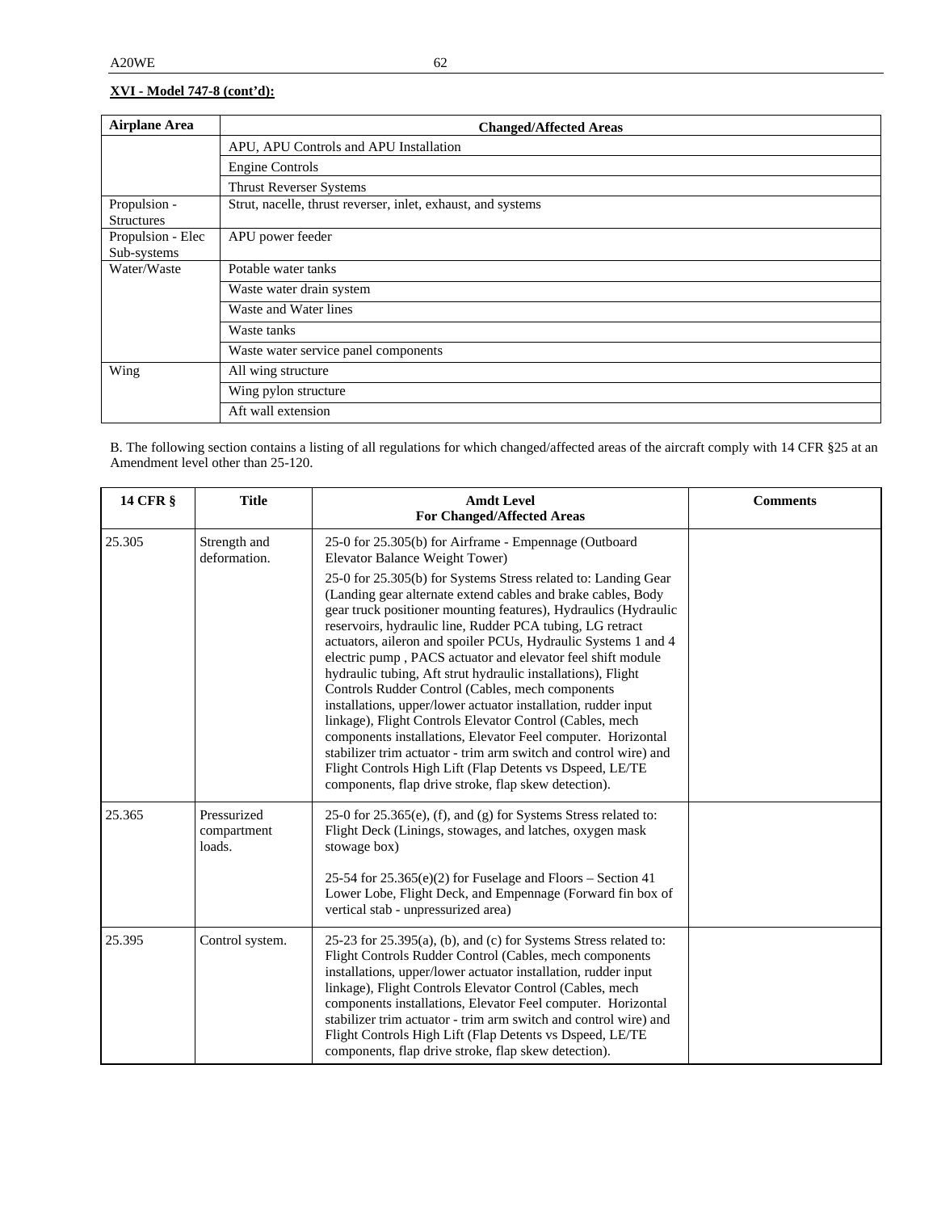**XVI - Model 747-8 (cont'd):**

| Airplane Area | Changed/Affected Areas |
|---|---|
| | APU, APU Controls and APU Installation |
| | Engine Controls |
| | Thrust Reverser Systems |
| Propulsion - Structures | Strut, nacelle, thrust reverser, inlet, exhaust, and systems |
| Propulsion - Elec Sub-systems | APU power feeder |
| Water/Waste | Potable water tanks |
| | Waste water drain system |
| | Waste and Water lines |
| | Waste tanks |
| | Waste water service panel components |
| Wing | All wing structure |
| | Wing pylon structure |
| | Aft wall extension |

B. The following section contains a listing of all regulations for which changed/affected areas of the aircraft comply with 14 CFR §25 at an Amendment level other than 25-120.

| 14 CFR § | Title | Amdt Level For Changed/Affected Areas | Comments |
|---|---|---|---|
| 25.305 | Strength and deformation. | 25-0 for 25.305(b) for Airframe - Empennage (Outboard Elevator Balance Weight Tower)<br><br>25-0 for 25.305(b) for Systems Stress related to: Landing Gear (Landing gear alternate extend cables and brake cables, Body gear truck positioner mounting features), Hydraulics (Hydraulic reservoirs, hydraulic line, Rudder PCA tubing, LG retract actuators, aileron and spoiler PCUs, Hydraulic Systems 1 and 4 electric pump , PACS actuator and elevator feel shift module hydraulic tubing, Aft strut hydraulic installations), Flight Controls Rudder Control (Cables, mech components installations, upper/lower actuator installation, rudder input linkage), Flight Controls Elevator Control (Cables, mech components installations, Elevator Feel computer. Horizontal stabilizer trim actuator - trim arm switch and control wire) and Flight Controls High Lift (Flap Detents vs Dspeed, LE/TE components, flap drive stroke, flap skew detection). | |
| 25.365 | Pressurized compartment loads. | 25-0 for 25.365(e), (f), and (g) for Systems Stress related to: Flight Deck (Linings, stowages, and latches, oxygen mask stowage box)<br><br>25-54 for 25.365(e)(2) for Fuselage and Floors – Section 41 Lower Lobe, Flight Deck, and Empennage (Forward fin box of vertical stab - unpressurized area) | |
| 25.395 | Control system. | 25-23 for 25.395(a), (b), and (c) for Systems Stress related to: Flight Controls Rudder Control (Cables, mech components installations, upper/lower actuator installation, rudder input linkage), Flight Controls Elevator Control (Cables, mech components installations, Elevator Feel computer. Horizontal stabilizer trim actuator - trim arm switch and control wire) and Flight Controls High Lift (Flap Detents vs Dspeed, LE/TE components, flap drive stroke, flap skew detection). | |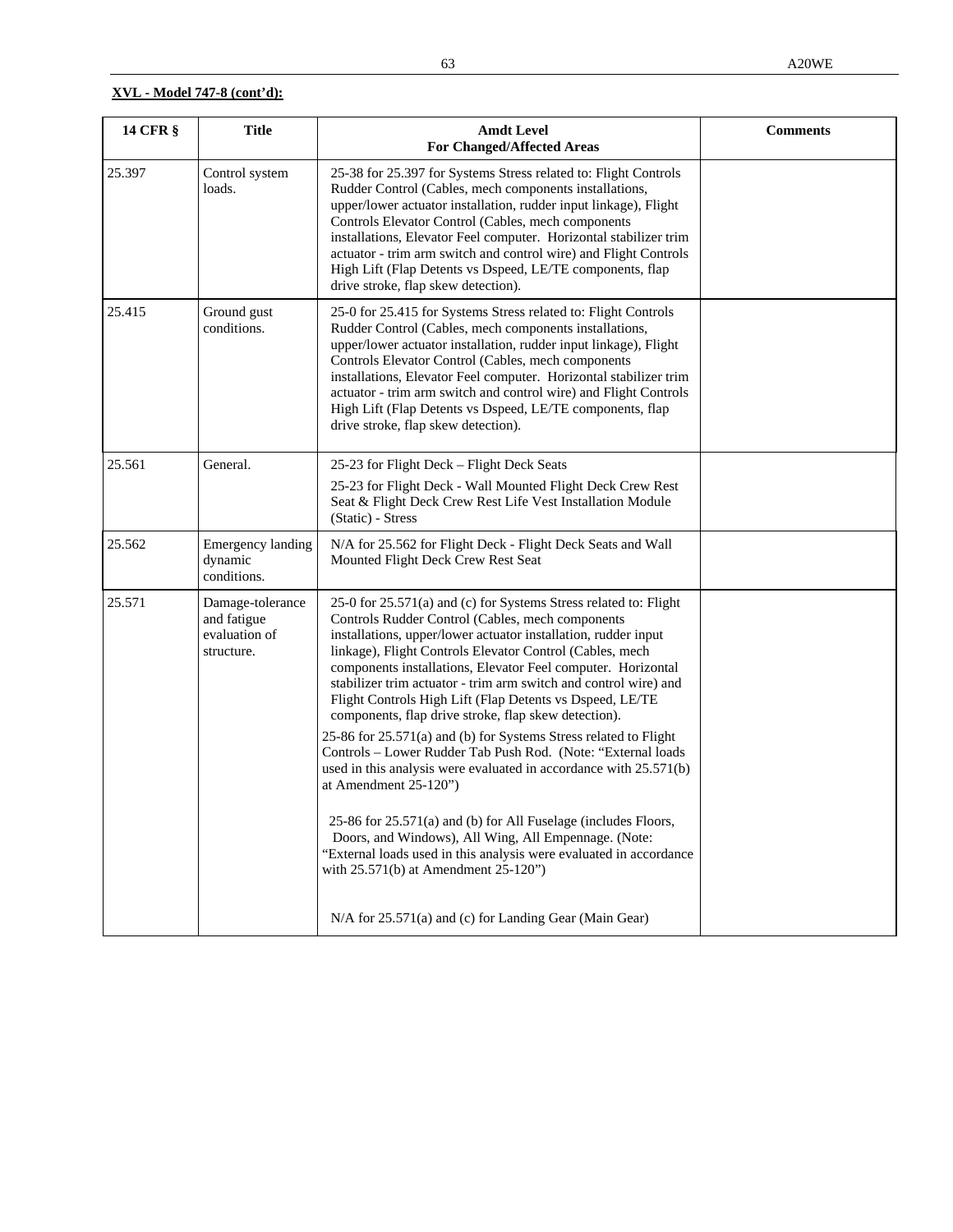**XVL - Model 747-8 (cont'd):**

| 14 CFR § | Title | Amdt Level For Changed/Affected Areas | Comments |
|---|---|---|---|
| 25.397 | Control system loads. | 25-38 for 25.397 for Systems Stress related to: Flight Controls Rudder Control (Cables, mech components installations, upper/lower actuator installation, rudder input linkage), Flight Controls Elevator Control (Cables, mech components installations, Elevator Feel computer. Horizontal stabilizer trim actuator - trim arm switch and control wire) and Flight Controls High Lift (Flap Detents vs Dspeed, LE/TE components, flap drive stroke, flap skew detection). | |
| 25.415 | Ground gust conditions. | 25-0 for 25.415 for Systems Stress related to: Flight Controls Rudder Control (Cables, mech components installations, upper/lower actuator installation, rudder input linkage), Flight Controls Elevator Control (Cables, mech components installations, Elevator Feel computer. Horizontal stabilizer trim actuator - trim arm switch and control wire) and Flight Controls High Lift (Flap Detents vs Dspeed, LE/TE components, flap drive stroke, flap skew detection). | |
| 25.561 | General. | 25-23 for Flight Deck – Flight Deck Seats<br><br>25-23 for Flight Deck - Wall Mounted Flight Deck Crew Rest Seat & Flight Deck Crew Rest Life Vest Installation Module (Static) - Stress | |
| 25.562 | Emergency landing dynamic conditions. | N/A for 25.562 for Flight Deck - Flight Deck Seats and Wall Mounted Flight Deck Crew Rest Seat | |
| 25.571 | Damage-tolerance and fatigue evaluation of structure. | 25-0 for 25.571(a) and (c) for Systems Stress related to: Flight Controls Rudder Control (Cables, mech components installations, upper/lower actuator installation, rudder input linkage), Flight Controls Elevator Control (Cables, mech components installations, Elevator Feel computer. Horizontal stabilizer trim actuator - trim arm switch and control wire) and Flight Controls High Lift (Flap Detents vs Dspeed, LE/TE components, flap drive stroke, flap skew detection).<br><br>25-86 for 25.571(a) and (b) for Systems Stress related to Flight Controls – Lower Rudder Tab Push Rod. (Note: "External loads used in this analysis were evaluated in accordance with 25.571(b) at Amendment 25-120")<br><br>25-86 for 25.571(a) and (b) for All Fuselage (includes Floors, Doors, and Windows), All Wing, All Empennage. (Note: "External loads used in this analysis were evaluated in accordance with 25.571(b) at Amendment 25-120")<br><br>N/A for 25.571(a) and (c) for Landing Gear (Main Gear) | |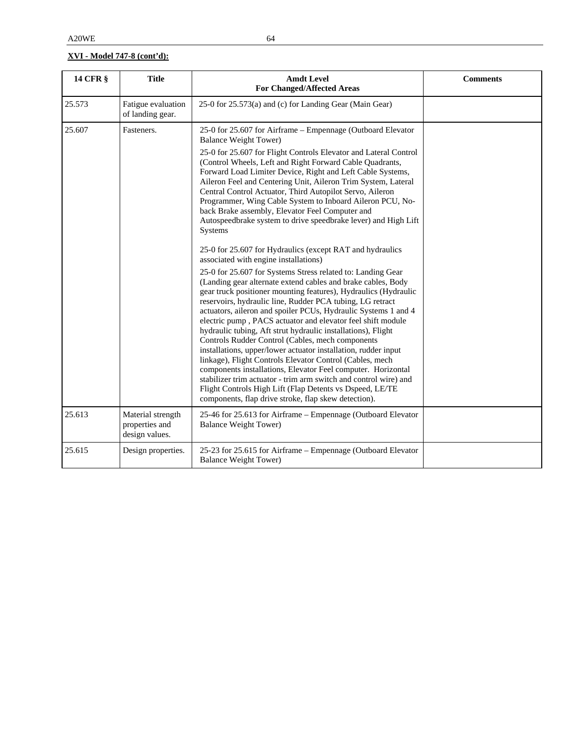**XVI - Model 747-8 (cont'd):**

| 14 CFR § | Title | Amdt Level For Changed/Affected Areas | Comments |
|---|---|---|---|
| 25.573 | Fatigue evaluation of landing gear. | 25-0 for 25.573(a) and (c) for Landing Gear (Main Gear) | |
| 25.607 | Fasteners. | 25-0 for 25.607 for Airframe – Empennage (Outboard Elevator Balance Weight Tower)<br><br>25-0 for 25.607 for Flight Controls Elevator and Lateral Control (Control Wheels, Left and Right Forward Cable Quadrants, Forward Load Limiter Device, Right and Left Cable Systems, Aileron Feel and Centering Unit, Aileron Trim System, Lateral Central Control Actuator, Third Autopilot Servo, Aileron Programmer, Wing Cable System to Inboard Aileron PCU, No-back Brake assembly, Elevator Feel Computer and Autospeedbrake system to drive speedbrake lever) and High Lift Systems<br><br>25-0 for 25.607 for Hydraulics (except RAT and hydraulics associated with engine installations)<br><br>25-0 for 25.607 for Systems Stress related to: Landing Gear (Landing gear alternate extend cables and brake cables, Body gear truck positioner mounting features), Hydraulics (Hydraulic reservoirs, hydraulic line, Rudder PCA tubing, LG retract actuators, aileron and spoiler PCUs, Hydraulic Systems 1 and 4 electric pump , PACS actuator and elevator feel shift module hydraulic tubing, Aft strut hydraulic installations), Flight Controls Rudder Control (Cables, mech components installations, upper/lower actuator installation, rudder input linkage), Flight Controls Elevator Control (Cables, mech components installations, Elevator Feel computer. Horizontal stabilizer trim actuator - trim arm switch and control wire) and Flight Controls High Lift (Flap Detents vs Dspeed, LE/TE components, flap drive stroke, flap skew detection). | |
| 25.613 | Material strength properties and design values. | 25-46 for 25.613 for Airframe – Empennage (Outboard Elevator Balance Weight Tower) | |
| 25.615 | Design properties. | 25-23 for 25.615 for Airframe – Empennage (Outboard Elevator Balance Weight Tower) | |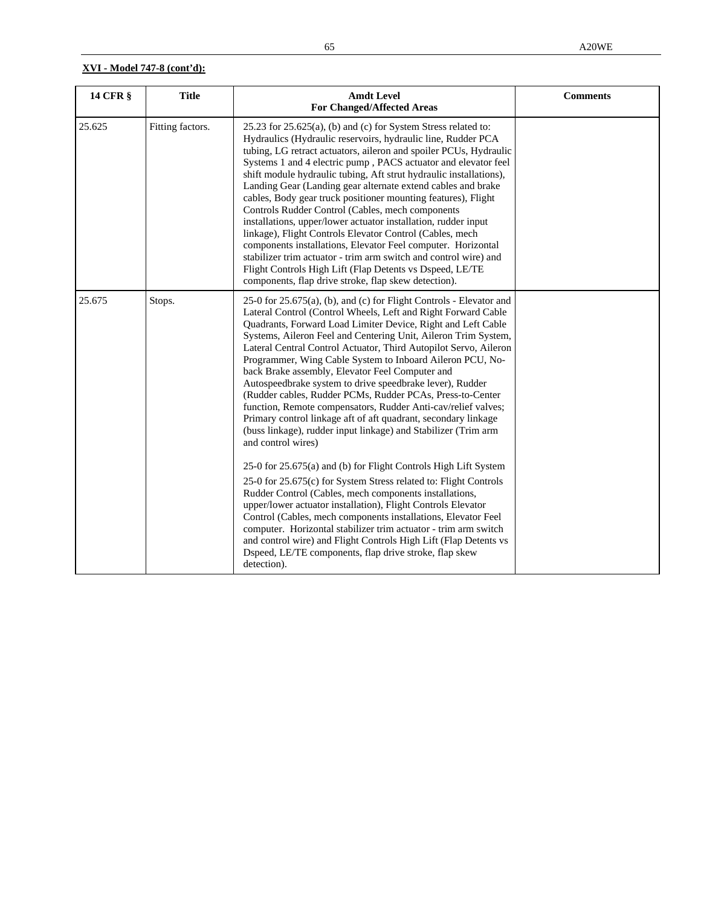**XVI - Model 747-8 (cont'd):**

| 14 CFR § | Title | Amdt Level For Changed/Affected Areas | Comments |
|---|---|---|---|
| 25.625 | Fitting factors. | 25.23 for 25.625(a), (b) and (c) for System Stress related to: Hydraulics (Hydraulic reservoirs, hydraulic line, Rudder PCA tubing, LG retract actuators, aileron and spoiler PCUs, Hydraulic Systems 1 and 4 electric pump , PACS actuator and elevator feel shift module hydraulic tubing, Aft strut hydraulic installations), Landing Gear (Landing gear alternate extend cables and brake cables, Body gear truck positioner mounting features), Flight Controls Rudder Control (Cables, mech components installations, upper/lower actuator installation, rudder input linkage), Flight Controls Elevator Control (Cables, mech components installations, Elevator Feel computer. Horizontal stabilizer trim actuator - trim arm switch and control wire) and Flight Controls High Lift (Flap Detents vs Dspeed, LE/TE components, flap drive stroke, flap skew detection). | |
| 25.675 | Stops. | 25-0 for 25.675(a), (b), and (c) for Flight Controls - Elevator and Lateral Control (Control Wheels, Left and Right Forward Cable Quadrants, Forward Load Limiter Device, Right and Left Cable Systems, Aileron Feel and Centering Unit, Aileron Trim System, Lateral Central Control Actuator, Third Autopilot Servo, Aileron Programmer, Wing Cable System to Inboard Aileron PCU, No-back Brake assembly, Elevator Feel Computer and Autospeedbrake system to drive speedbrake lever), Rudder (Rudder cables, Rudder PCMs, Rudder PCAs, Press-to-Center function, Remote compensators, Rudder Anti-cav/relief valves; Primary control linkage aft of aft quadrant, secondary linkage (buss linkage), rudder input linkage) and Stabilizer (Trim arm and control wires)<br><br>25-0 for 25.675(a) and (b) for Flight Controls High Lift System<br><br>25-0 for 25.675(c) for System Stress related to: Flight Controls Rudder Control (Cables, mech components installations, upper/lower actuator installation), Flight Controls Elevator Control (Cables, mech components installations, Elevator Feel computer. Horizontal stabilizer trim actuator - trim arm switch and control wire) and Flight Controls High Lift (Flap Detents vs Dspeed, LE/TE components, flap drive stroke, flap skew detection). | |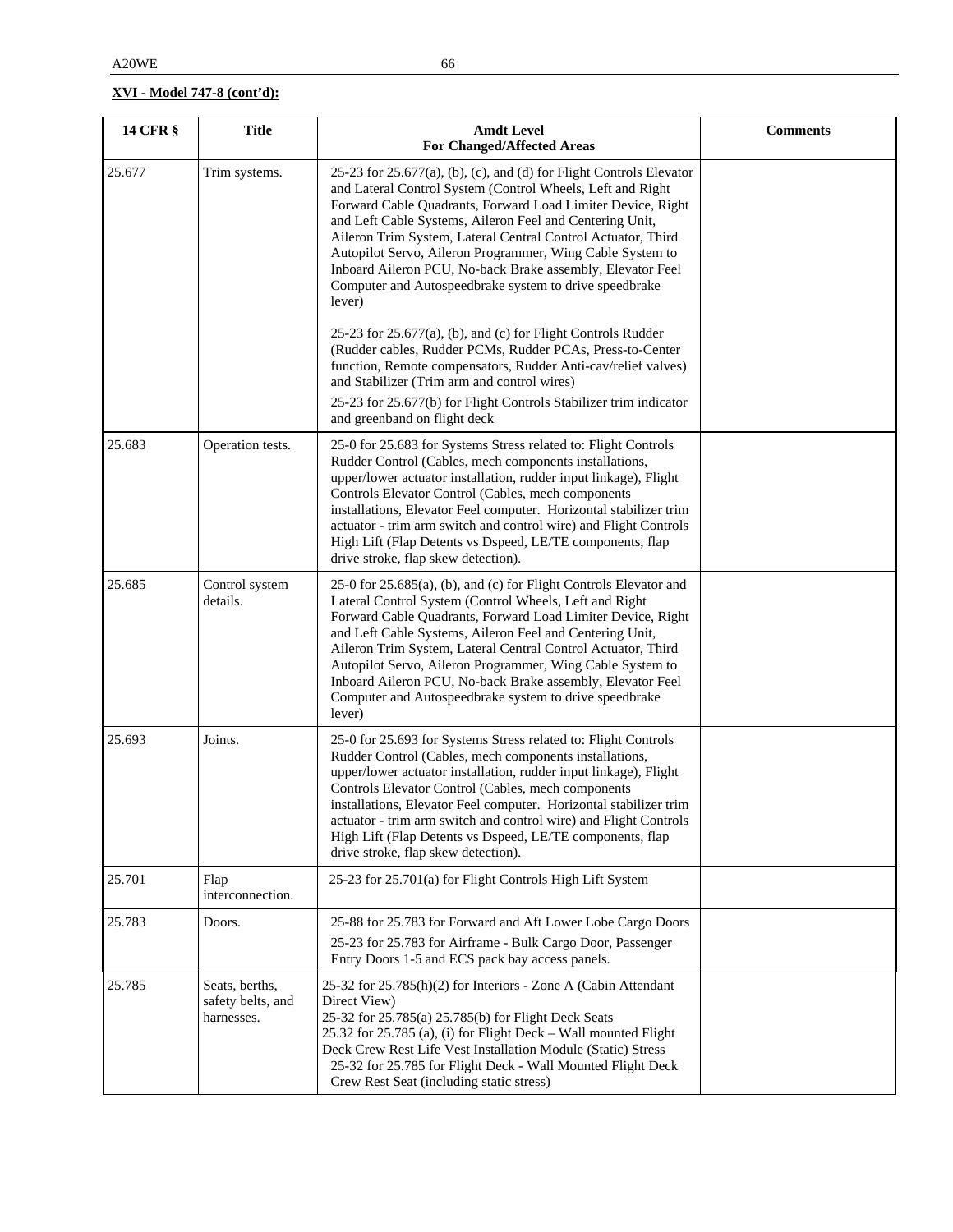**XVI - Model 747-8 (cont'd):**

| 14 CFR § | Title | Amdt Level For Changed/Affected Areas | Comments |
|---|---|---|---|
| 25.677 | Trim systems. | 25-23 for 25.677(a), (b), (c), and (d) for Flight Controls Elevator and Lateral Control System (Control Wheels, Left and Right Forward Cable Quadrants, Forward Load Limiter Device, Right and Left Cable Systems, Aileron Feel and Centering Unit, Aileron Trim System, Lateral Central Control Actuator, Third Autopilot Servo, Aileron Programmer, Wing Cable System to Inboard Aileron PCU, No-back Brake assembly, Elevator Feel Computer and Autospeedbrake system to drive speedbrake lever)<br><br>25-23 for 25.677(a), (b), and (c) for Flight Controls Rudder (Rudder cables, Rudder PCMs, Rudder PCAs, Press-to-Center function, Remote compensators, Rudder Anti-cav/relief valves) and Stabilizer (Trim arm and control wires)<br>25-23 for 25.677(b) for Flight Controls Stabilizer trim indicator and greenband on flight deck | |
| 25.683 | Operation tests. | 25-0 for 25.683 for Systems Stress related to: Flight Controls Rudder Control (Cables, mech components installations, upper/lower actuator installation, rudder input linkage), Flight Controls Elevator Control (Cables, mech components installations, Elevator Feel computer. Horizontal stabilizer trim actuator - trim arm switch and control wire) and Flight Controls High Lift (Flap Detents vs Dspeed, LE/TE components, flap drive stroke, flap skew detection). | |
| 25.685 | Control system details. | 25-0 for 25.685(a), (b), and (c) for Flight Controls Elevator and Lateral Control System (Control Wheels, Left and Right Forward Cable Quadrants, Forward Load Limiter Device, Right and Left Cable Systems, Aileron Feel and Centering Unit, Aileron Trim System, Lateral Central Control Actuator, Third Autopilot Servo, Aileron Programmer, Wing Cable System to Inboard Aileron PCU, No-back Brake assembly, Elevator Feel Computer and Autospeedbrake system to drive speedbrake lever) | |
| 25.693 | Joints. | 25-0 for 25.693 for Systems Stress related to: Flight Controls Rudder Control (Cables, mech components installations, upper/lower actuator installation, rudder input linkage), Flight Controls Elevator Control (Cables, mech components installations, Elevator Feel computer. Horizontal stabilizer trim actuator - trim arm switch and control wire) and Flight Controls High Lift (Flap Detents vs Dspeed, LE/TE components, flap drive stroke, flap skew detection). | |
| 25.701 | Flap interconnection. | 25-23 for 25.701(a) for Flight Controls High Lift System | |
| 25.783 | Doors. | 25-88 for 25.783 for Forward and Aft Lower Lobe Cargo Doors<br>25-23 for 25.783 for Airframe - Bulk Cargo Door, Passenger Entry Doors 1-5 and ECS pack bay access panels. | |
| 25.785 | Seats, berths, safety belts, and harnesses. | 25-32 for 25.785(h)(2) for Interiors - Zone A (Cabin Attendant Direct View)<br>25-32 for 25.785(a) 25.785(b) for Flight Deck Seats<br>25.32 for 25.785 (a), (i) for Flight Deck – Wall mounted Flight Deck Crew Rest Life Vest Installation Module (Static) Stress<br>25-32 for 25.785 for Flight Deck - Wall Mounted Flight Deck Crew Rest Seat (including static stress) | |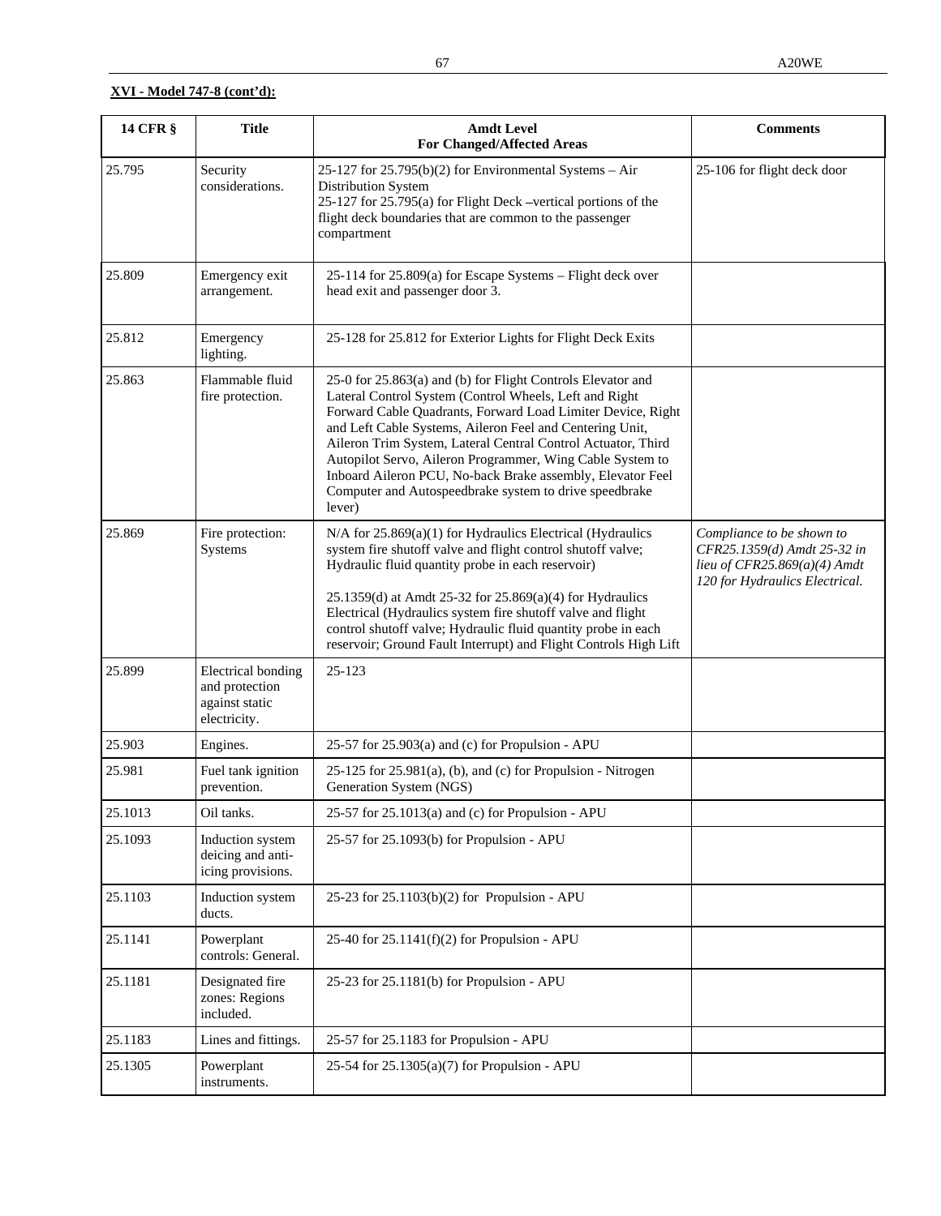**XVI - Model 747-8 (cont'd):**

| 14 CFR § | Title | Amdt Level For Changed/Affected Areas | Comments |
|---|---|---|---|
| 25.795 | Security considerations. | 25-127 for 25.795(b)(2) for Environmental Systems – Air Distribution System<br>25-127 for 25.795(a) for Flight Deck –vertical portions of the flight deck boundaries that are common to the passenger compartment | 25-106 for flight deck door |
| 25.809 | Emergency exit arrangement. | 25-114 for 25.809(a) for Escape Systems – Flight deck over head exit and passenger door 3. | |
| 25.812 | Emergency lighting. | 25-128 for 25.812 for Exterior Lights for Flight Deck Exits | |
| 25.863 | Flammable fluid fire protection. | 25-0 for 25.863(a) and (b) for Flight Controls Elevator and Lateral Control System (Control Wheels, Left and Right Forward Cable Quadrants, Forward Load Limiter Device, Right and Left Cable Systems, Aileron Feel and Centering Unit, Aileron Trim System, Lateral Central Control Actuator, Third Autopilot Servo, Aileron Programmer, Wing Cable System to Inboard Aileron PCU, No-back Brake assembly, Elevator Feel Computer and Autospeedbrake system to drive speedbrake lever) | |
| 25.869 | Fire protection: Systems | N/A for 25.869(a)(1) for Hydraulics Electrical (Hydraulics system fire shutoff valve and flight control shutoff valve; Hydraulic fluid quantity probe in each reservoir)<br><br>25.1359(d) at Amdt 25-32 for 25.869(a)(4) for Hydraulics Electrical (Hydraulics system fire shutoff valve and flight control shutoff valve; Hydraulic fluid quantity probe in each reservoir; Ground Fault Interrupt) and Flight Controls High Lift | *Compliance to be shown to CFR25.1359(d) Amdt 25-32 in lieu of CFR25.869(a)(4) Amdt 120 for Hydraulics Electrical.* |
| 25.899 | Electrical bonding and protection against static electricity. | 25-123 | |
| 25.903 | Engines. | 25-57 for 25.903(a) and (c) for Propulsion - APU | |
| 25.981 | Fuel tank ignition prevention. | 25-125 for 25.981(a), (b), and (c) for Propulsion - Nitrogen Generation System (NGS) | |
| 25.1013 | Oil tanks. | 25-57 for 25.1013(a) and (c) for Propulsion - APU | |
| 25.1093 | Induction system deicing and anti-icing provisions. | 25-57 for 25.1093(b) for Propulsion - APU | |
| 25.1103 | Induction system ducts. | 25-23 for 25.1103(b)(2) for Propulsion - APU | |
| 25.1141 | Powerplant controls: General. | 25-40 for 25.1141(f)(2) for Propulsion - APU | |
| 25.1181 | Designated fire zones: Regions included. | 25-23 for 25.1181(b) for Propulsion - APU | |
| 25.1183 | Lines and fittings. | 25-57 for 25.1183 for Propulsion - APU | |
| 25.1305 | Powerplant instruments. | 25-54 for 25.1305(a)(7) for Propulsion - APU | |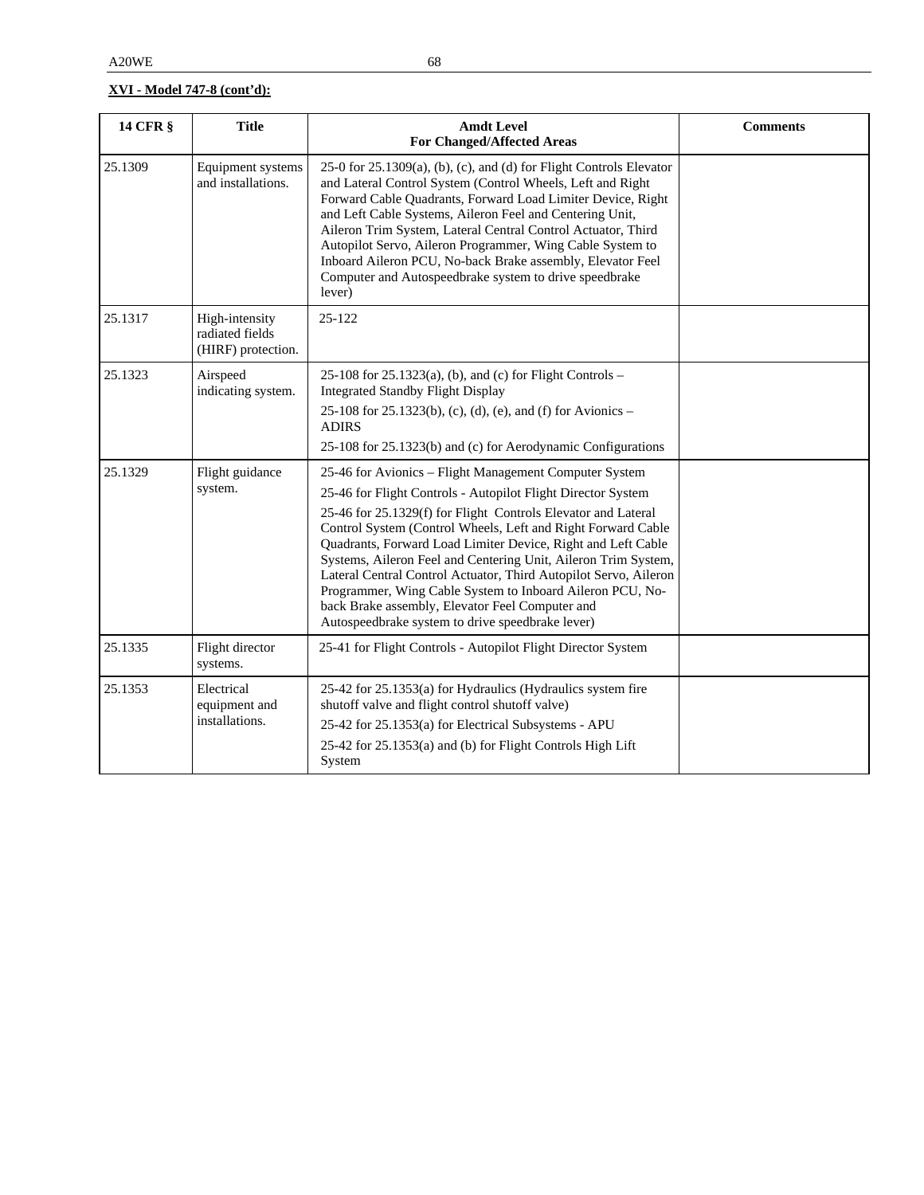**XVI - Model 747-8 (cont'd):**

| 14 CFR § | Title | Amdt Level<br>For Changed/Affected Areas | Comments |
|---|---|---|---|
| 25.1309 | Equipment systems and installations. | 25-0 for 25.1309(a), (b), (c), and (d) for Flight Controls Elevator and Lateral Control System (Control Wheels, Left and Right Forward Cable Quadrants, Forward Load Limiter Device, Right and Left Cable Systems, Aileron Feel and Centering Unit, Aileron Trim System, Lateral Central Control Actuator, Third Autopilot Servo, Aileron Programmer, Wing Cable System to Inboard Aileron PCU, No-back Brake assembly, Elevator Feel Computer and Autospeedbrake system to drive speedbrake lever) | |
| 25.1317 | High-intensity radiated fields (HIRF) protection. | 25-122 | |
| 25.1323 | Airspeed indicating system. | 25-108 for 25.1323(a), (b), and (c) for Flight Controls – Integrated Standby Flight Display<br>25-108 for 25.1323(b), (c), (d), (e), and (f) for Avionics – ADIRS<br>25-108 for 25.1323(b) and (c) for Aerodynamic Configurations | |
| 25.1329 | Flight guidance system. | 25-46 for Avionics – Flight Management Computer System<br>25-46 for Flight Controls - Autopilot Flight Director System<br>25-46 for 25.1329(f) for Flight Controls Elevator and Lateral Control System (Control Wheels, Left and Right Forward Cable Quadrants, Forward Load Limiter Device, Right and Left Cable Systems, Aileron Feel and Centering Unit, Aileron Trim System, Lateral Central Control Actuator, Third Autopilot Servo, Aileron Programmer, Wing Cable System to Inboard Aileron PCU, No-back Brake assembly, Elevator Feel Computer and Autospeedbrake system to drive speedbrake lever) | |
| 25.1335 | Flight director systems. | 25-41 for Flight Controls - Autopilot Flight Director System | |
| 25.1353 | Electrical equipment and installations. | 25-42 for 25.1353(a) for Hydraulics (Hydraulics system fire shutoff valve and flight control shutoff valve)<br>25-42 for 25.1353(a) for Electrical Subsystems - APU<br>25-42 for 25.1353(a) and (b) for Flight Controls High Lift System | |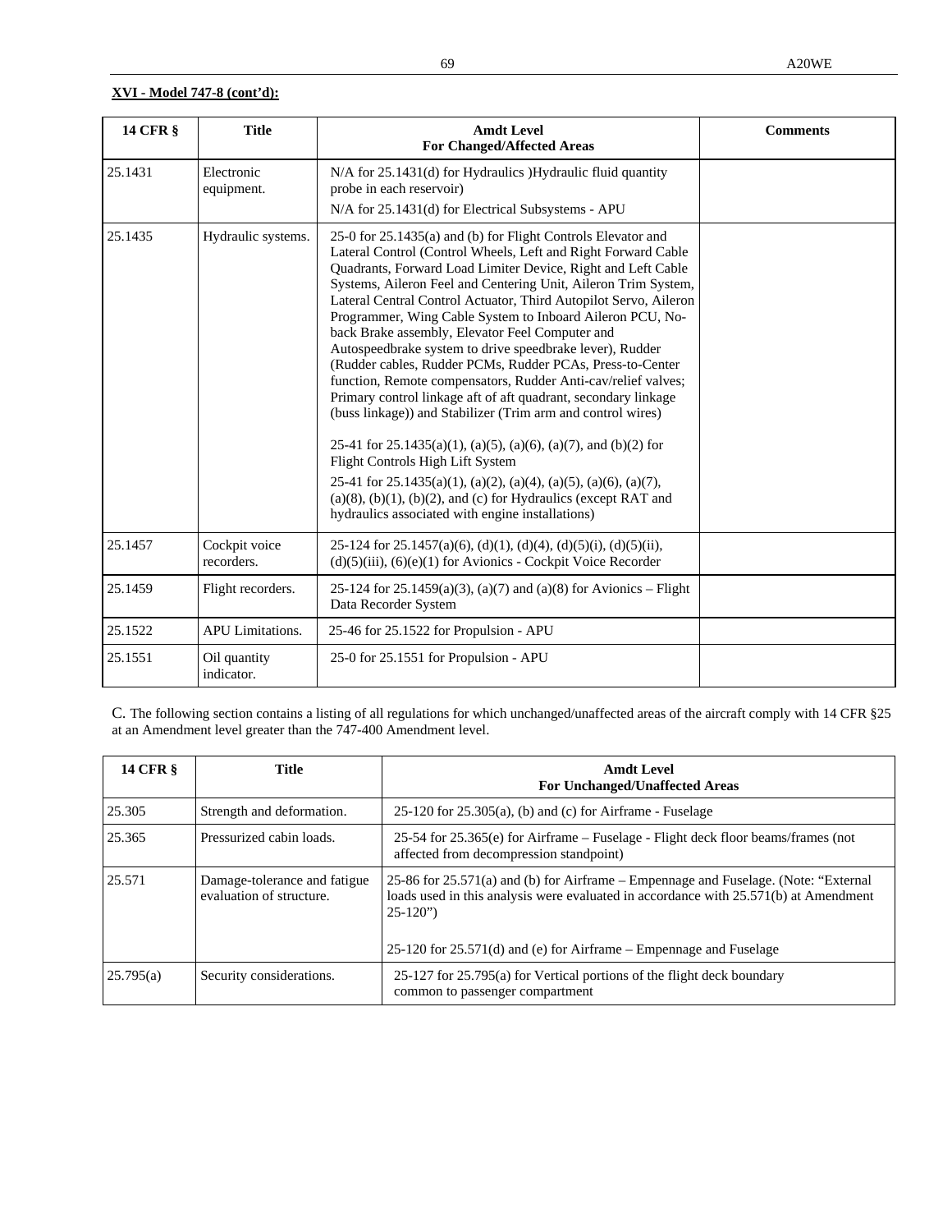**XVI - Model 747-8 (cont'd):**

| 14 CFR § | Title | Amdt Level For Changed/Affected Areas | Comments |
|---|---|---|---|
| 25.1431 | Electronic equipment. | N/A for 25.1431(d) for Hydraulics )Hydraulic fluid quantity probe in each reservoir)<br>N/A for 25.1431(d) for Electrical Subsystems - APU | |
| 25.1435 | Hydraulic systems. | 25-0 for 25.1435(a) and (b) for Flight Controls Elevator and Lateral Control (Control Wheels, Left and Right Forward Cable Quadrants, Forward Load Limiter Device, Right and Left Cable Systems, Aileron Feel and Centering Unit, Aileron Trim System, Lateral Central Control Actuator, Third Autopilot Servo, Aileron Programmer, Wing Cable System to Inboard Aileron PCU, No-back Brake assembly, Elevator Feel Computer and Autospeedbrake system to drive speedbrake lever), Rudder (Rudder cables, Rudder PCMs, Rudder PCAs, Press-to-Center function, Remote compensators, Rudder Anti-cav/relief valves; Primary control linkage aft of aft quadrant, secondary linkage (buss linkage)) and Stabilizer (Trim arm and control wires)<br><br>25-41 for 25.1435(a)(1), (a)(5), (a)(6), (a)(7), and (b)(2) for Flight Controls High Lift System<br>25-41 for 25.1435(a)(1), (a)(2), (a)(4), (a)(5), (a)(6), (a)(7), (a)(8), (b)(1), (b)(2), and (c) for Hydraulics (except RAT and hydraulics associated with engine installations) | |
| 25.1457 | Cockpit voice recorders. | 25-124 for 25.1457(a)(6), (d)(1), (d)(4), (d)(5)(i), (d)(5)(ii), (d)(5)(iii), (6)(e)(1) for Avionics - Cockpit Voice Recorder | |
| 25.1459 | Flight recorders. | 25-124 for 25.1459(a)(3), (a)(7) and (a)(8) for Avionics – Flight Data Recorder System | |
| 25.1522 | APU Limitations. | 25-46 for 25.1522 for Propulsion - APU | |
| 25.1551 | Oil quantity indicator. | 25-0 for 25.1551 for Propulsion - APU | |

C. The following section contains a listing of all regulations for which unchanged/unaffected areas of the aircraft comply with 14 CFR §25 at an Amendment level greater than the 747-400 Amendment level.

| 14 CFR § | Title | Amdt Level For Unchanged/Unaffected Areas |
|---|---|---|
| 25.305 | Strength and deformation. | 25-120 for 25.305(a), (b) and (c) for Airframe - Fuselage |
| 25.365 | Pressurized cabin loads. | 25-54 for 25.365(e) for Airframe – Fuselage - Flight deck floor beams/frames (not affected from decompression standpoint) |
| 25.571 | Damage-tolerance and fatigue evaluation of structure. | 25-86 for 25.571(a) and (b) for Airframe – Empennage and Fuselage. (Note: "External loads used in this analysis were evaluated in accordance with 25.571(b) at Amendment 25-120")<br><br>25-120 for 25.571(d) and (e) for Airframe – Empennage and Fuselage |
| 25.795(a) | Security considerations. | 25-127 for 25.795(a) for Vertical portions of the flight deck boundary common to passenger compartment |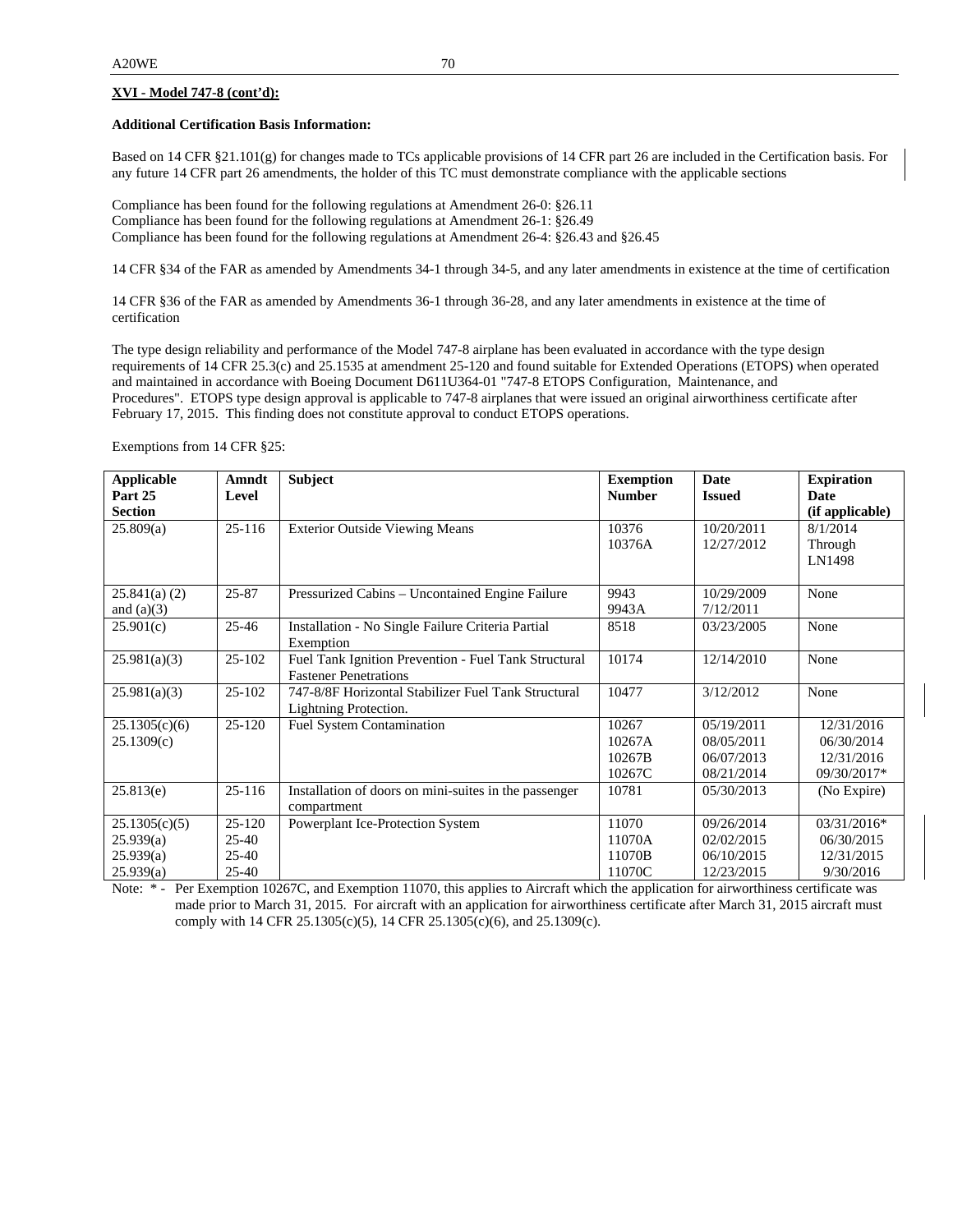**XVI - Model 747-8 (cont'd):**

**Additional Certification Basis Information:**

Based on 14 CFR §21.101(g) for changes made to TCs applicable provisions of 14 CFR part 26 are included in the Certification basis. For any future 14 CFR part 26 amendments, the holder of this TC must demonstrate compliance with the applicable sections

Compliance has been found for the following regulations at Amendment 26-0: §26.11
Compliance has been found for the following regulations at Amendment 26-1: §26.49
Compliance has been found for the following regulations at Amendment 26-4: §26.43 and §26.45

14 CFR §34 of the FAR as amended by Amendments 34-1 through 34-5, and any later amendments in existence at the time of certification

14 CFR §36 of the FAR as amended by Amendments 36-1 through 36-28, and any later amendments in existence at the time of certification

The type design reliability and performance of the Model 747-8 airplane has been evaluated in accordance with the type design requirements of 14 CFR 25.3(c) and 25.1535 at amendment 25-120 and found suitable for Extended Operations (ETOPS) when operated and maintained in accordance with Boeing Document D611U364-01 "747-8 ETOPS Configuration, Maintenance, and Procedures". ETOPS type design approval is applicable to 747-8 airplanes that were issued an original airworthiness certificate after February 17, 2015. This finding does not constitute approval to conduct ETOPS operations.

Exemptions from 14 CFR §25:

| Applicable Part 25 Section | Amndt Level | Subject | Exemption Number | Date Issued | Expiration Date (if applicable) |
|---|---|---|---|---|---|
| 25.809(a) | 25-116 | Exterior Outside Viewing Means | 10376<br>10376A | 10/20/2011<br>12/27/2012 | 8/1/2014<br>Through LN1498 |
| 25.841(a) (2) and (a)(3) | 25-87 | Pressurized Cabins – Uncontained Engine Failure | 9943<br>9943A | 10/29/2009<br>7/12/2011 | None |
| 25.901(c) | 25-46 | Installation - No Single Failure Criteria Partial Exemption | 8518 | 03/23/2005 | None |
| 25.981(a)(3) | 25-102 | Fuel Tank Ignition Prevention - Fuel Tank Structural Fastener Penetrations | 10174 | 12/14/2010 | None |
| 25.981(a)(3) | 25-102 | 747-8/8F Horizontal Stabilizer Fuel Tank Structural Lightning Protection. | 10477 | 3/12/2012 | None |
| 25.1305(c)(6)<br>25.1309(c) | 25-120 | Fuel System Contamination | 10267<br>10267A<br>10267B<br>10267C | 05/19/2011<br>08/05/2011<br>06/07/2013<br>08/21/2014 | 12/31/2016<br>06/30/2014<br>12/31/2016<br>09/30/2017* |
| 25.813(e) | 25-116 | Installation of doors on mini-suites in the passenger compartment | 10781 | 05/30/2013 | (No Expire) |
| 25.1305(c)(5)<br>25.939(a)<br>25.939(a)<br>25.939(a) | 25-120<br>25-40<br>25-40<br>25-40 | Powerplant Ice-Protection System | 11070<br>11070A<br>11070B<br>11070C | 09/26/2014<br>02/02/2015<br>06/10/2015<br>12/23/2015 | 03/31/2016*<br>06/30/2015<br>12/31/2015<br>9/30/2016 |

Note: * - Per Exemption 10267C, and Exemption 11070, this applies to Aircraft which the application for airworthiness certificate was made prior to March 31, 2015. For aircraft with an application for airworthiness certificate after March 31, 2015 aircraft must comply with 14 CFR 25.1305(c)(5), 14 CFR 25.1305(c)(6), and 25.1309(c).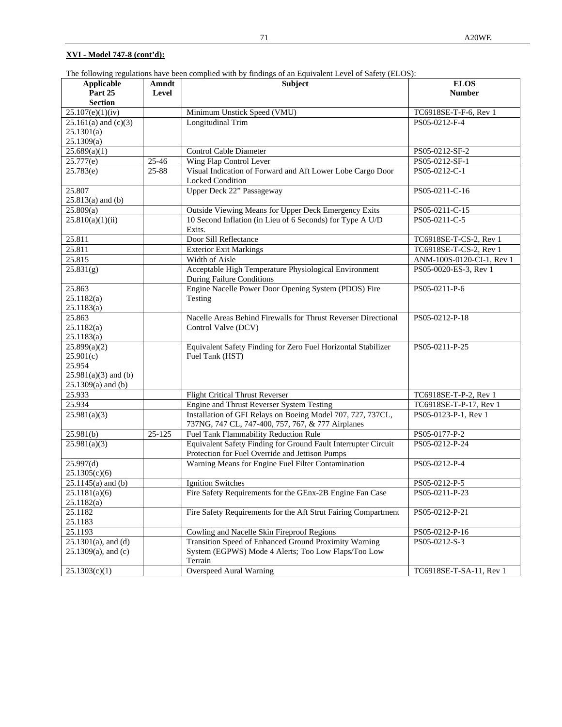**XVI - Model 747-8 (cont'd):**

The following regulations have been complied with by findings of an Equivalent Level of Safety (ELOS):

| Applicable Part 25 Section | Amndt Level | Subject | ELOS Number |
|---|---|---|---|
| 25.107(e)(1)(iv) | | Minimum Unstick Speed (VMU) | TC6918SE-T-F-6, Rev 1 |
| 25.161(a) and (c)(3)<br>25.1301(a)<br>25.1309(a) | | Longitudinal Trim | PS05-0212-F-4 |
| 25.689(a)(1) | | Control Cable Diameter | PS05-0212-SF-2 |
| 25.777(e) | 25-46 | Wing Flap Control Lever | PS05-0212-SF-1 |
| 25.783(e) | 25-88 | Visual Indication of Forward and Aft Lower Lobe Cargo Door Locked Condition | PS05-0212-C-1 |
| 25.807<br>25.813(a) and (b) | | Upper Deck 22" Passageway | PS05-0211-C-16 |
| 25.809(a) | | Outside Viewing Means for Upper Deck Emergency Exits | PS05-0211-C-15 |
| 25.810(a)(1)(ii) | | 10 Second Inflation (in Lieu of 6 Seconds) for Type A U/D Exits. | PS05-0211-C-5 |
| 25.811 | | Door Sill Reflectance | TC6918SE-T-CS-2, Rev 1 |
| 25.811 | | Exterior Exit Markings | TC6918SE-T-CS-2, Rev 1 |
| 25.815 | | Width of Aisle | ANM-100S-0120-CI-1, Rev 1 |
| 25.831(g) | | Acceptable High Temperature Physiological Environment During Failure Conditions | PS05-0020-ES-3, Rev 1 |
| 25.863<br>25.1182(a)<br>25.1183(a) | | Engine Nacelle Power Door Opening System (PDOS) Fire Testing | PS05-0211-P-6 |
| 25.863<br>25.1182(a)<br>25.1183(a) | | Nacelle Areas Behind Firewalls for Thrust Reverser Directional Control Valve (DCV) | PS05-0212-P-18 |
| 25.899(a)(2)<br>25.901(c)<br>25.954<br>25.981(a)(3) and (b)<br>25.1309(a) and (b) | | Equivalent Safety Finding for Zero Fuel Horizontal Stabilizer Fuel Tank (HST) | PS05-0211-P-25 |
| 25.933 | | Flight Critical Thrust Reverser | TC6918SE-T-P-2, Rev 1 |
| 25.934 | | Engine and Thrust Reverser System Testing | TC6918SE-T-P-17, Rev 1 |
| 25.981(a)(3) | | Installation of GFI Relays on Boeing Model 707, 727, 737CL, 737NG, 747 CL, 747-400, 757, 767, & 777 Airplanes | PS05-0123-P-1, Rev 1 |
| 25.981(b) | 25-125 | Fuel Tank Flammability Reduction Rule | PS05-0177-P-2 |
| 25.981(a)(3) | | Equivalent Safety Finding for Ground Fault Interrupter Circuit Protection for Fuel Override and Jettison Pumps | PS05-0212-P-24 |
| 25.997(d)<br>25.1305(c)(6) | | Warning Means for Engine Fuel Filter Contamination | PS05-0212-P-4 |
| 25.1145(a) and (b) | | Ignition Switches | PS05-0212-P-5 |
| 25.1181(a)(6)<br>25.1182(a) | | Fire Safety Requirements for the GEnx-2B Engine Fan Case | PS05-0211-P-23 |
| 25.1182<br>25.1183 | | Fire Safety Requirements for the Aft Strut Fairing Compartment | PS05-0212-P-21 |
| 25.1193 | | Cowling and Nacelle Skin Fireproof Regions | PS05-0212-P-16 |
| 25.1301(a), and (d)<br>25.1309(a), and (c) | | Transition Speed of Enhanced Ground Proximity Warning System (EGPWS) Mode 4 Alerts; Too Low Flaps/Too Low Terrain | PS05-0212-S-3 |
| 25.1303(c)(1) | | Overspeed Aural Warning | TC6918SE-T-SA-11, Rev 1 |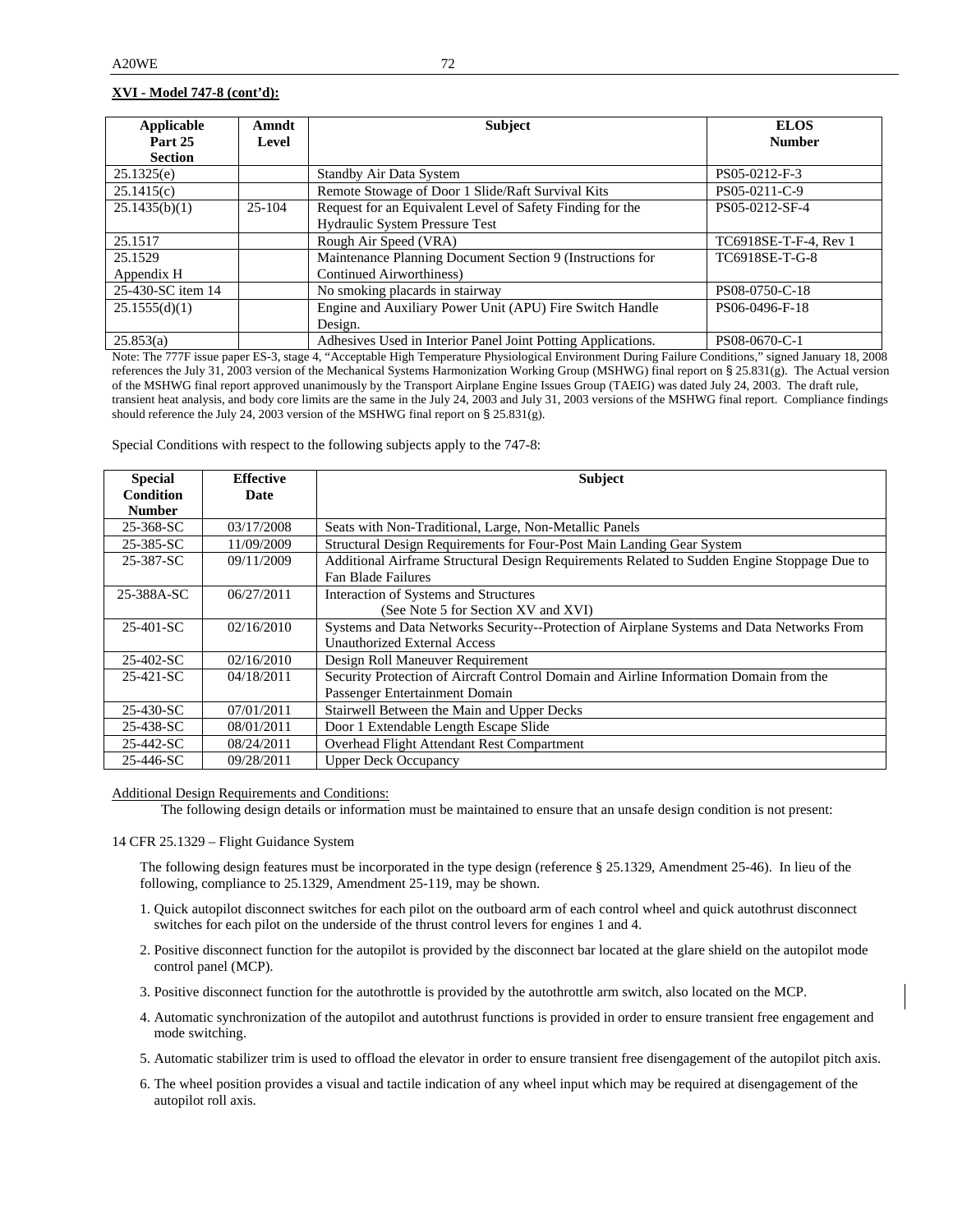**XVI - Model 747-8 (cont'd):**

| Applicable Part 25 Section | Amndt Level | Subject | ELOS Number |
|---|---|---|---|
| 25.1325(e) | | Standby Air Data System | PS05-0212-F-3 |
| 25.1415(c) | | Remote Stowage of Door 1 Slide/Raft Survival Kits | PS05-0211-C-9 |
| 25.1435(b)(1) | 25-104 | Request for an Equivalent Level of Safety Finding for the Hydraulic System Pressure Test | PS05-0212-SF-4 |
| 25.1517 | | Rough Air Speed (VRA) | TC6918SE-T-F-4, Rev 1 |
| 25.1529 Appendix H | | Maintenance Planning Document Section 9 (Instructions for Continued Airworthiness) | TC6918SE-T-G-8 |
| 25-430-SC item 14 | | No smoking placards in stairway | PS08-0750-C-18 |
| 25.1555(d)(1) | | Engine and Auxiliary Power Unit (APU) Fire Switch Handle Design. | PS06-0496-F-18 |
| 25.853(a) | | Adhesives Used in Interior Panel Joint Potting Applications. | PS08-0670-C-1 |

Note: The 777F issue paper ES-3, stage 4, "Acceptable High Temperature Physiological Environment During Failure Conditions," signed January 18, 2008 references the July 31, 2003 version of the Mechanical Systems Harmonization Working Group (MSHWG) final report on § 25.831(g). The Actual version of the MSHWG final report approved unanimously by the Transport Airplane Engine Issues Group (TAEIG) was dated July 24, 2003. The draft rule, transient heat analysis, and body core limits are the same in the July 24, 2003 and July 31, 2003 versions of the MSHWG final report. Compliance findings should reference the July 24, 2003 version of the MSHWG final report on § 25.831(g).

Special Conditions with respect to the following subjects apply to the 747-8:

| Special Condition Number | Effective Date | Subject |
|---|---|---|
| 25-368-SC | 03/17/2008 | Seats with Non-Traditional, Large, Non-Metallic Panels |
| 25-385-SC | 11/09/2009 | Structural Design Requirements for Four-Post Main Landing Gear System |
| 25-387-SC | 09/11/2009 | Additional Airframe Structural Design Requirements Related to Sudden Engine Stoppage Due to Fan Blade Failures |
| 25-388A-SC | 06/27/2011 | Interaction of Systems and Structures (See Note 5 for Section XV and XVI) |
| 25-401-SC | 02/16/2010 | Systems and Data Networks Security--Protection of Airplane Systems and Data Networks From Unauthorized External Access |
| 25-402-SC | 02/16/2010 | Design Roll Maneuver Requirement |
| 25-421-SC | 04/18/2011 | Security Protection of Aircraft Control Domain and Airline Information Domain from the Passenger Entertainment Domain |
| 25-430-SC | 07/01/2011 | Stairwell Between the Main and Upper Decks |
| 25-438-SC | 08/01/2011 | Door 1 Extendable Length Escape Slide |
| 25-442-SC | 08/24/2011 | Overhead Flight Attendant Rest Compartment |
| 25-446-SC | 09/28/2011 | Upper Deck Occupancy |

Additional Design Requirements and Conditions:

The following design details or information must be maintained to ensure that an unsafe design condition is not present:

14 CFR 25.1329 – Flight Guidance System

The following design features must be incorporated in the type design (reference § 25.1329, Amendment 25-46). In lieu of the following, compliance to 25.1329, Amendment 25-119, may be shown.

1. Quick autopilot disconnect switches for each pilot on the outboard arm of each control wheel and quick autothrust disconnect switches for each pilot on the underside of the thrust control levers for engines 1 and 4.
2. Positive disconnect function for the autopilot is provided by the disconnect bar located at the glare shield on the autopilot mode control panel (MCP).
3. Positive disconnect function for the autothrottle is provided by the autothrottle arm switch, also located on the MCP.
4. Automatic synchronization of the autopilot and autothrust functions is provided in order to ensure transient free engagement and mode switching.
5. Automatic stabilizer trim is used to offload the elevator in order to ensure transient free disengagement of the autopilot pitch axis.
6. The wheel position provides a visual and tactile indication of any wheel input which may be required at disengagement of the autopilot roll axis.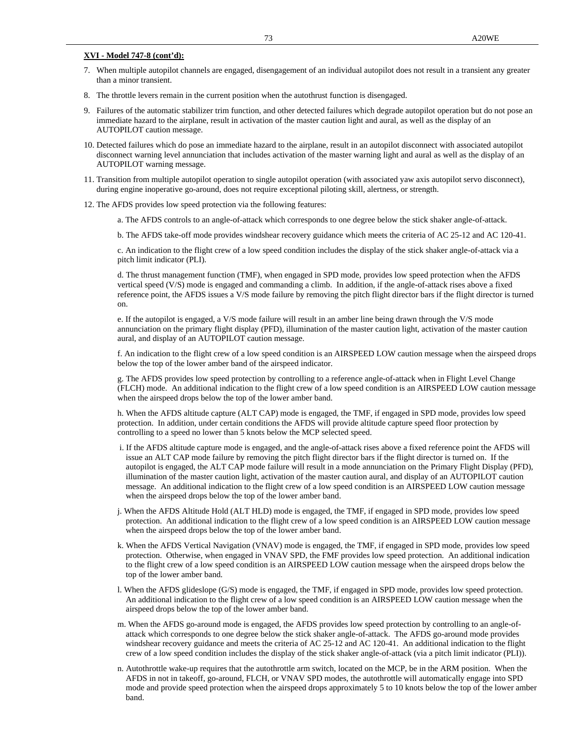**XVI - Model 747-8 (cont'd):**

7. When multiple autopilot channels are engaged, disengagement of an individual autopilot does not result in a transient any greater than a minor transient.

8. The throttle levers remain in the current position when the autothrust function is disengaged.

9. Failures of the automatic stabilizer trim function, and other detected failures which degrade autopilot operation but do not pose an immediate hazard to the airplane, result in activation of the master caution light and aural, as well as the display of an AUTOPILOT caution message.

10. Detected failures which do pose an immediate hazard to the airplane, result in an autopilot disconnect with associated autopilot disconnect warning level annunciation that includes activation of the master warning light and aural as well as the display of an AUTOPILOT warning message.

11. Transition from multiple autopilot operation to single autopilot operation (with associated yaw axis autopilot servo disconnect), during engine inoperative go-around, does not require exceptional piloting skill, alertness, or strength.

12. The AFDS provides low speed protection via the following features:

    a. The AFDS controls to an angle-of-attack which corresponds to one degree below the stick shaker angle-of-attack.

    b. The AFDS take-off mode provides windshear recovery guidance which meets the criteria of AC 25-12 and AC 120-41.

    c. An indication to the flight crew of a low speed condition includes the display of the stick shaker angle-of-attack via a pitch limit indicator (PLI).

    d. The thrust management function (TMF), when engaged in SPD mode, provides low speed protection when the AFDS vertical speed (V/S) mode is engaged and commanding a climb. In addition, if the angle-of-attack rises above a fixed reference point, the AFDS issues a V/S mode failure by removing the pitch flight director bars if the flight director is turned on.

    e. If the autopilot is engaged, a V/S mode failure will result in an amber line being drawn through the V/S mode annunciation on the primary flight display (PFD), illumination of the master caution light, activation of the master caution aural, and display of an AUTOPILOT caution message.

    f. An indication to the flight crew of a low speed condition is an AIRSPEED LOW caution message when the airspeed drops below the top of the lower amber band of the airspeed indicator.

    g. The AFDS provides low speed protection by controlling to a reference angle-of-attack when in Flight Level Change (FLCH) mode. An additional indication to the flight crew of a low speed condition is an AIRSPEED LOW caution message when the airspeed drops below the top of the lower amber band.

    h. When the AFDS altitude capture (ALT CAP) mode is engaged, the TMF, if engaged in SPD mode, provides low speed protection. In addition, under certain conditions the AFDS will provide altitude capture speed floor protection by controlling to a speed no lower than 5 knots below the MCP selected speed.

    i. If the AFDS altitude capture mode is engaged, and the angle-of-attack rises above a fixed reference point the AFDS will issue an ALT CAP mode failure by removing the pitch flight director bars if the flight director is turned on. If the autopilot is engaged, the ALT CAP mode failure will result in a mode annunciation on the Primary Flight Display (PFD), illumination of the master caution light, activation of the master caution aural, and display of an AUTOPILOT caution message. An additional indication to the flight crew of a low speed condition is an AIRSPEED LOW caution message when the airspeed drops below the top of the lower amber band.

    j. When the AFDS Altitude Hold (ALT HLD) mode is engaged, the TMF, if engaged in SPD mode, provides low speed protection. An additional indication to the flight crew of a low speed condition is an AIRSPEED LOW caution message when the airspeed drops below the top of the lower amber band.

    k. When the AFDS Vertical Navigation (VNAV) mode is engaged, the TMF, if engaged in SPD mode, provides low speed protection. Otherwise, when engaged in VNAV SPD, the FMF provides low speed protection. An additional indication to the flight crew of a low speed condition is an AIRSPEED LOW caution message when the airspeed drops below the top of the lower amber band.

    l. When the AFDS glideslope (G/S) mode is engaged, the TMF, if engaged in SPD mode, provides low speed protection. An additional indication to the flight crew of a low speed condition is an AIRSPEED LOW caution message when the airspeed drops below the top of the lower amber band.

    m. When the AFDS go-around mode is engaged, the AFDS provides low speed protection by controlling to an angle-of-attack which corresponds to one degree below the stick shaker angle-of-attack. The AFDS go-around mode provides windshear recovery guidance and meets the criteria of AC 25-12 and AC 120-41. An additional indication to the flight crew of a low speed condition includes the display of the stick shaker angle-of-attack (via a pitch limit indicator (PLI)).

    n. Autothrottle wake-up requires that the autothrottle arm switch, located on the MCP, be in the ARM position. When the AFDS in not in takeoff, go-around, FLCH, or VNAV SPD modes, the autothrottle will automatically engage into SPD mode and provide speed protection when the airspeed drops approximately 5 to 10 knots below the top of the lower amber band.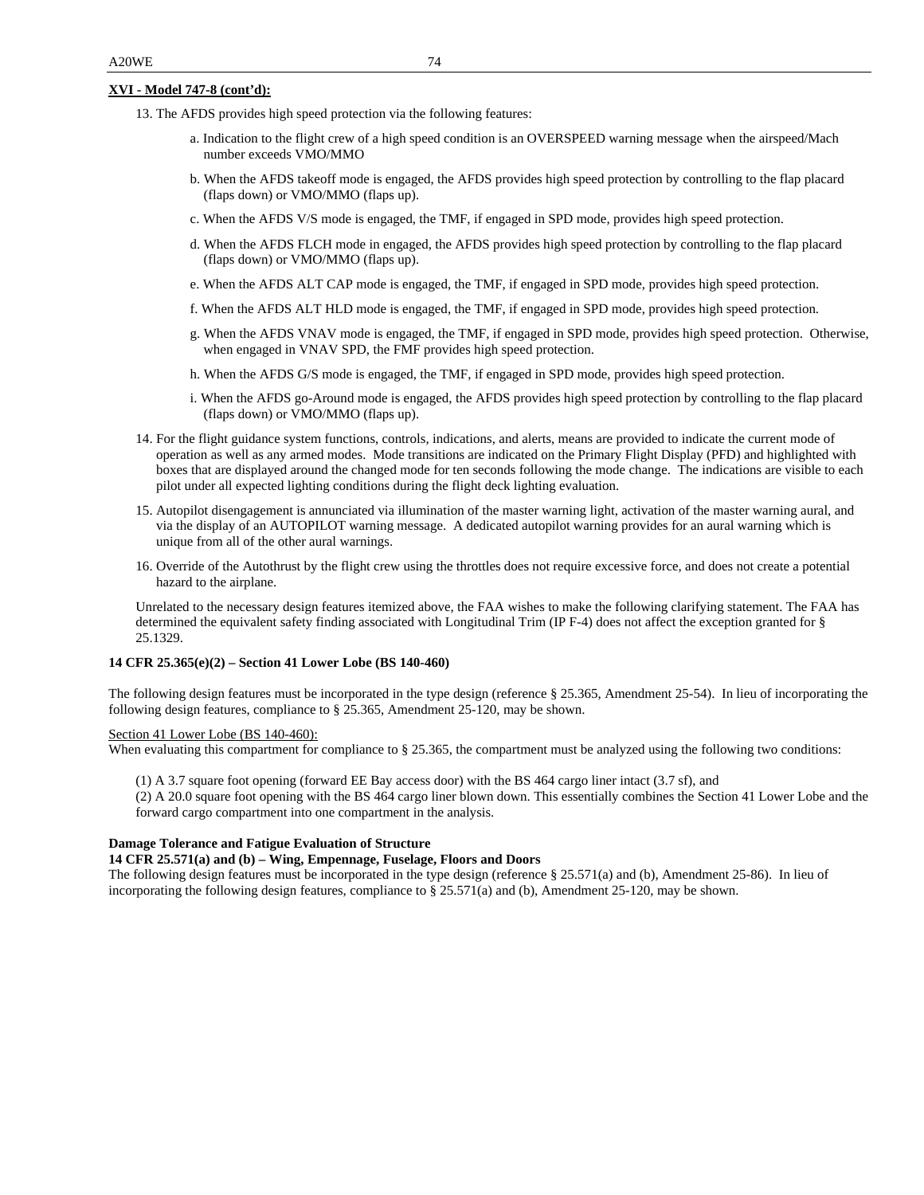**XVI - Model 747-8 (cont'd):**

13. The AFDS provides high speed protection via the following features:

    a. Indication to the flight crew of a high speed condition is an OVERSPEED warning message when the airspeed/Mach number exceeds VMO/MMO

    b. When the AFDS takeoff mode is engaged, the AFDS provides high speed protection by controlling to the flap placard (flaps down) or VMO/MMO (flaps up).

    c. When the AFDS V/S mode is engaged, the TMF, if engaged in SPD mode, provides high speed protection.

    d. When the AFDS FLCH mode in engaged, the AFDS provides high speed protection by controlling to the flap placard (flaps down) or VMO/MMO (flaps up).

    e. When the AFDS ALT CAP mode is engaged, the TMF, if engaged in SPD mode, provides high speed protection.

    f. When the AFDS ALT HLD mode is engaged, the TMF, if engaged in SPD mode, provides high speed protection.

    g. When the AFDS VNAV mode is engaged, the TMF, if engaged in SPD mode, provides high speed protection. Otherwise, when engaged in VNAV SPD, the FMF provides high speed protection.

    h. When the AFDS G/S mode is engaged, the TMF, if engaged in SPD mode, provides high speed protection.

    i. When the AFDS go-Around mode is engaged, the AFDS provides high speed protection by controlling to the flap placard (flaps down) or VMO/MMO (flaps up).

14. For the flight guidance system functions, controls, indications, and alerts, means are provided to indicate the current mode of operation as well as any armed modes. Mode transitions are indicated on the Primary Flight Display (PFD) and highlighted with boxes that are displayed around the changed mode for ten seconds following the mode change. The indications are visible to each pilot under all expected lighting conditions during the flight deck lighting evaluation.

15. Autopilot disengagement is annunciated via illumination of the master warning light, activation of the master warning aural, and via the display of an AUTOPILOT warning message. A dedicated autopilot warning provides for an aural warning which is unique from all of the other aural warnings.

16. Override of the Autothrust by the flight crew using the throttles does not require excessive force, and does not create a potential hazard to the airplane.

Unrelated to the necessary design features itemized above, the FAA wishes to make the following clarifying statement. The FAA has determined the equivalent safety finding associated with Longitudinal Trim (IP F-4) does not affect the exception granted for § 25.1329.

**14 CFR 25.365(e)(2) – Section 41 Lower Lobe (BS 140-460)**

The following design features must be incorporated in the type design (reference § 25.365, Amendment 25-54). In lieu of incorporating the following design features, compliance to § 25.365, Amendment 25-120, may be shown.

Section 41 Lower Lobe (BS 140-460):
When evaluating this compartment for compliance to § 25.365, the compartment must be analyzed using the following two conditions:

(1) A 3.7 square foot opening (forward EE Bay access door) with the BS 464 cargo liner intact (3.7 sf), and
(2) A 20.0 square foot opening with the BS 464 cargo liner blown down. This essentially combines the Section 41 Lower Lobe and the forward cargo compartment into one compartment in the analysis.

**Damage Tolerance and Fatigue Evaluation of Structure**
**14 CFR 25.571(a) and (b) – Wing, Empennage, Fuselage, Floors and Doors**
The following design features must be incorporated in the type design (reference § 25.571(a) and (b), Amendment 25-86). In lieu of incorporating the following design features, compliance to § 25.571(a) and (b), Amendment 25-120, may be shown.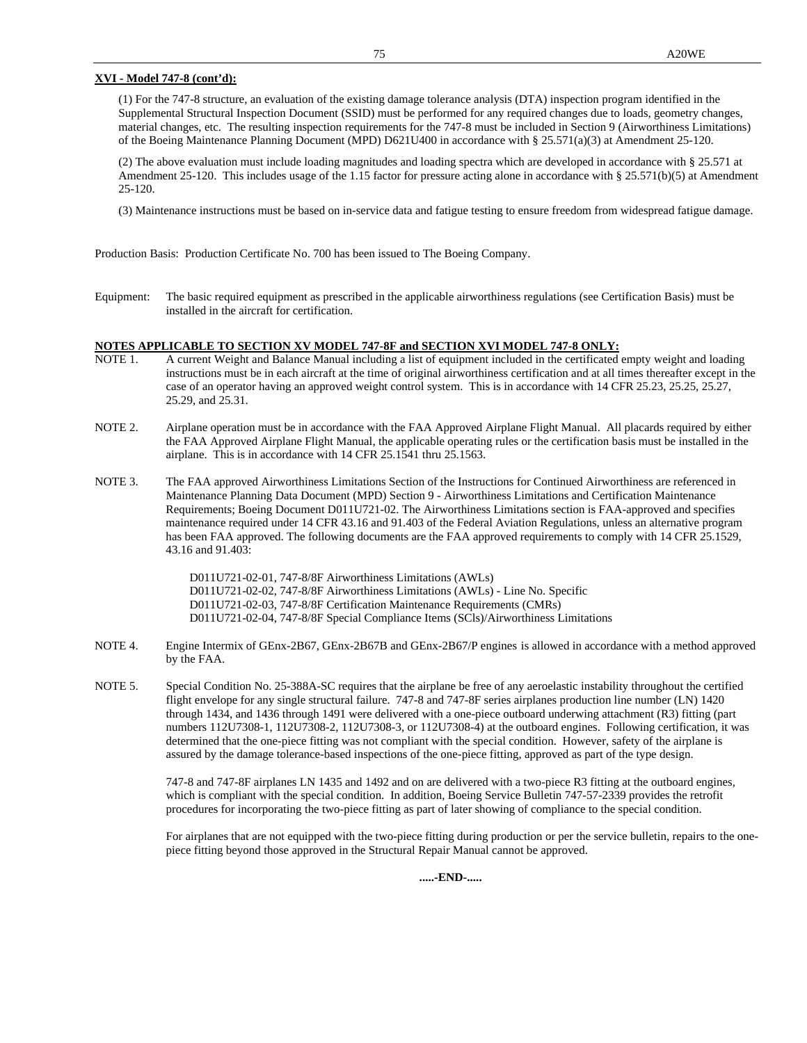**XVI - Model 747-8 (cont'd):**

(1) For the 747-8 structure, an evaluation of the existing damage tolerance analysis (DTA) inspection program identified in the Supplemental Structural Inspection Document (SSID) must be performed for any required changes due to loads, geometry changes, material changes, etc. The resulting inspection requirements for the 747-8 must be included in Section 9 (Airworthiness Limitations) of the Boeing Maintenance Planning Document (MPD) D621U400 in accordance with § 25.571(a)(3) at Amendment 25-120.

(2) The above evaluation must include loading magnitudes and loading spectra which are developed in accordance with § 25.571 at Amendment 25-120. This includes usage of the 1.15 factor for pressure acting alone in accordance with § 25.571(b)(5) at Amendment 25-120.

(3) Maintenance instructions must be based on in-service data and fatigue testing to ensure freedom from widespread fatigue damage.

Production Basis: Production Certificate No. 700 has been issued to The Boeing Company.

Equipment: The basic required equipment as prescribed in the applicable airworthiness regulations (see Certification Basis) must be installed in the aircraft for certification.

**NOTES APPLICABLE TO SECTION XV MODEL 747-8F and SECTION XVI MODEL 747-8 ONLY:**

NOTE 1. A current Weight and Balance Manual including a list of equipment included in the certificated empty weight and loading instructions must be in each aircraft at the time of original airworthiness certification and at all times thereafter except in the case of an operator having an approved weight control system. This is in accordance with 14 CFR 25.23, 25.25, 25.27, 25.29, and 25.31.

NOTE 2. Airplane operation must be in accordance with the FAA Approved Airplane Flight Manual. All placards required by either the FAA Approved Airplane Flight Manual, the applicable operating rules or the certification basis must be installed in the airplane. This is in accordance with 14 CFR 25.1541 thru 25.1563.

NOTE 3. The FAA approved Airworthiness Limitations Section of the Instructions for Continued Airworthiness are referenced in Maintenance Planning Data Document (MPD) Section 9 - Airworthiness Limitations and Certification Maintenance Requirements; Boeing Document D011U721-02. The Airworthiness Limitations section is FAA-approved and specifies maintenance required under 14 CFR 43.16 and 91.403 of the Federal Aviation Regulations, unless an alternative program has been FAA approved. The following documents are the FAA approved requirements to comply with 14 CFR 25.1529, 43.16 and 91.403:

D011U721-02-01, 747-8/8F Airworthiness Limitations (AWLs)
D011U721-02-02, 747-8/8F Airworthiness Limitations (AWLs) - Line No. Specific
D011U721-02-03, 747-8/8F Certification Maintenance Requirements (CMRs)
D011U721-02-04, 747-8/8F Special Compliance Items (SCls)/Airworthiness Limitations

NOTE 4. Engine Intermix of GEnx-2B67, GEnx-2B67B and GEnx-2B67/P engines is allowed in accordance with a method approved by the FAA.

NOTE 5. Special Condition No. 25-388A-SC requires that the airplane be free of any aeroelastic instability throughout the certified flight envelope for any single structural failure. 747-8 and 747-8F series airplanes production line number (LN) 1420 through 1434, and 1436 through 1491 were delivered with a one-piece outboard underwing attachment (R3) fitting (part numbers 112U7308-1, 112U7308-2, 112U7308-3, or 112U7308-4) at the outboard engines. Following certification, it was determined that the one-piece fitting was not compliant with the special condition. However, safety of the airplane is assured by the damage tolerance-based inspections of the one-piece fitting, approved as part of the type design.

747-8 and 747-8F airplanes LN 1435 and 1492 and on are delivered with a two-piece R3 fitting at the outboard engines, which is compliant with the special condition. In addition, Boeing Service Bulletin 747-57-2339 provides the retrofit procedures for incorporating the two-piece fitting as part of later showing of compliance to the special condition.

For airplanes that are not equipped with the two-piece fitting during production or per the service bulletin, repairs to the one-piece fitting beyond those approved in the Structural Repair Manual cannot be approved.

**.....-END-.....**